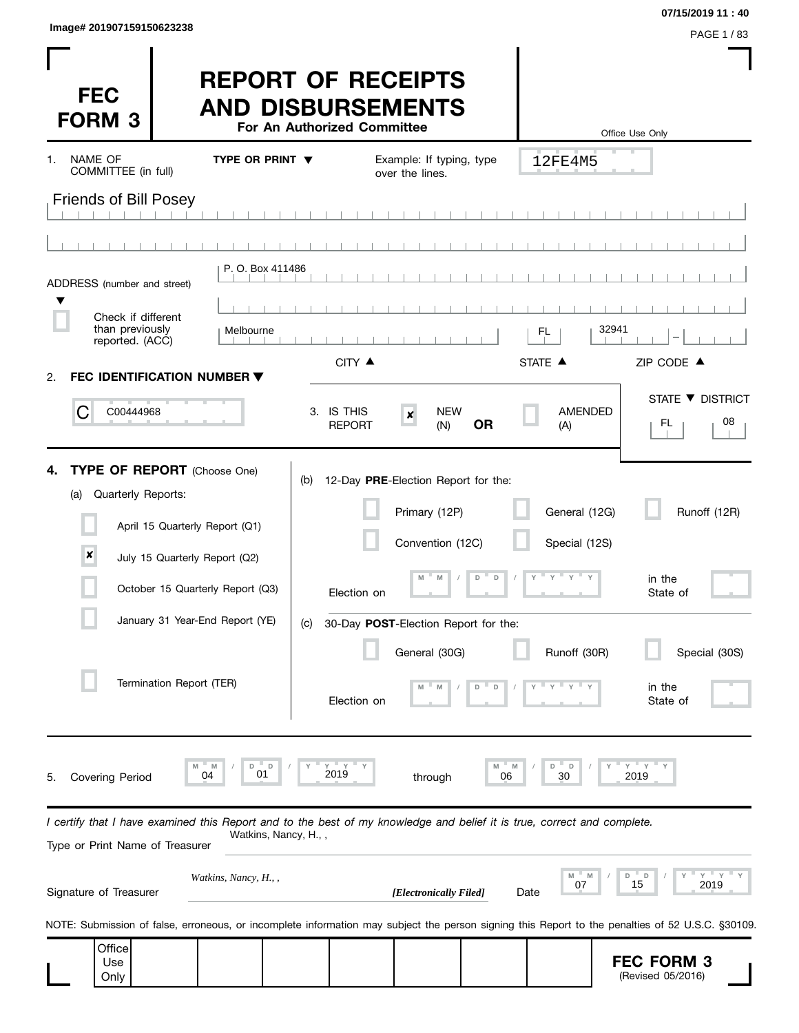Image# 201907159150623238

07/15/2019 11 : 40

# FEC FORM 3

# REPORT OF RECEIPTS AND DISBURSEMENTS

**For An Authorized Committee**

Office Use Only

12FE4M5

1. NAME OF COMMITTEE (in full) — **TYPE OR PRINT ▼** — Example: If typing, type over the lines.

Friends of Bill Posey

ADDRESS (number and street): P. O. Box 411486

☐ Check if different than previously reported. (ACC)

CITY: Melbourne — STATE: FL — ZIP CODE: 32941

2. **FEC IDENTIFICATION NUMBER ▼**

C00444968

3. IS THIS REPORT ☒ NEW (N) **OR** ☐ AMENDED (A)

STATE ▼ DISTRICT: FL 08

4. **TYPE OF REPORT** (Choose One)

(a) Quarterly Reports:

- ☐ April 15 Quarterly Report (Q1)
- ☒ July 15 Quarterly Report (Q2)
- ☐ October 15 Quarterly Report (Q3)
- ☐ January 31 Year-End Report (YE)
- ☐ Termination Report (TER)

(b) 12-Day **PRE**-Election Report for the:

- ☐ Primary (12P)
- ☐ General (12G)
- ☐ Runoff (12R)
- ☐ Convention (12C)
- ☐ Special (12S)

Election on MM / DD / YYYY in the State of

(c) 30-Day **POST**-Election Report for the:

- ☐ General (30G)
- ☐ Runoff (30R)
- ☐ Special (30S)

Election on MM / DD / YYYY in the State of

5. Covering Period 04 / 01 / 2019 through 06 / 30 / 2019

*I certify that I have examined this Report and to the best of my knowledge and belief it is true, correct and complete.*

Type or Print Name of Treasurer: Watkins, Nancy, H., ,

Signature of Treasurer: *Watkins, Nancy, H., ,* ***[Electronically Filed]*** Date 07 / 15 / 2019

NOTE: Submission of false, erroneous, or incomplete information may subject the person signing this Report to the penalties of 52 U.S.C. §30109.

Office Use Only

**FEC FORM 3** (Revised 05/2016)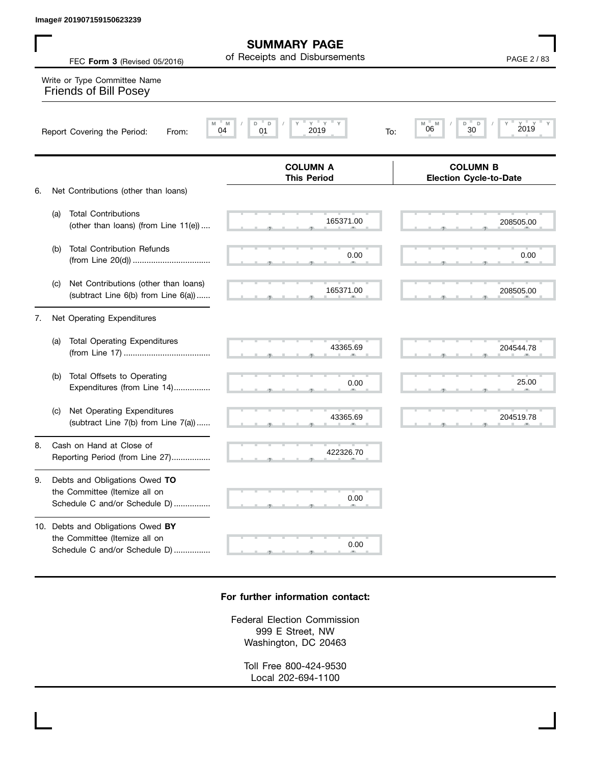Image# 201907159150623239

# SUMMARY PAGE

of Receipts and Disbursements

FEC **Form 3** (Revised 05/2016)

Write or Type Committee Name

Friends of Bill Posey

Report Covering the Period: From: 04 / 01 / 2019 To: 06 / 30 / 2019

| | | COLUMN A This Period | COLUMN B Election Cycle-to-Date |
|---|---|---|---|
| 6. | Net Contributions (other than loans) | | |
| | (a) Total Contributions (other than loans) (from Line 11(e)) | 165371.00 | 208505.00 |
| | (b) Total Contribution Refunds (from Line 20(d)) | 0.00 | 0.00 |
| | (c) Net Contributions (other than loans) (subtract Line 6(b) from Line 6(a)) | 165371.00 | 208505.00 |
| 7. | Net Operating Expenditures | | |
| | (a) Total Operating Expenditures (from Line 17) | 43365.69 | 204544.78 |
| | (b) Total Offsets to Operating Expenditures (from Line 14) | 0.00 | 25.00 |
| | (c) Net Operating Expenditures (subtract Line 7(b) from Line 7(a)) | 43365.69 | 204519.78 |
| 8. | Cash on Hand at Close of Reporting Period (from Line 27) | 422326.70 | |
| 9. | Debts and Obligations Owed **TO** the Committee (Itemize all on Schedule C and/or Schedule D) | 0.00 | |
| 10. | Debts and Obligations Owed **BY** the Committee (Itemize all on Schedule C and/or Schedule D) | 0.00 | |

**For further information contact:**

Federal Election Commission
999 E Street, NW
Washington, DC 20463

Toll Free 800-424-9530
Local 202-694-1100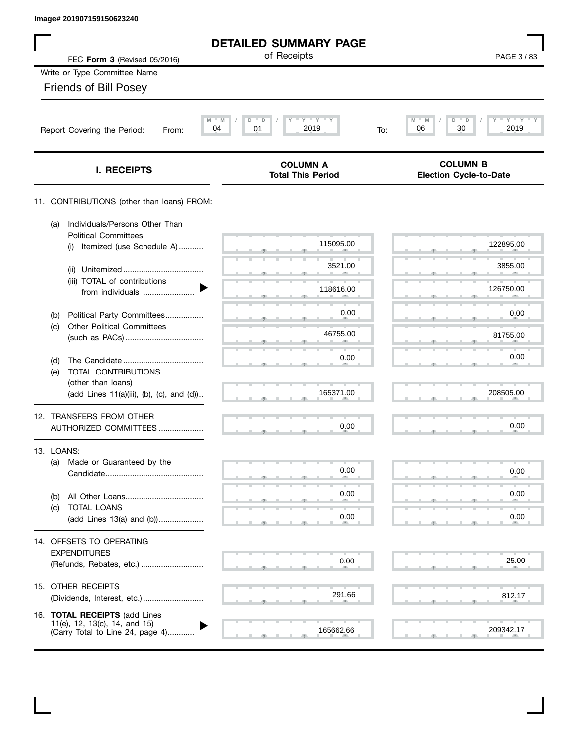Image# 201907159150623240

# DETAILED SUMMARY PAGE

of Receipts

FEC **Form 3** (Revised 05/2016)

Write or Type Committee Name

Friends of Bill Posey

Report Covering the Period: From: 04 / 01 / 2019 To: 06 / 30 / 2019

| I. RECEIPTS | COLUMN A Total This Period | COLUMN B Election Cycle-to-Date |
|---|---|---|
| 11. CONTRIBUTIONS (other than loans) FROM: | | |
| (a) Individuals/Persons Other Than Political Committees | | |
| (i) Itemized (use Schedule A) | 115095.00 | 122895.00 |
| (ii) Unitemized | 3521.00 | 3855.00 |
| (iii) TOTAL of contributions from individuals | 118616.00 | 126750.00 |
| (b) Political Party Committees | 0.00 | 0.00 |
| (c) Other Political Committees (such as PACs) | 46755.00 | 81755.00 |
| (d) The Candidate | 0.00 | 0.00 |
| (e) TOTAL CONTRIBUTIONS (other than loans) (add Lines 11(a)(iii), (b), (c), and (d)) | 165371.00 | 208505.00 |
| 12. TRANSFERS FROM OTHER AUTHORIZED COMMITTEES | 0.00 | 0.00 |
| 13. LOANS: | | |
| (a) Made or Guaranteed by the Candidate | 0.00 | 0.00 |
| (b) All Other Loans | 0.00 | 0.00 |
| (c) TOTAL LOANS (add Lines 13(a) and (b)) | 0.00 | 0.00 |
| 14. OFFSETS TO OPERATING EXPENDITURES (Refunds, Rebates, etc.) | 0.00 | 25.00 |
| 15. OTHER RECEIPTS (Dividends, Interest, etc.) | 291.66 | 812.17 |
| 16. **TOTAL RECEIPTS** (add Lines 11(e), 12, 13(c), 14, and 15) (Carry Total to Line 24, page 4) | 165662.66 | 209342.17 |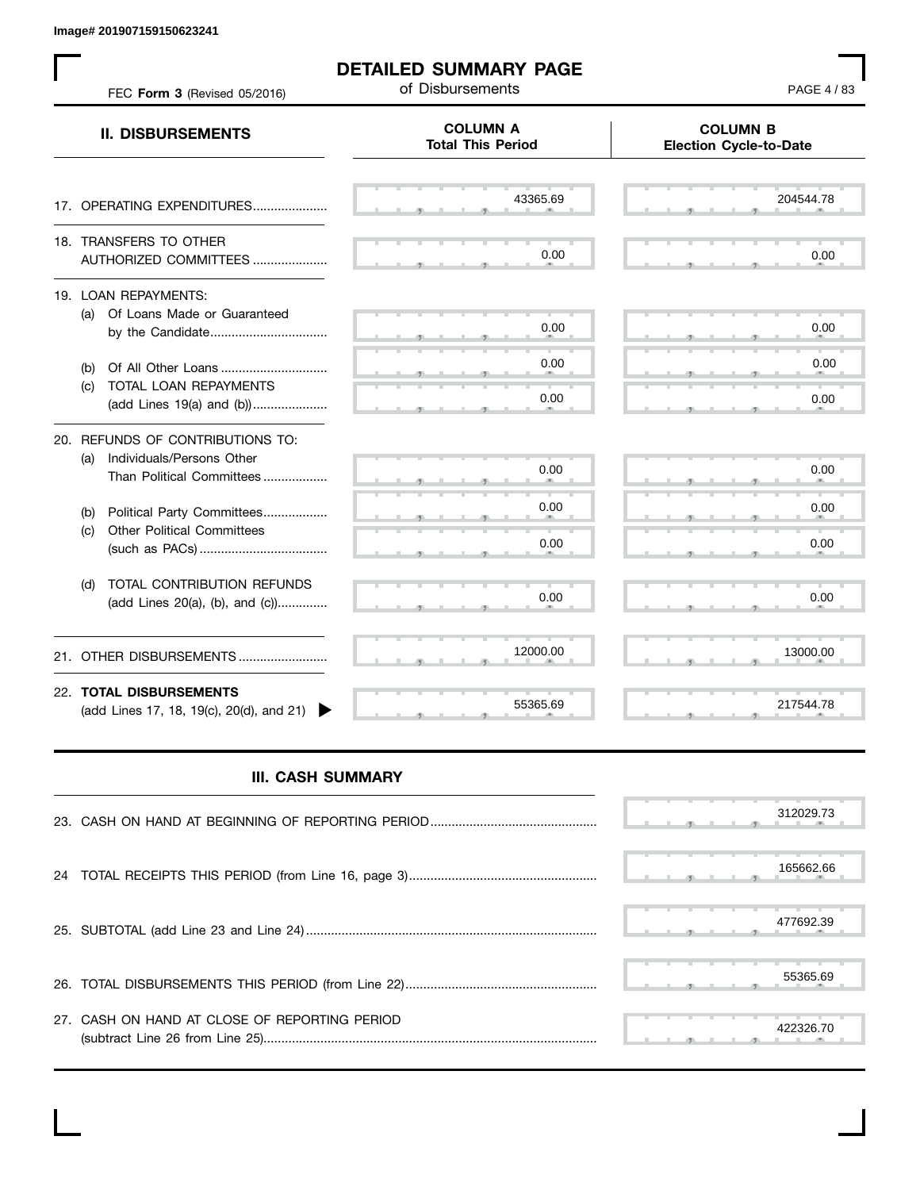Image# 201907159150623241

# DETAILED SUMMARY PAGE

of Disbursements

FEC **Form 3** (Revised 05/2016)

| II. DISBURSEMENTS | COLUMN A Total This Period | COLUMN B Election Cycle-to-Date |
|---|---|---|
| 17. OPERATING EXPENDITURES | 43365.69 | 204544.78 |
| 18. TRANSFERS TO OTHER AUTHORIZED COMMITTEES | 0.00 | 0.00 |
| 19. LOAN REPAYMENTS: | | |
| (a) Of Loans Made or Guaranteed by the Candidate | 0.00 | 0.00 |
| (b) Of All Other Loans | 0.00 | 0.00 |
| (c) TOTAL LOAN REPAYMENTS (add Lines 19(a) and (b)) | 0.00 | 0.00 |
| 20. REFUNDS OF CONTRIBUTIONS TO: | | |
| (a) Individuals/Persons Other Than Political Committees | 0.00 | 0.00 |
| (b) Political Party Committees | 0.00 | 0.00 |
| (c) Other Political Committees (such as PACs) | 0.00 | 0.00 |
| (d) TOTAL CONTRIBUTION REFUNDS (add Lines 20(a), (b), and (c)) | 0.00 | 0.00 |
| 21. OTHER DISBURSEMENTS | 12000.00 | 13000.00 |
| 22. **TOTAL DISBURSEMENTS** (add Lines 17, 18, 19(c), 20(d), and 21) | 55365.69 | 217544.78 |

## III. CASH SUMMARY

| | |
|---|---|
| 23. CASH ON HAND AT BEGINNING OF REPORTING PERIOD | 312029.73 |
| 24 TOTAL RECEIPTS THIS PERIOD (from Line 16, page 3) | 165662.66 |
| 25. SUBTOTAL (add Line 23 and Line 24) | 477692.39 |
| 26. TOTAL DISBURSEMENTS THIS PERIOD (from Line 22) | 55365.69 |
| 27. CASH ON HAND AT CLOSE OF REPORTING PERIOD (subtract Line 26 from Line 25) | 422326.70 |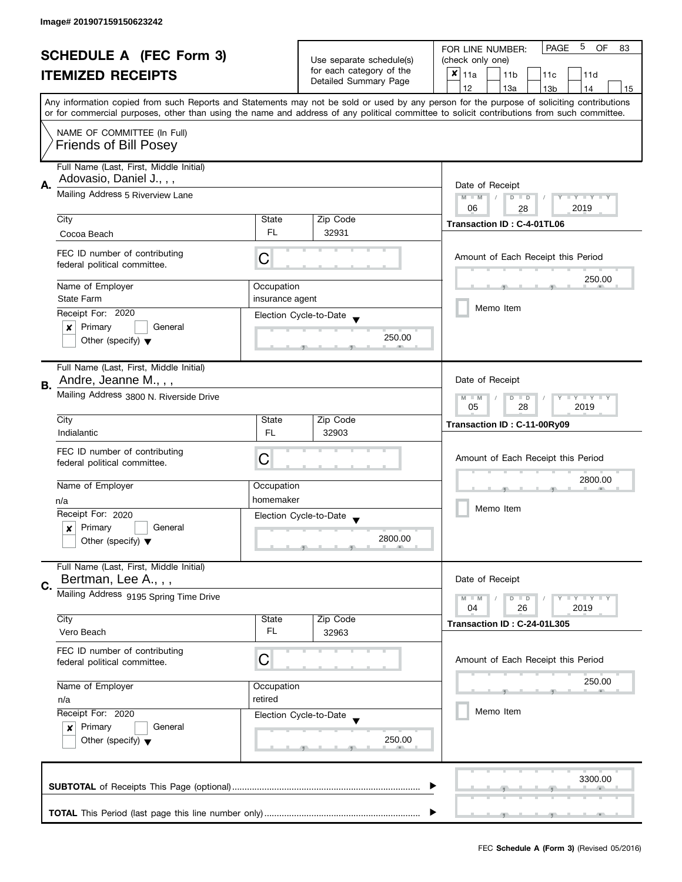Image# 201907159150623242

# SCHEDULE A (FEC Form 3)
## ITEMIZED RECEIPTS

Use separate schedule(s) for each category of the Detailed Summary Page

FOR LINE NUMBER: (check only one)

- [x] 11a
- [ ] 11b
- [ ] 11c
- [ ] 11d
- [ ] 12
- [ ] 13a
- [ ] 13b
- [ ] 14
- [ ] 15

PAGE 5 OF 83

Any information copied from such Reports and Statements may not be sold or used by any person for the purpose of soliciting contributions or for commercial purposes, other than using the name and address of any political committee to solicit contributions from such committee.

NAME OF COMMITTEE (In Full)
Friends of Bill Posey

---

**A.** Full Name (Last, First, Middle Initial): Adovasio, Daniel J., , ,

Mailing Address: 5 Riverview Lane

City: Cocoa Beach | State: FL | Zip Code: 32931

FEC ID number of contributing federal political committee: C

Name of Employer: State Farm

Occupation: insurance agent

Receipt For: 2020
- [x] Primary
- [ ] General
- [ ] Other (specify)

Election Cycle-to-Date: 250.00

Date of Receipt: 06 / 28 / 2019

Transaction ID : C-4-01TL06

Amount of Each Receipt this Period: 250.00

- [ ] Memo Item

---

**B.** Full Name (Last, First, Middle Initial): Andre, Jeanne M., , ,

Mailing Address: 3800 N. Riverside Drive

City: Indialantic | State: FL | Zip Code: 32903

FEC ID number of contributing federal political committee: C

Name of Employer: n/a

Occupation: homemaker

Receipt For: 2020
- [x] Primary
- [ ] General
- [ ] Other (specify)

Election Cycle-to-Date: 2800.00

Date of Receipt: 05 / 28 / 2019

Transaction ID : C-11-00Ry09

Amount of Each Receipt this Period: 2800.00

- [ ] Memo Item

---

**C.** Full Name (Last, First, Middle Initial): Bertman, Lee A., , ,

Mailing Address: 9195 Spring Time Drive

City: Vero Beach | State: FL | Zip Code: 32963

FEC ID number of contributing federal political committee: C

Name of Employer: n/a

Occupation: retired

Receipt For: 2020
- [x] Primary
- [ ] General
- [ ] Other (specify)

Election Cycle-to-Date: 250.00

Date of Receipt: 04 / 26 / 2019

Transaction ID : C-24-01L305

Amount of Each Receipt this Period: 250.00

- [ ] Memo Item

---

**SUBTOTAL** of Receipts This Page (optional): 3300.00

**TOTAL** This Period (last page this line number only):

FEC **Schedule A (Form 3)** (Revised 05/2016)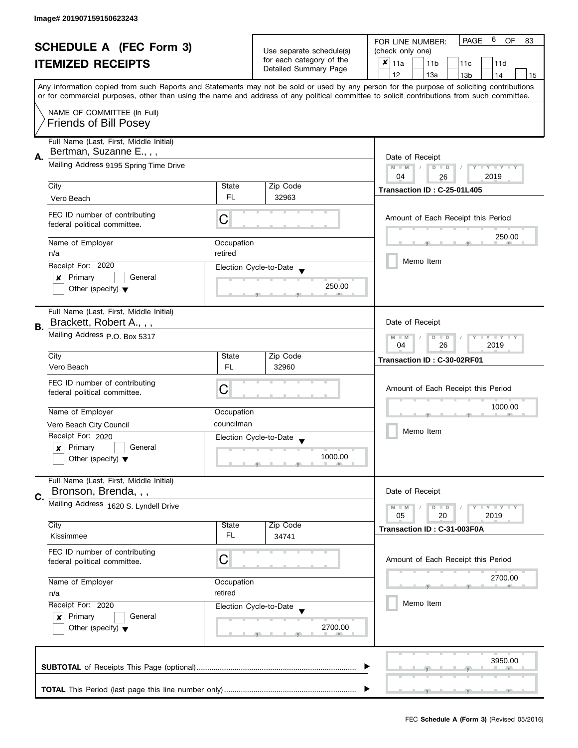Image# 201907159150623243

# SCHEDULE A (FEC Form 3)
## ITEMIZED RECEIPTS

Use separate schedule(s) for each category of the Detailed Summary Page

FOR LINE NUMBER: (check only one)

- [x] 11a
- [ ] 11b
- [ ] 11c
- [ ] 11d
- [ ] 12
- [ ] 13a
- [ ] 13b
- [ ] 14
- [ ] 15

Any information copied from such Reports and Statements may not be sold or used by any person for the purpose of soliciting contributions or for commercial purposes, other than using the name and address of any political committee to solicit contributions from such committee.

NAME OF COMMITTEE (In Full)
Friends of Bill Posey

---

**A.** Full Name (Last, First, Middle Initial): Bertman, Suzanne E., , ,

Mailing Address: 9195 Spring Time Drive

| City | State | Zip Code |
|---|---|---|
| Vero Beach | FL | 32963 |

FEC ID number of contributing federal political committee: C

Name of Employer: n/a
Occupation: retired

Receipt For: 2020
- [x] Primary
- [ ] General
- [ ] Other (specify)

Election Cycle-to-Date: 250.00

Date of Receipt: 04 / 26 / 2019

Transaction ID : C-25-01L405

Amount of Each Receipt this Period: 250.00

- [ ] Memo Item

---

**B.** Full Name (Last, First, Middle Initial): Brackett, Robert A., , ,

Mailing Address: P.O. Box 5317

| City | State | Zip Code |
|---|---|---|
| Vero Beach | FL | 32960 |

FEC ID number of contributing federal political committee: C

Name of Employer: Vero Beach City Council
Occupation: councilman

Receipt For: 2020
- [x] Primary
- [ ] General
- [ ] Other (specify)

Election Cycle-to-Date: 1000.00

Date of Receipt: 04 / 26 / 2019

Transaction ID : C-30-02RF01

Amount of Each Receipt this Period: 1000.00

- [ ] Memo Item

---

**C.** Full Name (Last, First, Middle Initial): Bronson, Brenda, , ,

Mailing Address: 1620 S. Lyndell Drive

| City | State | Zip Code |
|---|---|---|
| Kissimmee | FL | 34741 |

FEC ID number of contributing federal political committee: C

Name of Employer: n/a
Occupation: retired

Receipt For: 2020
- [x] Primary
- [ ] General
- [ ] Other (specify)

Election Cycle-to-Date: 2700.00

Date of Receipt: 05 / 20 / 2019

Transaction ID : C-31-003F0A

Amount of Each Receipt this Period: 2700.00

- [ ] Memo Item

---

**SUBTOTAL** of Receipts This Page (optional): 3950.00

**TOTAL** This Period (last page this line number only):

FEC Schedule A (Form 3) (Revised 05/2016)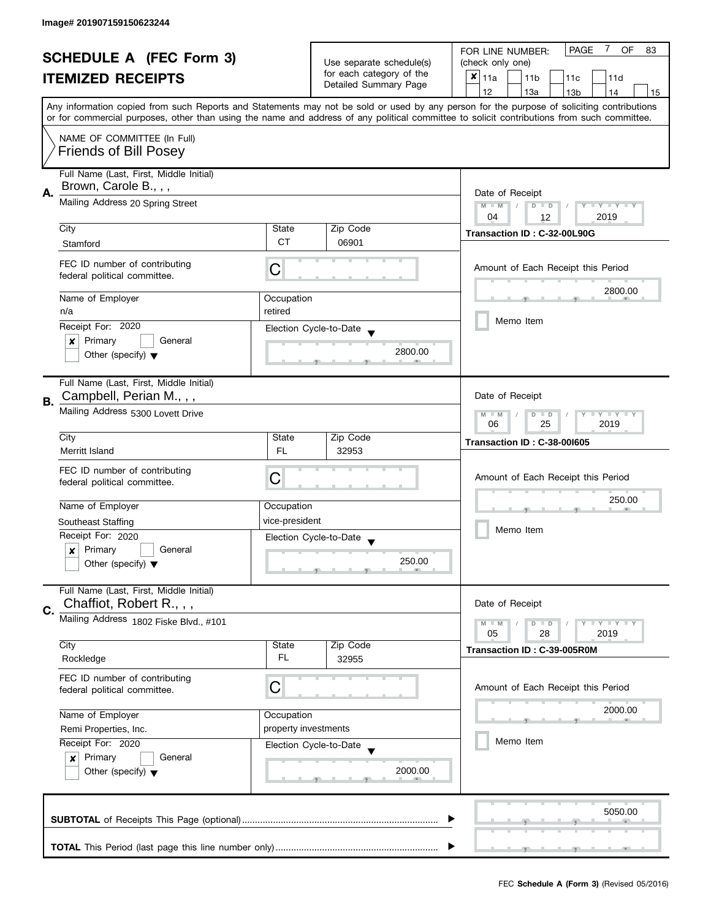Image# 201907159150623244

# SCHEDULE A (FEC Form 3)
## ITEMIZED RECEIPTS

Use separate schedule(s) for each category of the Detailed Summary Page

FOR LINE NUMBER: (check only one)

- [x] 11a
- [ ] 11b
- [ ] 11c
- [ ] 11d
- [ ] 12
- [ ] 13a
- [ ] 13b
- [ ] 14
- [ ] 15

PAGE 7 OF 83

Any information copied from such Reports and Statements may not be sold or used by any person for the purpose of soliciting contributions or for commercial purposes, other than using the name and address of any political committee to solicit contributions from such committee.

NAME OF COMMITTEE (In Full)
Friends of Bill Posey

---

**A.** Full Name (Last, First, Middle Initial): Brown, Carole B., , ,

Mailing Address: 20 Spring Street

City: Stamford | State: CT | Zip Code: 06901

FEC ID number of contributing federal political committee: C

Name of Employer: n/a | Occupation: retired

Receipt For: 2020 — [x] Primary [ ] General [ ] Other (specify)

Election Cycle-to-Date: 2800.00

Date of Receipt: 04 / 12 / 2019

Transaction ID : C-32-00L90G

Amount of Each Receipt this Period: 2800.00

[ ] Memo Item

---

**B.** Full Name (Last, First, Middle Initial): Campbell, Perian M., , ,

Mailing Address: 5300 Lovett Drive

City: Merritt Island | State: FL | Zip Code: 32953

FEC ID number of contributing federal political committee: C

Name of Employer: Southeast Staffing | Occupation: vice-president

Receipt For: 2020 — [x] Primary [ ] General [ ] Other (specify)

Election Cycle-to-Date: 250.00

Date of Receipt: 06 / 25 / 2019

Transaction ID : C-38-00I605

Amount of Each Receipt this Period: 250.00

[ ] Memo Item

---

**C.** Full Name (Last, First, Middle Initial): Chaffiot, Robert R., , ,

Mailing Address: 1802 Fiske Blvd., #101

City: Rockledge | State: FL | Zip Code: 32955

FEC ID number of contributing federal political committee: C

Name of Employer: Remi Properties, Inc. | Occupation: property investments

Receipt For: 2020 — [x] Primary [ ] General [ ] Other (specify)

Election Cycle-to-Date: 2000.00

Date of Receipt: 05 / 28 / 2019

Transaction ID : C-39-005R0M

Amount of Each Receipt this Period: 2000.00

[ ] Memo Item

---

**SUBTOTAL** of Receipts This Page (optional): 5050.00

**TOTAL** This Period (last page this line number only):

FEC **Schedule A (Form 3)** (Revised 05/2016)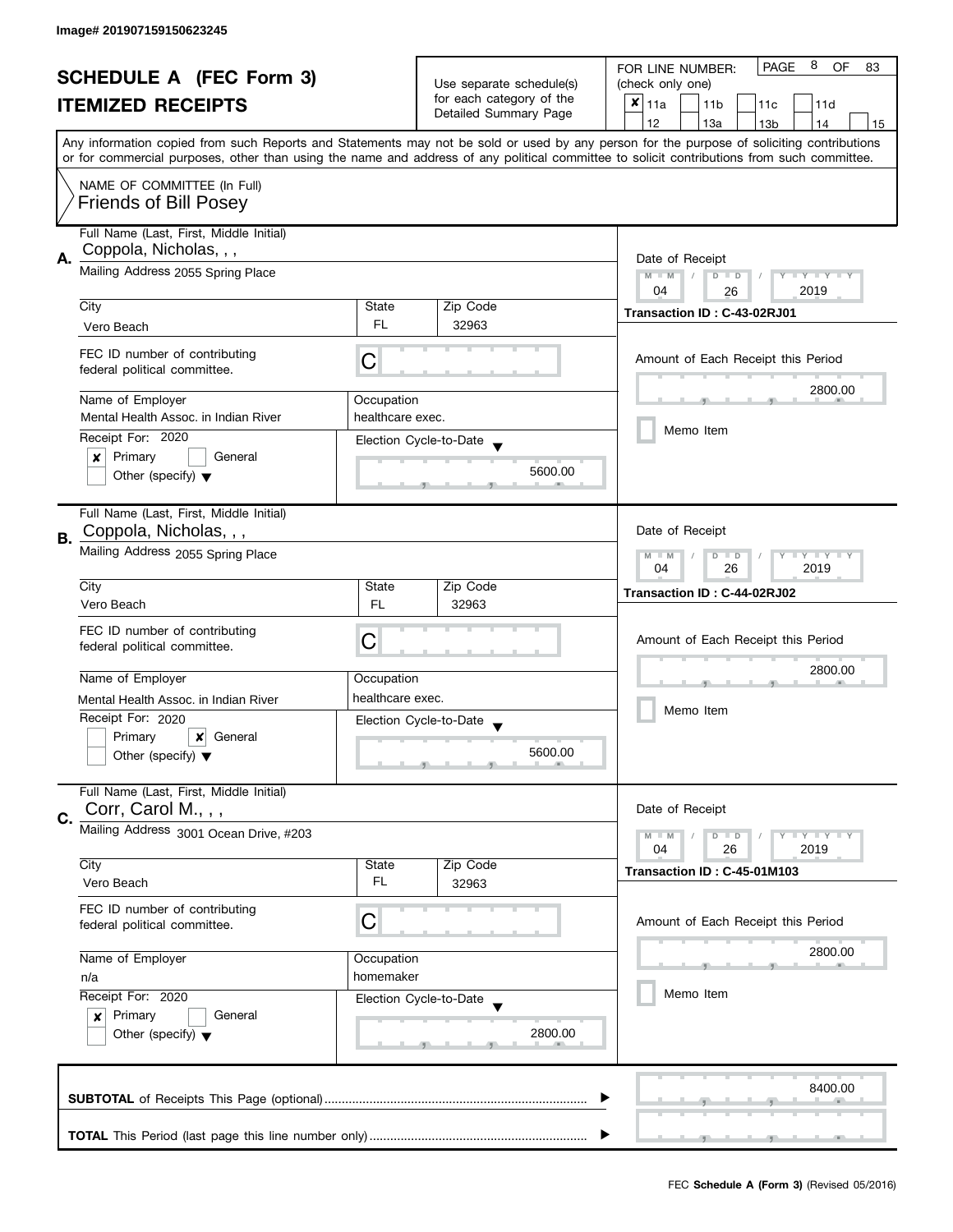Image# 201907159150623245

# SCHEDULE A (FEC Form 3)
## ITEMIZED RECEIPTS

Use separate schedule(s) for each category of the Detailed Summary Page

FOR LINE NUMBER: (check only one)

- [x] 11a
- [ ] 11b
- [ ] 11c
- [ ] 11d
- [ ] 12
- [ ] 13a
- [ ] 13b
- [ ] 14
- [ ] 15

PAGE 8 OF 83

Any information copied from such Reports and Statements may not be sold or used by any person for the purpose of soliciting contributions or for commercial purposes, other than using the name and address of any political committee to solicit contributions from such committee.

NAME OF COMMITTEE (In Full)
Friends of Bill Posey

---

**A.** Full Name (Last, First, Middle Initial): Coppola, Nicholas, , ,

Mailing Address: 2055 Spring Place

City: Vero Beach | State: FL | Zip Code: 32963

FEC ID number of contributing federal political committee: C

Name of Employer: Mental Health Assoc. in Indian River

Occupation: healthcare exec.

Receipt For: 2020
- [x] Primary
- [ ] General
- [ ] Other (specify)

Election Cycle-to-Date: 5600.00

Date of Receipt: 04 / 26 / 2019

Transaction ID : C-43-02RJ01

Amount of Each Receipt this Period: 2800.00

- [ ] Memo Item

---

**B.** Full Name (Last, First, Middle Initial): Coppola, Nicholas, , ,

Mailing Address: 2055 Spring Place

City: Vero Beach | State: FL | Zip Code: 32963

FEC ID number of contributing federal political committee: C

Name of Employer: Mental Health Assoc. in Indian River

Occupation: healthcare exec.

Receipt For: 2020
- [ ] Primary
- [x] General
- [ ] Other (specify)

Election Cycle-to-Date: 5600.00

Date of Receipt: 04 / 26 / 2019

Transaction ID : C-44-02RJ02

Amount of Each Receipt this Period: 2800.00

- [ ] Memo Item

---

**C.** Full Name (Last, First, Middle Initial): Corr, Carol M., , ,

Mailing Address: 3001 Ocean Drive, #203

City: Vero Beach | State: FL | Zip Code: 32963

FEC ID number of contributing federal political committee: C

Name of Employer: n/a

Occupation: homemaker

Receipt For: 2020
- [x] Primary
- [ ] General
- [ ] Other (specify)

Election Cycle-to-Date: 2800.00

Date of Receipt: 04 / 26 / 2019

Transaction ID : C-45-01M103

Amount of Each Receipt this Period: 2800.00

- [ ] Memo Item

---

**SUBTOTAL** of Receipts This Page (optional): 8400.00

**TOTAL** This Period (last page this line number only):

FEC **Schedule A (Form 3)** (Revised 05/2016)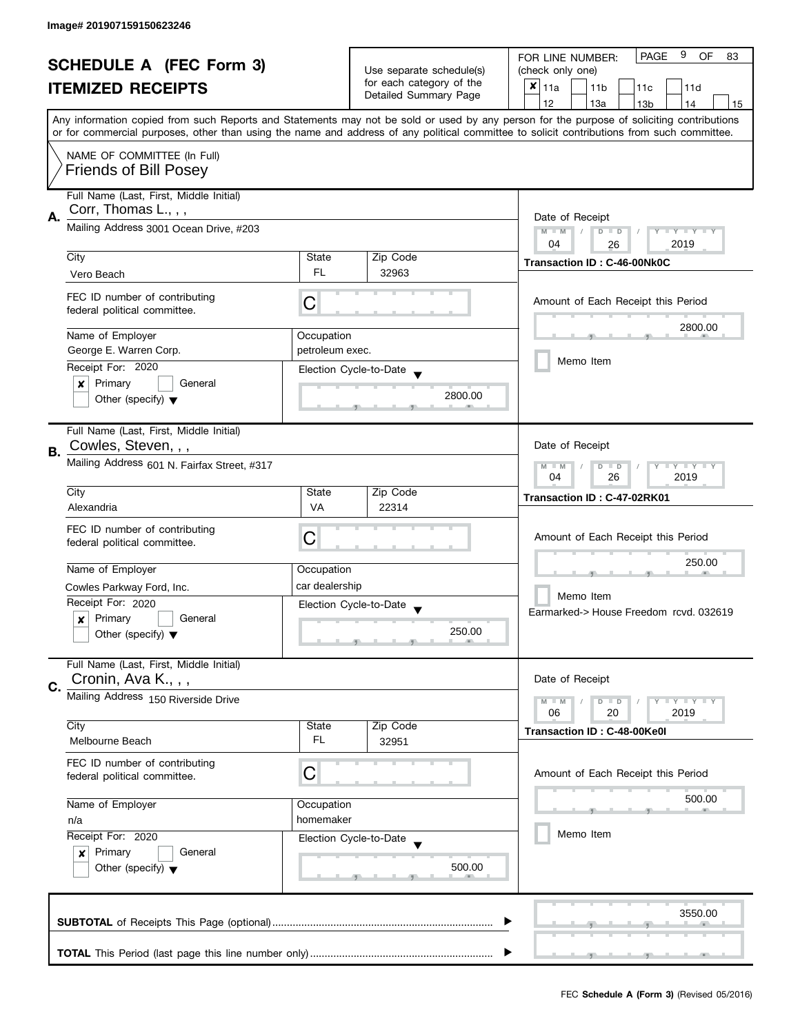Image# 201907159150623246

# SCHEDULE A (FEC Form 3)
## ITEMIZED RECEIPTS

Use separate schedule(s) for each category of the Detailed Summary Page

FOR LINE NUMBER: (check only one)

- [x] 11a
- [ ] 11b
- [ ] 11c
- [ ] 11d
- [ ] 12
- [ ] 13a
- [ ] 13b
- [ ] 14
- [ ] 15

Any information copied from such Reports and Statements may not be sold or used by any person for the purpose of soliciting contributions or for commercial purposes, other than using the name and address of any political committee to solicit contributions from such committee.

NAME OF COMMITTEE (In Full)
Friends of Bill Posey

---

**A.** Full Name (Last, First, Middle Initial): Corr, Thomas L., , ,

Mailing Address: 3001 Ocean Drive, #203

| City | State | Zip Code |
|---|---|---|
| Vero Beach | FL | 32963 |

FEC ID number of contributing federal political committee: C

| Name of Employer | Occupation |
|---|---|
| George E. Warren Corp. | petroleum exec. |

Receipt For: 2020
- [x] Primary
- [ ] General
- [ ] Other (specify)

Election Cycle-to-Date: 2800.00

Date of Receipt: 04 / 26 / 2019

Transaction ID : C-46-00Nk0C

Amount of Each Receipt this Period: 2800.00

- [ ] Memo Item

---

**B.** Full Name (Last, First, Middle Initial): Cowles, Steven, , ,

Mailing Address: 601 N. Fairfax Street, #317

| City | State | Zip Code |
|---|---|---|
| Alexandria | VA | 22314 |

FEC ID number of contributing federal political committee: C

| Name of Employer | Occupation |
|---|---|
| Cowles Parkway Ford, Inc. | car dealership |

Receipt For: 2020
- [x] Primary
- [ ] General
- [ ] Other (specify)

Election Cycle-to-Date: 250.00

Date of Receipt: 04 / 26 / 2019

Transaction ID : C-47-02RK01

Amount of Each Receipt this Period: 250.00

- [ ] Memo Item

Earmarked-> House Freedom rcvd. 032619

---

**C.** Full Name (Last, First, Middle Initial): Cronin, Ava K., , ,

Mailing Address: 150 Riverside Drive

| City | State | Zip Code |
|---|---|---|
| Melbourne Beach | FL | 32951 |

FEC ID number of contributing federal political committee: C

| Name of Employer | Occupation |
|---|---|
| n/a | homemaker |

Receipt For: 2020
- [x] Primary
- [ ] General
- [ ] Other (specify)

Election Cycle-to-Date: 500.00

Date of Receipt: 06 / 20 / 2019

Transaction ID : C-48-00Ke0I

Amount of Each Receipt this Period: 500.00

- [ ] Memo Item

---

**SUBTOTAL** of Receipts This Page (optional): 3550.00

**TOTAL** This Period (last page this line number only):

FEC **Schedule A (Form 3)** (Revised 05/2016)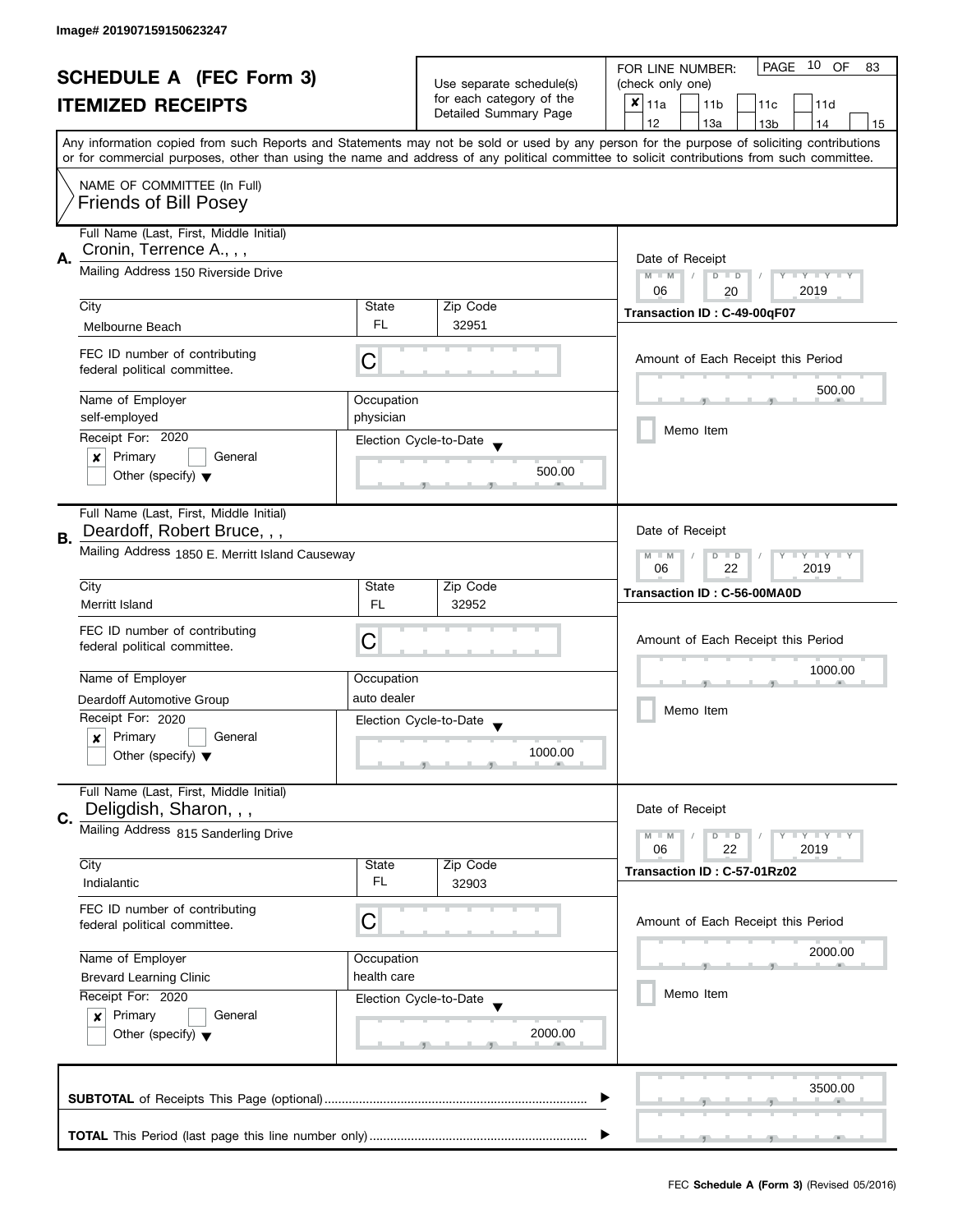Image# 201907159150623247

# SCHEDULE A (FEC Form 3)
## ITEMIZED RECEIPTS

Use separate schedule(s) for each category of the Detailed Summary Page

FOR LINE NUMBER: (check only one)

- [x] 11a
- [ ] 11b
- [ ] 11c
- [ ] 11d
- [ ] 12
- [ ] 13a
- [ ] 13b
- [ ] 14
- [ ] 15

PAGE 10 OF 83

Any information copied from such Reports and Statements may not be sold or used by any person for the purpose of soliciting contributions or for commercial purposes, other than using the name and address of any political committee to solicit contributions from such committee.

NAME OF COMMITTEE (In Full)
Friends of Bill Posey

---

**A.**

Full Name (Last, First, Middle Initial): Cronin, Terrence A., , ,

Mailing Address: 150 Riverside Drive

| City | State | Zip Code |
|---|---|---|
| Melbourne Beach | FL | 32951 |

FEC ID number of contributing federal political committee: C

| Name of Employer | Occupation |
|---|---|
| self-employed | physician |

Receipt For: 2020
- [x] Primary
- [ ] General
- [ ] Other (specify)

Election Cycle-to-Date: 500.00

Date of Receipt: 06 / 20 / 2019

Transaction ID : C-49-00qF07

Amount of Each Receipt this Period: 500.00

- [ ] Memo Item

---

**B.**

Full Name (Last, First, Middle Initial): Deardoff, Robert Bruce, , ,

Mailing Address: 1850 E. Merritt Island Causeway

| City | State | Zip Code |
|---|---|---|
| Merritt Island | FL | 32952 |

FEC ID number of contributing federal political committee: C

| Name of Employer | Occupation |
|---|---|
| Deardoff Automotive Group | auto dealer |

Receipt For: 2020
- [x] Primary
- [ ] General
- [ ] Other (specify)

Election Cycle-to-Date: 1000.00

Date of Receipt: 06 / 22 / 2019

Transaction ID : C-56-00MA0D

Amount of Each Receipt this Period: 1000.00

- [ ] Memo Item

---

**C.**

Full Name (Last, First, Middle Initial): Deligdish, Sharon, , ,

Mailing Address: 815 Sanderling Drive

| City | State | Zip Code |
|---|---|---|
| Indialantic | FL | 32903 |

FEC ID number of contributing federal political committee: C

| Name of Employer | Occupation |
|---|---|
| Brevard Learning Clinic | health care |

Receipt For: 2020
- [x] Primary
- [ ] General
- [ ] Other (specify)

Election Cycle-to-Date: 2000.00

Date of Receipt: 06 / 22 / 2019

Transaction ID : C-57-01Rz02

Amount of Each Receipt this Period: 2000.00

- [ ] Memo Item

---

**SUBTOTAL** of Receipts This Page (optional) ........ 3500.00

**TOTAL** This Period (last page this line number only) ........

FEC **Schedule A (Form 3)** (Revised 05/2016)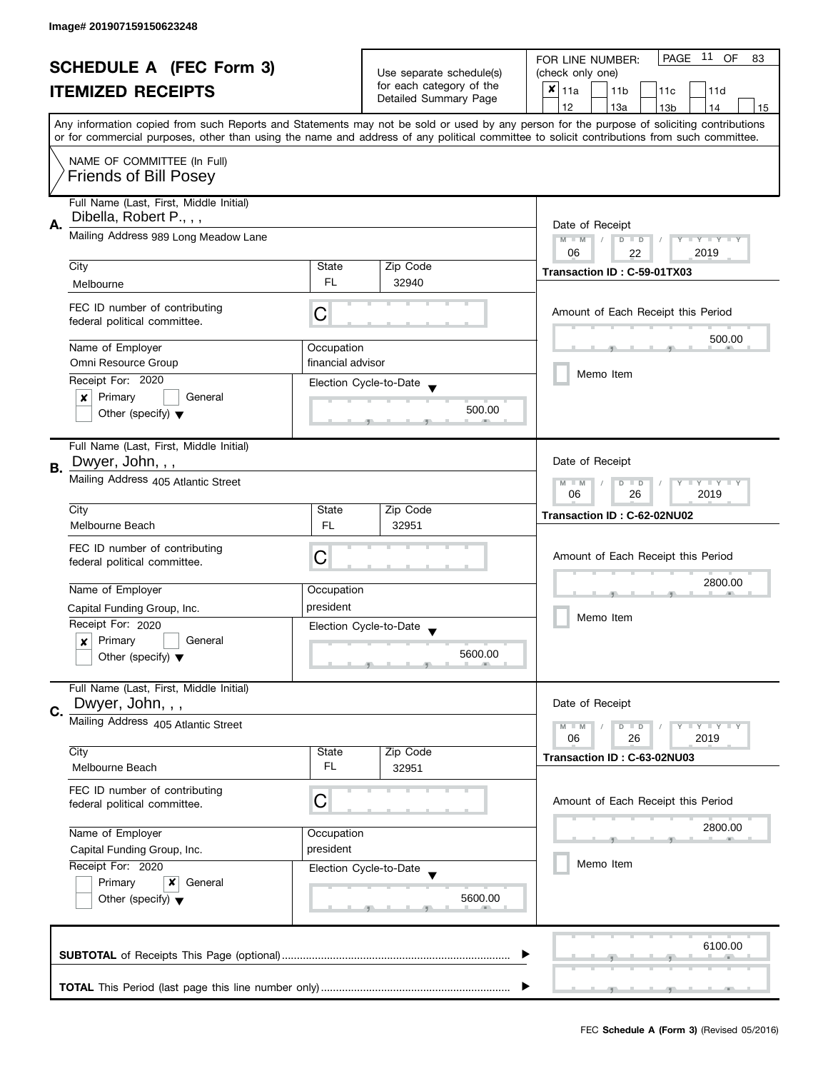Image# 201907159150623248

# SCHEDULE A (FEC Form 3)
# ITEMIZED RECEIPTS

Use separate schedule(s) for each category of the Detailed Summary Page

FOR LINE NUMBER: (check only one)

- [x] 11a
- [ ] 11b
- [ ] 11c
- [ ] 11d
- [ ] 12
- [ ] 13a
- [ ] 13b
- [ ] 14
- [ ] 15

Any information copied from such Reports and Statements may not be sold or used by any person for the purpose of soliciting contributions or for commercial purposes, other than using the name and address of any political committee to solicit contributions from such committee.

NAME OF COMMITTEE (In Full)
Friends of Bill Posey

---

**A.**
Full Name (Last, First, Middle Initial): Dibella, Robert P., , ,
Mailing Address: 989 Long Meadow Lane
City: Melbourne | State: FL | Zip Code: 32940
FEC ID number of contributing federal political committee: C
Name of Employer: Omni Resource Group
Occupation: financial advisor
Receipt For: 2020
- [x] Primary
- [ ] General
- [ ] Other (specify)

Election Cycle-to-Date: 500.00
Date of Receipt: 06 / 22 / 2019
Transaction ID : C-59-01TX03
Amount of Each Receipt this Period: 500.00
- [ ] Memo Item

---

**B.**
Full Name (Last, First, Middle Initial): Dwyer, John, , ,
Mailing Address: 405 Atlantic Street
City: Melbourne Beach | State: FL | Zip Code: 32951
FEC ID number of contributing federal political committee: C
Name of Employer: Capital Funding Group, Inc.
Occupation: president
Receipt For: 2020
- [x] Primary
- [ ] General
- [ ] Other (specify)

Election Cycle-to-Date: 5600.00
Date of Receipt: 06 / 26 / 2019
Transaction ID : C-62-02NU02
Amount of Each Receipt this Period: 2800.00
- [ ] Memo Item

---

**C.**
Full Name (Last, First, Middle Initial): Dwyer, John, , ,
Mailing Address: 405 Atlantic Street
City: Melbourne Beach | State: FL | Zip Code: 32951
FEC ID number of contributing federal political committee: C
Name of Employer: Capital Funding Group, Inc.
Occupation: president
Receipt For: 2020
- [ ] Primary
- [x] General
- [ ] Other (specify)

Election Cycle-to-Date: 5600.00
Date of Receipt: 06 / 26 / 2019
Transaction ID : C-63-02NU03
Amount of Each Receipt this Period: 2800.00
- [ ] Memo Item

---

**SUBTOTAL** of Receipts This Page (optional): 6100.00

**TOTAL** This Period (last page this line number only):

FEC **Schedule A (Form 3)** (Revised 05/2016)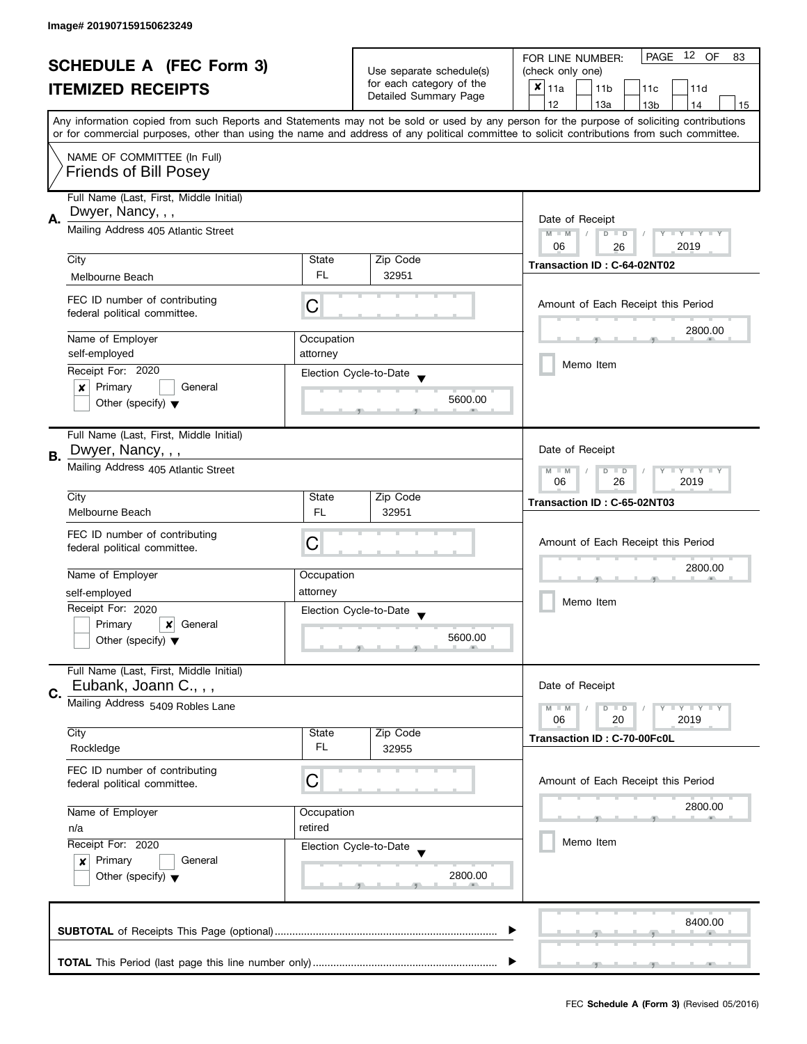Image# 201907159150623249

# SCHEDULE A (FEC Form 3)
# ITEMIZED RECEIPTS

Use separate schedule(s) for each category of the Detailed Summary Page

FOR LINE NUMBER: (check only one)

- [x] 11a
- [ ] 11b
- [ ] 11c
- [ ] 11d
- [ ] 12
- [ ] 13a
- [ ] 13b
- [ ] 14
- [ ] 15

PAGE 12 OF 83

Any information copied from such Reports and Statements may not be sold or used by any person for the purpose of soliciting contributions or for commercial purposes, other than using the name and address of any political committee to solicit contributions from such committee.

NAME OF COMMITTEE (In Full)
Friends of Bill Posey

---

**A.**
Full Name (Last, First, Middle Initial): Dwyer, Nancy, , ,
Mailing Address: 405 Atlantic Street
City: Melbourne Beach
State: FL
Zip Code: 32951
FEC ID number of contributing federal political committee: C
Name of Employer: self-employed
Occupation: attorney
Receipt For: 2020
- [x] Primary
- [ ] General
- [ ] Other (specify)

Election Cycle-to-Date: 5600.00

Date of Receipt: 06 / 26 / 2019
Transaction ID : C-64-02NT02
Amount of Each Receipt this Period: 2800.00
- [ ] Memo Item

---

**B.**
Full Name (Last, First, Middle Initial): Dwyer, Nancy, , ,
Mailing Address: 405 Atlantic Street
City: Melbourne Beach
State: FL
Zip Code: 32951
FEC ID number of contributing federal political committee: C
Name of Employer: self-employed
Occupation: attorney
Receipt For: 2020
- [ ] Primary
- [x] General
- [ ] Other (specify)

Election Cycle-to-Date: 5600.00

Date of Receipt: 06 / 26 / 2019
Transaction ID : C-65-02NT03
Amount of Each Receipt this Period: 2800.00
- [ ] Memo Item

---

**C.**
Full Name (Last, First, Middle Initial): Eubank, Joann C., , ,
Mailing Address: 5409 Robles Lane
City: Rockledge
State: FL
Zip Code: 32955
FEC ID number of contributing federal political committee: C
Name of Employer: n/a
Occupation: retired
Receipt For: 2020
- [x] Primary
- [ ] General
- [ ] Other (specify)

Election Cycle-to-Date: 2800.00

Date of Receipt: 06 / 20 / 2019
Transaction ID : C-70-00Fc0L
Amount of Each Receipt this Period: 2800.00
- [ ] Memo Item

---

**SUBTOTAL** of Receipts This Page (optional): 8400.00

**TOTAL** This Period (last page this line number only):

FEC **Schedule A (Form 3)** (Revised 05/2016)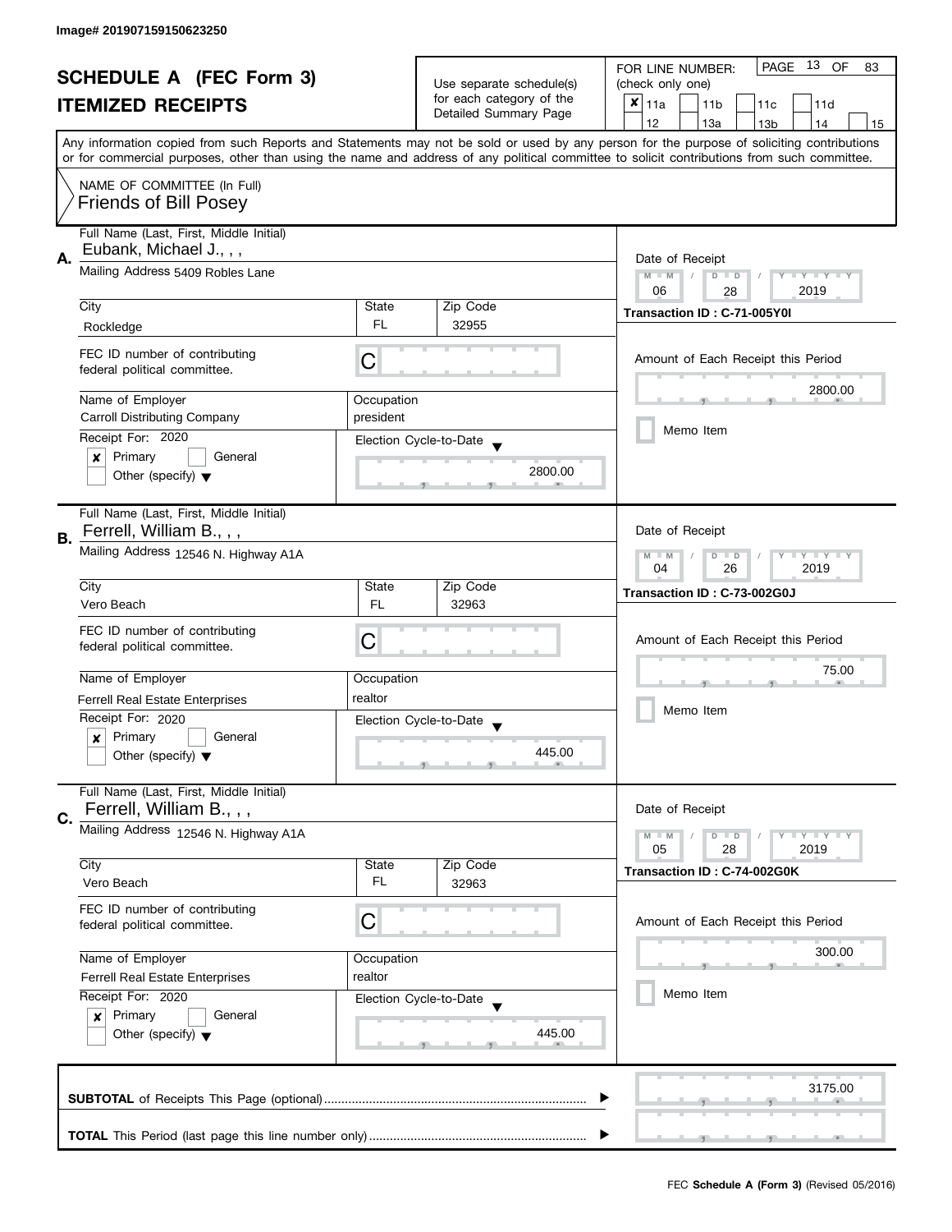Image# 201907159150623250

# SCHEDULE A (FEC Form 3)

## ITEMIZED RECEIPTS

Use separate schedule(s) for each category of the Detailed Summary Page

FOR LINE NUMBER: (check only one)

- [x] 11a
- [ ] 11b
- [ ] 11c
- [ ] 11d
- [ ] 12
- [ ] 13a
- [ ] 13b
- [ ] 14
- [ ] 15

Any information copied from such Reports and Statements may not be sold or used by any person for the purpose of soliciting contributions or for commercial purposes, other than using the name and address of any political committee to solicit contributions from such committee.

NAME OF COMMITTEE (In Full)
Friends of Bill Posey

---

**A.** Full Name (Last, First, Middle Initial): Eubank, Michael J., , ,

Mailing Address: 5409 Robles Lane

City: Rockledge | State: FL | Zip Code: 32955

FEC ID number of contributing federal political committee: C

Name of Employer: Carroll Distributing Company
Occupation: president

Receipt For: 2020
- [x] Primary
- [ ] General
- [ ] Other (specify)

Election Cycle-to-Date: 2800.00

Date of Receipt: 06 / 28 / 2019

Transaction ID : C-71-005Y0I

Amount of Each Receipt this Period: 2800.00

- [ ] Memo Item

---

**B.** Full Name (Last, First, Middle Initial): Ferrell, William B., , ,

Mailing Address: 12546 N. Highway A1A

City: Vero Beach | State: FL | Zip Code: 32963

FEC ID number of contributing federal political committee: C

Name of Employer: Ferrell Real Estate Enterprises
Occupation: realtor

Receipt For: 2020
- [x] Primary
- [ ] General
- [ ] Other (specify)

Election Cycle-to-Date: 445.00

Date of Receipt: 04 / 26 / 2019

Transaction ID : C-73-002G0J

Amount of Each Receipt this Period: 75.00

- [ ] Memo Item

---

**C.** Full Name (Last, First, Middle Initial): Ferrell, William B., , ,

Mailing Address: 12546 N. Highway A1A

City: Vero Beach | State: FL | Zip Code: 32963

FEC ID number of contributing federal political committee: C

Name of Employer: Ferrell Real Estate Enterprises
Occupation: realtor

Receipt For: 2020
- [x] Primary
- [ ] General
- [ ] Other (specify)

Election Cycle-to-Date: 445.00

Date of Receipt: 05 / 28 / 2019

Transaction ID : C-74-002G0K

Amount of Each Receipt this Period: 300.00

- [ ] Memo Item

---

**SUBTOTAL** of Receipts This Page (optional): 3175.00

**TOTAL** This Period (last page this line number only):

FEC **Schedule A (Form 3)** (Revised 05/2016)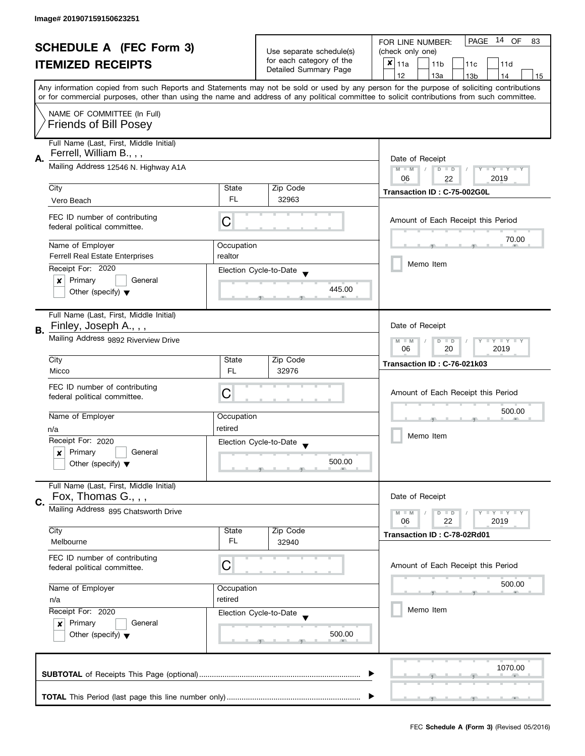Image# 201907159150623251

# SCHEDULE A (FEC Form 3)
## ITEMIZED RECEIPTS

Use separate schedule(s) for each category of the Detailed Summary Page

FOR LINE NUMBER: (check only one)
- [x] 11a
- [ ] 11b
- [ ] 11c
- [ ] 11d
- [ ] 12
- [ ] 13a
- [ ] 13b
- [ ] 14
- [ ] 15

PAGE 14 OF 83

Any information copied from such Reports and Statements may not be sold or used by any person for the purpose of soliciting contributions or for commercial purposes, other than using the name and address of any political committee to solicit contributions from such committee.

NAME OF COMMITTEE (In Full)
Friends of Bill Posey

---

**A.** Full Name (Last, First, Middle Initial): Ferrell, William B., , ,

Mailing Address: 12546 N. Highway A1A

City: Vero Beach | State: FL | Zip Code: 32963

FEC ID number of contributing federal political committee: C

Name of Employer: Ferrell Real Estate Enterprises | Occupation: realtor

Receipt For: 2020
- [x] Primary
- [ ] General
- [ ] Other (specify)

Election Cycle-to-Date: 445.00

Date of Receipt: 06 / 22 / 2019

Transaction ID : C-75-002G0L

Amount of Each Receipt this Period: 70.00

- [ ] Memo Item

---

**B.** Full Name (Last, First, Middle Initial): Finley, Joseph A., , ,

Mailing Address: 9892 Riverview Drive

City: Micco | State: FL | Zip Code: 32976

FEC ID number of contributing federal political committee: C

Name of Employer: n/a | Occupation: retired

Receipt For: 2020
- [x] Primary
- [ ] General
- [ ] Other (specify)

Election Cycle-to-Date: 500.00

Date of Receipt: 06 / 20 / 2019

Transaction ID : C-76-021k03

Amount of Each Receipt this Period: 500.00

- [ ] Memo Item

---

**C.** Full Name (Last, First, Middle Initial): Fox, Thomas G., , ,

Mailing Address: 895 Chatsworth Drive

City: Melbourne | State: FL | Zip Code: 32940

FEC ID number of contributing federal political committee: C

Name of Employer: n/a | Occupation: retired

Receipt For: 2020
- [x] Primary
- [ ] General
- [ ] Other (specify)

Election Cycle-to-Date: 500.00

Date of Receipt: 06 / 22 / 2019

Transaction ID : C-78-02Rd01

Amount of Each Receipt this Period: 500.00

- [ ] Memo Item

---

**SUBTOTAL** of Receipts This Page (optional): 1070.00

**TOTAL** This Period (last page this line number only):

FEC **Schedule A (Form 3)** (Revised 05/2016)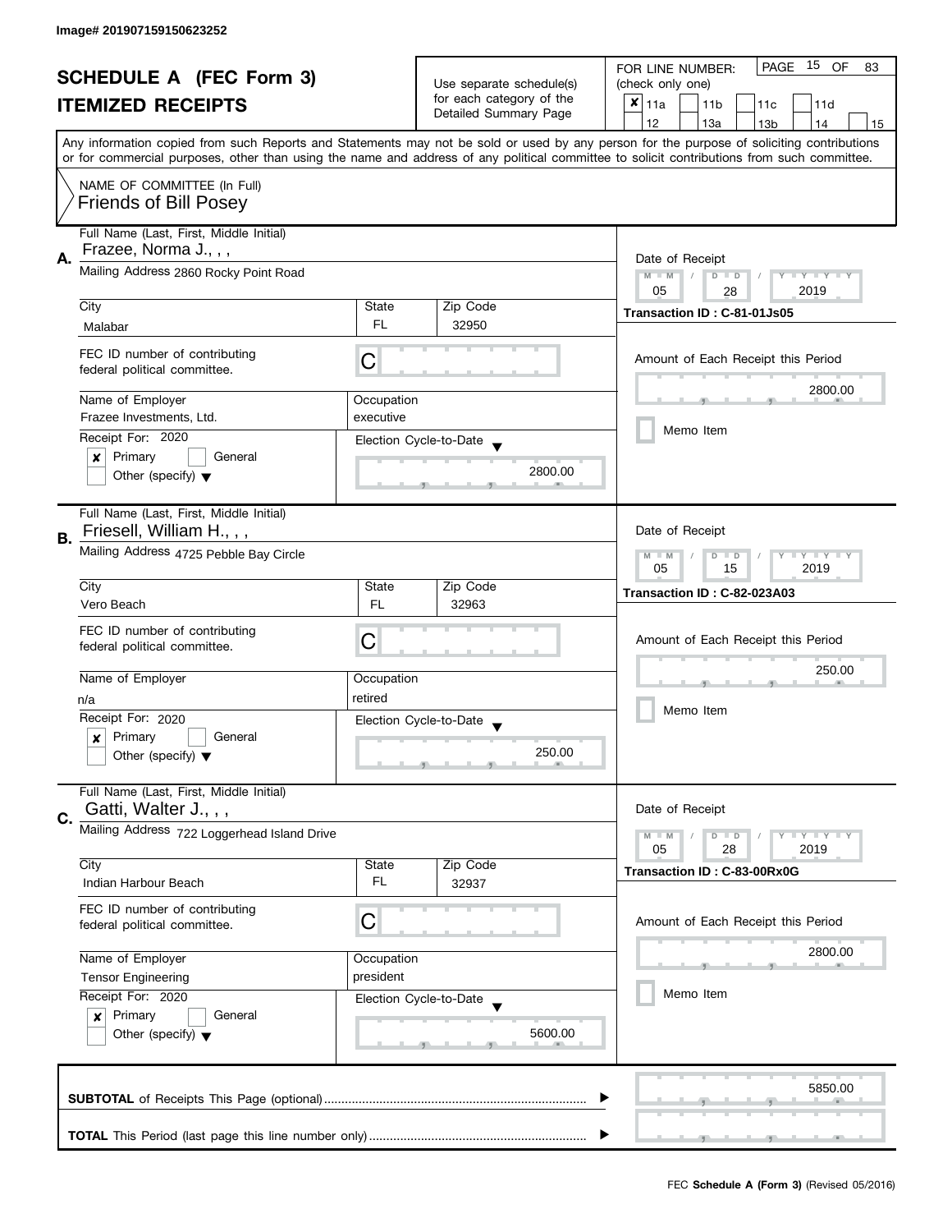Image# 201907159150623252

# SCHEDULE A (FEC Form 3)
## ITEMIZED RECEIPTS

Use separate schedule(s) for each category of the Detailed Summary Page

FOR LINE NUMBER: (check only one)

- [x] 11a
- [ ] 11b
- [ ] 11c
- [ ] 11d
- [ ] 12
- [ ] 13a
- [ ] 13b
- [ ] 14
- [ ] 15

PAGE 15 OF 83

Any information copied from such Reports and Statements may not be sold or used by any person for the purpose of soliciting contributions or for commercial purposes, other than using the name and address of any political committee to solicit contributions from such committee.

NAME OF COMMITTEE (In Full)
Friends of Bill Posey

---

**A.** Full Name (Last, First, Middle Initial): Frazee, Norma J., , ,

Mailing Address: 2860 Rocky Point Road

City: Malabar | State: FL | Zip Code: 32950

FEC ID number of contributing federal political committee: C

Name of Employer: Frazee Investments, Ltd.

Occupation: executive

Receipt For: 2020
- [x] Primary
- [ ] General
- [ ] Other (specify)

Election Cycle-to-Date: 2800.00

Date of Receipt: 05 / 28 / 2019

Transaction ID : C-81-01Js05

Amount of Each Receipt this Period: 2800.00

- [ ] Memo Item

---

**B.** Full Name (Last, First, Middle Initial): Friesell, William H., , ,

Mailing Address: 4725 Pebble Bay Circle

City: Vero Beach | State: FL | Zip Code: 32963

FEC ID number of contributing federal political committee: C

Name of Employer: n/a

Occupation: retired

Receipt For: 2020
- [x] Primary
- [ ] General
- [ ] Other (specify)

Election Cycle-to-Date: 250.00

Date of Receipt: 05 / 15 / 2019

Transaction ID : C-82-023A03

Amount of Each Receipt this Period: 250.00

- [ ] Memo Item

---

**C.** Full Name (Last, First, Middle Initial): Gatti, Walter J., , ,

Mailing Address: 722 Loggerhead Island Drive

City: Indian Harbour Beach | State: FL | Zip Code: 32937

FEC ID number of contributing federal political committee: C

Name of Employer: Tensor Engineering

Occupation: president

Receipt For: 2020
- [x] Primary
- [ ] General
- [ ] Other (specify)

Election Cycle-to-Date: 5600.00

Date of Receipt: 05 / 28 / 2019

Transaction ID : C-83-00Rx0G

Amount of Each Receipt this Period: 2800.00

- [ ] Memo Item

---

**SUBTOTAL** of Receipts This Page (optional): 5850.00

**TOTAL** This Period (last page this line number only):

FEC **Schedule A (Form 3)** (Revised 05/2016)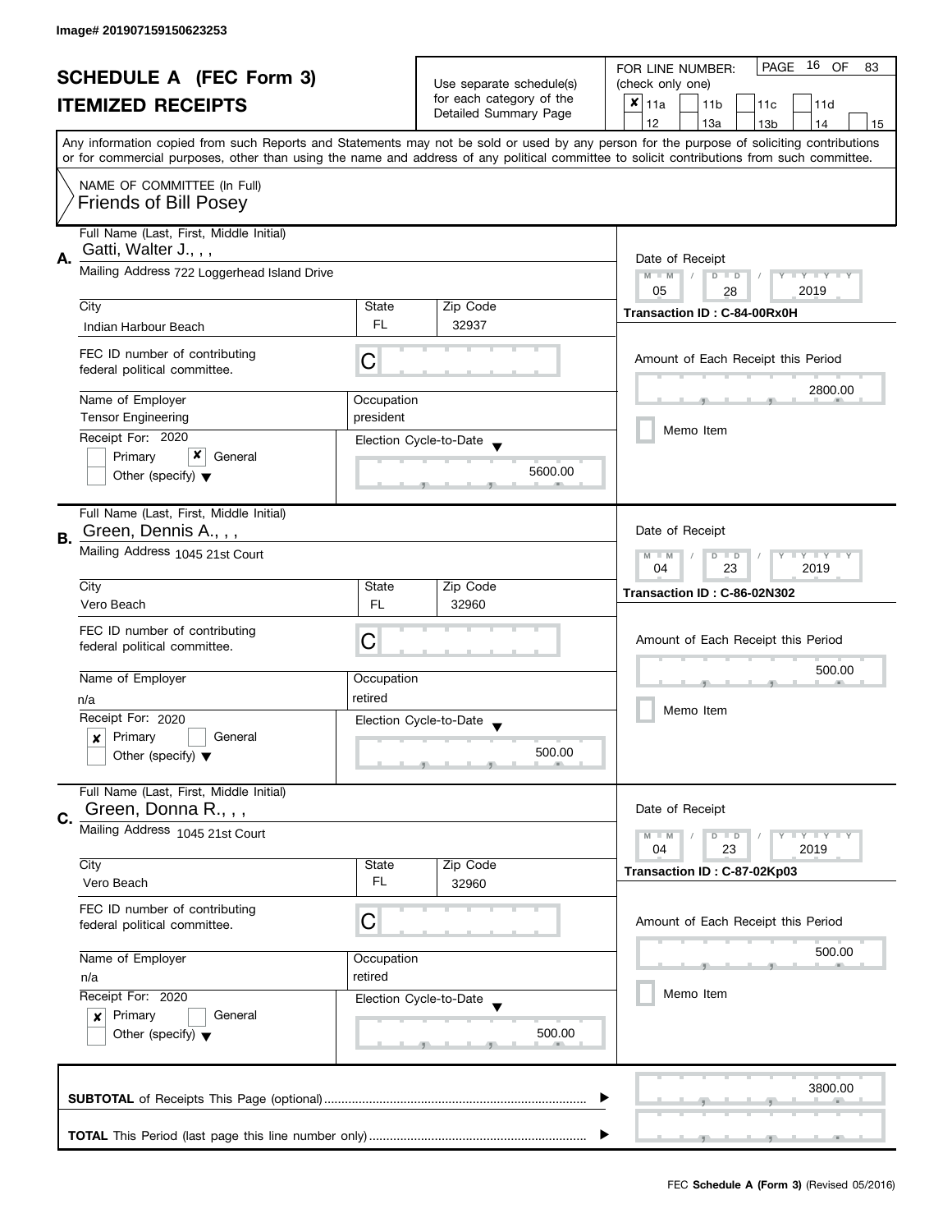Image# 201907159150623253

# SCHEDULE A (FEC Form 3)
## ITEMIZED RECEIPTS

Use separate schedule(s) for each category of the Detailed Summary Page

FOR LINE NUMBER: (check only one)

- [x] 11a
- [ ] 11b
- [ ] 11c
- [ ] 11d
- [ ] 12
- [ ] 13a
- [ ] 13b
- [ ] 14
- [ ] 15

PAGE 16 OF 83

Any information copied from such Reports and Statements may not be sold or used by any person for the purpose of soliciting contributions or for commercial purposes, other than using the name and address of any political committee to solicit contributions from such committee.

NAME OF COMMITTEE (In Full)
Friends of Bill Posey

---

**A.** Full Name (Last, First, Middle Initial): Gatti, Walter J., , ,

Mailing Address: 722 Loggerhead Island Drive

City: Indian Harbour Beach | State: FL | Zip Code: 32937

FEC ID number of contributing federal political committee: C

Name of Employer: Tensor Engineering | Occupation: president

Receipt For: 2020
- [ ] Primary
- [x] General
- [ ] Other (specify)

Election Cycle-to-Date: 5600.00

Date of Receipt: 05 / 28 / 2019

Transaction ID : C-84-00Rx0H

Amount of Each Receipt this Period: 2800.00

- [ ] Memo Item

---

**B.** Full Name (Last, First, Middle Initial): Green, Dennis A., , ,

Mailing Address: 1045 21st Court

City: Vero Beach | State: FL | Zip Code: 32960

FEC ID number of contributing federal political committee: C

Name of Employer: n/a | Occupation: retired

Receipt For: 2020
- [x] Primary
- [ ] General
- [ ] Other (specify)

Election Cycle-to-Date: 500.00

Date of Receipt: 04 / 23 / 2019

Transaction ID : C-86-02N302

Amount of Each Receipt this Period: 500.00

- [ ] Memo Item

---

**C.** Full Name (Last, First, Middle Initial): Green, Donna R., , ,

Mailing Address: 1045 21st Court

City: Vero Beach | State: FL | Zip Code: 32960

FEC ID number of contributing federal political committee: C

Name of Employer: n/a | Occupation: retired

Receipt For: 2020
- [x] Primary
- [ ] General
- [ ] Other (specify)

Election Cycle-to-Date: 500.00

Date of Receipt: 04 / 23 / 2019

Transaction ID : C-87-02Kp03

Amount of Each Receipt this Period: 500.00

- [ ] Memo Item

---

**SUBTOTAL** of Receipts This Page (optional): 3800.00

**TOTAL** This Period (last page this line number only):

FEC **Schedule A (Form 3)** (Revised 05/2016)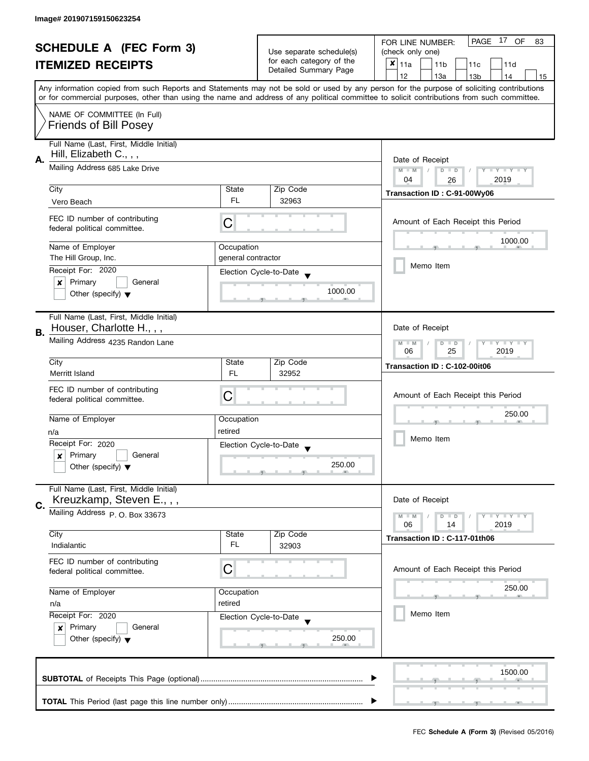Image# 201907159150623254

# SCHEDULE A (FEC Form 3)
## ITEMIZED RECEIPTS

Use separate schedule(s) for each category of the Detailed Summary Page

FOR LINE NUMBER: (check only one)

| | | | | |
|---|---|---|---|---|
| [x] 11a | [ ] 11b | [ ] 11c | [ ] 11d | |
| [ ] 12 | [ ] 13a | [ ] 13b | [ ] 14 | [ ] 15 |

PAGE 17 OF 83

Any information copied from such Reports and Statements may not be sold or used by any person for the purpose of soliciting contributions or for commercial purposes, other than using the name and address of any political committee to solicit contributions from such committee.

NAME OF COMMITTEE (In Full)
Friends of Bill Posey

---

**A.** Full Name (Last, First, Middle Initial): Hill, Elizabeth C., , ,

Mailing Address: 685 Lake Drive

| City | State | Zip Code |
|---|---|---|
| Vero Beach | FL | 32963 |

FEC ID number of contributing federal political committee: C

| Name of Employer | Occupation |
|---|---|
| The Hill Group, Inc. | general contractor |

Receipt For: 2020
[x] Primary [ ] General
[ ] Other (specify)

Election Cycle-to-Date: 1000.00

Date of Receipt: 04 / 26 / 2019
Transaction ID : C-91-00Wy06

Amount of Each Receipt this Period: 1000.00

[ ] Memo Item

---

**B.** Full Name (Last, First, Middle Initial): Houser, Charlotte H., , ,

Mailing Address: 4235 Randon Lane

| City | State | Zip Code |
|---|---|---|
| Merritt Island | FL | 32952 |

FEC ID number of contributing federal political committee: C

| Name of Employer | Occupation |
|---|---|
| n/a | retired |

Receipt For: 2020
[x] Primary [ ] General
[ ] Other (specify)

Election Cycle-to-Date: 250.00

Date of Receipt: 06 / 25 / 2019
Transaction ID : C-102-00it06

Amount of Each Receipt this Period: 250.00

[ ] Memo Item

---

**C.** Full Name (Last, First, Middle Initial): Kreuzkamp, Steven E., , ,

Mailing Address: P. O. Box 33673

| City | State | Zip Code |
|---|---|---|
| Indialantic | FL | 32903 |

FEC ID number of contributing federal political committee: C

| Name of Employer | Occupation |
|---|---|
| n/a | retired |

Receipt For: 2020
[x] Primary [ ] General
[ ] Other (specify)

Election Cycle-to-Date: 250.00

Date of Receipt: 06 / 14 / 2019
Transaction ID : C-117-01th06

Amount of Each Receipt this Period: 250.00

[ ] Memo Item

---

**SUBTOTAL** of Receipts This Page (optional): 1500.00

**TOTAL** This Period (last page this line number only):

FEC **Schedule A (Form 3)** (Revised 05/2016)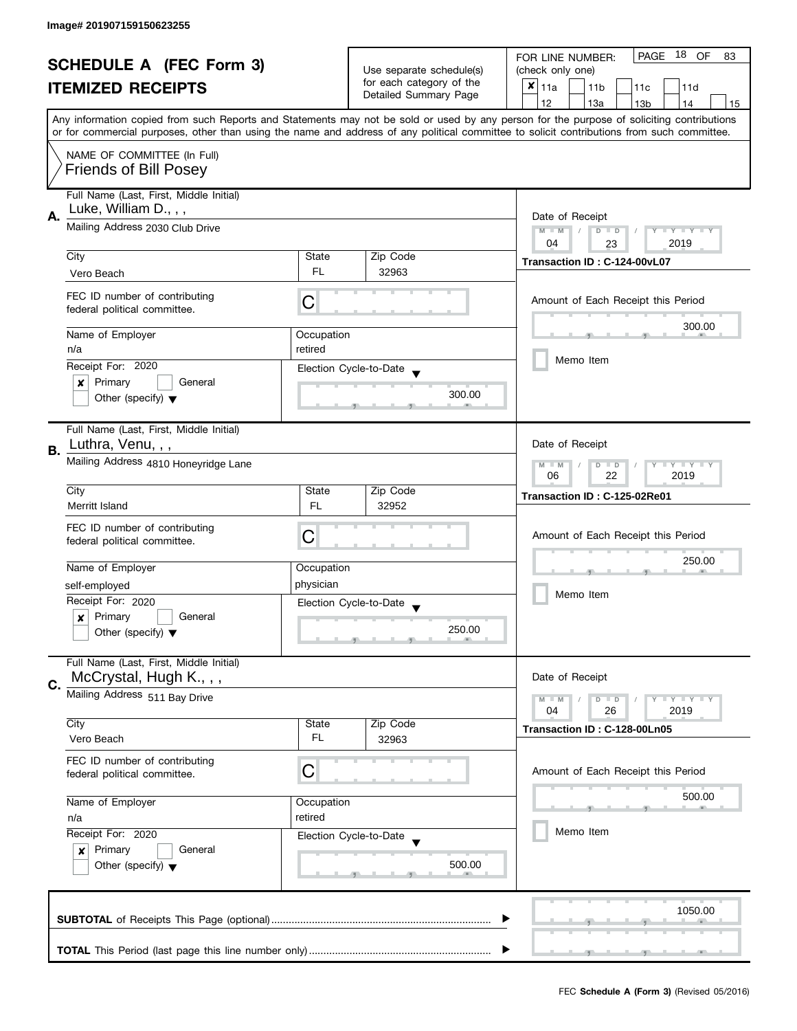Image# 201907159150623255

# SCHEDULE A (FEC Form 3)
## ITEMIZED RECEIPTS

Use separate schedule(s) for each category of the Detailed Summary Page

FOR LINE NUMBER: (check only one)

- [x] 11a
- [ ] 11b
- [ ] 11c
- [ ] 11d
- [ ] 12
- [ ] 13a
- [ ] 13b
- [ ] 14
- [ ] 15

Any information copied from such Reports and Statements may not be sold or used by any person for the purpose of soliciting contributions or for commercial purposes, other than using the name and address of any political committee to solicit contributions from such committee.

NAME OF COMMITTEE (In Full)
Friends of Bill Posey

---

**A.** Full Name (Last, First, Middle Initial): Luke, William D., , ,

Mailing Address: 2030 Club Drive

| City | State | Zip Code |
|---|---|---|
| Vero Beach | FL | 32963 |

FEC ID number of contributing federal political committee: C

| Name of Employer | Occupation |
|---|---|
| n/a | retired |

Receipt For: 2020
- [x] Primary
- [ ] General
- [ ] Other (specify)

Election Cycle-to-Date: 300.00

Date of Receipt: 04 / 23 / 2019

Transaction ID : C-124-00vL07

Amount of Each Receipt this Period: 300.00

- [ ] Memo Item

---

**B.** Full Name (Last, First, Middle Initial): Luthra, Venu, , ,

Mailing Address: 4810 Honeyridge Lane

| City | State | Zip Code |
|---|---|---|
| Merritt Island | FL | 32952 |

FEC ID number of contributing federal political committee: C

| Name of Employer | Occupation |
|---|---|
| self-employed | physician |

Receipt For: 2020
- [x] Primary
- [ ] General
- [ ] Other (specify)

Election Cycle-to-Date: 250.00

Date of Receipt: 06 / 22 / 2019

Transaction ID : C-125-02Re01

Amount of Each Receipt this Period: 250.00

- [ ] Memo Item

---

**C.** Full Name (Last, First, Middle Initial): McCrystal, Hugh K., , ,

Mailing Address: 511 Bay Drive

| City | State | Zip Code |
|---|---|---|
| Vero Beach | FL | 32963 |

FEC ID number of contributing federal political committee: C

| Name of Employer | Occupation |
|---|---|
| n/a | retired |

Receipt For: 2020
- [x] Primary
- [ ] General
- [ ] Other (specify)

Election Cycle-to-Date: 500.00

Date of Receipt: 04 / 26 / 2019

Transaction ID : C-128-00Ln05

Amount of Each Receipt this Period: 500.00

- [ ] Memo Item

---

**SUBTOTAL** of Receipts This Page (optional) ........ 1050.00

**TOTAL** This Period (last page this line number only) ........

FEC **Schedule A (Form 3)** (Revised 05/2016)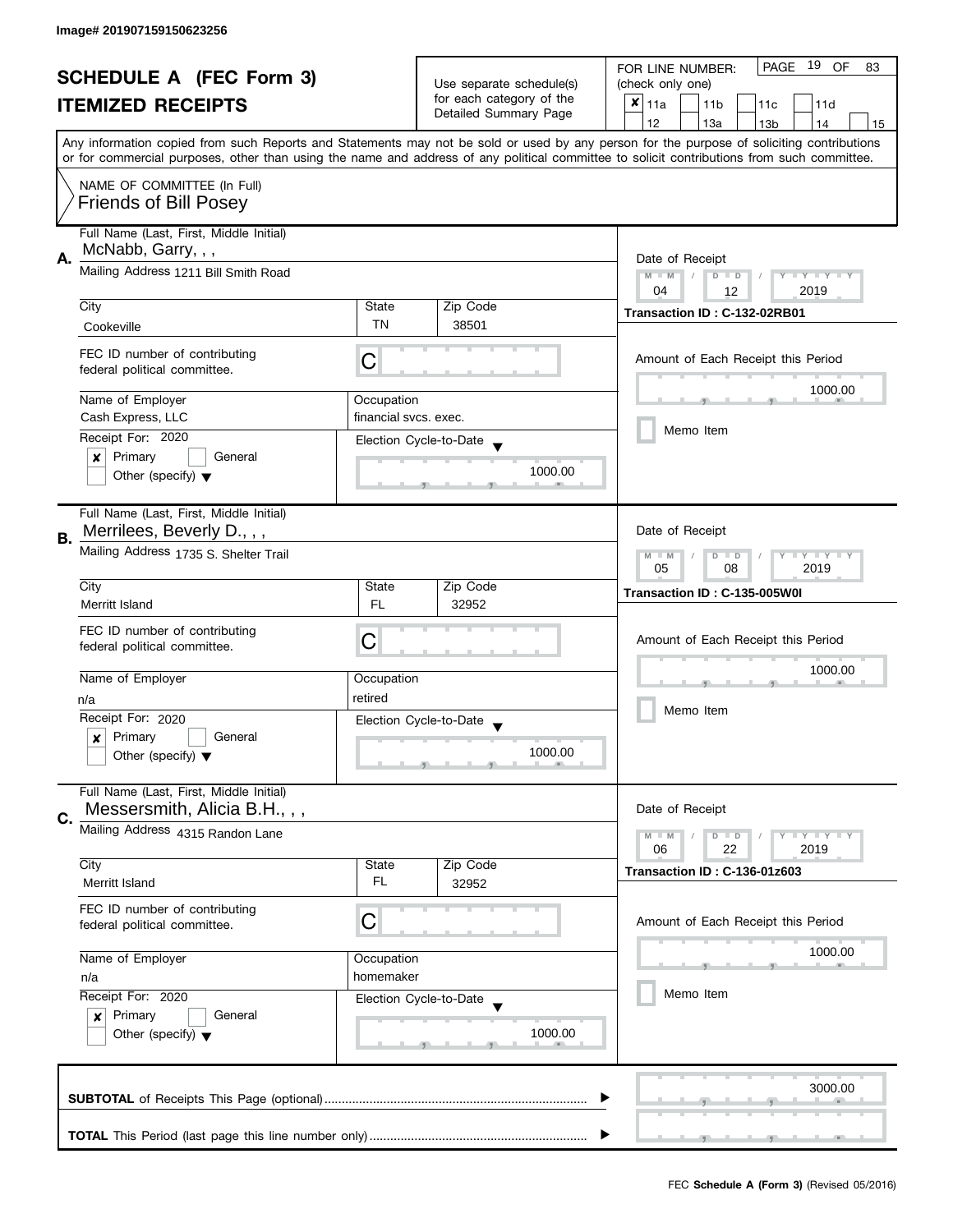Image# 201907159150623256

# SCHEDULE A (FEC Form 3)
# ITEMIZED RECEIPTS

Use separate schedule(s) for each category of the Detailed Summary Page

FOR LINE NUMBER: (check only one)

PAGE 19 OF 83

- [x] 11a
- [ ] 11b
- [ ] 11c
- [ ] 11d
- [ ] 12
- [ ] 13a
- [ ] 13b
- [ ] 14
- [ ] 15

Any information copied from such Reports and Statements may not be sold or used by any person for the purpose of soliciting contributions or for commercial purposes, other than using the name and address of any political committee to solicit contributions from such committee.

NAME OF COMMITTEE (In Full)
Friends of Bill Posey

---

**A.** Full Name (Last, First, Middle Initial)
McNabb, Garry, , ,

Mailing Address 1211 Bill Smith Road

| City | State | Zip Code |
|---|---|---|
| Cookeville | TN | 38501 |

FEC ID number of contributing federal political committee. C

| Name of Employer | Occupation |
|---|---|
| Cash Express, LLC | financial svcs. exec. |

Receipt For: 2020
- [x] Primary
- [ ] General
- [ ] Other (specify)

Election Cycle-to-Date: 1000.00

Date of Receipt: 04 / 12 / 2019

Transaction ID : C-132-02RB01

Amount of Each Receipt this Period: 1000.00

- [ ] Memo Item

---

**B.** Full Name (Last, First, Middle Initial)
Merrilees, Beverly D., , ,

Mailing Address 1735 S. Shelter Trail

| City | State | Zip Code |
|---|---|---|
| Merritt Island | FL | 32952 |

FEC ID number of contributing federal political committee. C

| Name of Employer | Occupation |
|---|---|
| n/a | retired |

Receipt For: 2020
- [x] Primary
- [ ] General
- [ ] Other (specify)

Election Cycle-to-Date: 1000.00

Date of Receipt: 05 / 08 / 2019

Transaction ID : C-135-005W0I

Amount of Each Receipt this Period: 1000.00

- [ ] Memo Item

---

**C.** Full Name (Last, First, Middle Initial)
Messersmith, Alicia B.H., , ,

Mailing Address 4315 Randon Lane

| City | State | Zip Code |
|---|---|---|
| Merritt Island | FL | 32952 |

FEC ID number of contributing federal political committee. C

| Name of Employer | Occupation |
|---|---|
| n/a | homemaker |

Receipt For: 2020
- [x] Primary
- [ ] General
- [ ] Other (specify)

Election Cycle-to-Date: 1000.00

Date of Receipt: 06 / 22 / 2019

Transaction ID : C-136-01z603

Amount of Each Receipt this Period: 1000.00

- [ ] Memo Item

---

**SUBTOTAL** of Receipts This Page (optional) ........ 3000.00

**TOTAL** This Period (last page this line number only) ........

FEC **Schedule A (Form 3)** (Revised 05/2016)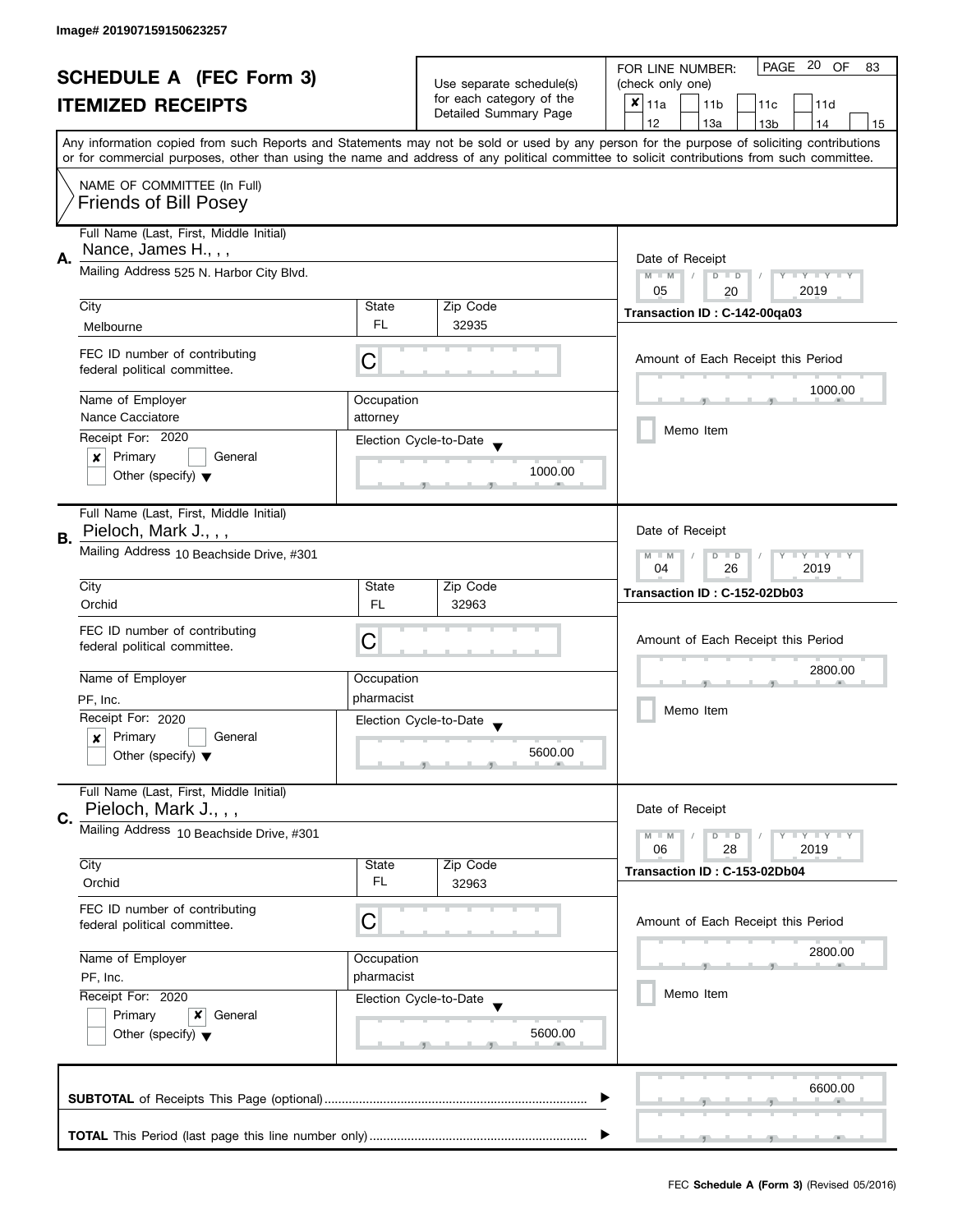Image# 201907159150623257

# SCHEDULE A (FEC Form 3)

## ITEMIZED RECEIPTS

Use separate schedule(s) for each category of the Detailed Summary Page

FOR LINE NUMBER: (check only one)

- [x] 11a
- [ ] 11b
- [ ] 11c
- [ ] 11d
- [ ] 12
- [ ] 13a
- [ ] 13b
- [ ] 14
- [ ] 15

PAGE 20 OF 83

Any information copied from such Reports and Statements may not be sold or used by any person for the purpose of soliciting contributions or for commercial purposes, other than using the name and address of any political committee to solicit contributions from such committee.

NAME OF COMMITTEE (In Full)
Friends of Bill Posey

---

**A.** Full Name (Last, First, Middle Initial): Nance, James H., , ,

Mailing Address: 525 N. Harbor City Blvd.

| City | State | Zip Code |
|---|---|---|
| Melbourne | FL | 32935 |

FEC ID number of contributing federal political committee: C

| Name of Employer | Occupation |
|---|---|
| Nance Cacciatore | attorney |

Receipt For: 2020
- [x] Primary
- [ ] General
- [ ] Other (specify)

Election Cycle-to-Date: 1000.00

Date of Receipt: 05 / 20 / 2019

Transaction ID : C-142-00qa03

Amount of Each Receipt this Period: 1000.00

- [ ] Memo Item

---

**B.** Full Name (Last, First, Middle Initial): Pieloch, Mark J., , ,

Mailing Address: 10 Beachside Drive, #301

| City | State | Zip Code |
|---|---|---|
| Orchid | FL | 32963 |

FEC ID number of contributing federal political committee: C

| Name of Employer | Occupation |
|---|---|
| PF, Inc. | pharmacist |

Receipt For: 2020
- [x] Primary
- [ ] General
- [ ] Other (specify)

Election Cycle-to-Date: 5600.00

Date of Receipt: 04 / 26 / 2019

Transaction ID : C-152-02Db03

Amount of Each Receipt this Period: 2800.00

- [ ] Memo Item

---

**C.** Full Name (Last, First, Middle Initial): Pieloch, Mark J., , ,

Mailing Address: 10 Beachside Drive, #301

| City | State | Zip Code |
|---|---|---|
| Orchid | FL | 32963 |

FEC ID number of contributing federal political committee: C

| Name of Employer | Occupation |
|---|---|
| PF, Inc. | pharmacist |

Receipt For: 2020
- [ ] Primary
- [x] General
- [ ] Other (specify)

Election Cycle-to-Date: 5600.00

Date of Receipt: 06 / 28 / 2019

Transaction ID : C-153-02Db04

Amount of Each Receipt this Period: 2800.00

- [ ] Memo Item

---

**SUBTOTAL** of Receipts This Page (optional): 6600.00

**TOTAL** This Period (last page this line number only):

FEC **Schedule A (Form 3)** (Revised 05/2016)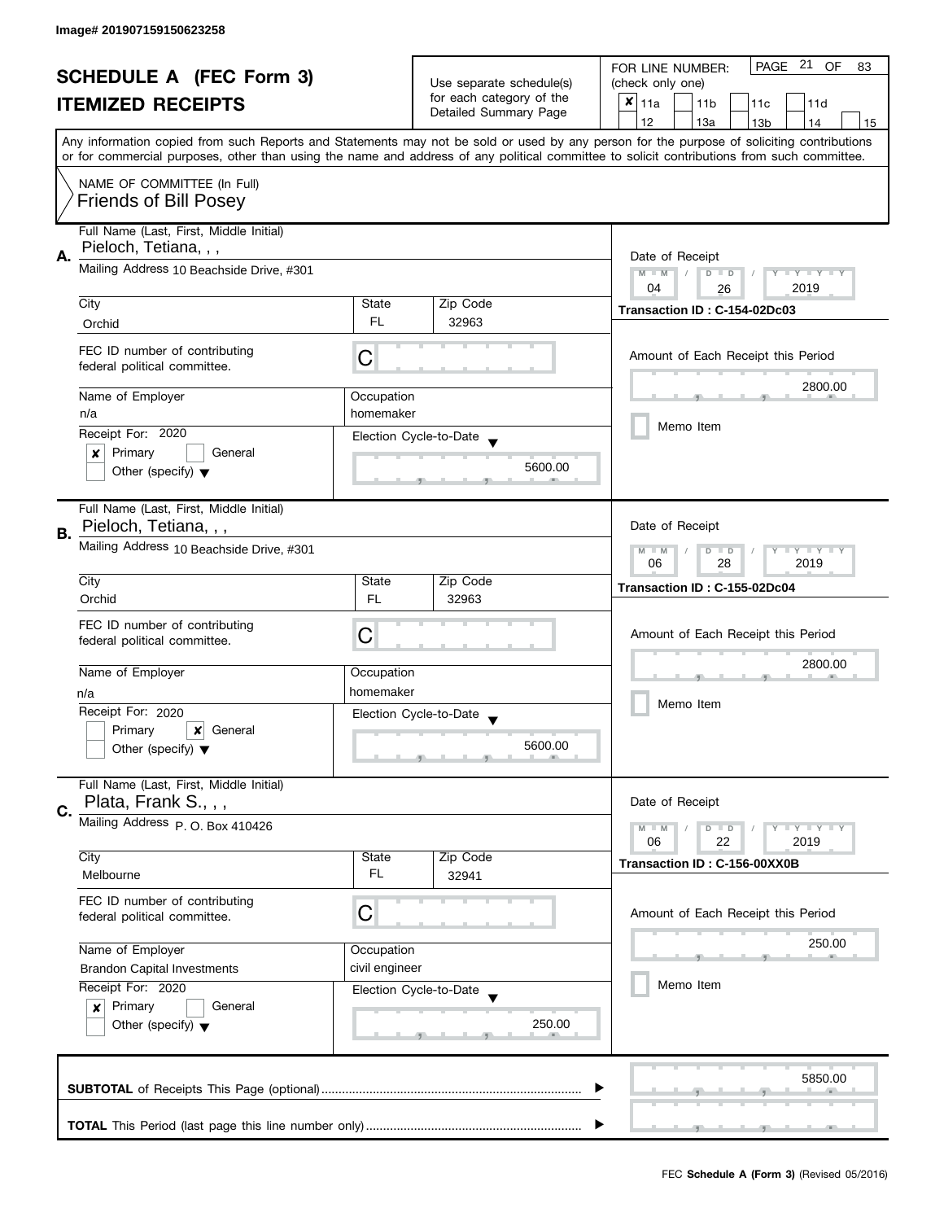Image# 201907159150623258

# SCHEDULE A (FEC Form 3)
## ITEMIZED RECEIPTS

Use separate schedule(s) for each category of the Detailed Summary Page

FOR LINE NUMBER: (check only one)

- [x] 11a
- [ ] 11b
- [ ] 11c
- [ ] 11d
- [ ] 12
- [ ] 13a
- [ ] 13b
- [ ] 14
- [ ] 15

Any information copied from such Reports and Statements may not be sold or used by any person for the purpose of soliciting contributions or for commercial purposes, other than using the name and address of any political committee to solicit contributions from such committee.

NAME OF COMMITTEE (In Full)
Friends of Bill Posey

---

**A.**

| Field | Value |
|---|---|
| Full Name (Last, First, Middle Initial) | Pieloch, Tetiana, , , |
| Mailing Address | 10 Beachside Drive, #301 |
| City | Orchid |
| State | FL |
| Zip Code | 32963 |
| FEC ID number of contributing federal political committee. | C |
| Name of Employer | n/a |
| Occupation | homemaker |
| Receipt For: 2020 | [x] Primary [ ] General [ ] Other (specify) |
| Election Cycle-to-Date | 5600.00 |
| Date of Receipt | 04 / 26 / 2019 |
| Transaction ID | C-154-02Dc03 |
| Amount of Each Receipt this Period | 2800.00 |
| Memo Item | [ ] |

---

**B.**

| Field | Value |
|---|---|
| Full Name (Last, First, Middle Initial) | Pieloch, Tetiana, , , |
| Mailing Address | 10 Beachside Drive, #301 |
| City | Orchid |
| State | FL |
| Zip Code | 32963 |
| FEC ID number of contributing federal political committee. | C |
| Name of Employer | n/a |
| Occupation | homemaker |
| Receipt For: 2020 | [ ] Primary [x] General [ ] Other (specify) |
| Election Cycle-to-Date | 5600.00 |
| Date of Receipt | 06 / 28 / 2019 |
| Transaction ID | C-155-02Dc04 |
| Amount of Each Receipt this Period | 2800.00 |
| Memo Item | [ ] |

---

**C.**

| Field | Value |
|---|---|
| Full Name (Last, First, Middle Initial) | Plata, Frank S., , , |
| Mailing Address | P. O. Box 410426 |
| City | Melbourne |
| State | FL |
| Zip Code | 32941 |
| FEC ID number of contributing federal political committee. | C |
| Name of Employer | Brandon Capital Investments |
| Occupation | civil engineer |
| Receipt For: 2020 | [x] Primary [ ] General [ ] Other (specify) |
| Election Cycle-to-Date | 250.00 |
| Date of Receipt | 06 / 22 / 2019 |
| Transaction ID | C-156-00XX0B |
| Amount of Each Receipt this Period | 250.00 |
| Memo Item | [ ] |

---

**SUBTOTAL** of Receipts This Page (optional) ........ 5850.00

**TOTAL** This Period (last page this line number only) ........

FEC **Schedule A (Form 3)** (Revised 05/2016)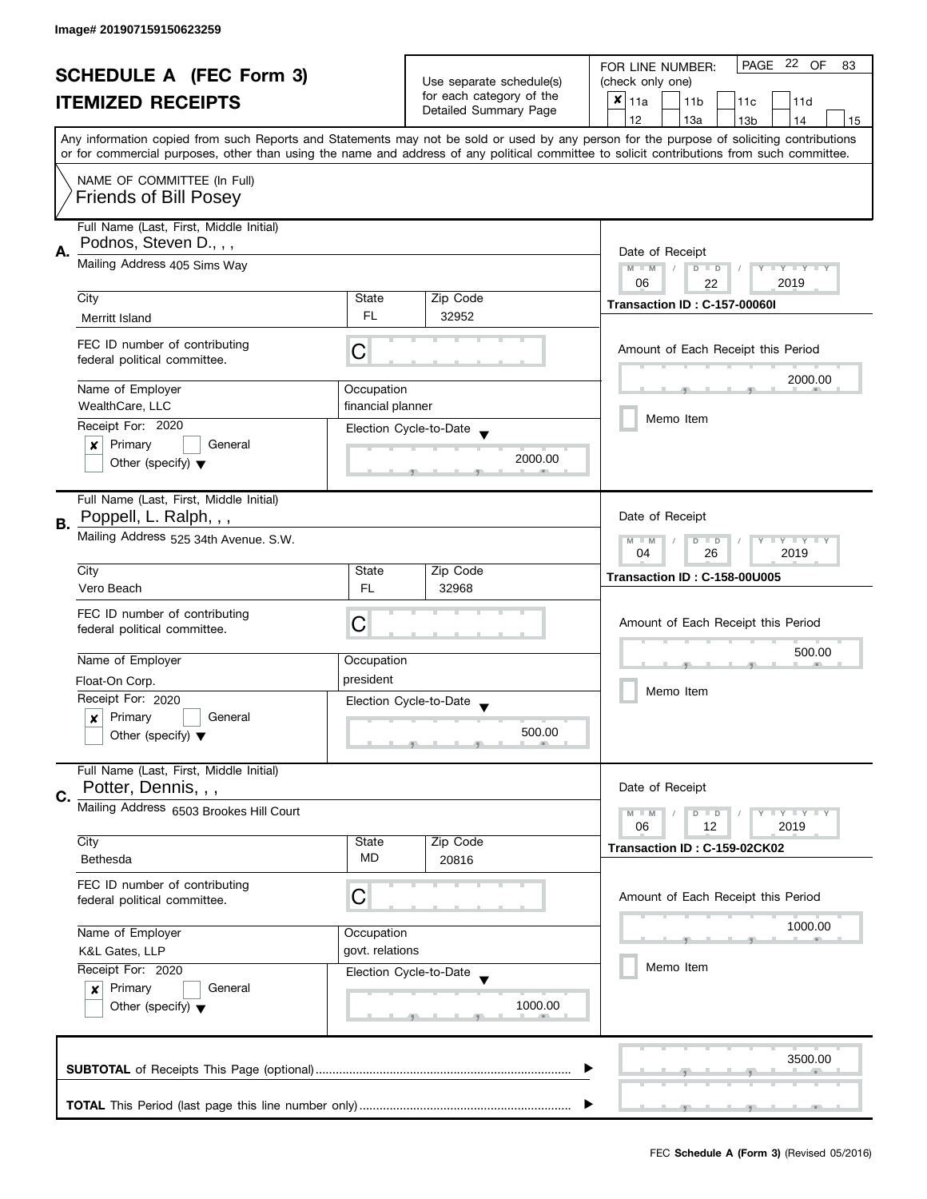Image# 201907159150623259

# SCHEDULE A (FEC Form 3)

## ITEMIZED RECEIPTS

Use separate schedule(s) for each category of the Detailed Summary Page

FOR LINE NUMBER: (check only one)

PAGE 22 OF 83

- [x] 11a
- [ ] 11b
- [ ] 11c
- [ ] 11d
- [ ] 12
- [ ] 13a
- [ ] 13b
- [ ] 14
- [ ] 15

Any information copied from such Reports and Statements may not be sold or used by any person for the purpose of soliciting contributions or for commercial purposes, other than using the name and address of any political committee to solicit contributions from such committee.

NAME OF COMMITTEE (In Full)
Friends of Bill Posey

---

**A.** Full Name (Last, First, Middle Initial): Podnos, Steven D., , ,

Mailing Address: 405 Sims Way

City: Merritt Island | State: FL | Zip Code: 32952

FEC ID number of contributing federal political committee: C

Name of Employer: WealthCare, LLC

Occupation: financial planner

Receipt For: 2020

- [x] Primary
- [ ] General
- [ ] Other (specify)

Election Cycle-to-Date: 2000.00

Date of Receipt: 06 / 22 / 2019

Transaction ID : C-157-00060I

Amount of Each Receipt this Period: 2000.00

- [ ] Memo Item

---

**B.** Full Name (Last, First, Middle Initial): Poppell, L. Ralph, , ,

Mailing Address: 525 34th Avenue. S.W.

City: Vero Beach | State: FL | Zip Code: 32968

FEC ID number of contributing federal political committee: C

Name of Employer: Float-On Corp.

Occupation: president

Receipt For: 2020

- [x] Primary
- [ ] General
- [ ] Other (specify)

Election Cycle-to-Date: 500.00

Date of Receipt: 04 / 26 / 2019

Transaction ID : C-158-00U005

Amount of Each Receipt this Period: 500.00

- [ ] Memo Item

---

**C.** Full Name (Last, First, Middle Initial): Potter, Dennis, , ,

Mailing Address: 6503 Brookes Hill Court

City: Bethesda | State: MD | Zip Code: 20816

FEC ID number of contributing federal political committee: C

Name of Employer: K&L Gates, LLP

Occupation: govt. relations

Receipt For: 2020

- [x] Primary
- [ ] General
- [ ] Other (specify)

Election Cycle-to-Date: 1000.00

Date of Receipt: 06 / 12 / 2019

Transaction ID : C-159-02CK02

Amount of Each Receipt this Period: 1000.00

- [ ] Memo Item

---

**SUBTOTAL** of Receipts This Page (optional): 3500.00

**TOTAL** This Period (last page this line number only):

FEC **Schedule A (Form 3)** (Revised 05/2016)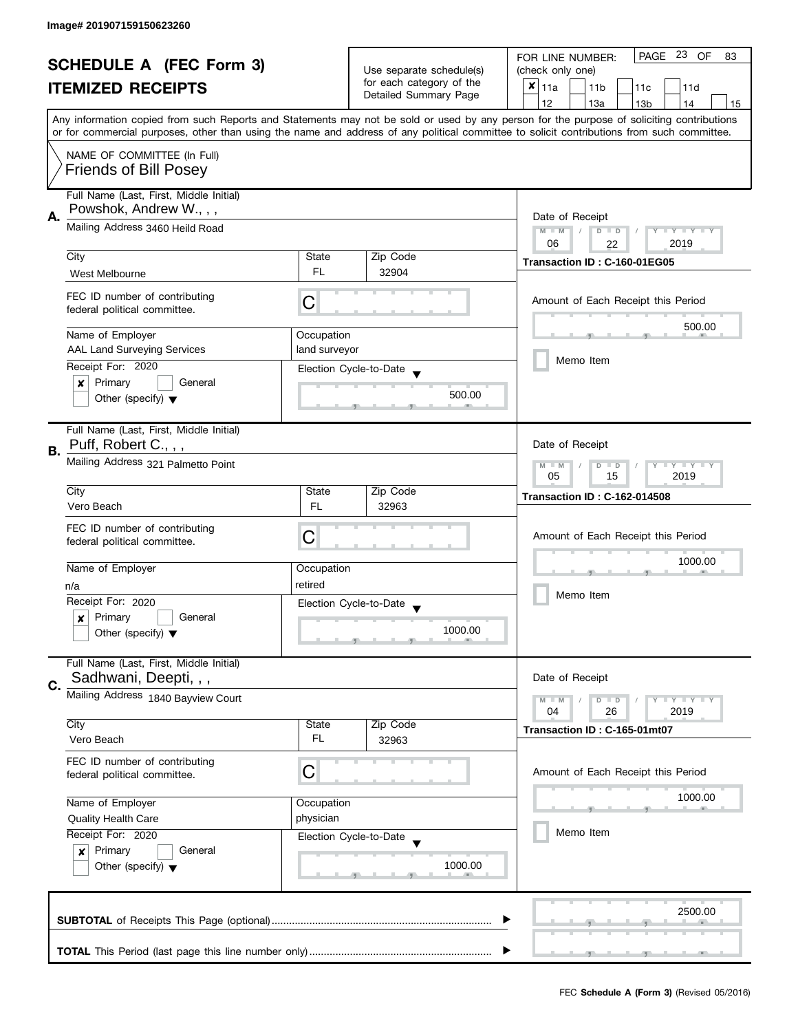Image# 201907159150623260

# SCHEDULE A (FEC Form 3)

## ITEMIZED RECEIPTS

Use separate schedule(s) for each category of the Detailed Summary Page

FOR LINE NUMBER: (check only one)

- [x] 11a
- [ ] 11b
- [ ] 11c
- [ ] 11d
- [ ] 12
- [ ] 13a
- [ ] 13b
- [ ] 14
- [ ] 15

PAGE 23 OF 83

Any information copied from such Reports and Statements may not be sold or used by any person for the purpose of soliciting contributions or for commercial purposes, other than using the name and address of any political committee to solicit contributions from such committee.

NAME OF COMMITTEE (In Full)
Friends of Bill Posey

---

**A.** Full Name (Last, First, Middle Initial): Powshok, Andrew W., , ,

Mailing Address: 3460 Heild Road

| City | State | Zip Code |
|---|---|---|
| West Melbourne | FL | 32904 |

FEC ID number of contributing federal political committee: C

| Name of Employer | Occupation |
|---|---|
| AAL Land Surveying Services | land surveyor |

Receipt For: 2020
- [x] Primary
- [ ] General
- [ ] Other (specify)

Election Cycle-to-Date: 500.00

Date of Receipt: 06 / 22 / 2019

Transaction ID : C-160-01EG05

Amount of Each Receipt this Period: 500.00

- [ ] Memo Item

---

**B.** Full Name (Last, First, Middle Initial): Puff, Robert C., , ,

Mailing Address: 321 Palmetto Point

| City | State | Zip Code |
|---|---|---|
| Vero Beach | FL | 32963 |

FEC ID number of contributing federal political committee: C

| Name of Employer | Occupation |
|---|---|
| n/a | retired |

Receipt For: 2020
- [x] Primary
- [ ] General
- [ ] Other (specify)

Election Cycle-to-Date: 1000.00

Date of Receipt: 05 / 15 / 2019

Transaction ID : C-162-014508

Amount of Each Receipt this Period: 1000.00

- [ ] Memo Item

---

**C.** Full Name (Last, First, Middle Initial): Sadhwani, Deepti, , ,

Mailing Address: 1840 Bayview Court

| City | State | Zip Code |
|---|---|---|
| Vero Beach | FL | 32963 |

FEC ID number of contributing federal political committee: C

| Name of Employer | Occupation |
|---|---|
| Quality Health Care | physician |

Receipt For: 2020
- [x] Primary
- [ ] General
- [ ] Other (specify)

Election Cycle-to-Date: 1000.00

Date of Receipt: 04 / 26 / 2019

Transaction ID : C-165-01mt07

Amount of Each Receipt this Period: 1000.00

- [ ] Memo Item

---

**SUBTOTAL** of Receipts This Page (optional): 2500.00

**TOTAL** This Period (last page this line number only):

FEC **Schedule A (Form 3)** (Revised 05/2016)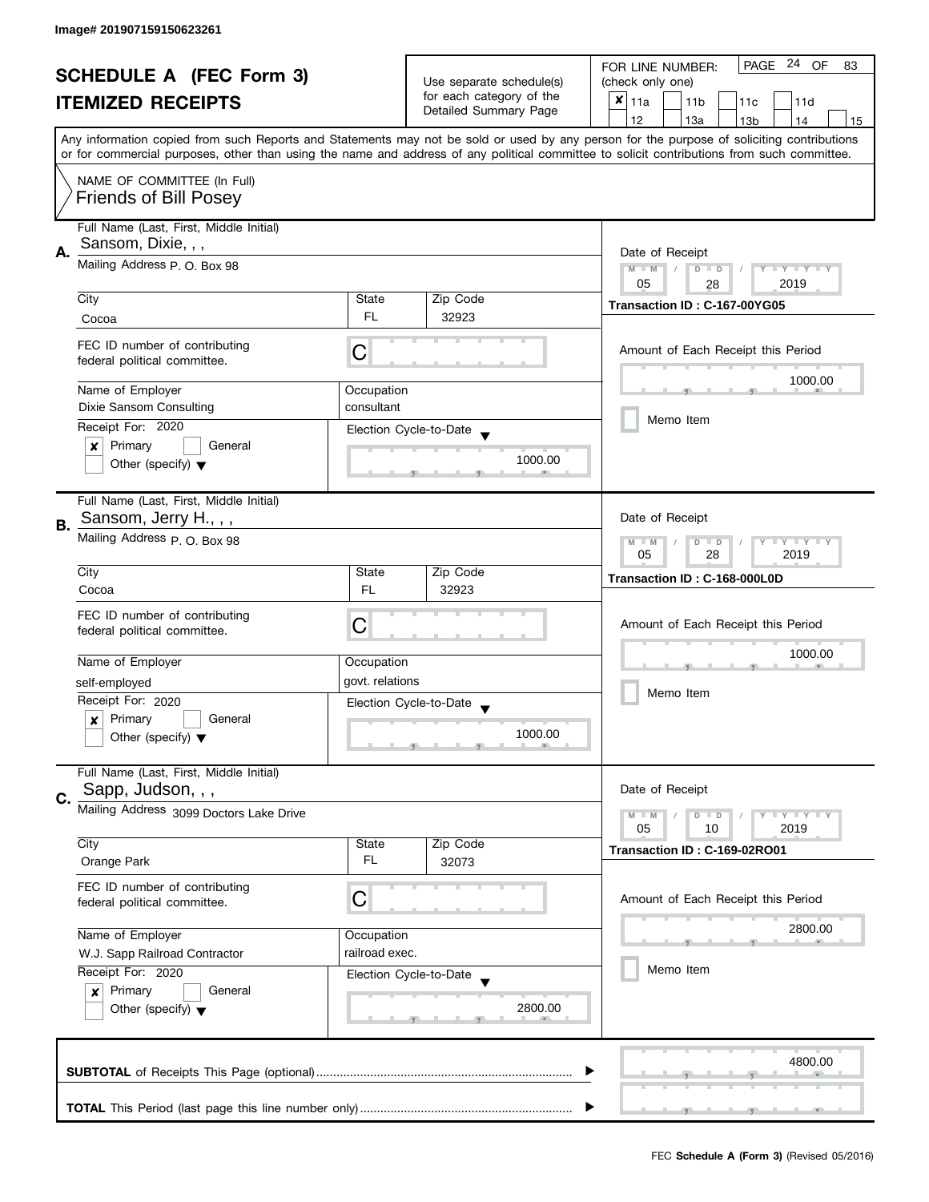Image# 201907159150623261

# SCHEDULE A (FEC Form 3)
## ITEMIZED RECEIPTS

Use separate schedule(s) for each category of the Detailed Summary Page

FOR LINE NUMBER: (check only one)

- [x] 11a
- [ ] 11b
- [ ] 11c
- [ ] 11d
- [ ] 12
- [ ] 13a
- [ ] 13b
- [ ] 14
- [ ] 15

PAGE 24 OF 83

Any information copied from such Reports and Statements may not be sold or used by any person for the purpose of soliciting contributions or for commercial purposes, other than using the name and address of any political committee to solicit contributions from such committee.

NAME OF COMMITTEE (In Full)
Friends of Bill Posey

---

**A.** Full Name (Last, First, Middle Initial): Sansom, Dixie, , ,

Mailing Address: P. O. Box 98

City: Cocoa | State: FL | Zip Code: 32923

FEC ID number of contributing federal political committee: C

Name of Employer: Dixie Sansom Consulting

Occupation: consultant

Receipt For: 2020

- [x] Primary
- [ ] General
- [ ] Other (specify)

Election Cycle-to-Date: 1000.00

Date of Receipt: 05 / 28 / 2019

Transaction ID : C-167-00YG05

Amount of Each Receipt this Period: 1000.00

- [ ] Memo Item

---

**B.** Full Name (Last, First, Middle Initial): Sansom, Jerry H., , ,

Mailing Address: P. O. Box 98

City: Cocoa | State: FL | Zip Code: 32923

FEC ID number of contributing federal political committee: C

Name of Employer: self-employed

Occupation: govt. relations

Receipt For: 2020

- [x] Primary
- [ ] General
- [ ] Other (specify)

Election Cycle-to-Date: 1000.00

Date of Receipt: 05 / 28 / 2019

Transaction ID : C-168-000L0D

Amount of Each Receipt this Period: 1000.00

- [ ] Memo Item

---

**C.** Full Name (Last, First, Middle Initial): Sapp, Judson, , ,

Mailing Address: 3099 Doctors Lake Drive

City: Orange Park | State: FL | Zip Code: 32073

FEC ID number of contributing federal political committee: C

Name of Employer: W.J. Sapp Railroad Contractor

Occupation: railroad exec.

Receipt For: 2020

- [x] Primary
- [ ] General
- [ ] Other (specify)

Election Cycle-to-Date: 2800.00

Date of Receipt: 05 / 10 / 2019

Transaction ID : C-169-02RO01

Amount of Each Receipt this Period: 2800.00

- [ ] Memo Item

---

**SUBTOTAL** of Receipts This Page (optional): 4800.00

**TOTAL** This Period (last page this line number only):

FEC **Schedule A (Form 3)** (Revised 05/2016)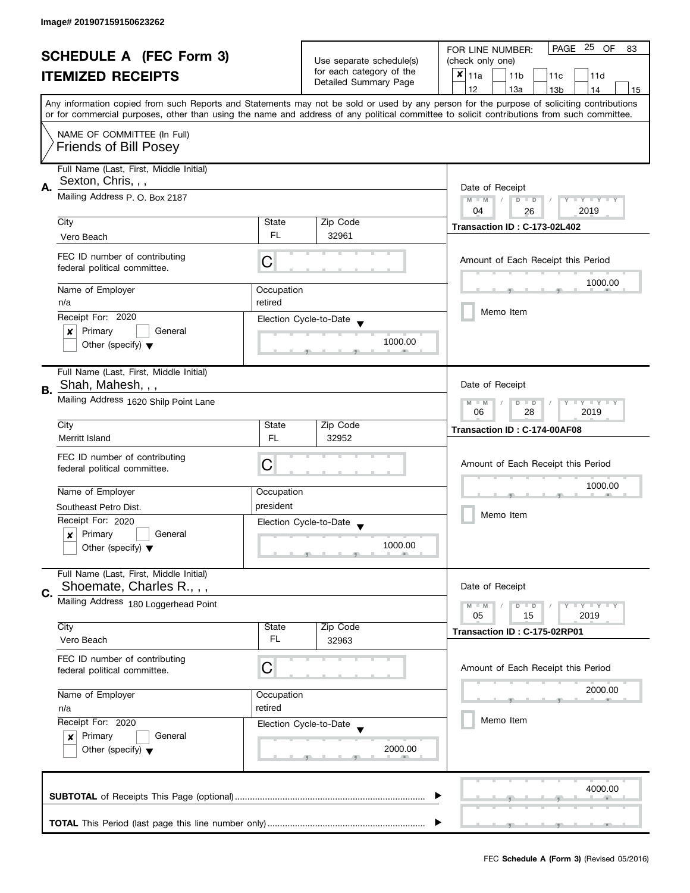Image# 201907159150623262

# SCHEDULE A (FEC Form 3)
## ITEMIZED RECEIPTS

Use separate schedule(s) for each category of the Detailed Summary Page

FOR LINE NUMBER: (check only one)

- [x] 11a
- [ ] 11b
- [ ] 11c
- [ ] 11d
- [ ] 12
- [ ] 13a
- [ ] 13b
- [ ] 14
- [ ] 15

PAGE 25 OF 83

Any information copied from such Reports and Statements may not be sold or used by any person for the purpose of soliciting contributions or for commercial purposes, other than using the name and address of any political committee to solicit contributions from such committee.

NAME OF COMMITTEE (In Full)
Friends of Bill Posey

---

**A.** Full Name (Last, First, Middle Initial): Sexton, Chris, , ,

Mailing Address: P. O. Box 2187

| City | State | Zip Code |
|---|---|---|
| Vero Beach | FL | 32961 |

FEC ID number of contributing federal political committee: C

| Name of Employer | Occupation |
|---|---|
| n/a | retired |

Receipt For: 2020
- [x] Primary
- [ ] General
- [ ] Other (specify)

Election Cycle-to-Date: 1000.00

Date of Receipt: 04 / 26 / 2019

Transaction ID : C-173-02L402

Amount of Each Receipt this Period: 1000.00

- [ ] Memo Item

---

**B.** Full Name (Last, First, Middle Initial): Shah, Mahesh, , ,

Mailing Address: 1620 Shilp Point Lane

| City | State | Zip Code |
|---|---|---|
| Merritt Island | FL | 32952 |

FEC ID number of contributing federal political committee: C

| Name of Employer | Occupation |
|---|---|
| Southeast Petro Dist. | president |

Receipt For: 2020
- [x] Primary
- [ ] General
- [ ] Other (specify)

Election Cycle-to-Date: 1000.00

Date of Receipt: 06 / 28 / 2019

Transaction ID : C-174-00AF08

Amount of Each Receipt this Period: 1000.00

- [ ] Memo Item

---

**C.** Full Name (Last, First, Middle Initial): Shoemate, Charles R., , ,

Mailing Address: 180 Loggerhead Point

| City | State | Zip Code |
|---|---|---|
| Vero Beach | FL | 32963 |

FEC ID number of contributing federal political committee: C

| Name of Employer | Occupation |
|---|---|
| n/a | retired |

Receipt For: 2020
- [x] Primary
- [ ] General
- [ ] Other (specify)

Election Cycle-to-Date: 2000.00

Date of Receipt: 05 / 15 / 2019

Transaction ID : C-175-02RP01

Amount of Each Receipt this Period: 2000.00

- [ ] Memo Item

---

**SUBTOTAL** of Receipts This Page (optional): 4000.00

**TOTAL** This Period (last page this line number only):

FEC **Schedule A (Form 3)** (Revised 05/2016)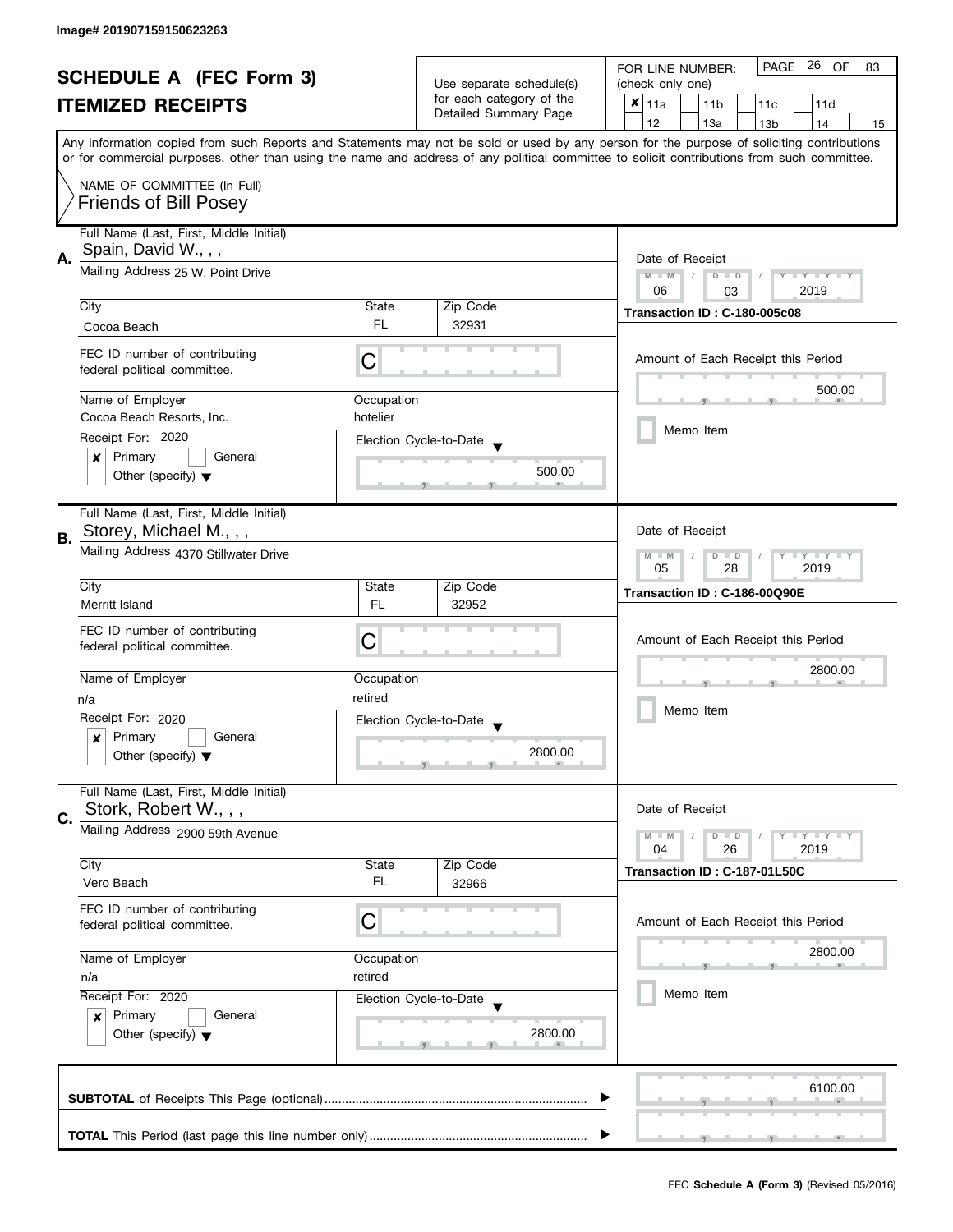Image# 201907159150623263

# SCHEDULE A (FEC Form 3)
# ITEMIZED RECEIPTS

Use separate schedule(s) for each category of the Detailed Summary Page

FOR LINE NUMBER: (check only one)

- [x] 11a
- [ ] 11b
- [ ] 11c
- [ ] 11d
- [ ] 12
- [ ] 13a
- [ ] 13b
- [ ] 14
- [ ] 15

PAGE 26 OF 83

Any information copied from such Reports and Statements may not be sold or used by any person for the purpose of soliciting contributions or for commercial purposes, other than using the name and address of any political committee to solicit contributions from such committee.

NAME OF COMMITTEE (In Full)
Friends of Bill Posey

---

**A.** Full Name (Last, First, Middle Initial): Spain, David W., , ,

Mailing Address: 25 W. Point Drive

City: Cocoa Beach | State: FL | Zip Code: 32931

FEC ID number of contributing federal political committee: C

Name of Employer: Cocoa Beach Resorts, Inc.

Occupation: hotelier

Receipt For: 2020

- [x] Primary
- [ ] General
- [ ] Other (specify)

Election Cycle-to-Date: 500.00

Date of Receipt: 06 / 03 / 2019

Transaction ID : C-180-005c08

Amount of Each Receipt this Period: 500.00

- [ ] Memo Item

---

**B.** Full Name (Last, First, Middle Initial): Storey, Michael M., , ,

Mailing Address: 4370 Stillwater Drive

City: Merritt Island | State: FL | Zip Code: 32952

FEC ID number of contributing federal political committee: C

Name of Employer: n/a

Occupation: retired

Receipt For: 2020

- [x] Primary
- [ ] General
- [ ] Other (specify)

Election Cycle-to-Date: 2800.00

Date of Receipt: 05 / 28 / 2019

Transaction ID : C-186-00Q90E

Amount of Each Receipt this Period: 2800.00

- [ ] Memo Item

---

**C.** Full Name (Last, First, Middle Initial): Stork, Robert W., , ,

Mailing Address: 2900 59th Avenue

City: Vero Beach | State: FL | Zip Code: 32966

FEC ID number of contributing federal political committee: C

Name of Employer: n/a

Occupation: retired

Receipt For: 2020

- [x] Primary
- [ ] General
- [ ] Other (specify)

Election Cycle-to-Date: 2800.00

Date of Receipt: 04 / 26 / 2019

Transaction ID : C-187-01L50C

Amount of Each Receipt this Period: 2800.00

- [ ] Memo Item

---

**SUBTOTAL** of Receipts This Page (optional): 6100.00

**TOTAL** This Period (last page this line number only):

FEC **Schedule A (Form 3)** (Revised 05/2016)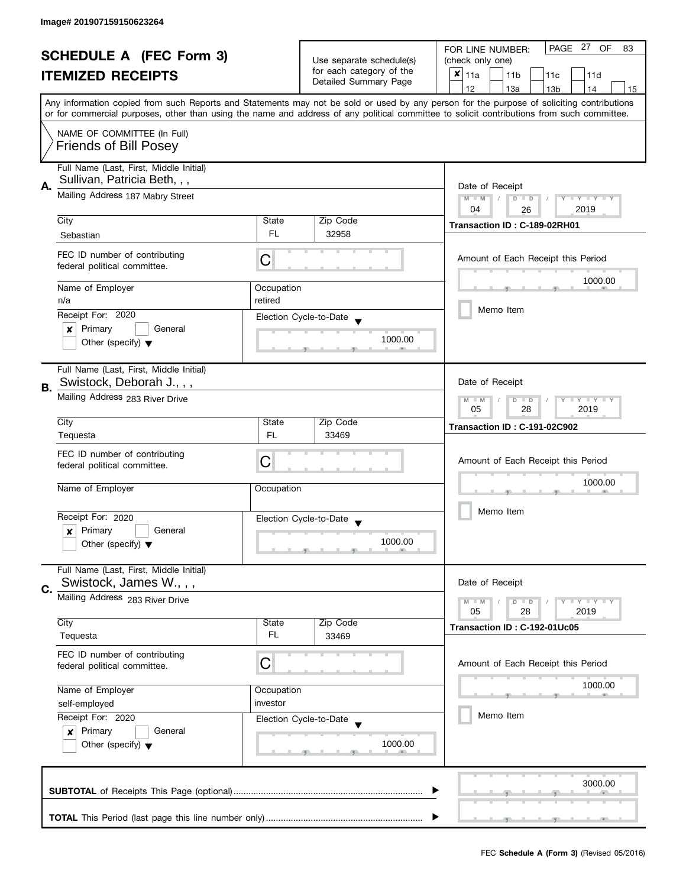Image# 201907159150623264

# SCHEDULE A (FEC Form 3)
## ITEMIZED RECEIPTS

Use separate schedule(s) for each category of the Detailed Summary Page

FOR LINE NUMBER: (check only one)

- [x] 11a
- [ ] 11b
- [ ] 11c
- [ ] 11d
- [ ] 12
- [ ] 13a
- [ ] 13b
- [ ] 14
- [ ] 15

PAGE 27 OF 83

Any information copied from such Reports and Statements may not be sold or used by any person for the purpose of soliciting contributions or for commercial purposes, other than using the name and address of any political committee to solicit contributions from such committee.

NAME OF COMMITTEE (In Full)
Friends of Bill Posey

---

**A.**

Full Name (Last, First, Middle Initial): Sullivan, Patricia Beth, , ,

Mailing Address: 187 Mabry Street

| City | State | Zip Code |
|---|---|---|
| Sebastian | FL | 32958 |

FEC ID number of contributing federal political committee: C

Name of Employer: n/a

Occupation: retired

Receipt For: 2020

- [x] Primary
- [ ] General
- [ ] Other (specify)

Election Cycle-to-Date: 1000.00

Date of Receipt: 04 / 26 / 2019

Transaction ID : C-189-02RH01

Amount of Each Receipt this Period: 1000.00

- [ ] Memo Item

---

**B.**

Full Name (Last, First, Middle Initial): Swistock, Deborah J., , ,

Mailing Address: 283 River Drive

| City | State | Zip Code |
|---|---|---|
| Tequesta | FL | 33469 |

FEC ID number of contributing federal political committee: C

Name of Employer:

Occupation:

Receipt For: 2020

- [x] Primary
- [ ] General
- [ ] Other (specify)

Election Cycle-to-Date: 1000.00

Date of Receipt: 05 / 28 / 2019

Transaction ID : C-191-02C902

Amount of Each Receipt this Period: 1000.00

- [ ] Memo Item

---

**C.**

Full Name (Last, First, Middle Initial): Swistock, James W., , ,

Mailing Address: 283 River Drive

| City | State | Zip Code |
|---|---|---|
| Tequesta | FL | 33469 |

FEC ID number of contributing federal political committee: C

Name of Employer: self-employed

Occupation: investor

Receipt For: 2020

- [x] Primary
- [ ] General
- [ ] Other (specify)

Election Cycle-to-Date: 1000.00

Date of Receipt: 05 / 28 / 2019

Transaction ID : C-192-01Uc05

Amount of Each Receipt this Period: 1000.00

- [ ] Memo Item

---

**SUBTOTAL** of Receipts This Page (optional): 3000.00

**TOTAL** This Period (last page this line number only):

FEC **Schedule A (Form 3)** (Revised 05/2016)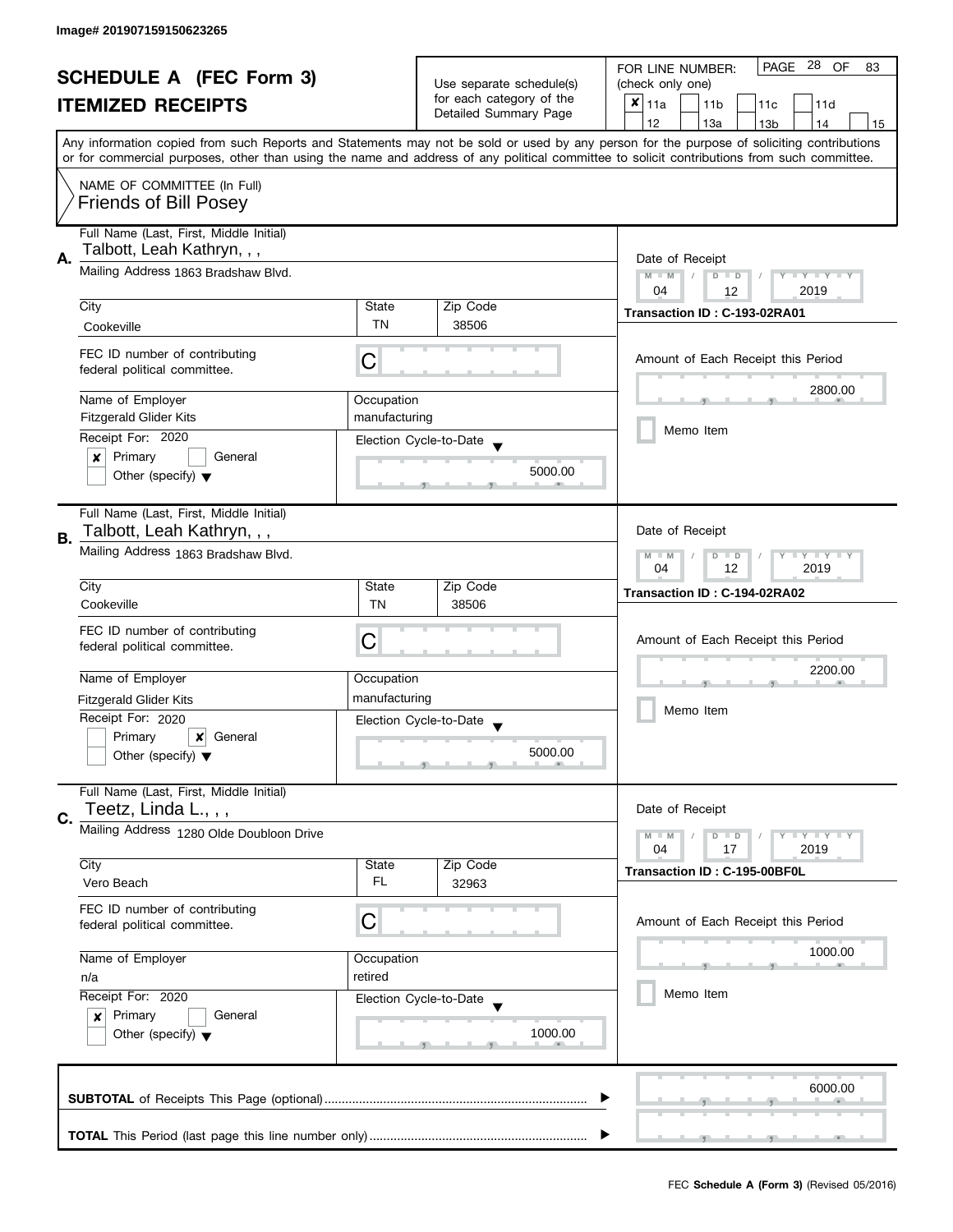Image# 201907159150623265

# SCHEDULE A (FEC Form 3)
## ITEMIZED RECEIPTS

Use separate schedule(s) for each category of the Detailed Summary Page

FOR LINE NUMBER: (check only one)

| | | | | |
|---|---|---|---|---|
| ✘ 11a | 11b | 11c | 11d | |
| 12 | 13a | 13b | 14 | 15 |

PAGE 28 OF 83

Any information copied from such Reports and Statements may not be sold or used by any person for the purpose of soliciting contributions or for commercial purposes, other than using the name and address of any political committee to solicit contributions from such committee.

NAME OF COMMITTEE (In Full)
Friends of Bill Posey

---

**A.** Full Name (Last, First, Middle Initial): Talbott, Leah Kathryn, , ,

Mailing Address: 1863 Bradshaw Blvd.

City: Cookeville | State: TN | Zip Code: 38506

FEC ID number of contributing federal political committee: C

Name of Employer: Fitzgerald Glider Kits | Occupation: manufacturing

Receipt For: 2020
✘ Primary ☐ General
☐ Other (specify)

Election Cycle-to-Date: 5000.00

Date of Receipt: 04 / 12 / 2019

Transaction ID : C-193-02RA01

Amount of Each Receipt this Period: 2800.00

☐ Memo Item

---

**B.** Full Name (Last, First, Middle Initial): Talbott, Leah Kathryn, , ,

Mailing Address: 1863 Bradshaw Blvd.

City: Cookeville | State: TN | Zip Code: 38506

FEC ID number of contributing federal political committee: C

Name of Employer: Fitzgerald Glider Kits | Occupation: manufacturing

Receipt For: 2020
☐ Primary ✘ General
☐ Other (specify)

Election Cycle-to-Date: 5000.00

Date of Receipt: 04 / 12 / 2019

Transaction ID : C-194-02RA02

Amount of Each Receipt this Period: 2200.00

☐ Memo Item

---

**C.** Full Name (Last, First, Middle Initial): Teetz, Linda L., , ,

Mailing Address: 1280 Olde Doubloon Drive

City: Vero Beach | State: FL | Zip Code: 32963

FEC ID number of contributing federal political committee: C

Name of Employer: n/a | Occupation: retired

Receipt For: 2020
✘ Primary ☐ General
☐ Other (specify)

Election Cycle-to-Date: 1000.00

Date of Receipt: 04 / 17 / 2019

Transaction ID : C-195-00BF0L

Amount of Each Receipt this Period: 1000.00

☐ Memo Item

---

**SUBTOTAL** of Receipts This Page (optional): 6000.00

**TOTAL** This Period (last page this line number only):

FEC **Schedule A (Form 3)** (Revised 05/2016)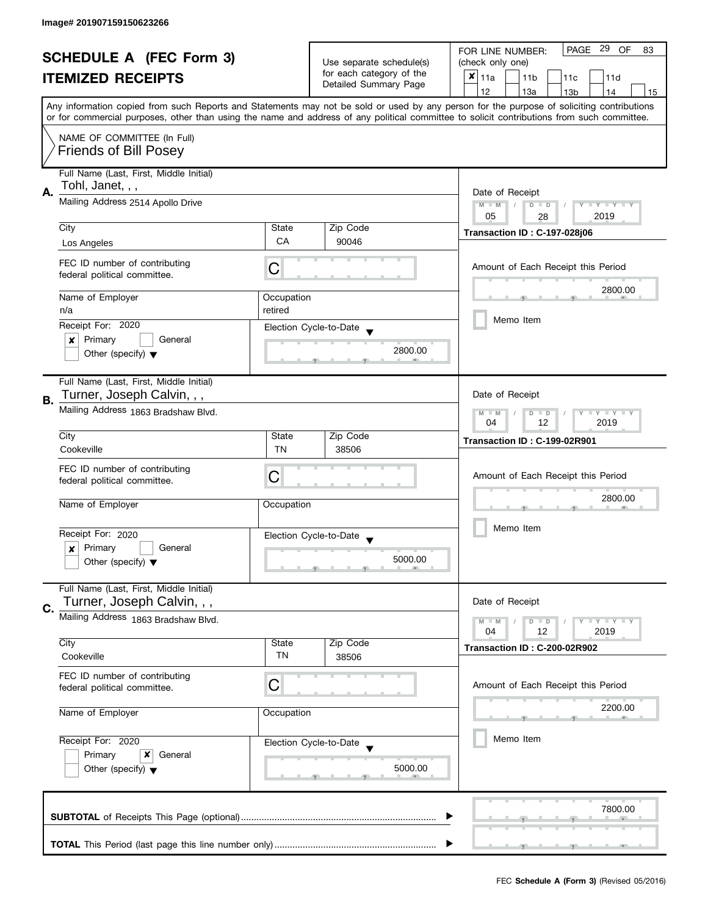Image# 201907159150623266

# SCHEDULE A (FEC Form 3)
## ITEMIZED RECEIPTS

Use separate schedule(s) for each category of the Detailed Summary Page

FOR LINE NUMBER: (check only one)

- [x] 11a
- [ ] 11b
- [ ] 11c
- [ ] 11d
- [ ] 12
- [ ] 13a
- [ ] 13b
- [ ] 14
- [ ] 15

PAGE 29 OF 83

Any information copied from such Reports and Statements may not be sold or used by any person for the purpose of soliciting contributions or for commercial purposes, other than using the name and address of any political committee to solicit contributions from such committee.

NAME OF COMMITTEE (In Full)
Friends of Bill Posey

---

**A.** Full Name (Last, First, Middle Initial): Tohl, Janet, , ,

Mailing Address: 2514 Apollo Drive

| City | State | Zip Code |
|---|---|---|
| Los Angeles | CA | 90046 |

FEC ID number of contributing federal political committee: C

| Name of Employer | Occupation |
|---|---|
| n/a | retired |

Receipt For: 2020
- [x] Primary
- [ ] General
- [ ] Other (specify)

Election Cycle-to-Date: 2800.00

Date of Receipt: 05 / 28 / 2019

Transaction ID : C-197-028j06

Amount of Each Receipt this Period: 2800.00

- [ ] Memo Item

---

**B.** Full Name (Last, First, Middle Initial): Turner, Joseph Calvin, , ,

Mailing Address: 1863 Bradshaw Blvd.

| City | State | Zip Code |
|---|---|---|
| Cookeville | TN | 38506 |

FEC ID number of contributing federal political committee: C

| Name of Employer | Occupation |
|---|---|
| | |

Receipt For: 2020
- [x] Primary
- [ ] General
- [ ] Other (specify)

Election Cycle-to-Date: 5000.00

Date of Receipt: 04 / 12 / 2019

Transaction ID : C-199-02R901

Amount of Each Receipt this Period: 2800.00

- [ ] Memo Item

---

**C.** Full Name (Last, First, Middle Initial): Turner, Joseph Calvin, , ,

Mailing Address: 1863 Bradshaw Blvd.

| City | State | Zip Code |
|---|---|---|
| Cookeville | TN | 38506 |

FEC ID number of contributing federal political committee: C

| Name of Employer | Occupation |
|---|---|
| | |

Receipt For: 2020
- [ ] Primary
- [x] General
- [ ] Other (specify)

Election Cycle-to-Date: 5000.00

Date of Receipt: 04 / 12 / 2019

Transaction ID : C-200-02R902

Amount of Each Receipt this Period: 2200.00

- [ ] Memo Item

---

**SUBTOTAL** of Receipts This Page (optional): 7800.00

**TOTAL** This Period (last page this line number only):

FEC **Schedule A (Form 3)** (Revised 05/2016)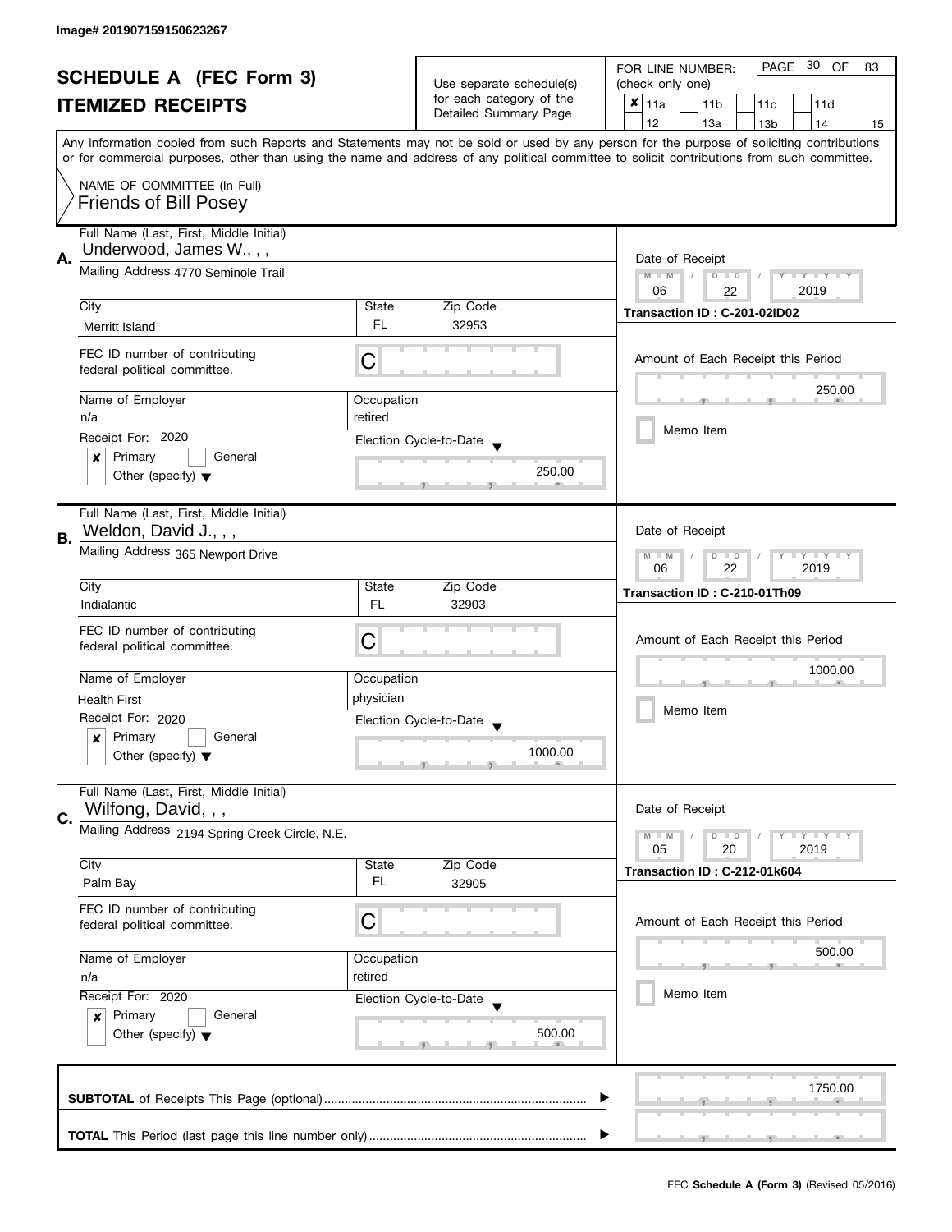Image# 201907159150623267

# SCHEDULE A (FEC Form 3)

## ITEMIZED RECEIPTS

Use separate schedule(s) for each category of the Detailed Summary Page

FOR LINE NUMBER: (check only one)

- [x] 11a
- [ ] 11b
- [ ] 11c
- [ ] 11d
- [ ] 12
- [ ] 13a
- [ ] 13b
- [ ] 14
- [ ] 15

PAGE 30 OF 83

Any information copied from such Reports and Statements may not be sold or used by any person for the purpose of soliciting contributions or for commercial purposes, other than using the name and address of any political committee to solicit contributions from such committee.

NAME OF COMMITTEE (In Full)
Friends of Bill Posey

---

**A.** Full Name (Last, First, Middle Initial): Underwood, James W., , ,

Mailing Address: 4770 Seminole Trail

| City | State | Zip Code |
|---|---|---|
| Merritt Island | FL | 32953 |

FEC ID number of contributing federal political committee: C

| Name of Employer | Occupation |
|---|---|
| n/a | retired |

Receipt For: 2020
- [x] Primary
- [ ] General
- [ ] Other (specify)

Election Cycle-to-Date: 250.00

Date of Receipt: 06 / 22 / 2019

Transaction ID : C-201-02ID02

Amount of Each Receipt this Period: 250.00

- [ ] Memo Item

---

**B.** Full Name (Last, First, Middle Initial): Weldon, David J., , ,

Mailing Address: 365 Newport Drive

| City | State | Zip Code |
|---|---|---|
| Indialantic | FL | 32903 |

FEC ID number of contributing federal political committee: C

| Name of Employer | Occupation |
|---|---|
| Health First | physician |

Receipt For: 2020
- [x] Primary
- [ ] General
- [ ] Other (specify)

Election Cycle-to-Date: 1000.00

Date of Receipt: 06 / 22 / 2019

Transaction ID : C-210-01Th09

Amount of Each Receipt this Period: 1000.00

- [ ] Memo Item

---

**C.** Full Name (Last, First, Middle Initial): Wilfong, David, , ,

Mailing Address: 2194 Spring Creek Circle, N.E.

| City | State | Zip Code |
|---|---|---|
| Palm Bay | FL | 32905 |

FEC ID number of contributing federal political committee: C

| Name of Employer | Occupation |
|---|---|
| n/a | retired |

Receipt For: 2020
- [x] Primary
- [ ] General
- [ ] Other (specify)

Election Cycle-to-Date: 500.00

Date of Receipt: 05 / 20 / 2019

Transaction ID : C-212-01k604

Amount of Each Receipt this Period: 500.00

- [ ] Memo Item

---

**SUBTOTAL** of Receipts This Page (optional): 1750.00

**TOTAL** This Period (last page this line number only):

FEC **Schedule A (Form 3)** (Revised 05/2016)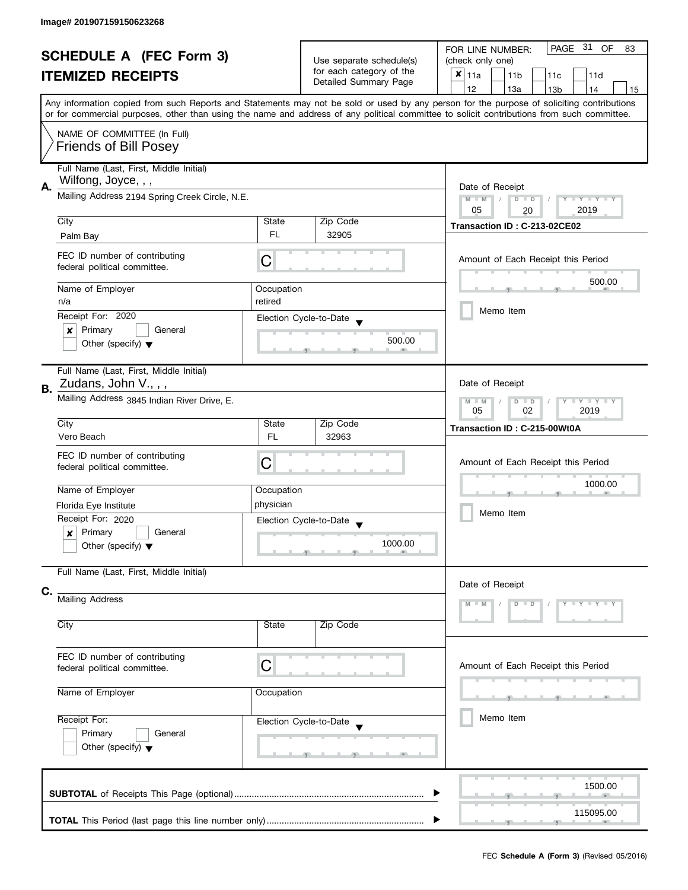Image# 201907159150623268

# SCHEDULE A (FEC Form 3)
# ITEMIZED RECEIPTS

Use separate schedule(s) for each category of the Detailed Summary Page

FOR LINE NUMBER: (check only one)

- [x] 11a
- [ ] 11b
- [ ] 11c
- [ ] 11d
- [ ] 12
- [ ] 13a
- [ ] 13b
- [ ] 14
- [ ] 15

PAGE 31 OF 83

Any information copied from such Reports and Statements may not be sold or used by any person for the purpose of soliciting contributions or for commercial purposes, other than using the name and address of any political committee to solicit contributions from such committee.

NAME OF COMMITTEE (In Full)
Friends of Bill Posey

## A.

| Field | Value |
|---|---|
| Full Name (Last, First, Middle Initial) | Wilfong, Joyce, , , |
| Mailing Address | 2194 Spring Creek Circle, N.E. |
| City | Palm Bay |
| State | FL |
| Zip Code | 32905 |
| FEC ID number of contributing federal political committee. | C |
| Name of Employer | n/a |
| Occupation | retired |
| Receipt For: | 2020 |
| | [x] Primary [ ] General [ ] Other (specify) |
| Election Cycle-to-Date | 500.00 |
| Date of Receipt | 05 / 20 / 2019 |
| Transaction ID | C-213-02CE02 |
| Amount of Each Receipt this Period | 500.00 |
| Memo Item | [ ] |

## B.

| Field | Value |
|---|---|
| Full Name (Last, First, Middle Initial) | Zudans, John V., , , |
| Mailing Address | 3845 Indian River Drive, E. |
| City | Vero Beach |
| State | FL |
| Zip Code | 32963 |
| FEC ID number of contributing federal political committee. | C |
| Name of Employer | Florida Eye Institute |
| Occupation | physician |
| Receipt For: | 2020 |
| | [x] Primary [ ] General [ ] Other (specify) |
| Election Cycle-to-Date | 1000.00 |
| Date of Receipt | 05 / 02 / 2019 |
| Transaction ID | C-215-00Wt0A |
| Amount of Each Receipt this Period | 1000.00 |
| Memo Item | [ ] |

## C.

| Field | Value |
|---|---|
| Full Name (Last, First, Middle Initial) | |
| Mailing Address | |
| City | |
| State | |
| Zip Code | |
| FEC ID number of contributing federal political committee. | C |
| Name of Employer | |
| Occupation | |
| Receipt For: | |
| | [ ] Primary [ ] General [ ] Other (specify) |
| Election Cycle-to-Date | |
| Date of Receipt | M M / D D / Y Y Y Y |
| Amount of Each Receipt this Period | |
| Memo Item | [ ] |

**SUBTOTAL** of Receipts This Page (optional) ........ 1500.00

**TOTAL** This Period (last page this line number only) ........ 115095.00

FEC **Schedule A (Form 3)** (Revised 05/2016)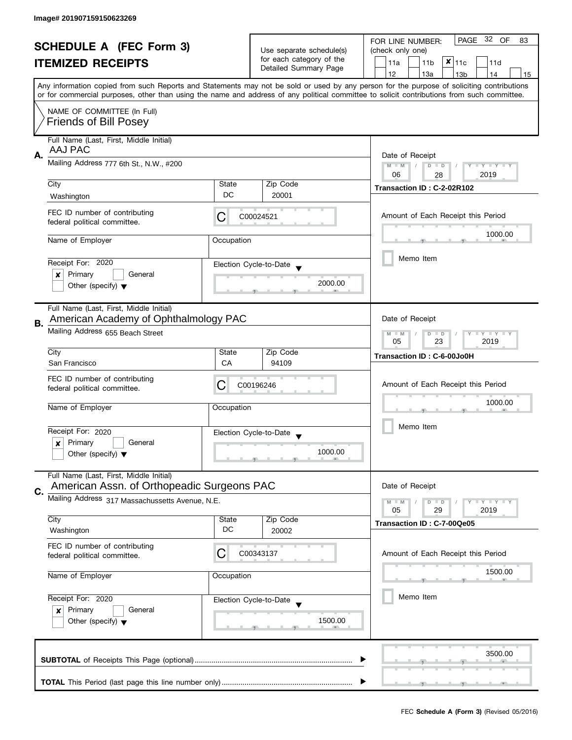Image# 201907159150623269

# SCHEDULE A (FEC Form 3)
## ITEMIZED RECEIPTS

Use separate schedule(s) for each category of the Detailed Summary Page

FOR LINE NUMBER: (check only one)

PAGE 32 OF 83

- [ ] 11a
- [ ] 11b
- [x] 11c
- [ ] 11d
- [ ] 12
- [ ] 13a
- [ ] 13b
- [ ] 14
- [ ] 15

Any information copied from such Reports and Statements may not be sold or used by any person for the purpose of soliciting contributions or for commercial purposes, other than using the name and address of any political committee to solicit contributions from such committee.

NAME OF COMMITTEE (In Full)
Friends of Bill Posey

---

**A.** Full Name (Last, First, Middle Initial): AAJ PAC

Mailing Address: 777 6th St., N.W., #200

City: Washington | State: DC | Zip Code: 20001

FEC ID number of contributing federal political committee: C00024521

Name of Employer:

Occupation:

Receipt For: 2020
- [x] Primary
- [ ] General
- [ ] Other (specify)

Election Cycle-to-Date: 2000.00

Date of Receipt: 06 / 28 / 2019

Transaction ID : C-2-02R102

Amount of Each Receipt this Period: 1000.00

- [ ] Memo Item

---

**B.** Full Name (Last, First, Middle Initial): American Academy of Ophthalmology PAC

Mailing Address: 655 Beach Street

City: San Francisco | State: CA | Zip Code: 94109

FEC ID number of contributing federal political committee: C00196246

Name of Employer:

Occupation:

Receipt For: 2020
- [x] Primary
- [ ] General
- [ ] Other (specify)

Election Cycle-to-Date: 1000.00

Date of Receipt: 05 / 23 / 2019

Transaction ID : C-6-00Jo0H

Amount of Each Receipt this Period: 1000.00

- [ ] Memo Item

---

**C.** Full Name (Last, First, Middle Initial): American Assn. of Orthopeadic Surgeons PAC

Mailing Address: 317 Massachussetts Avenue, N.E.

City: Washington | State: DC | Zip Code: 20002

FEC ID number of contributing federal political committee: C00343137

Name of Employer:

Occupation:

Receipt For: 2020
- [x] Primary
- [ ] General
- [ ] Other (specify)

Election Cycle-to-Date: 1500.00

Date of Receipt: 05 / 29 / 2019

Transaction ID : C-7-00Qe05

Amount of Each Receipt this Period: 1500.00

- [ ] Memo Item

---

**SUBTOTAL** of Receipts This Page (optional): 3500.00

**TOTAL** This Period (last page this line number only):

FEC **Schedule A (Form 3)** (Revised 05/2016)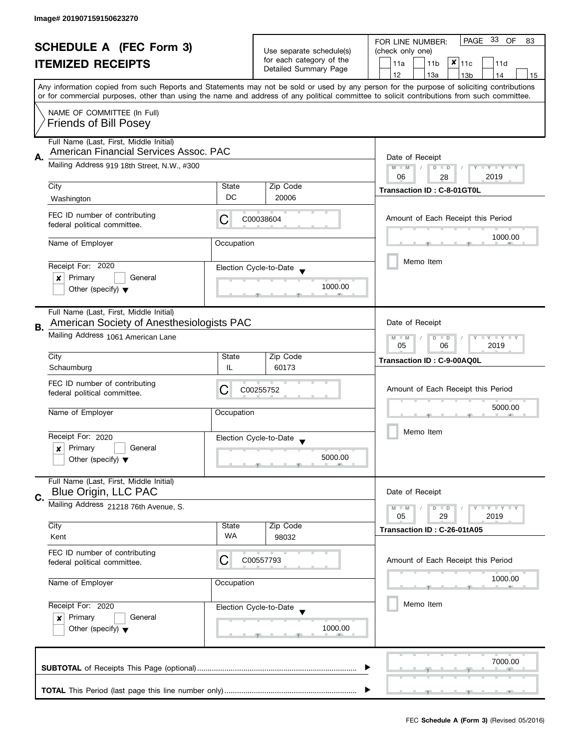Image# 201907159150623270

# SCHEDULE A (FEC Form 3)

## ITEMIZED RECEIPTS

Use separate schedule(s) for each category of the Detailed Summary Page

FOR LINE NUMBER: (check only one)

| | | | | |
|---|---|---|---|---|
| 11a | 11b | **x** 11c | 11d | |
| 12 | 13a | 13b | 14 | 15 |

PAGE 33 OF 83

Any information copied from such Reports and Statements may not be sold or used by any person for the purpose of soliciting contributions or for commercial purposes, other than using the name and address of any political committee to solicit contributions from such committee.

NAME OF COMMITTEE (In Full)
Friends of Bill Posey

---

**A.** Full Name (Last, First, Middle Initial)
American Financial Services Assoc. PAC

Mailing Address 919 18th Street, N.W., #300

City: Washington | State: DC | Zip Code: 20006

FEC ID number of contributing federal political committee: C C00038604

Name of Employer:
Occupation:

Receipt For: 2020
[x] Primary [ ] General
[ ] Other (specify)

Election Cycle-to-Date: 1000.00

Date of Receipt: 06 / 28 / 2019

Transaction ID : C-8-01GT0L

Amount of Each Receipt this Period: 1000.00

[ ] Memo Item

---

**B.** Full Name (Last, First, Middle Initial)
American Society of Anesthesiologists PAC

Mailing Address 1061 American Lane

City: Schaumburg | State: IL | Zip Code: 60173

FEC ID number of contributing federal political committee: C C00255752

Name of Employer:
Occupation:

Receipt For: 2020
[x] Primary [ ] General
[ ] Other (specify)

Election Cycle-to-Date: 5000.00

Date of Receipt: 05 / 06 / 2019

Transaction ID : C-9-00AQ0L

Amount of Each Receipt this Period: 5000.00

[ ] Memo Item

---

**C.** Full Name (Last, First, Middle Initial)
Blue Origin, LLC PAC

Mailing Address 21218 76th Avenue, S.

City: Kent | State: WA | Zip Code: 98032

FEC ID number of contributing federal political committee: C C00557793

Name of Employer:
Occupation:

Receipt For: 2020
[x] Primary [ ] General
[ ] Other (specify)

Election Cycle-to-Date: 1000.00

Date of Receipt: 05 / 29 / 2019

Transaction ID : C-26-01tA05

Amount of Each Receipt this Period: 1000.00

[ ] Memo Item

---

**SUBTOTAL** of Receipts This Page (optional) ........ 7000.00

**TOTAL** This Period (last page this line number only) ........

FEC **Schedule A (Form 3)** (Revised 05/2016)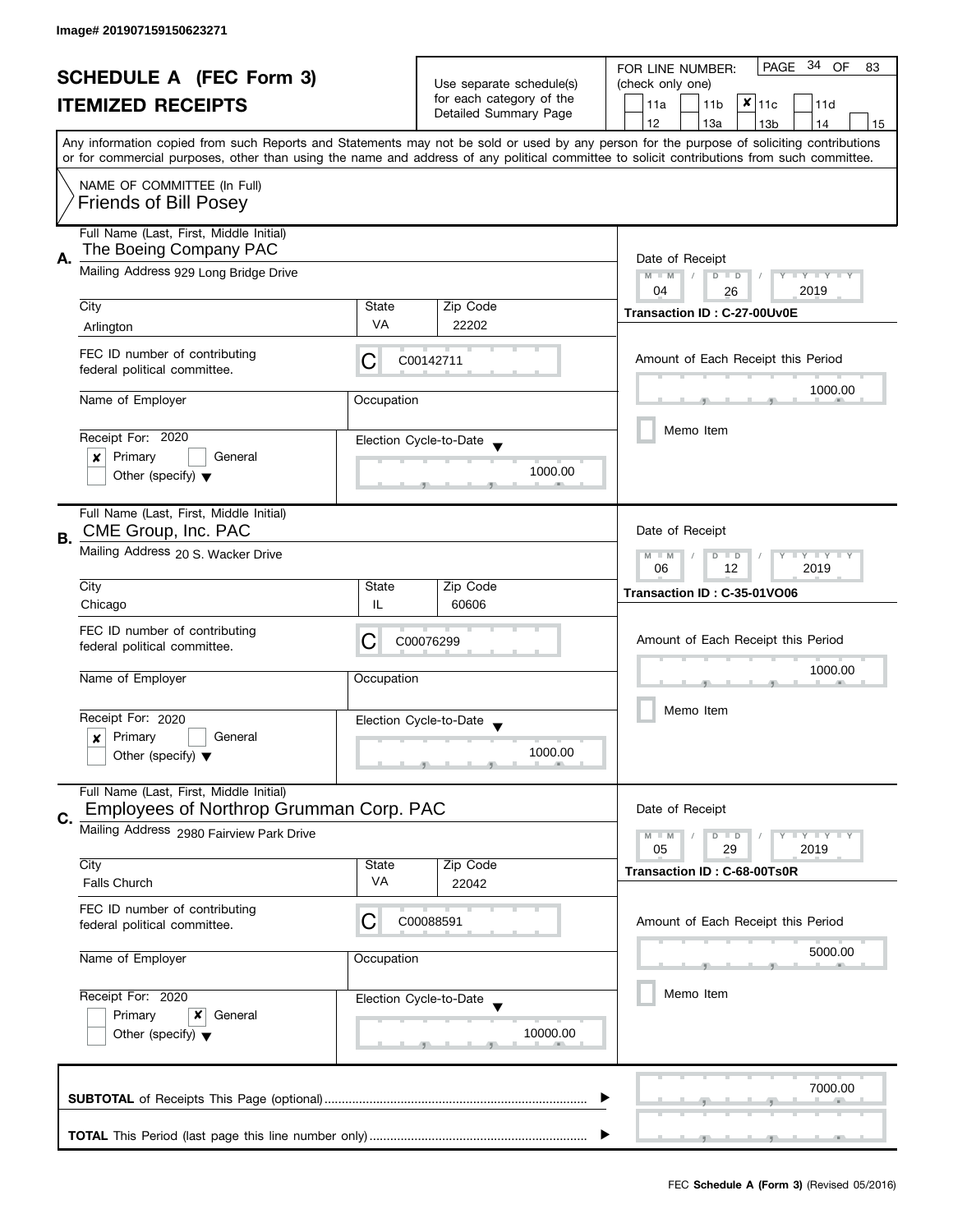Image# 201907159150623271

# SCHEDULE A (FEC Form 3)
## ITEMIZED RECEIPTS

Use separate schedule(s) for each category of the Detailed Summary Page

FOR LINE NUMBER: (check only one)

| | | | | |
|---|---|---|---|---|
| 11a | 11b | ✘ 11c | 11d | |
| 12 | 13a | 13b | 14 | 15 |

PAGE 34 OF 83

Any information copied from such Reports and Statements may not be sold or used by any person for the purpose of soliciting contributions or for commercial purposes, other than using the name and address of any political committee to solicit contributions from such committee.

NAME OF COMMITTEE (In Full)
Friends of Bill Posey

---

**A.** Full Name (Last, First, Middle Initial): The Boeing Company PAC

Mailing Address: 929 Long Bridge Drive

City: Arlington | State: VA | Zip Code: 22202

FEC ID number of contributing federal political committee: C00142711

Name of Employer: | Occupation:

Receipt For: 2020 — ✘ Primary ☐ General ☐ Other (specify)

Election Cycle-to-Date: 1000.00

Date of Receipt: 04 / 26 / 2019

Transaction ID : C-27-00Uv0E

Amount of Each Receipt this Period: 1000.00

☐ Memo Item

---

**B.** Full Name (Last, First, Middle Initial): CME Group, Inc. PAC

Mailing Address: 20 S. Wacker Drive

City: Chicago | State: IL | Zip Code: 60606

FEC ID number of contributing federal political committee: C00076299

Name of Employer: | Occupation:

Receipt For: 2020 — ✘ Primary ☐ General ☐ Other (specify)

Election Cycle-to-Date: 1000.00

Date of Receipt: 06 / 12 / 2019

Transaction ID : C-35-01VO06

Amount of Each Receipt this Period: 1000.00

☐ Memo Item

---

**C.** Full Name (Last, First, Middle Initial): Employees of Northrop Grumman Corp. PAC

Mailing Address: 2980 Fairview Park Drive

City: Falls Church | State: VA | Zip Code: 22042

FEC ID number of contributing federal political committee: C00088591

Name of Employer: | Occupation:

Receipt For: 2020 — ☐ Primary ✘ General ☐ Other (specify)

Election Cycle-to-Date: 10000.00

Date of Receipt: 05 / 29 / 2019

Transaction ID : C-68-00Ts0R

Amount of Each Receipt this Period: 5000.00

☐ Memo Item

---

**SUBTOTAL** of Receipts This Page (optional): 7000.00

**TOTAL** This Period (last page this line number only):

FEC **Schedule A (Form 3)** (Revised 05/2016)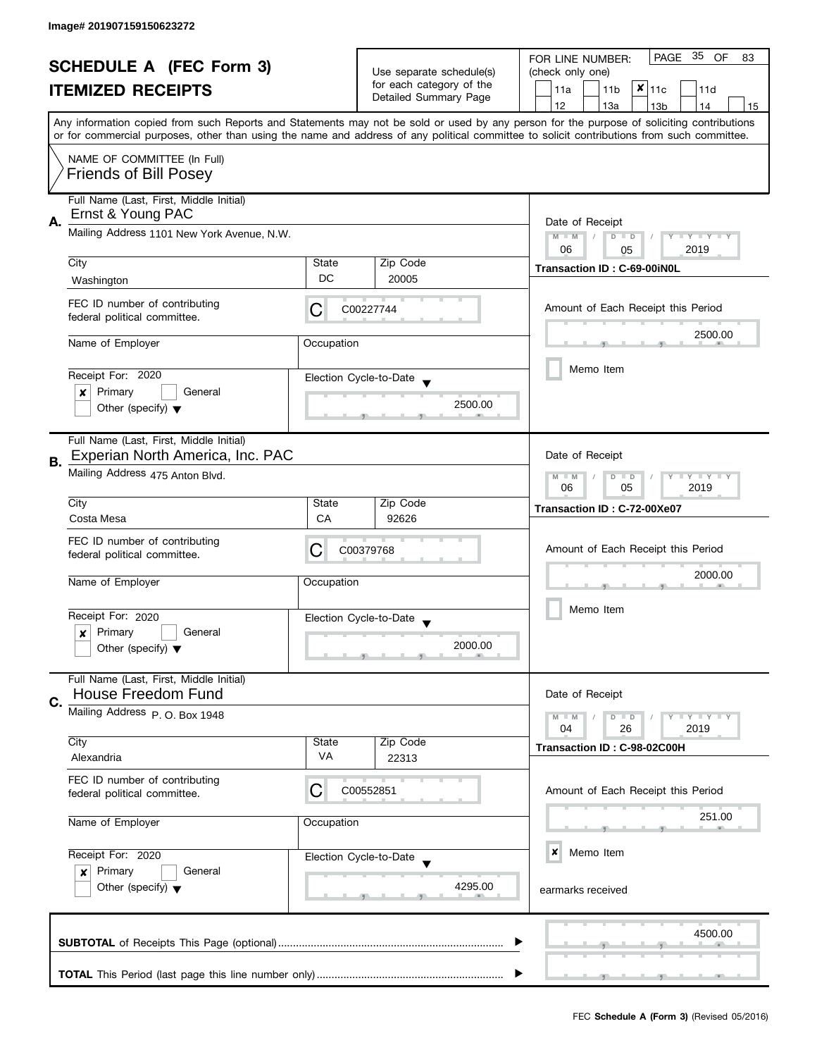Image# 201907159150623272

# SCHEDULE A (FEC Form 3)
## ITEMIZED RECEIPTS

Use separate schedule(s) for each category of the Detailed Summary Page

FOR LINE NUMBER: (check only one)

- [ ] 11a
- [ ] 11b
- [x] 11c
- [ ] 11d
- [ ] 12
- [ ] 13a
- [ ] 13b
- [ ] 14
- [ ] 15

Any information copied from such Reports and Statements may not be sold or used by any person for the purpose of soliciting contributions or for commercial purposes, other than using the name and address of any political committee to solicit contributions from such committee.

NAME OF COMMITTEE (In Full)
Friends of Bill Posey

---

**A.** Full Name (Last, First, Middle Initial): Ernst & Young PAC

Mailing Address: 1101 New York Avenue, N.W.

City: Washington | State: DC | Zip Code: 20005

FEC ID number of contributing federal political committee: C00227744

Name of Employer: | Occupation:

Receipt For: 2020 — [x] Primary [ ] General [ ] Other (specify)

Election Cycle-to-Date: 2500.00

Date of Receipt: 06 / 05 / 2019

Transaction ID : C-69-00iN0L

Amount of Each Receipt this Period: 2500.00

[ ] Memo Item

---

**B.** Full Name (Last, First, Middle Initial): Experian North America, Inc. PAC

Mailing Address: 475 Anton Blvd.

City: Costa Mesa | State: CA | Zip Code: 92626

FEC ID number of contributing federal political committee: C00379768

Name of Employer: | Occupation:

Receipt For: 2020 — [x] Primary [ ] General [ ] Other (specify)

Election Cycle-to-Date: 2000.00

Date of Receipt: 06 / 05 / 2019

Transaction ID : C-72-00Xe07

Amount of Each Receipt this Period: 2000.00

[ ] Memo Item

---

**C.** Full Name (Last, First, Middle Initial): House Freedom Fund

Mailing Address: P. O. Box 1948

City: Alexandria | State: VA | Zip Code: 22313

FEC ID number of contributing federal political committee: C00552851

Name of Employer: | Occupation:

Receipt For: 2020 — [x] Primary [ ] General [ ] Other (specify)

Election Cycle-to-Date: 4295.00

Date of Receipt: 04 / 26 / 2019

Transaction ID : C-98-02C00H

Amount of Each Receipt this Period: 251.00

[x] Memo Item

earmarks received

---

**SUBTOTAL** of Receipts This Page (optional): 4500.00

**TOTAL** This Period (last page this line number only):

FEC Schedule A (Form 3) (Revised 05/2016)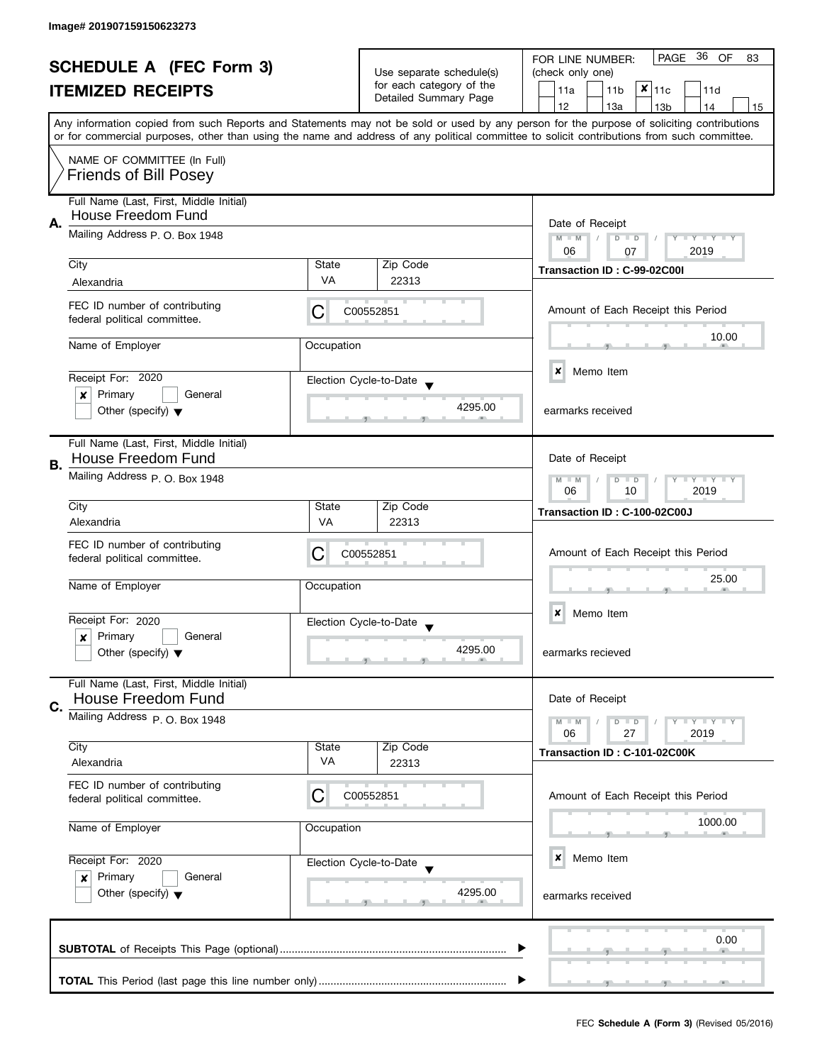Image# 201907159150623273

# SCHEDULE A (FEC Form 3)
## ITEMIZED RECEIPTS

Use separate schedule(s) for each category of the Detailed Summary Page

FOR LINE NUMBER: (check only one)

- [ ] 11a
- [ ] 11b
- [x] 11c
- [ ] 11d
- [ ] 12
- [ ] 13a
- [ ] 13b
- [ ] 14
- [ ] 15

PAGE 36 OF 83

Any information copied from such Reports and Statements may not be sold or used by any person for the purpose of soliciting contributions or for commercial purposes, other than using the name and address of any political committee to solicit contributions from such committee.

NAME OF COMMITTEE (In Full)
Friends of Bill Posey

---

**A.**

Full Name (Last, First, Middle Initial): House Freedom Fund

Mailing Address: P. O. Box 1948

City: Alexandria | State: VA | Zip Code: 22313

FEC ID number of contributing federal political committee: C C00552851

Name of Employer: | Occupation:

Receipt For: 2020
- [x] Primary
- [ ] General
- [ ] Other (specify)

Election Cycle-to-Date: 4295.00

Date of Receipt: 06 / 07 / 2019

Transaction ID : C-99-02C00I

Amount of Each Receipt this Period: 10.00

- [x] Memo Item

earmarks received

---

**B.**

Full Name (Last, First, Middle Initial): House Freedom Fund

Mailing Address: P. O. Box 1948

City: Alexandria | State: VA | Zip Code: 22313

FEC ID number of contributing federal political committee: C C00552851

Name of Employer: | Occupation:

Receipt For: 2020
- [x] Primary
- [ ] General
- [ ] Other (specify)

Election Cycle-to-Date: 4295.00

Date of Receipt: 06 / 10 / 2019

Transaction ID : C-100-02C00J

Amount of Each Receipt this Period: 25.00

- [x] Memo Item

earmarks recieved

---

**C.**

Full Name (Last, First, Middle Initial): House Freedom Fund

Mailing Address: P. O. Box 1948

City: Alexandria | State: VA | Zip Code: 22313

FEC ID number of contributing federal political committee: C C00552851

Name of Employer: | Occupation:

Receipt For: 2020
- [x] Primary
- [ ] General
- [ ] Other (specify)

Election Cycle-to-Date: 4295.00

Date of Receipt: 06 / 27 / 2019

Transaction ID : C-101-02C00K

Amount of Each Receipt this Period: 1000.00

- [x] Memo Item

earmarks received

---

**SUBTOTAL** of Receipts This Page (optional): 0.00

**TOTAL** This Period (last page this line number only):

FEC **Schedule A (Form 3)** (Revised 05/2016)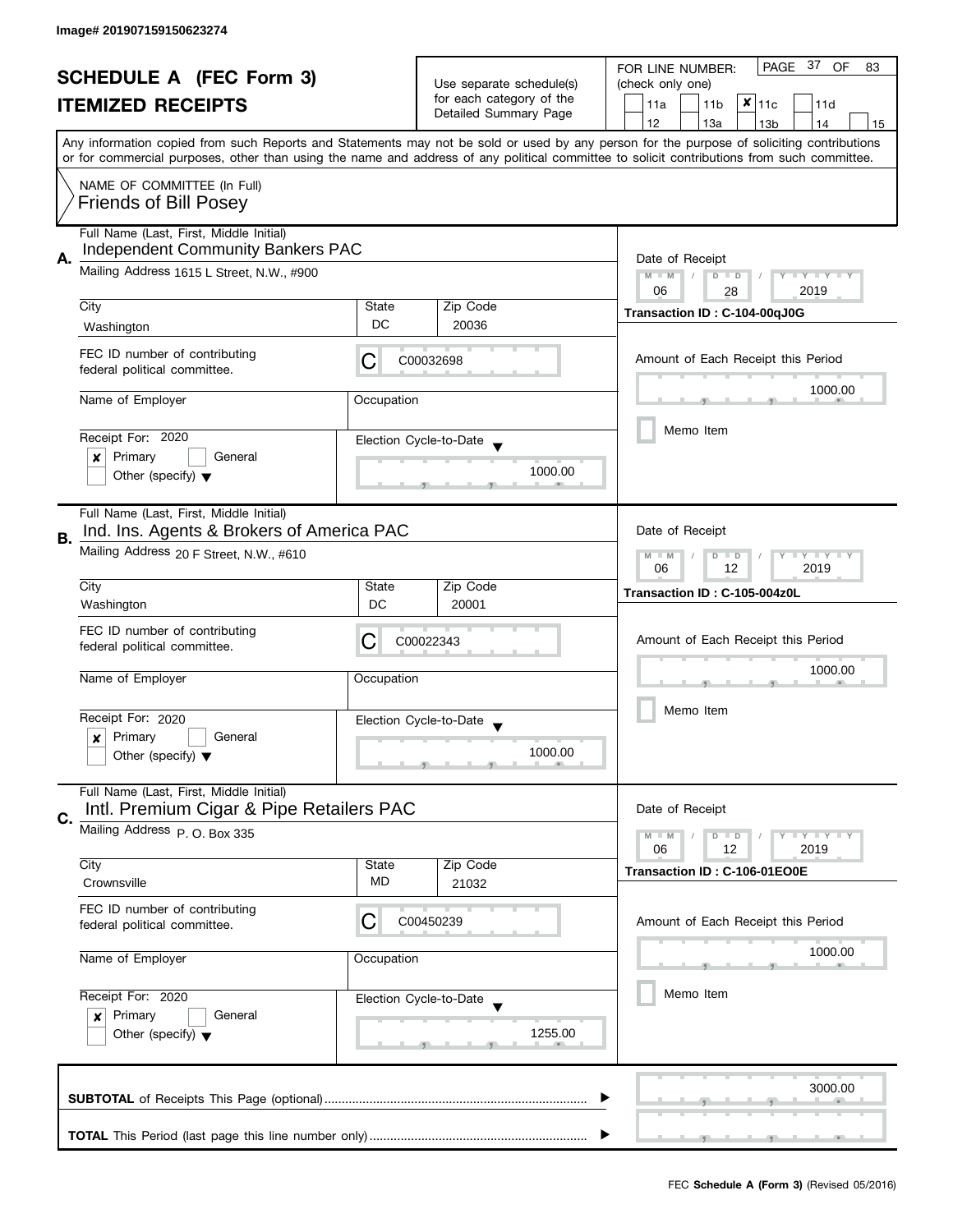Image# 201907159150623274

# SCHEDULE A (FEC Form 3)
## ITEMIZED RECEIPTS

Use separate schedule(s) for each category of the Detailed Summary Page

FOR LINE NUMBER: (check only one)

PAGE 37 OF 83

| | | | | |
|---|---|---|---|---|
| 11a | 11b | ✘ 11c | 11d | |
| 12 | 13a | 13b | 14 | 15 |

Any information copied from such Reports and Statements may not be sold or used by any person for the purpose of soliciting contributions or for commercial purposes, other than using the name and address of any political committee to solicit contributions from such committee.

NAME OF COMMITTEE (In Full)
Friends of Bill Posey

---

**A.** Full Name (Last, First, Middle Initial): Independent Community Bankers PAC

Mailing Address: 1615 L Street, N.W., #900

City: Washington | State: DC | Zip Code: 20036

FEC ID number of contributing federal political committee: C00032698

Name of Employer:

Occupation:

Receipt For: 2020 — ✘ Primary ☐ General ☐ Other (specify)

Election Cycle-to-Date: 1000.00

Date of Receipt: 06 / 28 / 2019

Transaction ID : C-104-00qJ0G

Amount of Each Receipt this Period: 1000.00

☐ Memo Item

---

**B.** Full Name (Last, First, Middle Initial): Ind. Ins. Agents & Brokers of America PAC

Mailing Address: 20 F Street, N.W., #610

City: Washington | State: DC | Zip Code: 20001

FEC ID number of contributing federal political committee: C00022343

Name of Employer:

Occupation:

Receipt For: 2020 — ✘ Primary ☐ General ☐ Other (specify)

Election Cycle-to-Date: 1000.00

Date of Receipt: 06 / 12 / 2019

Transaction ID : C-105-004z0L

Amount of Each Receipt this Period: 1000.00

☐ Memo Item

---

**C.** Full Name (Last, First, Middle Initial): Intl. Premium Cigar & Pipe Retailers PAC

Mailing Address: P. O. Box 335

City: Crownsville | State: MD | Zip Code: 21032

FEC ID number of contributing federal political committee: C00450239

Name of Employer:

Occupation:

Receipt For: 2020 — ✘ Primary ☐ General ☐ Other (specify)

Election Cycle-to-Date: 1255.00

Date of Receipt: 06 / 12 / 2019

Transaction ID : C-106-01EO0E

Amount of Each Receipt this Period: 1000.00

☐ Memo Item

---

**SUBTOTAL** of Receipts This Page (optional): 3000.00

**TOTAL** This Period (last page this line number only):

FEC **Schedule A (Form 3)** (Revised 05/2016)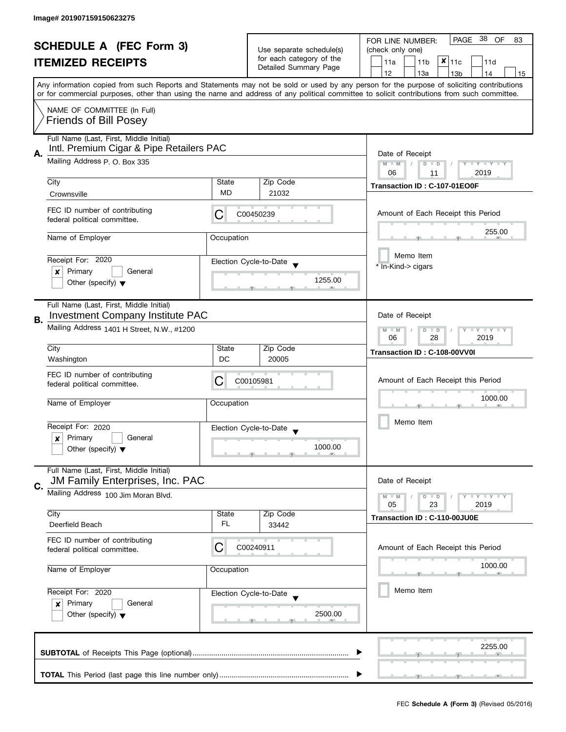Image# 201907159150623275

# SCHEDULE A (FEC Form 3)

## ITEMIZED RECEIPTS

Use separate schedule(s) for each category of the Detailed Summary Page

FOR LINE NUMBER: (check only one)

11a | 11b | **x** 11c | 11d | 12 | 13a | 13b | 14 | 15

PAGE 38 OF 83

Any information copied from such Reports and Statements may not be sold or used by any person for the purpose of soliciting contributions or for commercial purposes, other than using the name and address of any political committee to solicit contributions from such committee.

NAME OF COMMITTEE (In Full)
Friends of Bill Posey

---

**A.**

Full Name (Last, First, Middle Initial): Intl. Premium Cigar & Pipe Retailers PAC

Mailing Address: P. O. Box 335

City: Crownsville | State: MD | Zip Code: 21032

FEC ID number of contributing federal political committee: C C00450239

Name of Employer: | Occupation:

Receipt For: 2020 — [x] Primary [ ] General [ ] Other (specify)

Election Cycle-to-Date: 1255.00

Date of Receipt: 06 / 11 / 2019

Transaction ID : C-107-01EO0F

Amount of Each Receipt this Period: 255.00

[ ] Memo Item

* In-Kind-> cigars

---

**B.**

Full Name (Last, First, Middle Initial): Investment Company Institute PAC

Mailing Address: 1401 H Street, N.W., #1200

City: Washington | State: DC | Zip Code: 20005

FEC ID number of contributing federal political committee: C C00105981

Name of Employer: | Occupation:

Receipt For: 2020 — [x] Primary [ ] General [ ] Other (specify)

Election Cycle-to-Date: 1000.00

Date of Receipt: 06 / 28 / 2019

Transaction ID : C-108-00VV0I

Amount of Each Receipt this Period: 1000.00

[ ] Memo Item

---

**C.**

Full Name (Last, First, Middle Initial): JM Family Enterprises, Inc. PAC

Mailing Address: 100 Jim Moran Blvd.

City: Deerfield Beach | State: FL | Zip Code: 33442

FEC ID number of contributing federal political committee: C C00240911

Name of Employer: | Occupation:

Receipt For: 2020 — [x] Primary [ ] General [ ] Other (specify)

Election Cycle-to-Date: 2500.00

Date of Receipt: 05 / 23 / 2019

Transaction ID : C-110-00JU0E

Amount of Each Receipt this Period: 1000.00

[ ] Memo Item

---

**SUBTOTAL** of Receipts This Page (optional): 2255.00

**TOTAL** This Period (last page this line number only):

FEC **Schedule A (Form 3)** (Revised 05/2016)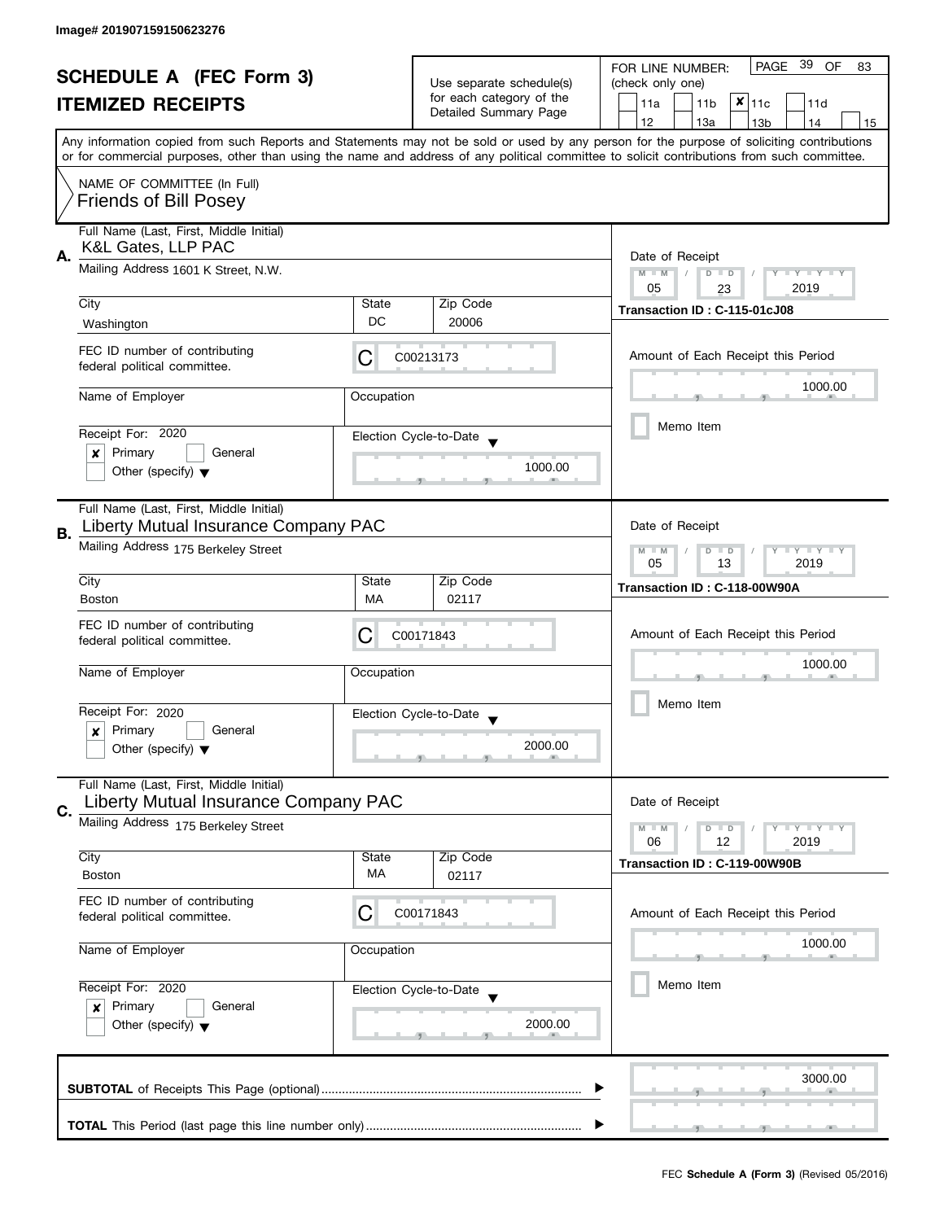Image# 201907159150623276

# SCHEDULE A (FEC Form 3)
## ITEMIZED RECEIPTS

Use separate schedule(s) for each category of the Detailed Summary Page

FOR LINE NUMBER: (check only one)

- [ ] 11a
- [ ] 11b
- [x] 11c
- [ ] 11d
- [ ] 12
- [ ] 13a
- [ ] 13b
- [ ] 14
- [ ] 15

PAGE 39 OF 83

Any information copied from such Reports and Statements may not be sold or used by any person for the purpose of soliciting contributions or for commercial purposes, other than using the name and address of any political committee to solicit contributions from such committee.

NAME OF COMMITTEE (In Full)
Friends of Bill Posey

---

**A.** Full Name (Last, First, Middle Initial): K&L Gates, LLP PAC

Mailing Address: 1601 K Street, N.W.

City: Washington | State: DC | Zip Code: 20006

FEC ID number of contributing federal political committee: C00213173

Name of Employer:
Occupation:

Receipt For: 2020
- [x] Primary
- [ ] General
- [ ] Other (specify)

Election Cycle-to-Date: 1000.00

Date of Receipt: 05 / 23 / 2019

Transaction ID : C-115-01cJ08

Amount of Each Receipt this Period: 1000.00

- [ ] Memo Item

---

**B.** Full Name (Last, First, Middle Initial): Liberty Mutual Insurance Company PAC

Mailing Address: 175 Berkeley Street

City: Boston | State: MA | Zip Code: 02117

FEC ID number of contributing federal political committee: C00171843

Name of Employer:
Occupation:

Receipt For: 2020
- [x] Primary
- [ ] General
- [ ] Other (specify)

Election Cycle-to-Date: 2000.00

Date of Receipt: 05 / 13 / 2019

Transaction ID : C-118-00W90A

Amount of Each Receipt this Period: 1000.00

- [ ] Memo Item

---

**C.** Full Name (Last, First, Middle Initial): Liberty Mutual Insurance Company PAC

Mailing Address: 175 Berkeley Street

City: Boston | State: MA | Zip Code: 02117

FEC ID number of contributing federal political committee: C00171843

Name of Employer:
Occupation:

Receipt For: 2020
- [x] Primary
- [ ] General
- [ ] Other (specify)

Election Cycle-to-Date: 2000.00

Date of Receipt: 06 / 12 / 2019

Transaction ID : C-119-00W90B

Amount of Each Receipt this Period: 1000.00

- [ ] Memo Item

---

**SUBTOTAL** of Receipts This Page (optional): 3000.00

**TOTAL** This Period (last page this line number only):

FEC **Schedule A (Form 3)** (Revised 05/2016)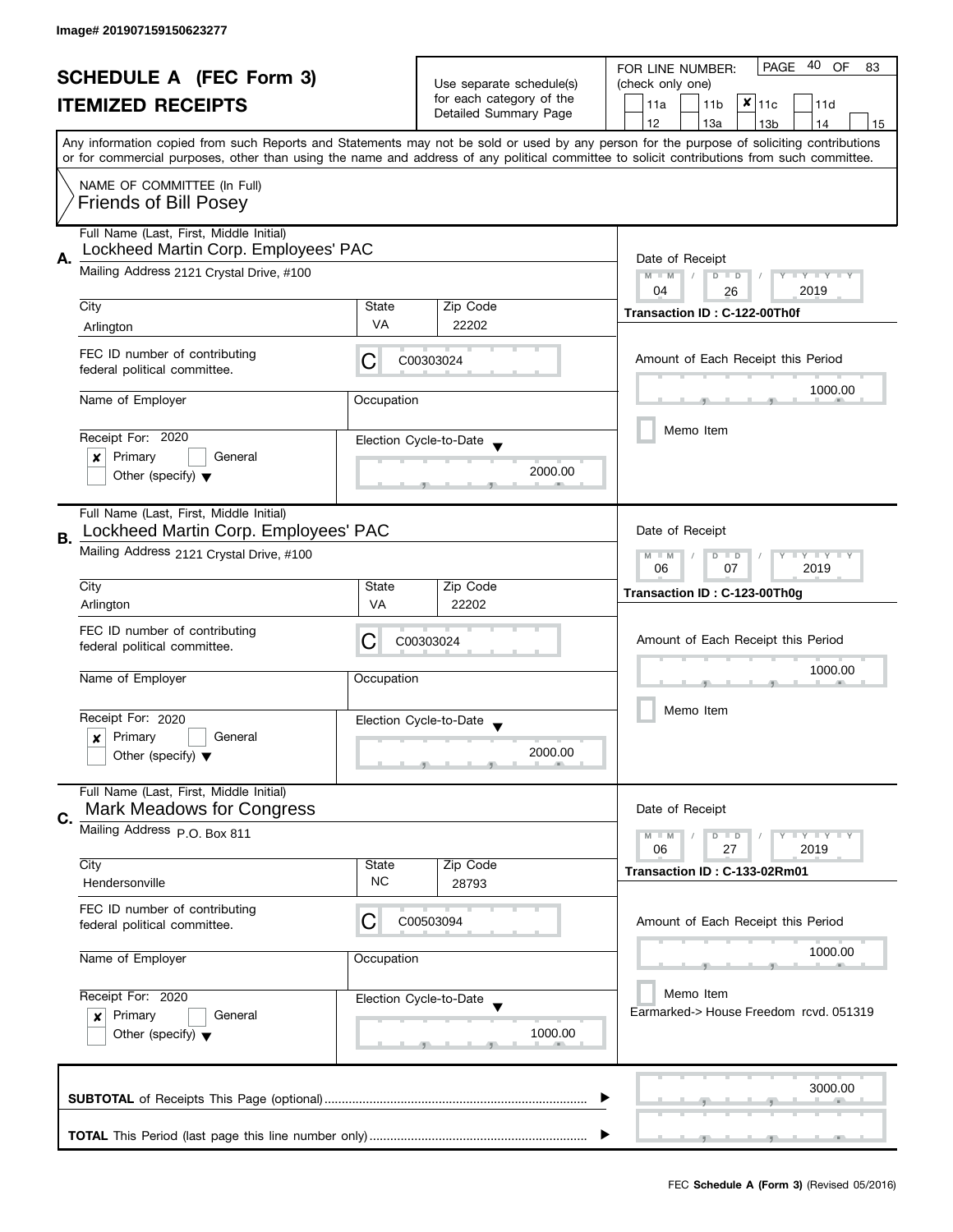Image# 201907159150623277

# SCHEDULE A (FEC Form 3)
## ITEMIZED RECEIPTS

Use separate schedule(s) for each category of the Detailed Summary Page

FOR LINE NUMBER: (check only one)

11a | 11b | **x** 11c | 11d | 12 | 13a | 13b | 14 | 15

Any information copied from such Reports and Statements may not be sold or used by any person for the purpose of soliciting contributions or for commercial purposes, other than using the name and address of any political committee to solicit contributions from such committee.

NAME OF COMMITTEE (In Full)
Friends of Bill Posey

---

**A.** Full Name (Last, First, Middle Initial): Lockheed Martin Corp. Employees' PAC

Mailing Address: 2121 Crystal Drive, #100

City: Arlington | State: VA | Zip Code: 22202

FEC ID number of contributing federal political committee: C C00303024

Name of Employer: | Occupation:

Receipt For: 2020 — [x] Primary [ ] General [ ] Other (specify)

Election Cycle-to-Date: 2000.00

Date of Receipt: 04 / 26 / 2019

Transaction ID : C-122-00Th0f

Amount of Each Receipt this Period: 1000.00

[ ] Memo Item

---

**B.** Full Name (Last, First, Middle Initial): Lockheed Martin Corp. Employees' PAC

Mailing Address: 2121 Crystal Drive, #100

City: Arlington | State: VA | Zip Code: 22202

FEC ID number of contributing federal political committee: C C00303024

Name of Employer: | Occupation:

Receipt For: 2020 — [x] Primary [ ] General [ ] Other (specify)

Election Cycle-to-Date: 2000.00

Date of Receipt: 06 / 07 / 2019

Transaction ID : C-123-00Th0g

Amount of Each Receipt this Period: 1000.00

[ ] Memo Item

---

**C.** Full Name (Last, First, Middle Initial): Mark Meadows for Congress

Mailing Address: P.O. Box 811

City: Hendersonville | State: NC | Zip Code: 28793

FEC ID number of contributing federal political committee: C C00503094

Name of Employer: | Occupation:

Receipt For: 2020 — [x] Primary [ ] General [ ] Other (specify)

Election Cycle-to-Date: 1000.00

Date of Receipt: 06 / 27 / 2019

Transaction ID : C-133-02Rm01

Amount of Each Receipt this Period: 1000.00

[ ] Memo Item

Earmarked-> House Freedom rcvd. 051319

---

**SUBTOTAL** of Receipts This Page (optional): 3000.00

**TOTAL** This Period (last page this line number only):

FEC **Schedule A (Form 3)** (Revised 05/2016)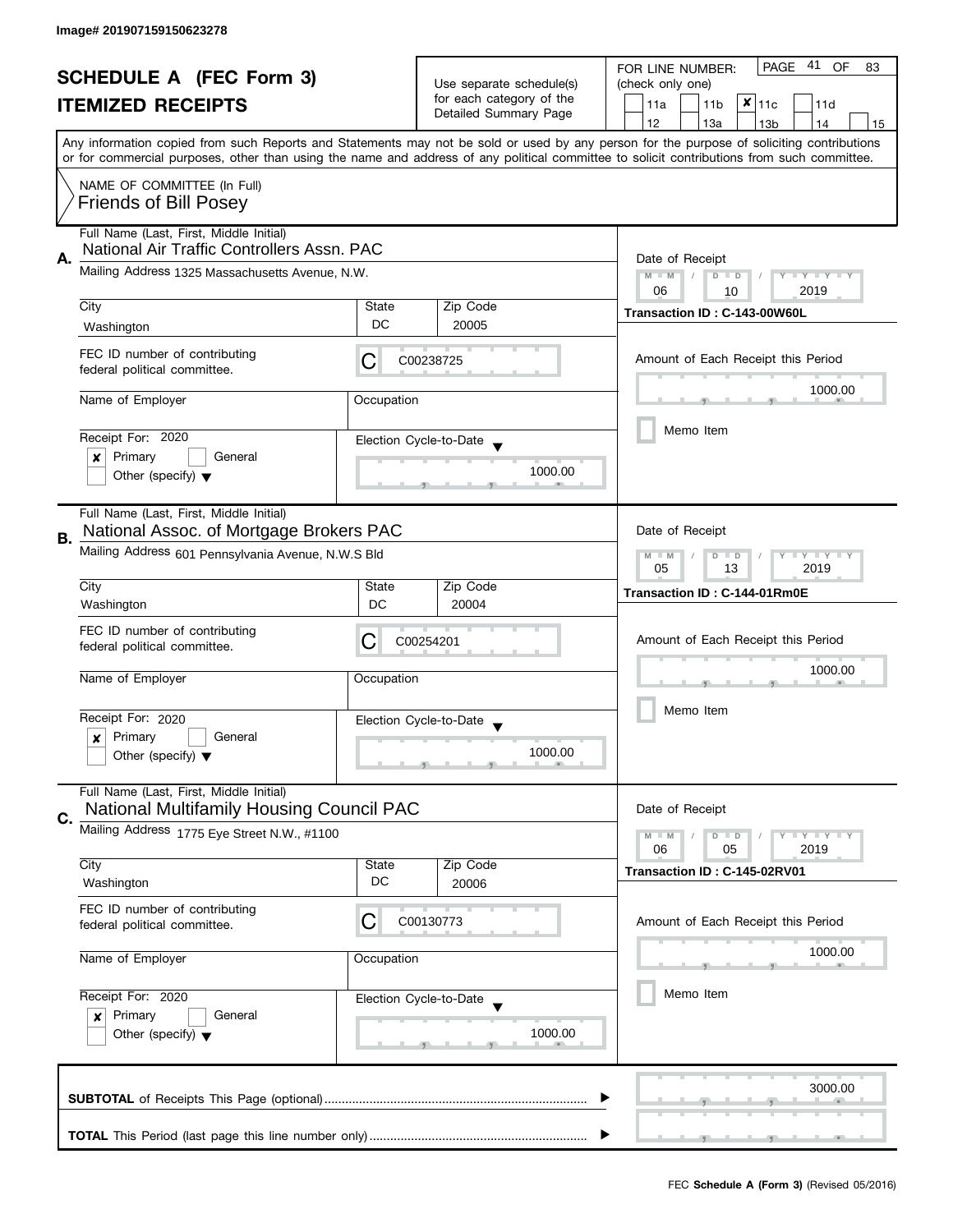Image# 201907159150623278

# SCHEDULE A (FEC Form 3)
## ITEMIZED RECEIPTS

Use separate schedule(s) for each category of the Detailed Summary Page

FOR LINE NUMBER: (check only one)

PAGE 41 OF 83

- [ ] 11a
- [ ] 11b
- [x] 11c
- [ ] 11d
- [ ] 12
- [ ] 13a
- [ ] 13b
- [ ] 14
- [ ] 15

Any information copied from such Reports and Statements may not be sold or used by any person for the purpose of soliciting contributions or for commercial purposes, other than using the name and address of any political committee to solicit contributions from such committee.

NAME OF COMMITTEE (In Full)
Friends of Bill Posey

---

**A.** Full Name (Last, First, Middle Initial)
National Air Traffic Controllers Assn. PAC

Mailing Address 1325 Massachusetts Avenue, N.W.

| City | State | Zip Code |
|---|---|---|
| Washington | DC | 20005 |

FEC ID number of contributing federal political committee: C00238725

Name of Employer:
Occupation:

Receipt For: 2020
- [x] Primary
- [ ] General
- [ ] Other (specify)

Election Cycle-to-Date: 1000.00

Date of Receipt: 06 / 10 / 2019

Transaction ID : C-143-00W60L

Amount of Each Receipt this Period: 1000.00

- [ ] Memo Item

---

**B.** Full Name (Last, First, Middle Initial)
National Assoc. of Mortgage Brokers PAC

Mailing Address 601 Pennsylvania Avenue, N.W.S Bld

| City | State | Zip Code |
|---|---|---|
| Washington | DC | 20004 |

FEC ID number of contributing federal political committee: C00254201

Name of Employer:
Occupation:

Receipt For: 2020
- [x] Primary
- [ ] General
- [ ] Other (specify)

Election Cycle-to-Date: 1000.00

Date of Receipt: 05 / 13 / 2019

Transaction ID : C-144-01Rm0E

Amount of Each Receipt this Period: 1000.00

- [ ] Memo Item

---

**C.** Full Name (Last, First, Middle Initial)
National Multifamily Housing Council PAC

Mailing Address 1775 Eye Street N.W., #1100

| City | State | Zip Code |
|---|---|---|
| Washington | DC | 20006 |

FEC ID number of contributing federal political committee: C00130773

Name of Employer:
Occupation:

Receipt For: 2020
- [x] Primary
- [ ] General
- [ ] Other (specify)

Election Cycle-to-Date: 1000.00

Date of Receipt: 06 / 05 / 2019

Transaction ID : C-145-02RV01

Amount of Each Receipt this Period: 1000.00

- [ ] Memo Item

---

**SUBTOTAL** of Receipts This Page (optional): 3000.00

**TOTAL** This Period (last page this line number only):

FEC **Schedule A (Form 3)** (Revised 05/2016)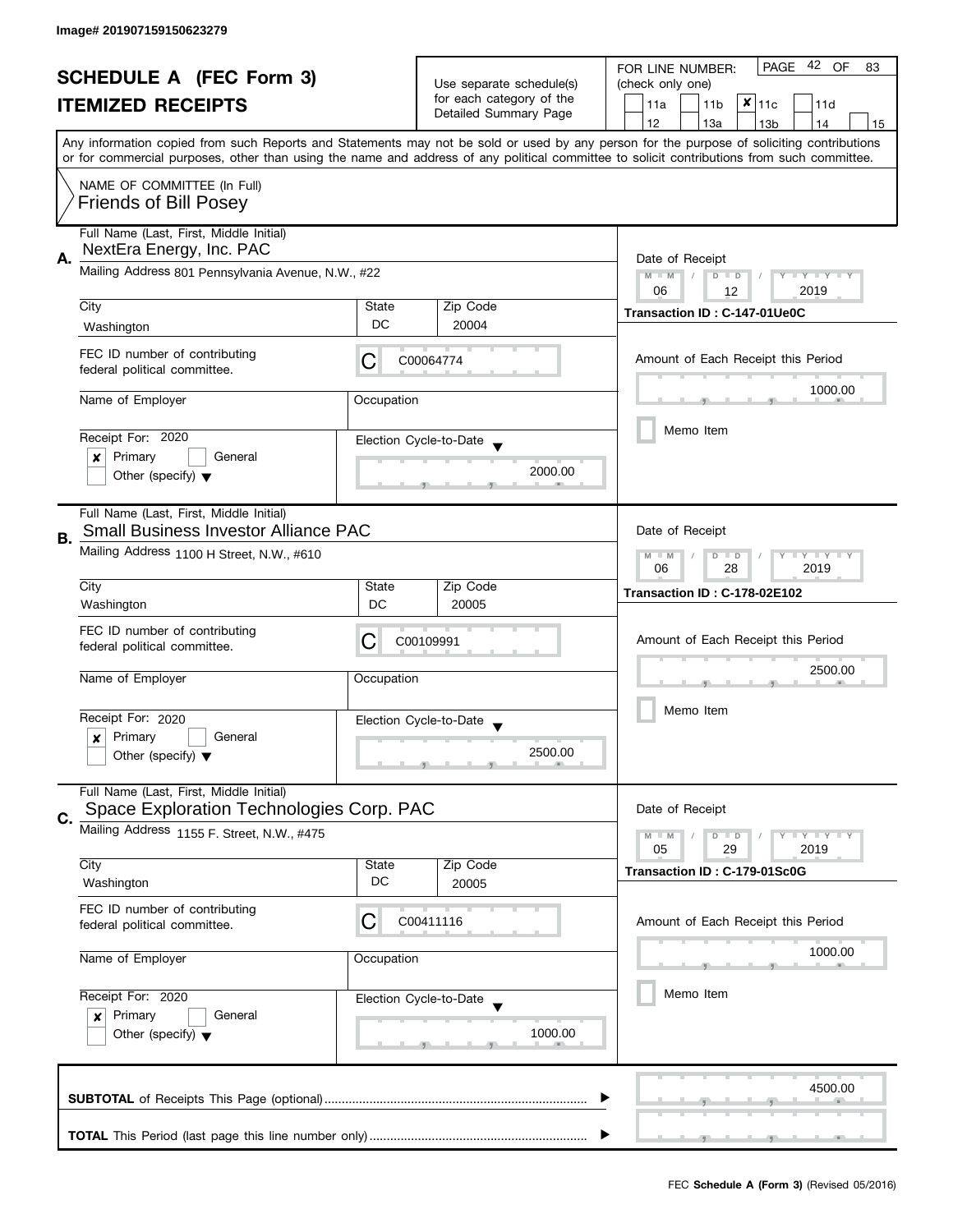Image# 201907159150623279

# SCHEDULE A (FEC Form 3)
## ITEMIZED RECEIPTS

Use separate schedule(s) for each category of the Detailed Summary Page

FOR LINE NUMBER: (check only one)

- [ ] 11a
- [ ] 11b
- [x] 11c
- [ ] 11d
- [ ] 12
- [ ] 13a
- [ ] 13b
- [ ] 14
- [ ] 15

PAGE 42 OF 83

Any information copied from such Reports and Statements may not be sold or used by any person for the purpose of soliciting contributions or for commercial purposes, other than using the name and address of any political committee to solicit contributions from such committee.

NAME OF COMMITTEE (In Full)
Friends of Bill Posey

---

**A.** Full Name (Last, First, Middle Initial): NextEra Energy, Inc. PAC

Mailing Address: 801 Pennsylvania Avenue, N.W., #22

City: Washington | State: DC | Zip Code: 20004

FEC ID number of contributing federal political committee: C00064774

Name of Employer: | Occupation:

Receipt For: 2020 — [x] Primary [ ] General [ ] Other (specify)

Election Cycle-to-Date: 2000.00

Date of Receipt: 06 / 12 / 2019

Transaction ID : C-147-01Ue0C

Amount of Each Receipt this Period: 1000.00

[ ] Memo Item

---

**B.** Full Name (Last, First, Middle Initial): Small Business Investor Alliance PAC

Mailing Address: 1100 H Street, N.W., #610

City: Washington | State: DC | Zip Code: 20005

FEC ID number of contributing federal political committee: C00109991

Name of Employer: | Occupation:

Receipt For: 2020 — [x] Primary [ ] General [ ] Other (specify)

Election Cycle-to-Date: 2500.00

Date of Receipt: 06 / 28 / 2019

Transaction ID : C-178-02E102

Amount of Each Receipt this Period: 2500.00

[ ] Memo Item

---

**C.** Full Name (Last, First, Middle Initial): Space Exploration Technologies Corp. PAC

Mailing Address: 1155 F. Street, N.W., #475

City: Washington | State: DC | Zip Code: 20005

FEC ID number of contributing federal political committee: C00411116

Name of Employer: | Occupation:

Receipt For: 2020 — [x] Primary [ ] General [ ] Other (specify)

Election Cycle-to-Date: 1000.00

Date of Receipt: 05 / 29 / 2019

Transaction ID : C-179-01Sc0G

Amount of Each Receipt this Period: 1000.00

[ ] Memo Item

---

**SUBTOTAL** of Receipts This Page (optional): 4500.00

**TOTAL** This Period (last page this line number only):

FEC **Schedule A (Form 3)** (Revised 05/2016)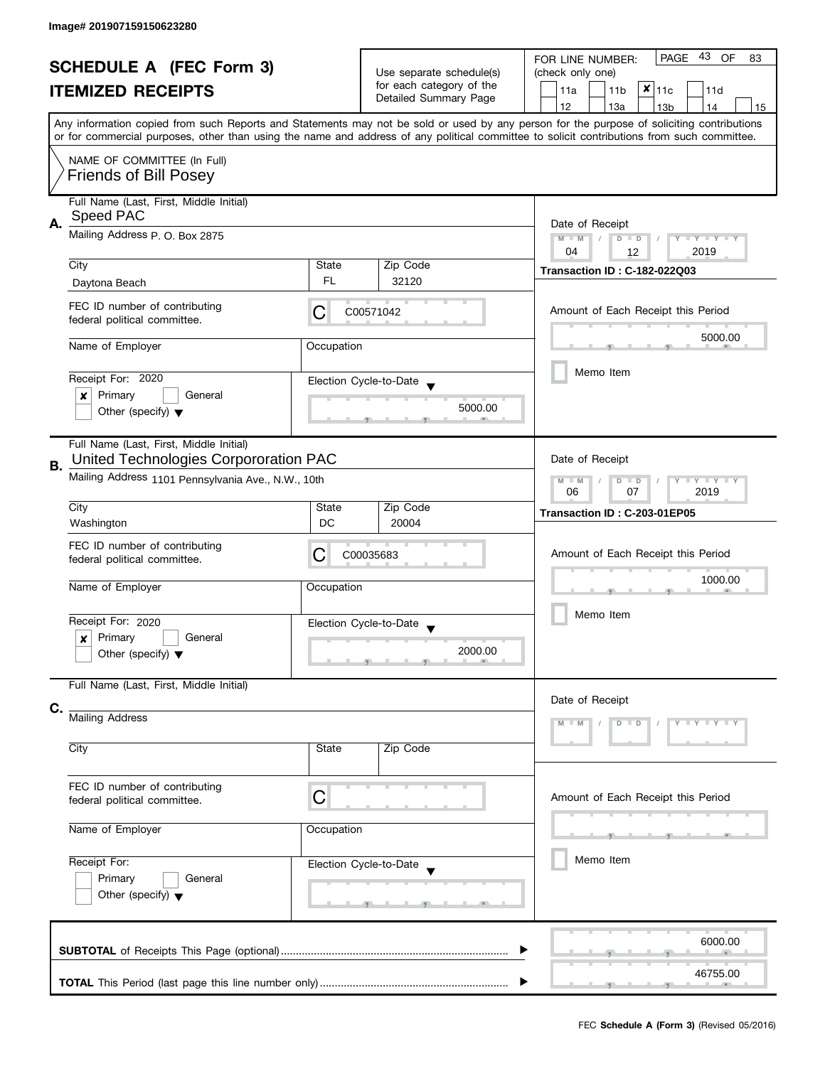Image# 201907159150623280

# SCHEDULE A (FEC Form 3)
## ITEMIZED RECEIPTS

Use separate schedule(s) for each category of the Detailed Summary Page

FOR LINE NUMBER: (check only one)

- [ ] 11a
- [ ] 11b
- [x] 11c
- [ ] 11d
- [ ] 12
- [ ] 13a
- [ ] 13b
- [ ] 14
- [ ] 15

PAGE 43 OF 83

Any information copied from such Reports and Statements may not be sold or used by any person for the purpose of soliciting contributions or for commercial purposes, other than using the name and address of any political committee to solicit contributions from such committee.

NAME OF COMMITTEE (In Full)
Friends of Bill Posey

---

**A.**

Full Name (Last, First, Middle Initial): Speed PAC

Mailing Address: P. O. Box 2875

City: Daytona Beach | State: FL | Zip Code: 32120

FEC ID number of contributing federal political committee: C00571042

Name of Employer: | Occupation:

Receipt For: 2020
- [x] Primary
- [ ] General
- [ ] Other (specify)

Election Cycle-to-Date: 5000.00

Date of Receipt: 04 / 12 / 2019

Transaction ID : C-182-022Q03

Amount of Each Receipt this Period: 5000.00

- [ ] Memo Item

---

**B.**

Full Name (Last, First, Middle Initial): United Technologies Corpororation PAC

Mailing Address: 1101 Pennsylvania Ave., N.W., 10th

City: Washington | State: DC | Zip Code: 20004

FEC ID number of contributing federal political committee: C00035683

Name of Employer: | Occupation:

Receipt For: 2020
- [x] Primary
- [ ] General
- [ ] Other (specify)

Election Cycle-to-Date: 2000.00

Date of Receipt: 06 / 07 / 2019

Transaction ID : C-203-01EP05

Amount of Each Receipt this Period: 1000.00

- [ ] Memo Item

---

**C.**

Full Name (Last, First, Middle Initial):

Mailing Address

City | State | Zip Code

FEC ID number of contributing federal political committee: C

Name of Employer: | Occupation:

Receipt For:
- [ ] Primary
- [ ] General
- [ ] Other (specify)

Election Cycle-to-Date:

Date of Receipt: M M / D D / Y Y Y Y

Amount of Each Receipt this Period:

- [ ] Memo Item

---

**SUBTOTAL** of Receipts This Page (optional): 6000.00

**TOTAL** This Period (last page this line number only): 46755.00

FEC **Schedule A (Form 3)** (Revised 05/2016)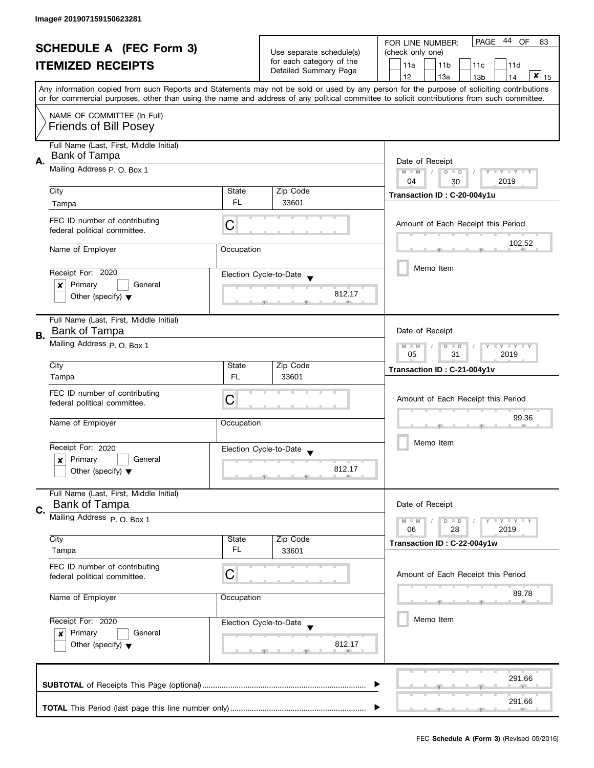Image# 201907159150623281

# SCHEDULE A (FEC Form 3)

## ITEMIZED RECEIPTS

Use separate schedule(s) for each category of the Detailed Summary Page

FOR LINE NUMBER: (check only one)

- [ ] 11a
- [ ] 11b
- [ ] 11c
- [ ] 11d
- [ ] 12
- [ ] 13a
- [ ] 13b
- [ ] 14
- [x] 15

PAGE 44 OF 83

Any information copied from such Reports and Statements may not be sold or used by any person for the purpose of soliciting contributions or for commercial purposes, other than using the name and address of any political committee to solicit contributions from such committee.

NAME OF COMMITTEE (In Full)
Friends of Bill Posey

---

**A.** Full Name (Last, First, Middle Initial): Bank of Tampa

Mailing Address: P. O. Box 1

City: Tampa | State: FL | Zip Code: 33601

FEC ID number of contributing federal political committee: C

Name of Employer: | Occupation:

Receipt For: 2020
- [x] Primary
- [ ] General
- [ ] Other (specify)

Election Cycle-to-Date: 812.17

Date of Receipt: 04 / 30 / 2019

Transaction ID : C-20-004y1u

Amount of Each Receipt this Period: 102.52

- [ ] Memo Item

---

**B.** Full Name (Last, First, Middle Initial): Bank of Tampa

Mailing Address: P. O. Box 1

City: Tampa | State: FL | Zip Code: 33601

FEC ID number of contributing federal political committee: C

Name of Employer: | Occupation:

Receipt For: 2020
- [x] Primary
- [ ] General
- [ ] Other (specify)

Election Cycle-to-Date: 812.17

Date of Receipt: 05 / 31 / 2019

Transaction ID : C-21-004y1v

Amount of Each Receipt this Period: 99.36

- [ ] Memo Item

---

**C.** Full Name (Last, First, Middle Initial): Bank of Tampa

Mailing Address: P. O. Box 1

City: Tampa | State: FL | Zip Code: 33601

FEC ID number of contributing federal political committee: C

Name of Employer: | Occupation:

Receipt For: 2020
- [x] Primary
- [ ] General
- [ ] Other (specify)

Election Cycle-to-Date: 812.17

Date of Receipt: 06 / 28 / 2019

Transaction ID : C-22-004y1w

Amount of Each Receipt this Period: 89.78

- [ ] Memo Item

---

**SUBTOTAL** of Receipts This Page (optional): 291.66

**TOTAL** This Period (last page this line number only): 291.66

FEC **Schedule A (Form 3)** (Revised 05/2016)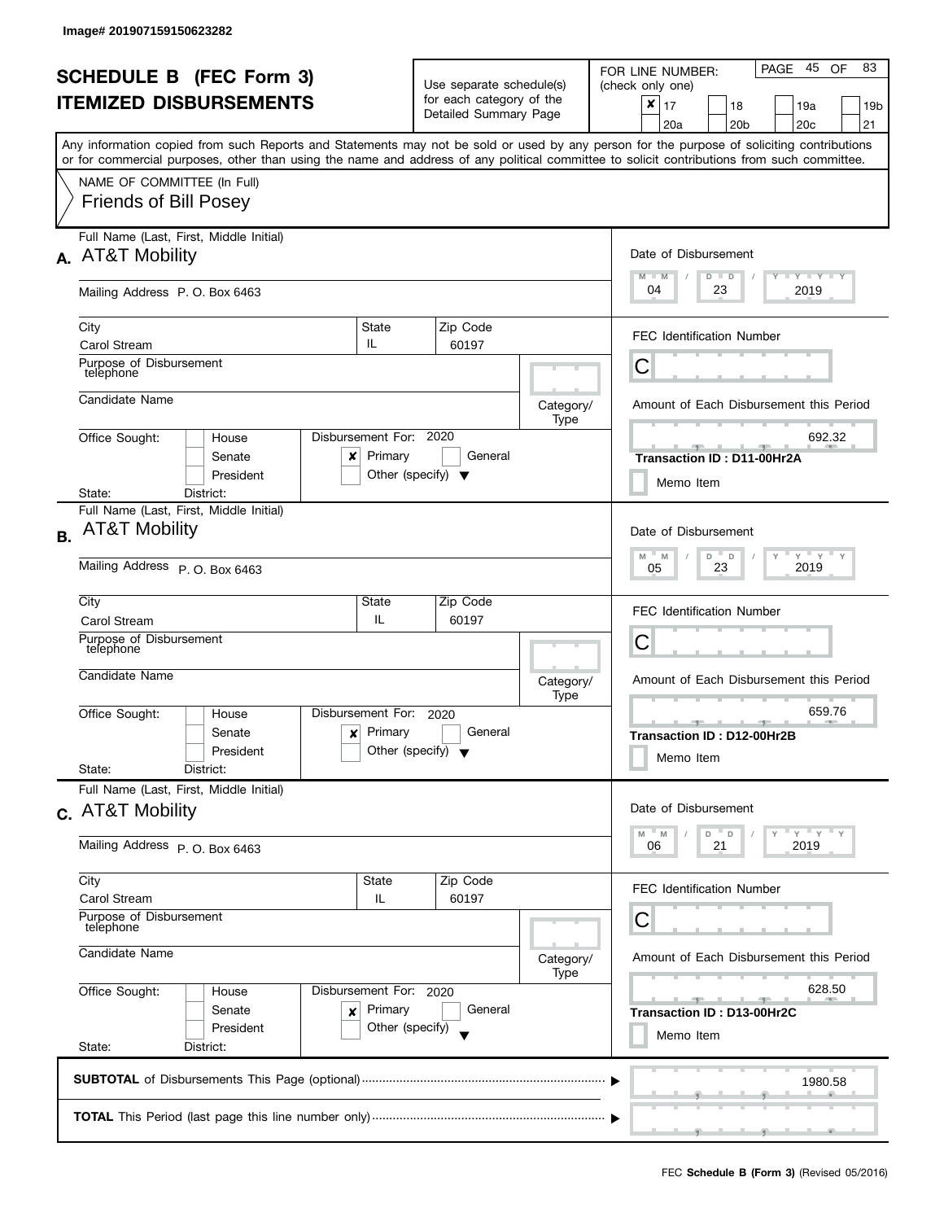Image# 201907159150623282

# SCHEDULE B (FEC Form 3)
## ITEMIZED DISBURSEMENTS

Use separate schedule(s) for each category of the Detailed Summary Page

FOR LINE NUMBER: (check only one)

- [x] 17
- [ ] 18
- [ ] 19a
- [ ] 19b
- [ ] 20a
- [ ] 20b
- [ ] 20c
- [ ] 21

PAGE 45 OF 83

Any information copied from such Reports and Statements may not be sold or used by any person for the purpose of soliciting contributions or for commercial purposes, other than using the name and address of any political committee to solicit contributions from such committee.

NAME OF COMMITTEE (In Full)

Friends of Bill Posey

---

**A.** Full Name (Last, First, Middle Initial): AT&T Mobility

Mailing Address: P. O. Box 6463

City: Carol Stream | State: IL | Zip Code: 60197

Purpose of Disbursement: telephone

Candidate Name:

Category/Type:

Office Sought: [ ] House [ ] Senate [ ] President

State: District:

Disbursement For: 2020 [x] Primary [ ] General [ ] Other (specify)

Date of Disbursement: 04 / 23 / 2019

FEC Identification Number: C

Amount of Each Disbursement this Period: 692.32

Transaction ID : D11-00Hr2A

[ ] Memo Item

---

**B.** Full Name (Last, First, Middle Initial): AT&T Mobility

Mailing Address: P. O. Box 6463

City: Carol Stream | State: IL | Zip Code: 60197

Purpose of Disbursement: telephone

Candidate Name:

Category/Type:

Office Sought: [ ] House [ ] Senate [ ] President

State: District:

Disbursement For: 2020 [x] Primary [ ] General [ ] Other (specify)

Date of Disbursement: 05 / 23 / 2019

FEC Identification Number: C

Amount of Each Disbursement this Period: 659.76

Transaction ID : D12-00Hr2B

[ ] Memo Item

---

**C.** Full Name (Last, First, Middle Initial): AT&T Mobility

Mailing Address: P. O. Box 6463

City: Carol Stream | State: IL | Zip Code: 60197

Purpose of Disbursement: telephone

Candidate Name:

Category/Type:

Office Sought: [ ] House [ ] Senate [ ] President

State: District:

Disbursement For: 2020 [x] Primary [ ] General [ ] Other (specify)

Date of Disbursement: 06 / 21 / 2019

FEC Identification Number: C

Amount of Each Disbursement this Period: 628.50

Transaction ID : D13-00Hr2C

[ ] Memo Item

---

**SUBTOTAL** of Disbursements This Page (optional): 1980.58

**TOTAL** This Period (last page this line number only):

FEC **Schedule B (Form 3)** (Revised 05/2016)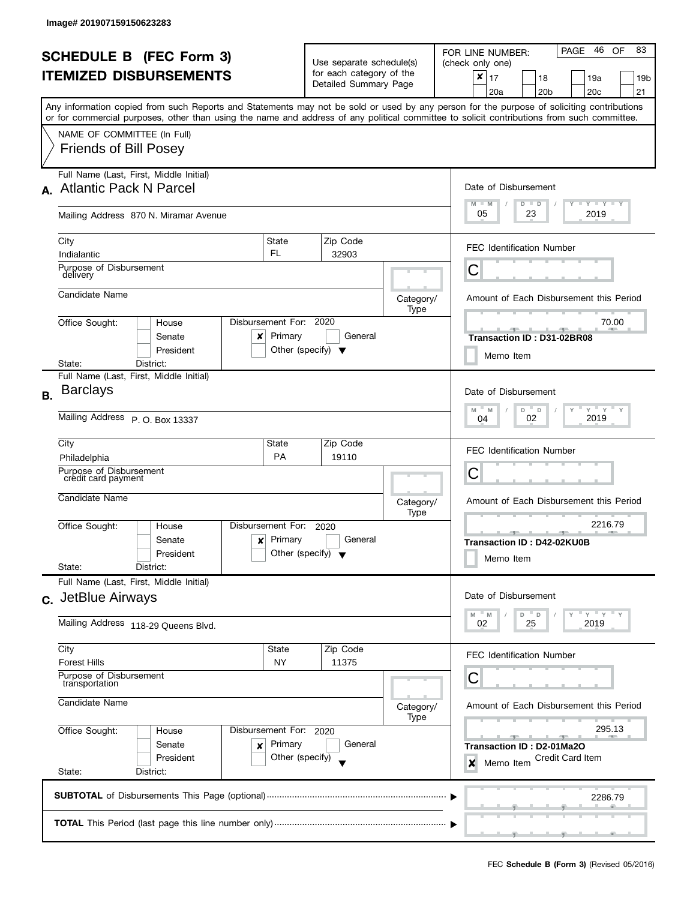Image# 201907159150623283

# SCHEDULE B (FEC Form 3)
## ITEMIZED DISBURSEMENTS

Use separate schedule(s) for each category of the Detailed Summary Page

FOR LINE NUMBER: (check only one)

- [x] 17
- [ ] 18
- [ ] 19a
- [ ] 19b
- [ ] 20a
- [ ] 20b
- [ ] 20c
- [ ] 21

Any information copied from such Reports and Statements may not be sold or used by any person for the purpose of soliciting contributions or for commercial purposes, other than using the name and address of any political committee to solicit contributions from such committee.

NAME OF COMMITTEE (In Full)
Friends of Bill Posey

---

**A.** Full Name (Last, First, Middle Initial): Atlantic Pack N Parcel

Mailing Address: 870 N. Miramar Avenue

City: Indialantic | State: FL | Zip Code: 32903

Purpose of Disbursement: delivery

Candidate Name:

Category/Type:

Office Sought: House / Senate / President

State: District:

Disbursement For: 2020 — [x] Primary [ ] General [ ] Other (specify)

Date of Disbursement: 05 / 23 / 2019

FEC Identification Number: C

Amount of Each Disbursement this Period: 70.00

Transaction ID : D31-02BR08

[ ] Memo Item

---

**B.** Full Name (Last, First, Middle Initial): Barclays

Mailing Address: P. O. Box 13337

City: Philadelphia | State: PA | Zip Code: 19110

Purpose of Disbursement: credit card payment

Candidate Name:

Category/Type:

Office Sought: House / Senate / President

State: District:

Disbursement For: 2020 — [x] Primary [ ] General [ ] Other (specify)

Date of Disbursement: 04 / 02 / 2019

FEC Identification Number: C

Amount of Each Disbursement this Period: 2216.79

Transaction ID : D42-02KU0B

[ ] Memo Item

---

**C.** Full Name (Last, First, Middle Initial): JetBlue Airways

Mailing Address: 118-29 Queens Blvd.

City: Forest Hills | State: NY | Zip Code: 11375

Purpose of Disbursement: transportation

Candidate Name:

Category/Type:

Office Sought: House / Senate / President

State: District:

Disbursement For: 2020 — [x] Primary [ ] General [ ] Other (specify)

Date of Disbursement: 02 / 25 / 2019

FEC Identification Number: C

Amount of Each Disbursement this Period: 295.13

Transaction ID : D2-01Ma2O

[x] Memo Item — Credit Card Item

---

**SUBTOTAL** of Disbursements This Page (optional): 2286.79

**TOTAL** This Period (last page this line number only):

FEC **Schedule B (Form 3)** (Revised 05/2016)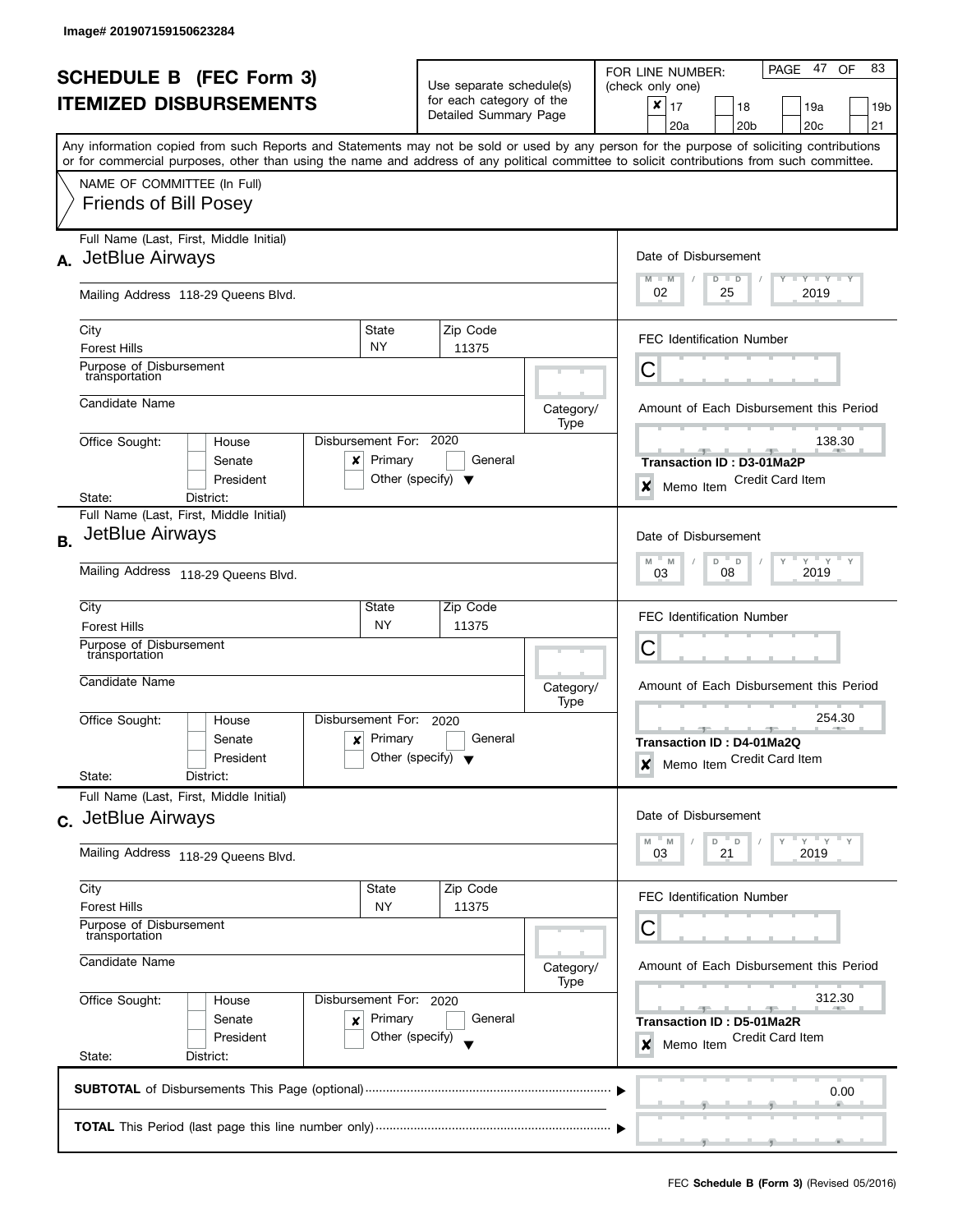Image# 201907159150623284

# SCHEDULE B (FEC Form 3)
# ITEMIZED DISBURSEMENTS

Use separate schedule(s) for each category of the Detailed Summary Page

FOR LINE NUMBER: (check only one)

- [x] 17
- [ ] 18
- [ ] 19a
- [ ] 19b
- [ ] 20a
- [ ] 20b
- [ ] 20c
- [ ] 21

PAGE 47 OF 83

Any information copied from such Reports and Statements may not be sold or used by any person for the purpose of soliciting contributions or for commercial purposes, other than using the name and address of any political committee to solicit contributions from such committee.

NAME OF COMMITTEE (In Full)
Friends of Bill Posey

---

**A.** Full Name (Last, First, Middle Initial): JetBlue Airways

Mailing Address: 118-29 Queens Blvd.

City: Forest Hills | State: NY | Zip Code: 11375

Purpose of Disbursement: transportation

Candidate Name:

Category/Type:

Office Sought: House / Senate / President
State: District:

Disbursement For: 2020 — [x] Primary [ ] General [ ] Other (specify)

Date of Disbursement: 02 / 25 / 2019

FEC Identification Number: C

Amount of Each Disbursement this Period: 138.30

Transaction ID : D3-01Ma2P

[x] Memo Item — Credit Card Item

---

**B.** Full Name (Last, First, Middle Initial): JetBlue Airways

Mailing Address: 118-29 Queens Blvd.

City: Forest Hills | State: NY | Zip Code: 11375

Purpose of Disbursement: transportation

Candidate Name:

Category/Type:

Office Sought: House / Senate / President
State: District:

Disbursement For: 2020 — [x] Primary [ ] General [ ] Other (specify)

Date of Disbursement: 03 / 08 / 2019

FEC Identification Number: C

Amount of Each Disbursement this Period: 254.30

Transaction ID : D4-01Ma2Q

[x] Memo Item — Credit Card Item

---

**C.** Full Name (Last, First, Middle Initial): JetBlue Airways

Mailing Address: 118-29 Queens Blvd.

City: Forest Hills | State: NY | Zip Code: 11375

Purpose of Disbursement: transportation

Candidate Name:

Category/Type:

Office Sought: House / Senate / President
State: District:

Disbursement For: 2020 — [x] Primary [ ] General [ ] Other (specify)

Date of Disbursement: 03 / 21 / 2019

FEC Identification Number: C

Amount of Each Disbursement this Period: 312.30

Transaction ID : D5-01Ma2R

[x] Memo Item — Credit Card Item

---

**SUBTOTAL** of Disbursements This Page (optional): 0.00

**TOTAL** This Period (last page this line number only):

FEC **Schedule B (Form 3)** (Revised 05/2016)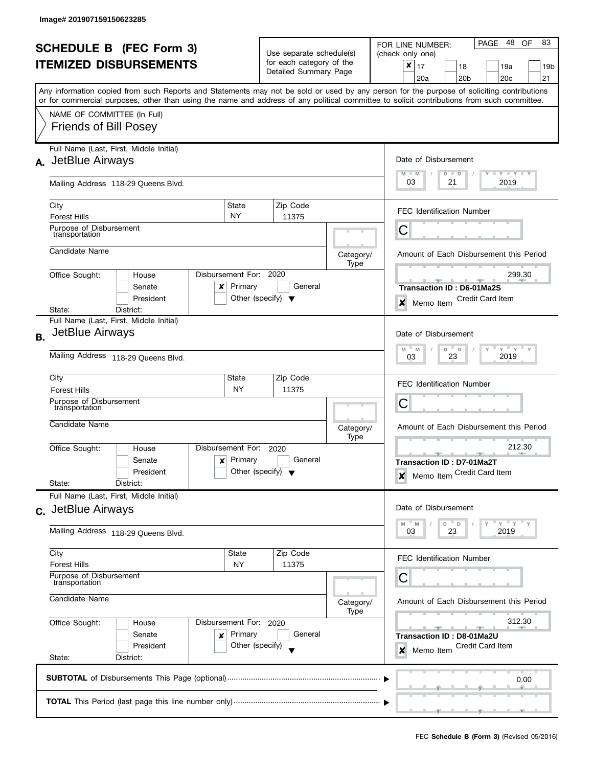Image# 201907159150623285

# SCHEDULE B (FEC Form 3)
# ITEMIZED DISBURSEMENTS

Use separate schedule(s) for each category of the Detailed Summary Page

FOR LINE NUMBER: (check only one)

- [x] 17
- [ ] 18
- [ ] 19a
- [ ] 19b
- [ ] 20a
- [ ] 20b
- [ ] 20c
- [ ] 21

PAGE 48 OF 83

Any information copied from such Reports and Statements may not be sold or used by any person for the purpose of soliciting contributions or for commercial purposes, other than using the name and address of any political committee to solicit contributions from such committee.

NAME OF COMMITTEE (In Full)
Friends of Bill Posey

---

**A.** Full Name (Last, First, Middle Initial): JetBlue Airways

Mailing Address: 118-29 Queens Blvd.

City: Forest Hills | State: NY | Zip Code: 11375

Purpose of Disbursement: transportation

Candidate Name:

Category/Type:

Office Sought: [ ] House [ ] Senate [ ] President

State: District:

Disbursement For: 2020 [x] Primary [ ] General [ ] Other (specify)

Date of Disbursement: 03 / 21 / 2019

FEC Identification Number: C

Amount of Each Disbursement this Period: 299.30

Transaction ID : D6-01Ma2S

[x] Memo Item — Credit Card Item

---

**B.** Full Name (Last, First, Middle Initial): JetBlue Airways

Mailing Address: 118-29 Queens Blvd.

City: Forest Hills | State: NY | Zip Code: 11375

Purpose of Disbursement: transportation

Candidate Name:

Category/Type:

Office Sought: [ ] House [ ] Senate [ ] President

State: District:

Disbursement For: 2020 [x] Primary [ ] General [ ] Other (specify)

Date of Disbursement: 03 / 23 / 2019

FEC Identification Number: C

Amount of Each Disbursement this Period: 212.30

Transaction ID : D7-01Ma2T

[x] Memo Item — Credit Card Item

---

**C.** Full Name (Last, First, Middle Initial): JetBlue Airways

Mailing Address: 118-29 Queens Blvd.

City: Forest Hills | State: NY | Zip Code: 11375

Purpose of Disbursement: transportation

Candidate Name:

Category/Type:

Office Sought: [ ] House [ ] Senate [ ] President

State: District:

Disbursement For: 2020 [x] Primary [ ] General [ ] Other (specify)

Date of Disbursement: 03 / 23 / 2019

FEC Identification Number: C

Amount of Each Disbursement this Period: 312.30

Transaction ID : D8-01Ma2U

[x] Memo Item — Credit Card Item

---

**SUBTOTAL** of Disbursements This Page (optional): 0.00

**TOTAL** This Period (last page this line number only):

FEC **Schedule B (Form 3)** (Revised 05/2016)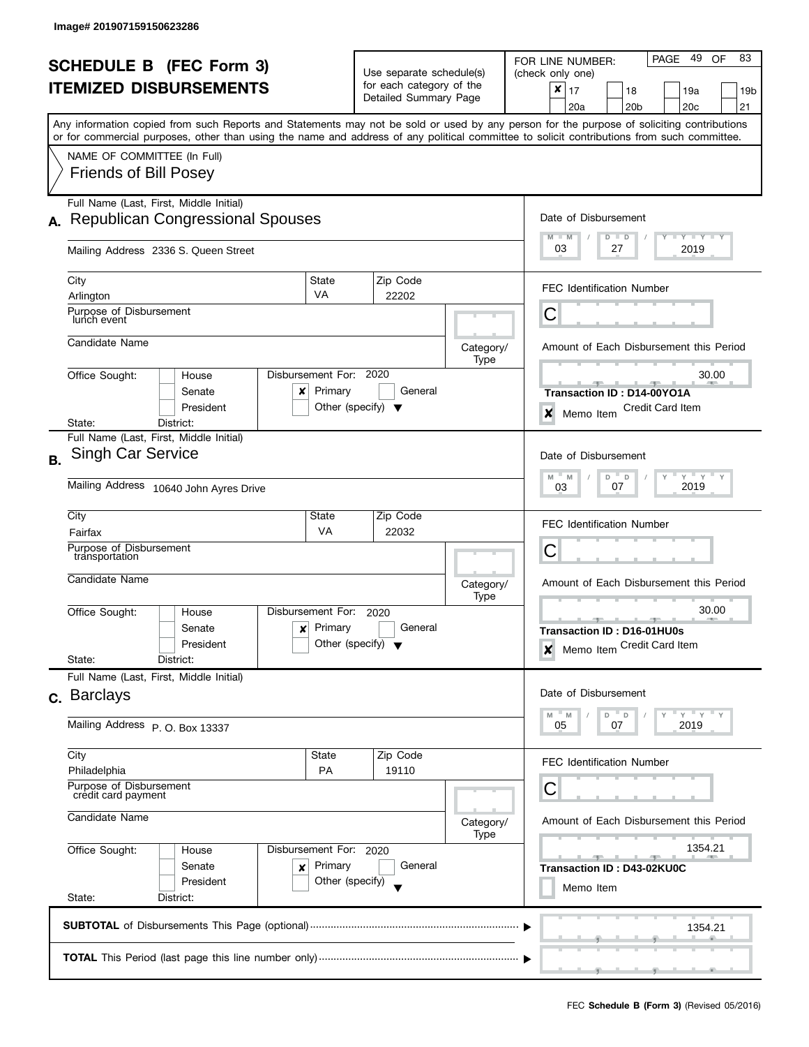Image# 201907159150623286

# SCHEDULE B (FEC Form 3)
## ITEMIZED DISBURSEMENTS

Use separate schedule(s) for each category of the Detailed Summary Page

FOR LINE NUMBER: (check only one)

- [x] 17
- [ ] 18
- [ ] 19a
- [ ] 19b
- [ ] 20a
- [ ] 20b
- [ ] 20c
- [ ] 21

PAGE 49 OF 83

Any information copied from such Reports and Statements may not be sold or used by any person for the purpose of soliciting contributions or for commercial purposes, other than using the name and address of any political committee to solicit contributions from such committee.

NAME OF COMMITTEE (In Full)
Friends of Bill Posey

---

**A.** Full Name (Last, First, Middle Initial): Republican Congressional Spouses

Mailing Address: 2336 S. Queen Street

City: Arlington | State: VA | Zip Code: 22202

Purpose of Disbursement: lunch event

Candidate Name:

Category/Type:

Office Sought: House / Senate / President — State: — District:

Disbursement For: 2020 — [x] Primary [ ] General [ ] Other (specify)

Date of Disbursement: 03 / 27 / 2019

FEC Identification Number: C

Amount of Each Disbursement this Period: 30.00

Transaction ID : D14-00YO1A

[x] Memo Item — Credit Card Item

---

**B.** Full Name (Last, First, Middle Initial): Singh Car Service

Mailing Address: 10640 John Ayres Drive

City: Fairfax | State: VA | Zip Code: 22032

Purpose of Disbursement: transportation

Candidate Name:

Category/Type:

Office Sought: House / Senate / President — State: — District:

Disbursement For: 2020 — [x] Primary [ ] General [ ] Other (specify)

Date of Disbursement: 03 / 07 / 2019

FEC Identification Number: C

Amount of Each Disbursement this Period: 30.00

Transaction ID : D16-01HU0s

[x] Memo Item — Credit Card Item

---

**C.** Full Name (Last, First, Middle Initial): Barclays

Mailing Address: P. O. Box 13337

City: Philadelphia | State: PA | Zip Code: 19110

Purpose of Disbursement: credit card payment

Candidate Name:

Category/Type:

Office Sought: House / Senate / President — State: — District:

Disbursement For: 2020 — [x] Primary [ ] General [ ] Other (specify)

Date of Disbursement: 05 / 07 / 2019

FEC Identification Number: C

Amount of Each Disbursement this Period: 1354.21

Transaction ID : D43-02KU0C

[ ] Memo Item

---

**SUBTOTAL** of Disbursements This Page (optional): 1354.21

**TOTAL** This Period (last page this line number only):

FEC **Schedule B (Form 3)** (Revised 05/2016)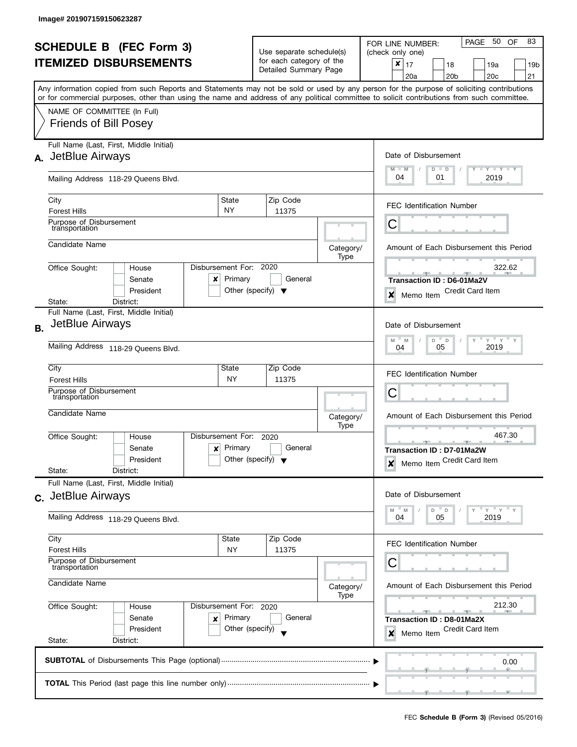Image# 201907159150623287

# SCHEDULE B (FEC Form 3)
## ITEMIZED DISBURSEMENTS

Use separate schedule(s) for each category of the Detailed Summary Page

FOR LINE NUMBER: (check only one)
[x] 17 [ ] 18 [ ] 19a [ ] 19b [ ] 20a [ ] 20b [ ] 20c [ ] 21

PAGE 50 OF 83

Any information copied from such Reports and Statements may not be sold or used by any person for the purpose of soliciting contributions or for commercial purposes, other than using the name and address of any political committee to solicit contributions from such committee.

NAME OF COMMITTEE (In Full)
Friends of Bill Posey

---

**A.** Full Name (Last, First, Middle Initial): JetBlue Airways

Mailing Address: 118-29 Queens Blvd.

City: Forest Hills | State: NY | Zip Code: 11375

Purpose of Disbursement: transportation

Candidate Name:

Category/Type:

Office Sought: [ ] House [ ] Senate [ ] President
State: District:

Disbursement For: 2020 [x] Primary [ ] General [ ] Other (specify)

Date of Disbursement: 04 / 01 / 2019

FEC Identification Number: C

Amount of Each Disbursement this Period: 322.62

Transaction ID : D6-01Ma2V

[x] Memo Item — Credit Card Item

---

**B.** Full Name (Last, First, Middle Initial): JetBlue Airways

Mailing Address: 118-29 Queens Blvd.

City: Forest Hills | State: NY | Zip Code: 11375

Purpose of Disbursement: transportation

Candidate Name:

Category/Type:

Office Sought: [ ] House [ ] Senate [ ] President
State: District:

Disbursement For: 2020 [x] Primary [ ] General [ ] Other (specify)

Date of Disbursement: 04 / 05 / 2019

FEC Identification Number: C

Amount of Each Disbursement this Period: 467.30

Transaction ID : D7-01Ma2W

[x] Memo Item — Credit Card Item

---

**C.** Full Name (Last, First, Middle Initial): JetBlue Airways

Mailing Address: 118-29 Queens Blvd.

City: Forest Hills | State: NY | Zip Code: 11375

Purpose of Disbursement: transportation

Candidate Name:

Category/Type:

Office Sought: [ ] House [ ] Senate [ ] President
State: District:

Disbursement For: 2020 [x] Primary [ ] General [ ] Other (specify)

Date of Disbursement: 04 / 05 / 2019

FEC Identification Number: C

Amount of Each Disbursement this Period: 212.30

Transaction ID : D8-01Ma2X

[x] Memo Item — Credit Card Item

---

**SUBTOTAL** of Disbursements This Page (optional): 0.00

**TOTAL** This Period (last page this line number only):

FEC **Schedule B (Form 3)** (Revised 05/2016)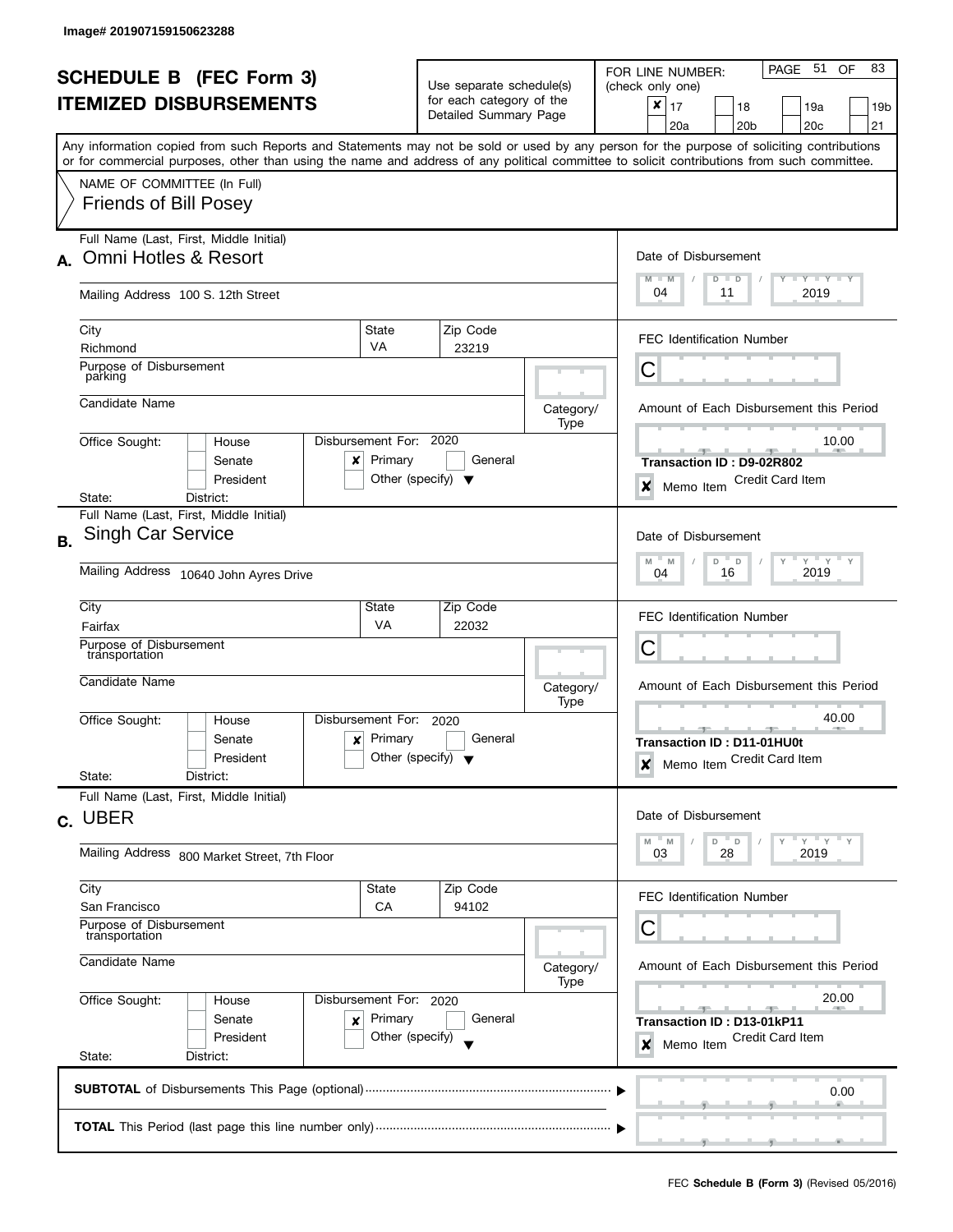Image# 201907159150623288

# SCHEDULE B (FEC Form 3)
# ITEMIZED DISBURSEMENTS

Use separate schedule(s) for each category of the Detailed Summary Page

FOR LINE NUMBER: (check only one)

- [x] 17
- [ ] 18
- [ ] 19a
- [ ] 19b
- [ ] 20a
- [ ] 20b
- [ ] 20c
- [ ] 21

PAGE 51 OF 83

Any information copied from such Reports and Statements may not be sold or used by any person for the purpose of soliciting contributions or for commercial purposes, other than using the name and address of any political committee to solicit contributions from such committee.

NAME OF COMMITTEE (In Full)
Friends of Bill Posey

---

**A.** Full Name (Last, First, Middle Initial): Omni Hotles & Resort

Mailing Address: 100 S. 12th Street

City: Richmond | State: VA | Zip Code: 23219

Purpose of Disbursement: parking

Candidate Name:

Category/Type:

Office Sought: [ ] House [ ] Senate [ ] President

State: District:

Disbursement For: 2020 [x] Primary [ ] General [ ] Other (specify)

Date of Disbursement: 04 / 11 / 2019

FEC Identification Number: C

Amount of Each Disbursement this Period: 10.00

Transaction ID : D9-02R802

[x] Memo Item — Credit Card Item

---

**B.** Full Name (Last, First, Middle Initial): Singh Car Service

Mailing Address: 10640 John Ayres Drive

City: Fairfax | State: VA | Zip Code: 22032

Purpose of Disbursement: transportation

Candidate Name:

Category/Type:

Office Sought: [ ] House [ ] Senate [ ] President

State: District:

Disbursement For: 2020 [x] Primary [ ] General [ ] Other (specify)

Date of Disbursement: 04 / 16 / 2019

FEC Identification Number: C

Amount of Each Disbursement this Period: 40.00

Transaction ID : D11-01HU0t

[x] Memo Item — Credit Card Item

---

**C.** Full Name (Last, First, Middle Initial): UBER

Mailing Address: 800 Market Street, 7th Floor

City: San Francisco | State: CA | Zip Code: 94102

Purpose of Disbursement: transportation

Candidate Name:

Category/Type:

Office Sought: [ ] House [ ] Senate [ ] President

State: District:

Disbursement For: 2020 [x] Primary [ ] General [ ] Other (specify)

Date of Disbursement: 03 / 28 / 2019

FEC Identification Number: C

Amount of Each Disbursement this Period: 20.00

Transaction ID : D13-01kP11

[x] Memo Item — Credit Card Item

---

**SUBTOTAL** of Disbursements This Page (optional) ▶ 0.00

**TOTAL** This Period (last page this line number only) ▶

FEC **Schedule B (Form 3)** (Revised 05/2016)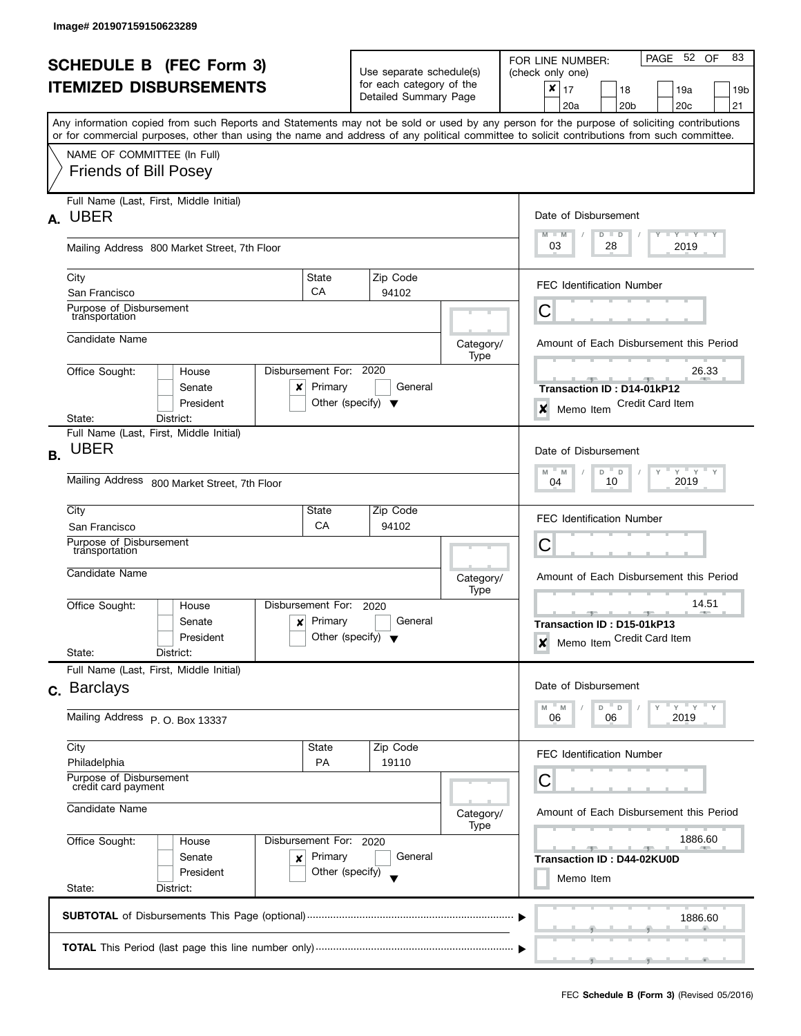Image# 201907159150623289

# SCHEDULE B (FEC Form 3)
## ITEMIZED DISBURSEMENTS

Use separate schedule(s) for each category of the Detailed Summary Page

FOR LINE NUMBER: (check only one)

- [x] 17
- [ ] 18
- [ ] 19a
- [ ] 19b
- [ ] 20a
- [ ] 20b
- [ ] 20c
- [ ] 21

Any information copied from such Reports and Statements may not be sold or used by any person for the purpose of soliciting contributions or for commercial purposes, other than using the name and address of any political committee to solicit contributions from such committee.

NAME OF COMMITTEE (In Full)
Friends of Bill Posey

---

**A.** Full Name (Last, First, Middle Initial): UBER

Mailing Address: 800 Market Street, 7th Floor

City: San Francisco | State: CA | Zip Code: 94102

Purpose of Disbursement: transportation

Candidate Name:

Category/Type:

Office Sought: House / Senate / President

State: | District:

Disbursement For: 2020 — [x] Primary [ ] General [ ] Other (specify)

Date of Disbursement: 03 / 28 / 2019

FEC Identification Number: C

Amount of Each Disbursement this Period: 26.33

Transaction ID : D14-01kP12

[x] Memo Item — Credit Card Item

---

**B.** Full Name (Last, First, Middle Initial): UBER

Mailing Address: 800 Market Street, 7th Floor

City: San Francisco | State: CA | Zip Code: 94102

Purpose of Disbursement: transportation

Candidate Name:

Category/Type:

Office Sought: House / Senate / President

State: | District:

Disbursement For: 2020 — [x] Primary [ ] General [ ] Other (specify)

Date of Disbursement: 04 / 10 / 2019

FEC Identification Number: C

Amount of Each Disbursement this Period: 14.51

Transaction ID : D15-01kP13

[x] Memo Item — Credit Card Item

---

**C.** Full Name (Last, First, Middle Initial): Barclays

Mailing Address: P. O. Box 13337

City: Philadelphia | State: PA | Zip Code: 19110

Purpose of Disbursement: credit card payment

Candidate Name:

Category/Type:

Office Sought: House / Senate / President

State: | District:

Disbursement For: 2020 — [x] Primary [ ] General [ ] Other (specify)

Date of Disbursement: 06 / 06 / 2019

FEC Identification Number: C

Amount of Each Disbursement this Period: 1886.60

Transaction ID : D44-02KU0D

[ ] Memo Item

---

**SUBTOTAL** of Disbursements This Page (optional): 1886.60

**TOTAL** This Period (last page this line number only):

FEC **Schedule B (Form 3)** (Revised 05/2016)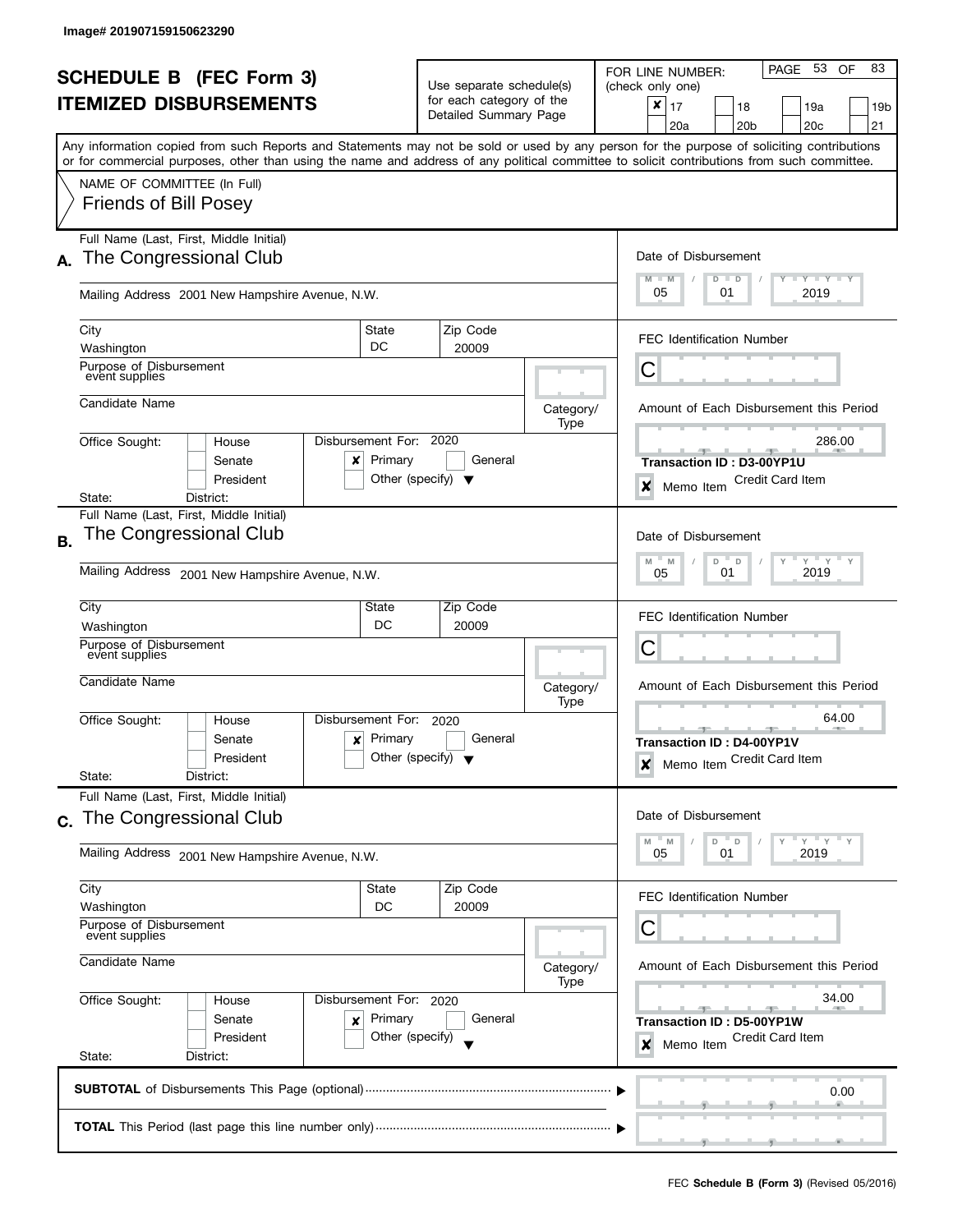Image# 201907159150623290

# SCHEDULE B (FEC Form 3)
# ITEMIZED DISBURSEMENTS

Use separate schedule(s) for each category of the Detailed Summary Page

FOR LINE NUMBER: (check only one)

- [x] 17
- [ ] 18
- [ ] 19a
- [ ] 19b
- [ ] 20a
- [ ] 20b
- [ ] 20c
- [ ] 21

PAGE 53 OF 83

Any information copied from such Reports and Statements may not be sold or used by any person for the purpose of soliciting contributions or for commercial purposes, other than using the name and address of any political committee to solicit contributions from such committee.

NAME OF COMMITTEE (In Full)
Friends of Bill Posey

---

**A.** Full Name (Last, First, Middle Initial): The Congressional Club

Mailing Address: 2001 New Hampshire Avenue, N.W.

City: Washington | State: DC | Zip Code: 20009

Purpose of Disbursement: event supplies

Candidate Name:

Category/Type:

Office Sought: [ ] House [ ] Senate [ ] President

State: District:

Disbursement For: 2020 [x] Primary [ ] General [ ] Other (specify)

Date of Disbursement: 05 / 01 / 2019

FEC Identification Number: C

Amount of Each Disbursement this Period: 286.00

Transaction ID : D3-00YP1U

[x] Memo Item — Credit Card Item

---

**B.** Full Name (Last, First, Middle Initial): The Congressional Club

Mailing Address: 2001 New Hampshire Avenue, N.W.

City: Washington | State: DC | Zip Code: 20009

Purpose of Disbursement: event supplies

Candidate Name:

Category/Type:

Office Sought: [ ] House [ ] Senate [ ] President

State: District:

Disbursement For: 2020 [x] Primary [ ] General [ ] Other (specify)

Date of Disbursement: 05 / 01 / 2019

FEC Identification Number: C

Amount of Each Disbursement this Period: 64.00

Transaction ID : D4-00YP1V

[x] Memo Item — Credit Card Item

---

**C.** Full Name (Last, First, Middle Initial): The Congressional Club

Mailing Address: 2001 New Hampshire Avenue, N.W.

City: Washington | State: DC | Zip Code: 20009

Purpose of Disbursement: event supplies

Candidate Name:

Category/Type:

Office Sought: [ ] House [ ] Senate [ ] President

State: District:

Disbursement For: 2020 [x] Primary [ ] General [ ] Other (specify)

Date of Disbursement: 05 / 01 / 2019

FEC Identification Number: C

Amount of Each Disbursement this Period: 34.00

Transaction ID : D5-00YP1W

[x] Memo Item — Credit Card Item

---

**SUBTOTAL** of Disbursements This Page (optional): 0.00

**TOTAL** This Period (last page this line number only):

FEC **Schedule B (Form 3)** (Revised 05/2016)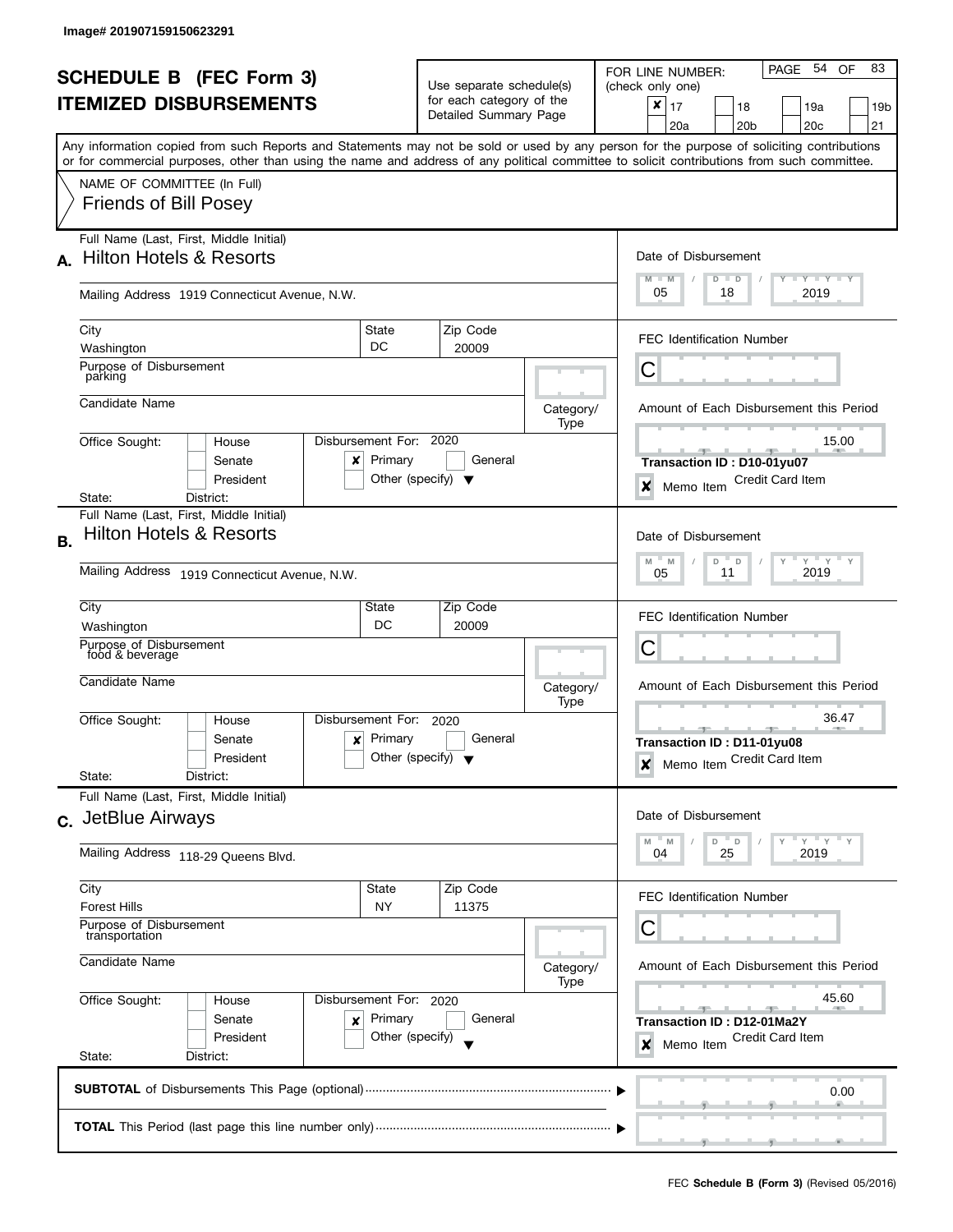Image# 201907159150623291

# SCHEDULE B (FEC Form 3)
## ITEMIZED DISBURSEMENTS

Use separate schedule(s) for each category of the Detailed Summary Page

FOR LINE NUMBER: (check only one)

- [x] 17
- [ ] 18
- [ ] 19a
- [ ] 19b
- [ ] 20a
- [ ] 20b
- [ ] 20c
- [ ] 21

PAGE 54 OF 83

Any information copied from such Reports and Statements may not be sold or used by any person for the purpose of soliciting contributions or for commercial purposes, other than using the name and address of any political committee to solicit contributions from such committee.

NAME OF COMMITTEE (In Full)
Friends of Bill Posey

---

**A.** Full Name (Last, First, Middle Initial): Hilton Hotels & Resorts

Mailing Address: 1919 Connecticut Avenue, N.W.

City: Washington | State: DC | Zip Code: 20009

Purpose of Disbursement: parking

Candidate Name:

Category/Type:

Office Sought: [ ] House [ ] Senate [ ] President

State: District:

Disbursement For: 2020 [x] Primary [ ] General [ ] Other (specify)

Date of Disbursement: 05 / 18 / 2019

FEC Identification Number: C

Amount of Each Disbursement this Period: 15.00

Transaction ID : D10-01yu07

[x] Memo Item — Credit Card Item

---

**B.** Full Name (Last, First, Middle Initial): Hilton Hotels & Resorts

Mailing Address: 1919 Connecticut Avenue, N.W.

City: Washington | State: DC | Zip Code: 20009

Purpose of Disbursement: food & beverage

Candidate Name:

Category/Type:

Office Sought: [ ] House [ ] Senate [ ] President

State: District:

Disbursement For: 2020 [x] Primary [ ] General [ ] Other (specify)

Date of Disbursement: 05 / 11 / 2019

FEC Identification Number: C

Amount of Each Disbursement this Period: 36.47

Transaction ID : D11-01yu08

[x] Memo Item — Credit Card Item

---

**C.** Full Name (Last, First, Middle Initial): JetBlue Airways

Mailing Address: 118-29 Queens Blvd.

City: Forest Hills | State: NY | Zip Code: 11375

Purpose of Disbursement: transportation

Candidate Name:

Category/Type:

Office Sought: [ ] House [ ] Senate [ ] President

State: District:

Disbursement For: 2020 [x] Primary [ ] General [ ] Other (specify)

Date of Disbursement: 04 / 25 / 2019

FEC Identification Number: C

Amount of Each Disbursement this Period: 45.60

Transaction ID : D12-01Ma2Y

[x] Memo Item — Credit Card Item

---

**SUBTOTAL** of Disbursements This Page (optional): 0.00

**TOTAL** This Period (last page this line number only):

FEC **Schedule B (Form 3)** (Revised 05/2016)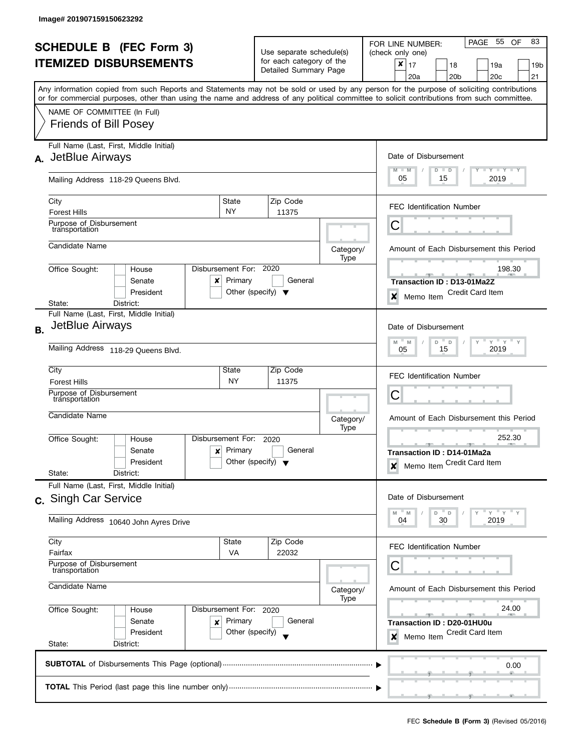Image# 201907159150623292

# SCHEDULE B (FEC Form 3)
# ITEMIZED DISBURSEMENTS

Use separate schedule(s) for each category of the Detailed Summary Page

FOR LINE NUMBER: (check only one)

| | | | |
|---|---|---|---|
| ✘ 17 | 18 | 19a | 19b |
| 20a | 20b | 20c | 21 |

PAGE 55 OF 83

Any information copied from such Reports and Statements may not be sold or used by any person for the purpose of soliciting contributions or for commercial purposes, other than using the name and address of any political committee to solicit contributions from such committee.

NAME OF COMMITTEE (In Full)
Friends of Bill Posey

---

**A.** Full Name (Last, First, Middle Initial): JetBlue Airways

Mailing Address: 118-29 Queens Blvd.

City: Forest Hills | State: NY | Zip Code: 11375

Purpose of Disbursement: transportation

Candidate Name:

Category/Type:

Office Sought: House / Senate / President

State: District:

Disbursement For: 2020 ✘ Primary / General / Other (specify)

Date of Disbursement: 05 / 15 / 2019

FEC Identification Number: C

Amount of Each Disbursement this Period: 198.30

Transaction ID : D13-01Ma2Z

✘ Memo Item — Credit Card Item

---

**B.** Full Name (Last, First, Middle Initial): JetBlue Airways

Mailing Address: 118-29 Queens Blvd.

City: Forest Hills | State: NY | Zip Code: 11375

Purpose of Disbursement: transportation

Candidate Name:

Category/Type:

Office Sought: House / Senate / President

State: District:

Disbursement For: 2020 ✘ Primary / General / Other (specify)

Date of Disbursement: 05 / 15 / 2019

FEC Identification Number: C

Amount of Each Disbursement this Period: 252.30

Transaction ID : D14-01Ma2a

✘ Memo Item — Credit Card Item

---

**C.** Full Name (Last, First, Middle Initial): Singh Car Service

Mailing Address: 10640 John Ayres Drive

City: Fairfax | State: VA | Zip Code: 22032

Purpose of Disbursement: transportation

Candidate Name:

Category/Type:

Office Sought: House / Senate / President

State: District:

Disbursement For: 2020 ✘ Primary / General / Other (specify)

Date of Disbursement: 04 / 30 / 2019

FEC Identification Number: C

Amount of Each Disbursement this Period: 24.00

Transaction ID : D20-01HU0u

✘ Memo Item — Credit Card Item

---

**SUBTOTAL** of Disbursements This Page (optional): 0.00

**TOTAL** This Period (last page this line number only):

FEC **Schedule B (Form 3)** (Revised 05/2016)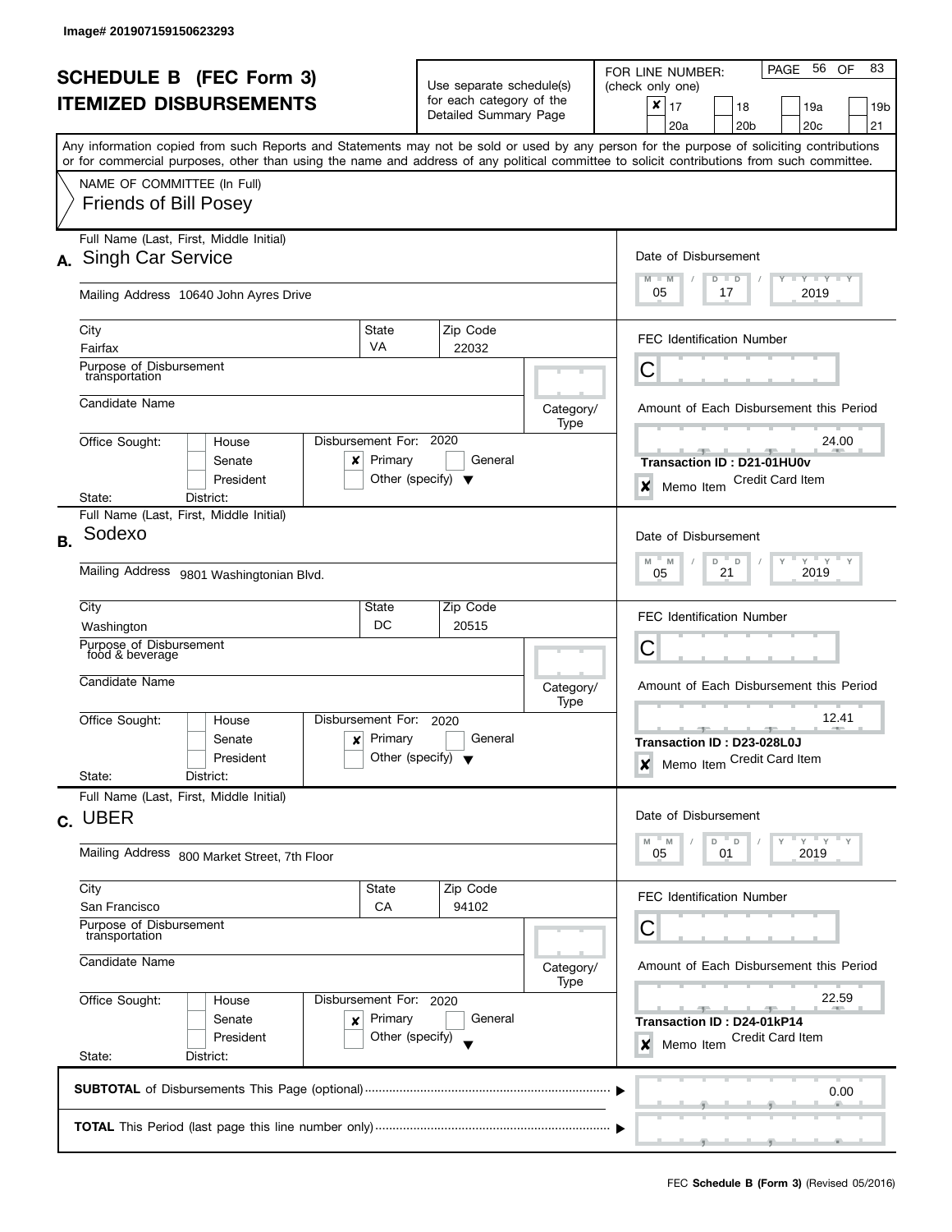Image# 201907159150623293

# SCHEDULE B (FEC Form 3)
## ITEMIZED DISBURSEMENTS

Use separate schedule(s) for each category of the Detailed Summary Page

FOR LINE NUMBER: (check only one)

- [x] 17
- [ ] 18
- [ ] 19a
- [ ] 19b
- [ ] 20a
- [ ] 20b
- [ ] 20c
- [ ] 21

Any information copied from such Reports and Statements may not be sold or used by any person for the purpose of soliciting contributions or for commercial purposes, other than using the name and address of any political committee to solicit contributions from such committee.

NAME OF COMMITTEE (In Full)
Friends of Bill Posey

---

**A.** Full Name (Last, First, Middle Initial): Singh Car Service

Mailing Address: 10640 John Ayres Drive

City: Fairfax | State: VA | Zip Code: 22032

Purpose of Disbursement: transportation

Candidate Name:

Category/Type:

Office Sought: House / Senate / President

State: District:

Disbursement For: 2020 — [x] Primary [ ] General [ ] Other (specify)

Date of Disbursement: 05 / 17 / 2019

FEC Identification Number: C

Amount of Each Disbursement this Period: 24.00

Transaction ID : D21-01HU0v

Credit Card Item

[x] Memo Item

---

**B.** Full Name (Last, First, Middle Initial): Sodexo

Mailing Address: 9801 Washingtonian Blvd.

City: Washington | State: DC | Zip Code: 20515

Purpose of Disbursement: food & beverage

Candidate Name:

Category/Type:

Office Sought: House / Senate / President

State: District:

Disbursement For: 2020 — [x] Primary [ ] General [ ] Other (specify)

Date of Disbursement: 05 / 21 / 2019

FEC Identification Number: C

Amount of Each Disbursement this Period: 12.41

Transaction ID : D23-028L0J

Credit Card Item

[x] Memo Item

---

**C.** Full Name (Last, First, Middle Initial): UBER

Mailing Address: 800 Market Street, 7th Floor

City: San Francisco | State: CA | Zip Code: 94102

Purpose of Disbursement: transportation

Candidate Name:

Category/Type:

Office Sought: House / Senate / President

State: District:

Disbursement For: 2020 — [x] Primary [ ] General [ ] Other (specify)

Date of Disbursement: 05 / 01 / 2019

FEC Identification Number: C

Amount of Each Disbursement this Period: 22.59

Transaction ID : D24-01kP14

Credit Card Item

[x] Memo Item

---

**SUBTOTAL** of Disbursements This Page (optional): 0.00

**TOTAL** This Period (last page this line number only):

FEC **Schedule B (Form 3)** (Revised 05/2016)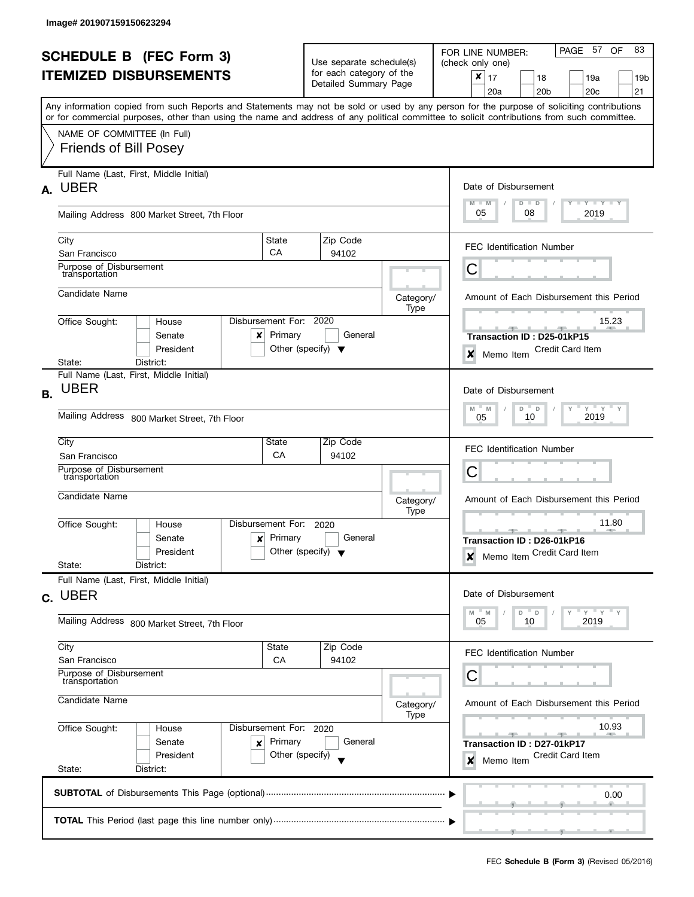Image# 201907159150623294

# SCHEDULE B (FEC Form 3)
## ITEMIZED DISBURSEMENTS

Use separate schedule(s) for each category of the Detailed Summary Page

FOR LINE NUMBER: (check only one)

- [x] 17
- [ ] 18
- [ ] 19a
- [ ] 19b
- [ ] 20a
- [ ] 20b
- [ ] 20c
- [ ] 21

Any information copied from such Reports and Statements may not be sold or used by any person for the purpose of soliciting contributions or for commercial purposes, other than using the name and address of any political committee to solicit contributions from such committee.

NAME OF COMMITTEE (In Full)
Friends of Bill Posey

---

**A.** Full Name (Last, First, Middle Initial): UBER

Mailing Address: 800 Market Street, 7th Floor

City: San Francisco | State: CA | Zip Code: 94102

Purpose of Disbursement: transportation

Candidate Name:

Category/Type:

Office Sought: [ ] House [ ] Senate [ ] President

State: District:

Disbursement For: 2020 [x] Primary [ ] General [ ] Other (specify)

Date of Disbursement: 05 / 08 / 2019

FEC Identification Number: C

Amount of Each Disbursement this Period: 15.23

Transaction ID : D25-01kP15

[x] Memo Item — Credit Card Item

---

**B.** Full Name (Last, First, Middle Initial): UBER

Mailing Address: 800 Market Street, 7th Floor

City: San Francisco | State: CA | Zip Code: 94102

Purpose of Disbursement: transportation

Candidate Name:

Category/Type:

Office Sought: [ ] House [ ] Senate [ ] President

State: District:

Disbursement For: 2020 [x] Primary [ ] General [ ] Other (specify)

Date of Disbursement: 05 / 10 / 2019

FEC Identification Number: C

Amount of Each Disbursement this Period: 11.80

Transaction ID : D26-01kP16

[x] Memo Item — Credit Card Item

---

**C.** Full Name (Last, First, Middle Initial): UBER

Mailing Address: 800 Market Street, 7th Floor

City: San Francisco | State: CA | Zip Code: 94102

Purpose of Disbursement: transportation

Candidate Name:

Category/Type:

Office Sought: [ ] House [ ] Senate [ ] President

State: District:

Disbursement For: 2020 [x] Primary [ ] General [ ] Other (specify)

Date of Disbursement: 05 / 10 / 2019

FEC Identification Number: C

Amount of Each Disbursement this Period: 10.93

Transaction ID : D27-01kP17

[x] Memo Item — Credit Card Item

---

**SUBTOTAL** of Disbursements This Page (optional): 0.00

**TOTAL** This Period (last page this line number only):

FEC **Schedule B (Form 3)** (Revised 05/2016)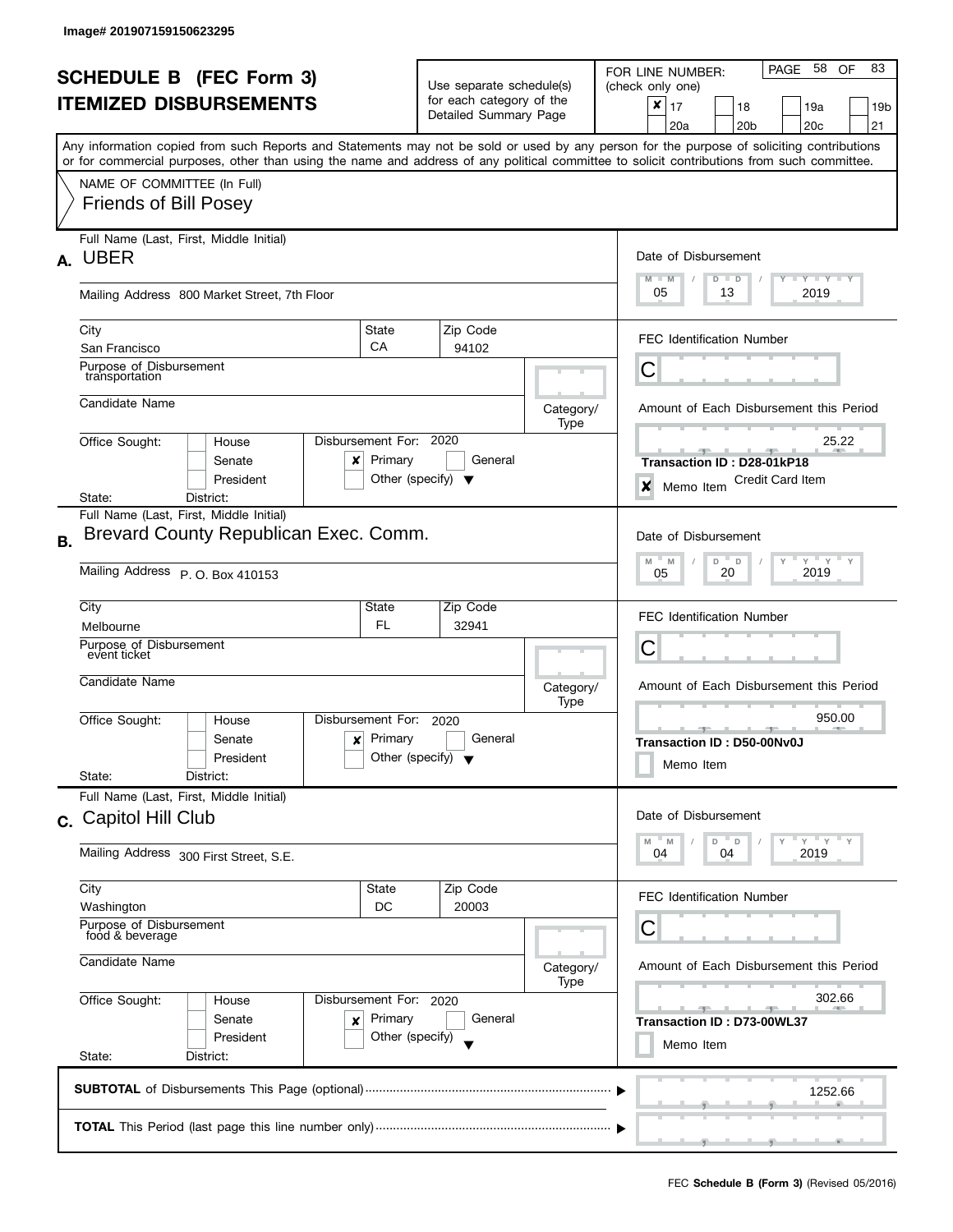Image# 201907159150623295

# SCHEDULE B (FEC Form 3)
# ITEMIZED DISBURSEMENTS

Use separate schedule(s) for each category of the Detailed Summary Page

FOR LINE NUMBER: (check only one)

- [x] 17
- [ ] 18
- [ ] 19a
- [ ] 19b
- [ ] 20a
- [ ] 20b
- [ ] 20c
- [ ] 21

PAGE 58 OF 83

Any information copied from such Reports and Statements may not be sold or used by any person for the purpose of soliciting contributions or for commercial purposes, other than using the name and address of any political committee to solicit contributions from such committee.

NAME OF COMMITTEE (In Full)
Friends of Bill Posey

---

**A.** Full Name (Last, First, Middle Initial): UBER

Mailing Address: 800 Market Street, 7th Floor

City: San Francisco | State: CA | Zip Code: 94102

Purpose of Disbursement: transportation

Candidate Name:

Category/Type:

Office Sought: [ ] House [ ] Senate [ ] President

State: District:

Disbursement For: 2020 [x] Primary [ ] General [ ] Other (specify)

Date of Disbursement: 05 / 13 / 2019

FEC Identification Number: C

Amount of Each Disbursement this Period: 25.22

Transaction ID : D28-01kP18

[x] Memo Item — Credit Card Item

---

**B.** Full Name (Last, First, Middle Initial): Brevard County Republican Exec. Comm.

Mailing Address: P. O. Box 410153

City: Melbourne | State: FL | Zip Code: 32941

Purpose of Disbursement: event ticket

Candidate Name:

Category/Type:

Office Sought: [ ] House [ ] Senate [ ] President

State: District:

Disbursement For: 2020 [x] Primary [ ] General [ ] Other (specify)

Date of Disbursement: 05 / 20 / 2019

FEC Identification Number: C

Amount of Each Disbursement this Period: 950.00

Transaction ID : D50-00Nv0J

[ ] Memo Item

---

**C.** Full Name (Last, First, Middle Initial): Capitol Hill Club

Mailing Address: 300 First Street, S.E.

City: Washington | State: DC | Zip Code: 20003

Purpose of Disbursement: food & beverage

Candidate Name:

Category/Type:

Office Sought: [ ] House [ ] Senate [ ] President

State: District:

Disbursement For: 2020 [x] Primary [ ] General [ ] Other (specify)

Date of Disbursement: 04 / 04 / 2019

FEC Identification Number: C

Amount of Each Disbursement this Period: 302.66

Transaction ID : D73-00WL37

[ ] Memo Item

---

**SUBTOTAL** of Disbursements This Page (optional): 1252.66

**TOTAL** This Period (last page this line number only):

FEC **Schedule B (Form 3)** (Revised 05/2016)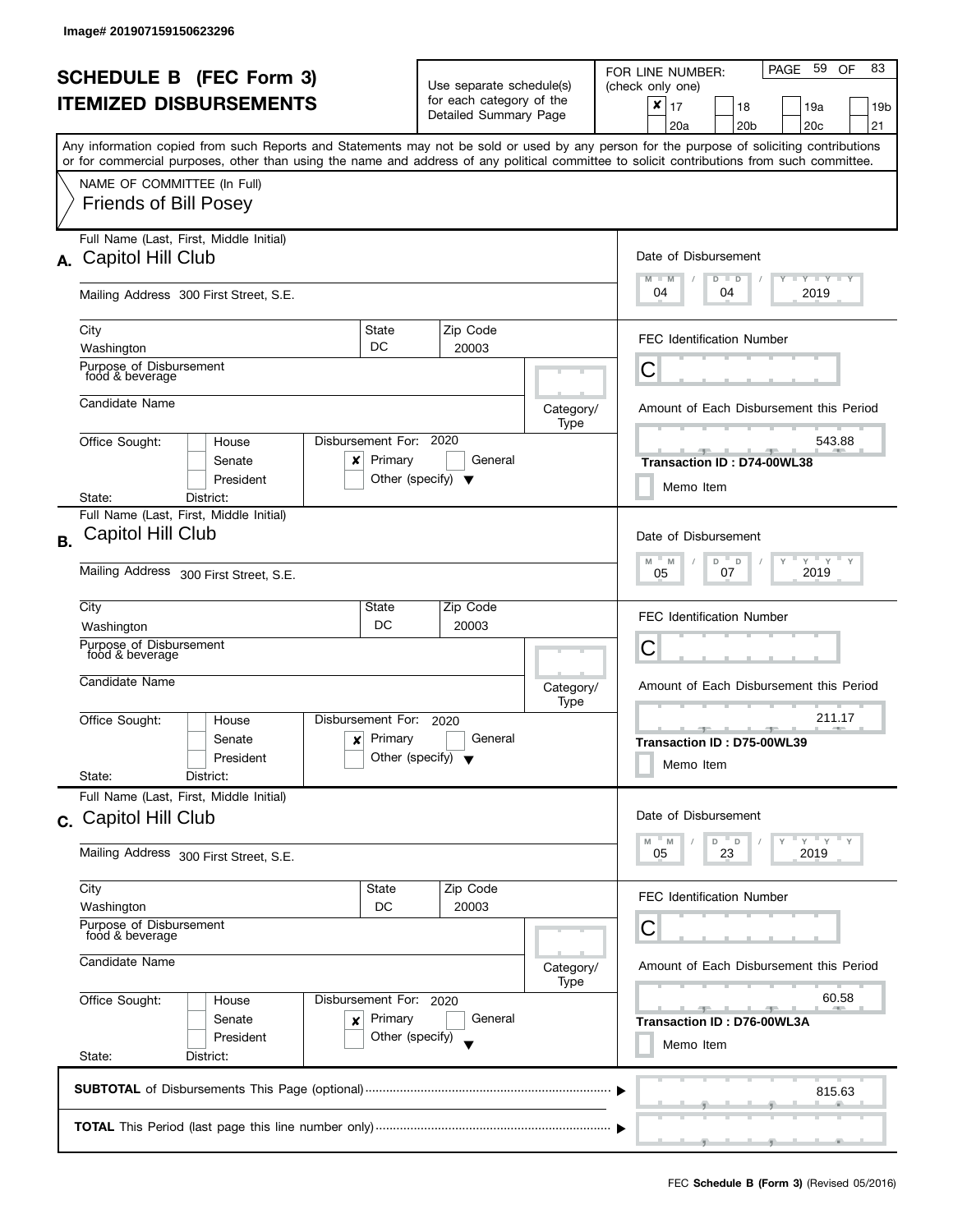Image# 201907159150623296

# SCHEDULE B (FEC Form 3)
## ITEMIZED DISBURSEMENTS

Use separate schedule(s) for each category of the Detailed Summary Page

FOR LINE NUMBER: (check only one)

- [x] 17
- [ ] 18
- [ ] 19a
- [ ] 19b
- [ ] 20a
- [ ] 20b
- [ ] 20c
- [ ] 21

PAGE 59 OF 83

Any information copied from such Reports and Statements may not be sold or used by any person for the purpose of soliciting contributions or for commercial purposes, other than using the name and address of any political committee to solicit contributions from such committee.

NAME OF COMMITTEE (In Full)
Friends of Bill Posey

---

**A.** Full Name (Last, First, Middle Initial): Capitol Hill Club

Mailing Address: 300 First Street, S.E.

| City | State | Zip Code |
|---|---|---|
| Washington | DC | 20003 |

Purpose of Disbursement: food & beverage

Candidate Name:

Category/Type:

Office Sought: [ ] House [ ] Senate [ ] President

State: District:

Disbursement For: 2020 [x] Primary [ ] General [ ] Other (specify)

Date of Disbursement: 04 / 04 / 2019

FEC Identification Number: C

Amount of Each Disbursement this Period: 543.88

Transaction ID : D74-00WL38

[ ] Memo Item

---

**B.** Full Name (Last, First, Middle Initial): Capitol Hill Club

Mailing Address: 300 First Street, S.E.

| City | State | Zip Code |
|---|---|---|
| Washington | DC | 20003 |

Purpose of Disbursement: food & beverage

Candidate Name:

Category/Type:

Office Sought: [ ] House [ ] Senate [ ] President

State: District:

Disbursement For: 2020 [x] Primary [ ] General [ ] Other (specify)

Date of Disbursement: 05 / 07 / 2019

FEC Identification Number: C

Amount of Each Disbursement this Period: 211.17

Transaction ID : D75-00WL39

[ ] Memo Item

---

**C.** Full Name (Last, First, Middle Initial): Capitol Hill Club

Mailing Address: 300 First Street, S.E.

| City | State | Zip Code |
|---|---|---|
| Washington | DC | 20003 |

Purpose of Disbursement: food & beverage

Candidate Name:

Category/Type:

Office Sought: [ ] House [ ] Senate [ ] President

State: District:

Disbursement For: 2020 [x] Primary [ ] General [ ] Other (specify)

Date of Disbursement: 05 / 23 / 2019

FEC Identification Number: C

Amount of Each Disbursement this Period: 60.58

Transaction ID : D76-00WL3A

[ ] Memo Item

---

**SUBTOTAL** of Disbursements This Page (optional): 815.63

**TOTAL** This Period (last page this line number only):

FEC **Schedule B (Form 3)** (Revised 05/2016)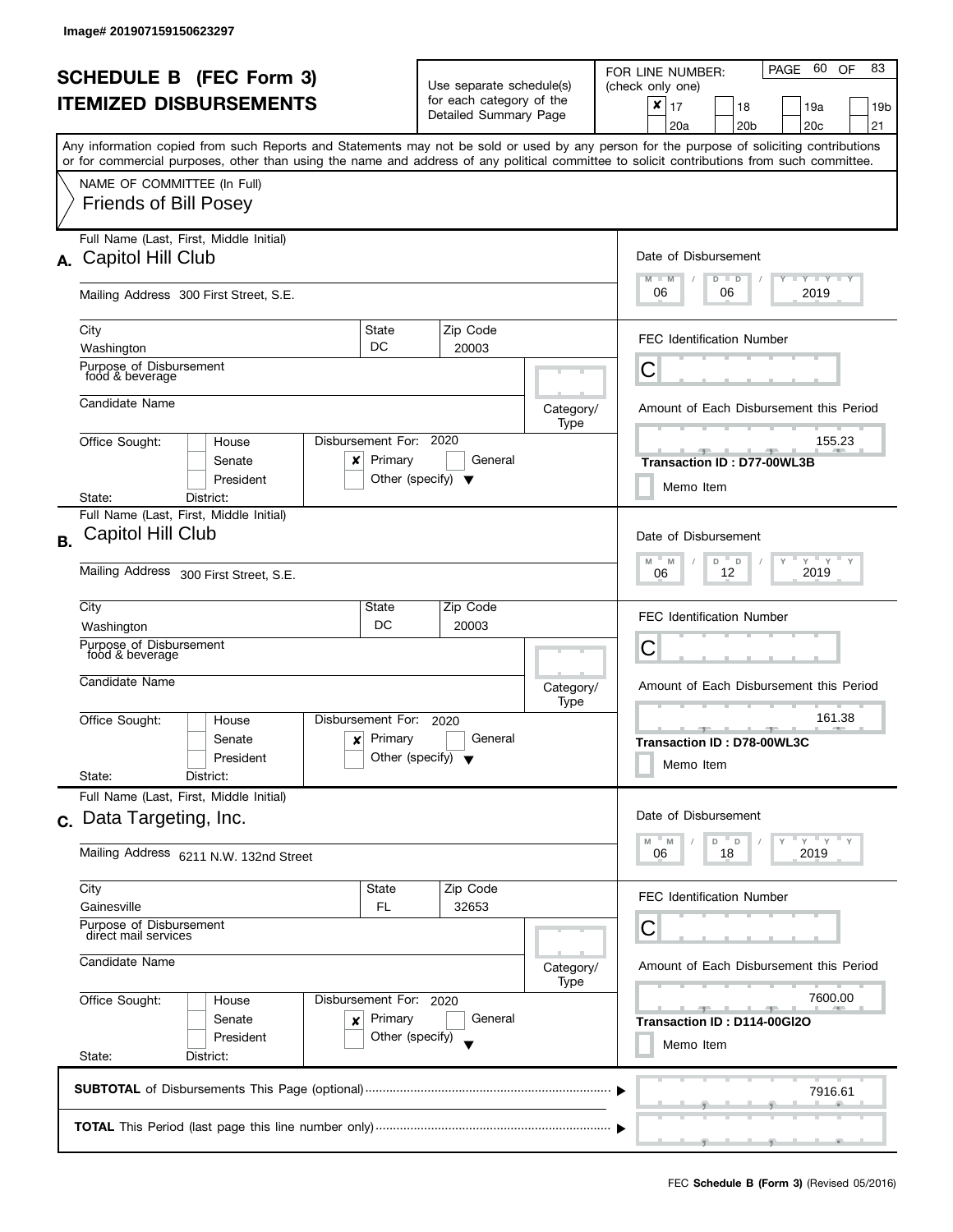Image# 201907159150623297

# SCHEDULE B (FEC Form 3)
## ITEMIZED DISBURSEMENTS

Use separate schedule(s) for each category of the Detailed Summary Page

FOR LINE NUMBER: (check only one)

- [x] 17
- [ ] 18
- [ ] 19a
- [ ] 19b
- [ ] 20a
- [ ] 20b
- [ ] 20c
- [ ] 21

PAGE 60 OF 83

Any information copied from such Reports and Statements may not be sold or used by any person for the purpose of soliciting contributions or for commercial purposes, other than using the name and address of any political committee to solicit contributions from such committee.

NAME OF COMMITTEE (In Full)
Friends of Bill Posey

---

**A.** Full Name (Last, First, Middle Initial): Capitol Hill Club

Mailing Address: 300 First Street, S.E.

City: Washington | State: DC | Zip Code: 20003

Purpose of Disbursement: food & beverage

Candidate Name:

Category/Type:

Office Sought: [ ] House [ ] Senate [ ] President

State: District:

Disbursement For: 2020 [x] Primary [ ] General [ ] Other (specify)

Date of Disbursement: 06 / 06 / 2019

FEC Identification Number: C

Amount of Each Disbursement this Period: 155.23

Transaction ID : D77-00WL3B

[ ] Memo Item

---

**B.** Full Name (Last, First, Middle Initial): Capitol Hill Club

Mailing Address: 300 First Street, S.E.

City: Washington | State: DC | Zip Code: 20003

Purpose of Disbursement: food & beverage

Candidate Name:

Category/Type:

Office Sought: [ ] House [ ] Senate [ ] President

State: District:

Disbursement For: 2020 [x] Primary [ ] General [ ] Other (specify)

Date of Disbursement: 06 / 12 / 2019

FEC Identification Number: C

Amount of Each Disbursement this Period: 161.38

Transaction ID : D78-00WL3C

[ ] Memo Item

---

**C.** Full Name (Last, First, Middle Initial): Data Targeting, Inc.

Mailing Address: 6211 N.W. 132nd Street

City: Gainesville | State: FL | Zip Code: 32653

Purpose of Disbursement: direct mail services

Candidate Name:

Category/Type:

Office Sought: [ ] House [ ] Senate [ ] President

State: District:

Disbursement For: 2020 [x] Primary [ ] General [ ] Other (specify)

Date of Disbursement: 06 / 18 / 2019

FEC Identification Number: C

Amount of Each Disbursement this Period: 7600.00

Transaction ID : D114-00GI2O

[ ] Memo Item

---

**SUBTOTAL** of Disbursements This Page (optional): 7916.61

**TOTAL** This Period (last page this line number only):

FEC **Schedule B (Form 3)** (Revised 05/2016)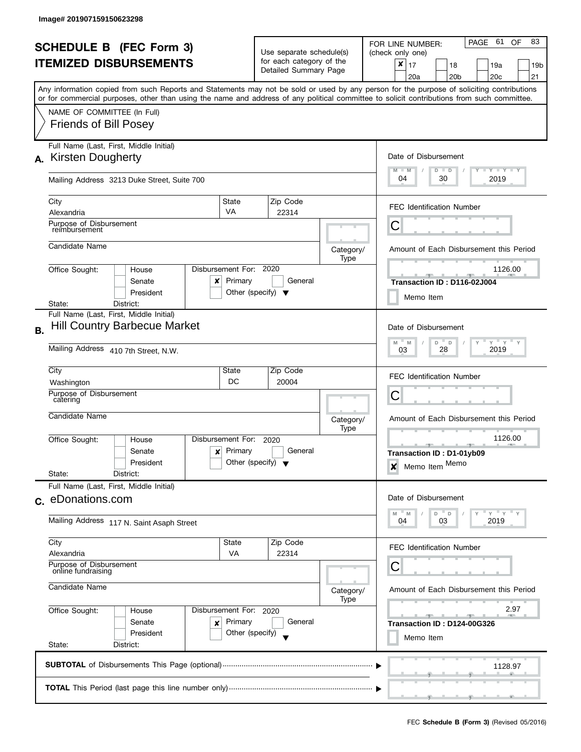Image# 201907159150623298

# SCHEDULE B (FEC Form 3)
# ITEMIZED DISBURSEMENTS

Use separate schedule(s) for each category of the Detailed Summary Page

FOR LINE NUMBER: (check only one)

- [x] 17
- [ ] 18
- [ ] 19a
- [ ] 19b
- [ ] 20a
- [ ] 20b
- [ ] 20c
- [ ] 21

PAGE 61 OF 83

Any information copied from such Reports and Statements may not be sold or used by any person for the purpose of soliciting contributions or for commercial purposes, other than using the name and address of any political committee to solicit contributions from such committee.

NAME OF COMMITTEE (In Full)
Friends of Bill Posey

---

**A.** Full Name (Last, First, Middle Initial): Kirsten Dougherty

Mailing Address: 3213 Duke Street, Suite 700

City: Alexandria | State: VA | Zip Code: 22314

Purpose of Disbursement: reimbursement

Candidate Name:

Category/Type:

Office Sought: [ ] House [ ] Senate [ ] President

State: District:

Disbursement For: 2020 [x] Primary [ ] General [ ] Other (specify)

Date of Disbursement: 04 / 30 / 2019

FEC Identification Number: C

Amount of Each Disbursement this Period: 1126.00

Transaction ID : D116-02J004

[ ] Memo Item

---

**B.** Full Name (Last, First, Middle Initial): Hill Country Barbecue Market

Mailing Address: 410 7th Street, N.W.

City: Washington | State: DC | Zip Code: 20004

Purpose of Disbursement: catering

Candidate Name:

Category/Type:

Office Sought: [ ] House [ ] Senate [ ] President

State: District:

Disbursement For: 2020 [x] Primary [ ] General [ ] Other (specify)

Date of Disbursement: 03 / 28 / 2019

FEC Identification Number: C

Amount of Each Disbursement this Period: 1126.00

Transaction ID : D1-01yb09

[x] Memo Item Memo

---

**C.** Full Name (Last, First, Middle Initial): eDonations.com

Mailing Address: 117 N. Saint Asaph Street

City: Alexandria | State: VA | Zip Code: 22314

Purpose of Disbursement: online fundraising

Candidate Name:

Category/Type:

Office Sought: [ ] House [ ] Senate [ ] President

State: District:

Disbursement For: 2020 [x] Primary [ ] General [ ] Other (specify)

Date of Disbursement: 04 / 03 / 2019

FEC Identification Number: C

Amount of Each Disbursement this Period: 2.97

Transaction ID : D124-00G326

[ ] Memo Item

---

**SUBTOTAL** of Disbursements This Page (optional): 1128.97

**TOTAL** This Period (last page this line number only):

FEC **Schedule B (Form 3)** (Revised 05/2016)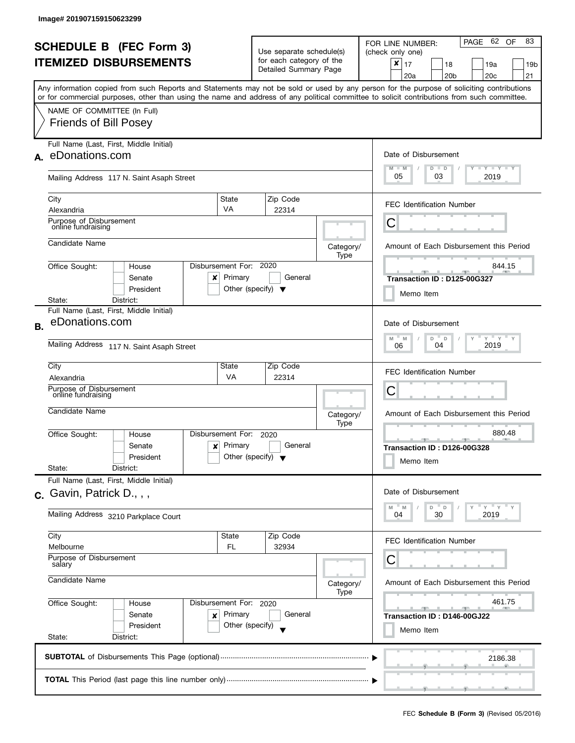Image# 201907159150623299

# SCHEDULE B (FEC Form 3)
# ITEMIZED DISBURSEMENTS

Use separate schedule(s) for each category of the Detailed Summary Page

FOR LINE NUMBER: (check only one)

- [x] 17
- [ ] 18
- [ ] 19a
- [ ] 19b
- [ ] 20a
- [ ] 20b
- [ ] 20c
- [ ] 21

Any information copied from such Reports and Statements may not be sold or used by any person for the purpose of soliciting contributions or for commercial purposes, other than using the name and address of any political committee to solicit contributions from such committee.

NAME OF COMMITTEE (In Full)
Friends of Bill Posey

---

**A.** Full Name (Last, First, Middle Initial): eDonations.com

Mailing Address: 117 N. Saint Asaph Street

City: Alexandria | State: VA | Zip Code: 22314

Purpose of Disbursement: online fundraising

Candidate Name:

Category/Type:

Office Sought: House / Senate / President

State: District:

Disbursement For: 2020 — [x] Primary [ ] General [ ] Other (specify)

Date of Disbursement: 05 / 03 / 2019

FEC Identification Number: C

Amount of Each Disbursement this Period: 844.15

Transaction ID : D125-00G327

Memo Item

---

**B.** Full Name (Last, First, Middle Initial): eDonations.com

Mailing Address: 117 N. Saint Asaph Street

City: Alexandria | State: VA | Zip Code: 22314

Purpose of Disbursement: online fundraising

Candidate Name:

Category/Type:

Office Sought: House / Senate / President

State: District:

Disbursement For: 2020 — [x] Primary [ ] General [ ] Other (specify)

Date of Disbursement: 06 / 04 / 2019

FEC Identification Number: C

Amount of Each Disbursement this Period: 880.48

Transaction ID : D126-00G328

Memo Item

---

**C.** Full Name (Last, First, Middle Initial): Gavin, Patrick D., , ,

Mailing Address: 3210 Parkplace Court

City: Melbourne | State: FL | Zip Code: 32934

Purpose of Disbursement: salary

Candidate Name:

Category/Type:

Office Sought: House / Senate / President

State: District:

Disbursement For: 2020 — [x] Primary [ ] General [ ] Other (specify)

Date of Disbursement: 04 / 30 / 2019

FEC Identification Number: C

Amount of Each Disbursement this Period: 461.75

Transaction ID : D146-00GJ22

Memo Item

---

**SUBTOTAL** of Disbursements This Page (optional): 2186.38

**TOTAL** This Period (last page this line number only):

FEC **Schedule B (Form 3)** (Revised 05/2016)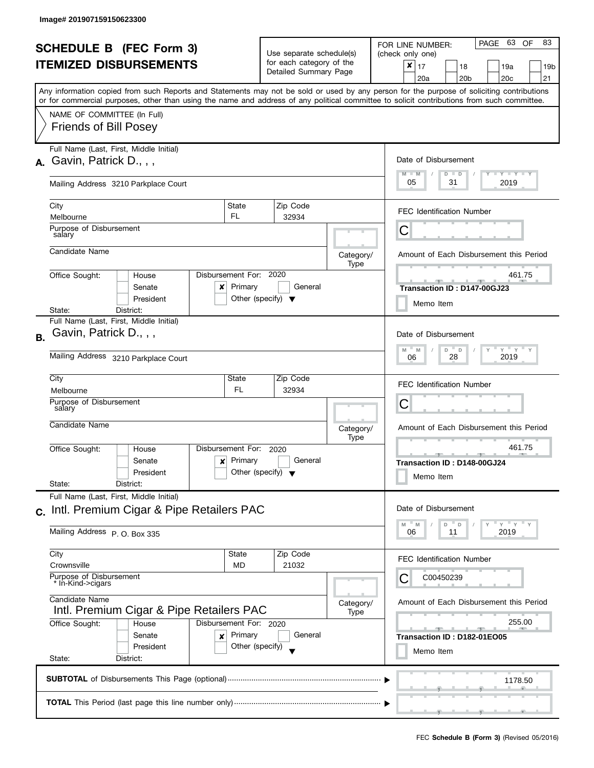Image# 201907159150623300

# SCHEDULE B (FEC Form 3)
## ITEMIZED DISBURSEMENTS

Use separate schedule(s) for each category of the Detailed Summary Page

FOR LINE NUMBER: (check only one)

- [x] 17
- [ ] 18
- [ ] 19a
- [ ] 19b
- [ ] 20a
- [ ] 20b
- [ ] 20c
- [ ] 21

Any information copied from such Reports and Statements may not be sold or used by any person for the purpose of soliciting contributions or for commercial purposes, other than using the name and address of any political committee to solicit contributions from such committee.

NAME OF COMMITTEE (In Full)
Friends of Bill Posey

---

**A.** Full Name (Last, First, Middle Initial): Gavin, Patrick D., , ,

Mailing Address: 3210 Parkplace Court

City: Melbourne | State: FL | Zip Code: 32934

Purpose of Disbursement: salary

Candidate Name:

Category/Type:

Office Sought: House / Senate / President

State: | District:

Disbursement For: 2020 — [x] Primary [ ] General [ ] Other (specify)

Date of Disbursement: 05 / 31 / 2019

FEC Identification Number: C

Amount of Each Disbursement this Period: 461.75

Transaction ID : D147-00GJ23

[ ] Memo Item

---

**B.** Full Name (Last, First, Middle Initial): Gavin, Patrick D., , ,

Mailing Address: 3210 Parkplace Court

City: Melbourne | State: FL | Zip Code: 32934

Purpose of Disbursement: salary

Candidate Name:

Category/Type:

Office Sought: House / Senate / President

State: | District:

Disbursement For: 2020 — [x] Primary [ ] General [ ] Other (specify)

Date of Disbursement: 06 / 28 / 2019

FEC Identification Number: C

Amount of Each Disbursement this Period: 461.75

Transaction ID : D148-00GJ24

[ ] Memo Item

---

**C.** Full Name (Last, First, Middle Initial): Intl. Premium Cigar & Pipe Retailers PAC

Mailing Address: P. O. Box 335

City: Crownsville | State: MD | Zip Code: 21032

Purpose of Disbursement: * In-Kind->cigars

Candidate Name: Intl. Premium Cigar & Pipe Retailers PAC

Category/Type:

Office Sought: House / Senate / President

State: | District:

Disbursement For: 2020 — [x] Primary [ ] General [ ] Other (specify)

Date of Disbursement: 06 / 11 / 2019

FEC Identification Number: C00450239

Amount of Each Disbursement this Period: 255.00

Transaction ID : D182-01EO05

[ ] Memo Item

---

**SUBTOTAL** of Disbursements This Page (optional): 1178.50

**TOTAL** This Period (last page this line number only):

FEC **Schedule B (Form 3)** (Revised 05/2016)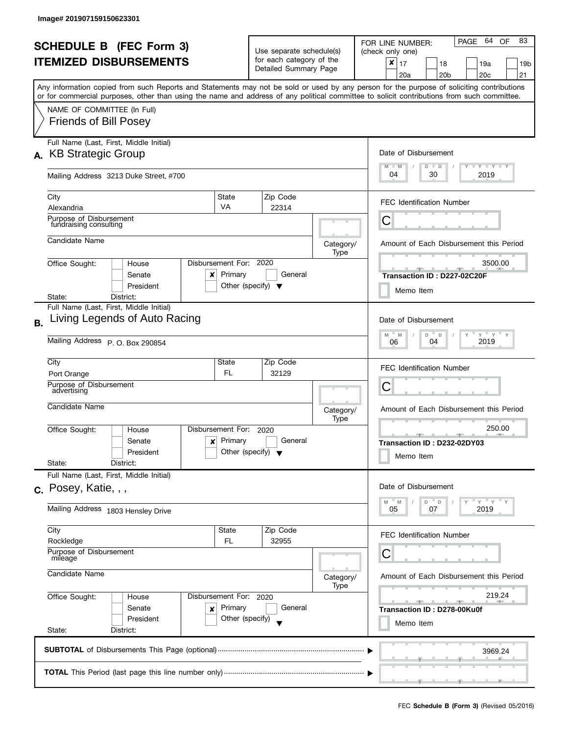Image# 201907159150623301

# SCHEDULE B (FEC Form 3)
## ITEMIZED DISBURSEMENTS

Use separate schedule(s) for each category of the Detailed Summary Page

FOR LINE NUMBER: (check only one)

- [x] 17
- [ ] 18
- [ ] 19a
- [ ] 19b
- [ ] 20a
- [ ] 20b
- [ ] 20c
- [ ] 21

Any information copied from such Reports and Statements may not be sold or used by any person for the purpose of soliciting contributions or for commercial purposes, other than using the name and address of any political committee to solicit contributions from such committee.

NAME OF COMMITTEE (In Full)
Friends of Bill Posey

---

**A.** Full Name (Last, First, Middle Initial): KB Strategic Group

Mailing Address: 3213 Duke Street, #700

City: Alexandria | State: VA | Zip Code: 22314

Purpose of Disbursement: fundraising consulting

Candidate Name:

Category/Type:

Office Sought: [ ] House [ ] Senate [ ] President
State: District:

Disbursement For: 2020 [x] Primary [ ] General [ ] Other (specify)

Date of Disbursement: 04/30/2019

FEC Identification Number: C

Amount of Each Disbursement this Period: 3500.00

Transaction ID : D227-02C20F

[ ] Memo Item

---

**B.** Full Name (Last, First, Middle Initial): Living Legends of Auto Racing

Mailing Address: P. O. Box 290854

City: Port Orange | State: FL | Zip Code: 32129

Purpose of Disbursement: advertising

Candidate Name:

Category/Type:

Office Sought: [ ] House [ ] Senate [ ] President
State: District:

Disbursement For: 2020 [x] Primary [ ] General [ ] Other (specify)

Date of Disbursement: 06/04/2019

FEC Identification Number: C

Amount of Each Disbursement this Period: 250.00

Transaction ID : D232-02DY03

[ ] Memo Item

---

**C.** Full Name (Last, First, Middle Initial): Posey, Katie, , ,

Mailing Address: 1803 Hensley Drive

City: Rockledge | State: FL | Zip Code: 32955

Purpose of Disbursement: mileage

Candidate Name:

Category/Type:

Office Sought: [ ] House [ ] Senate [ ] President
State: District:

Disbursement For: 2020 [x] Primary [ ] General [ ] Other (specify)

Date of Disbursement: 05/07/2019

FEC Identification Number: C

Amount of Each Disbursement this Period: 219.24

Transaction ID : D278-00Ku0f

[ ] Memo Item

---

**SUBTOTAL** of Disbursements This Page (optional): 3969.24

**TOTAL** This Period (last page this line number only):

FEC **Schedule B (Form 3)** (Revised 05/2016)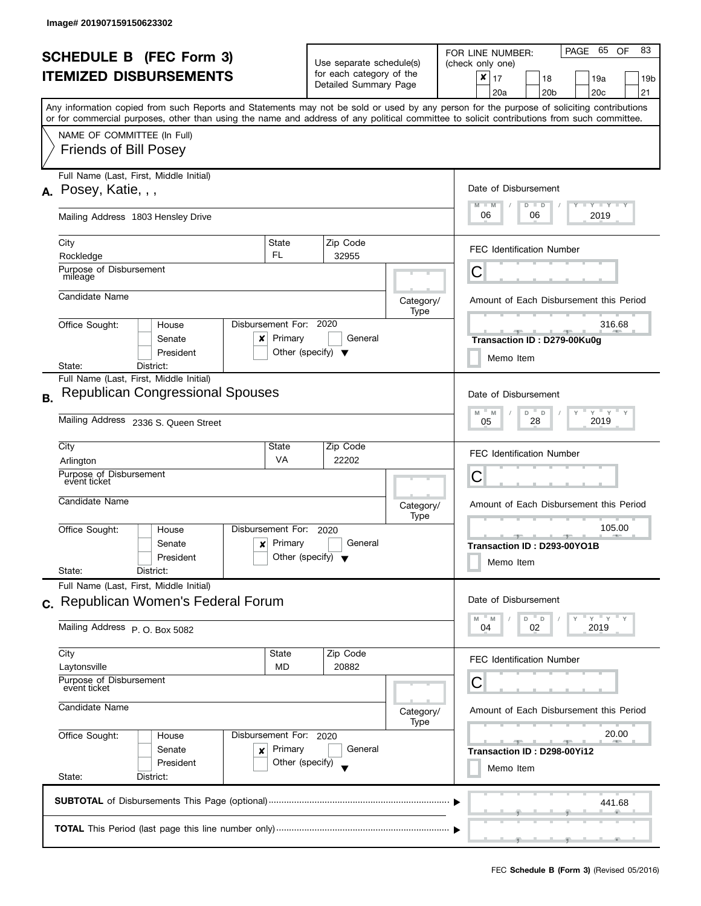Image# 201907159150623302

# SCHEDULE B (FEC Form 3)
# ITEMIZED DISBURSEMENTS

Use separate schedule(s) for each category of the Detailed Summary Page

FOR LINE NUMBER: (check only one)

- [x] 17
- [ ] 18
- [ ] 19a
- [ ] 19b
- [ ] 20a
- [ ] 20b
- [ ] 20c
- [ ] 21

PAGE 65 OF 83

Any information copied from such Reports and Statements may not be sold or used by any person for the purpose of soliciting contributions or for commercial purposes, other than using the name and address of any political committee to solicit contributions from such committee.

NAME OF COMMITTEE (In Full)
Friends of Bill Posey

---

**A.** Full Name (Last, First, Middle Initial): Posey, Katie, , ,

Mailing Address: 1803 Hensley Drive

City: Rockledge | State: FL | Zip Code: 32955

Purpose of Disbursement: mileage

Candidate Name:

Category/Type:

Office Sought: [ ] House [ ] Senate [ ] President

State: District:

Disbursement For: 2020 [x] Primary [ ] General [ ] Other (specify)

Date of Disbursement: 06 / 06 / 2019

FEC Identification Number: C

Amount of Each Disbursement this Period: 316.68

Transaction ID : D279-00Ku0g

[ ] Memo Item

---

**B.** Full Name (Last, First, Middle Initial): Republican Congressional Spouses

Mailing Address: 2336 S. Queen Street

City: Arlington | State: VA | Zip Code: 22202

Purpose of Disbursement: event ticket

Candidate Name:

Category/Type:

Office Sought: [ ] House [ ] Senate [ ] President

State: District:

Disbursement For: 2020 [x] Primary [ ] General [ ] Other (specify)

Date of Disbursement: 05 / 28 / 2019

FEC Identification Number: C

Amount of Each Disbursement this Period: 105.00

Transaction ID : D293-00YO1B

[ ] Memo Item

---

**C.** Full Name (Last, First, Middle Initial): Republican Women's Federal Forum

Mailing Address: P. O. Box 5082

City: Laytonsville | State: MD | Zip Code: 20882

Purpose of Disbursement: event ticket

Candidate Name:

Category/Type:

Office Sought: [ ] House [ ] Senate [ ] President

State: District:

Disbursement For: 2020 [x] Primary [ ] General [ ] Other (specify)

Date of Disbursement: 04 / 02 / 2019

FEC Identification Number: C

Amount of Each Disbursement this Period: 20.00

Transaction ID : D298-00Yi12

[ ] Memo Item

---

**SUBTOTAL** of Disbursements This Page (optional): 441.68

**TOTAL** This Period (last page this line number only):

FEC **Schedule B (Form 3)** (Revised 05/2016)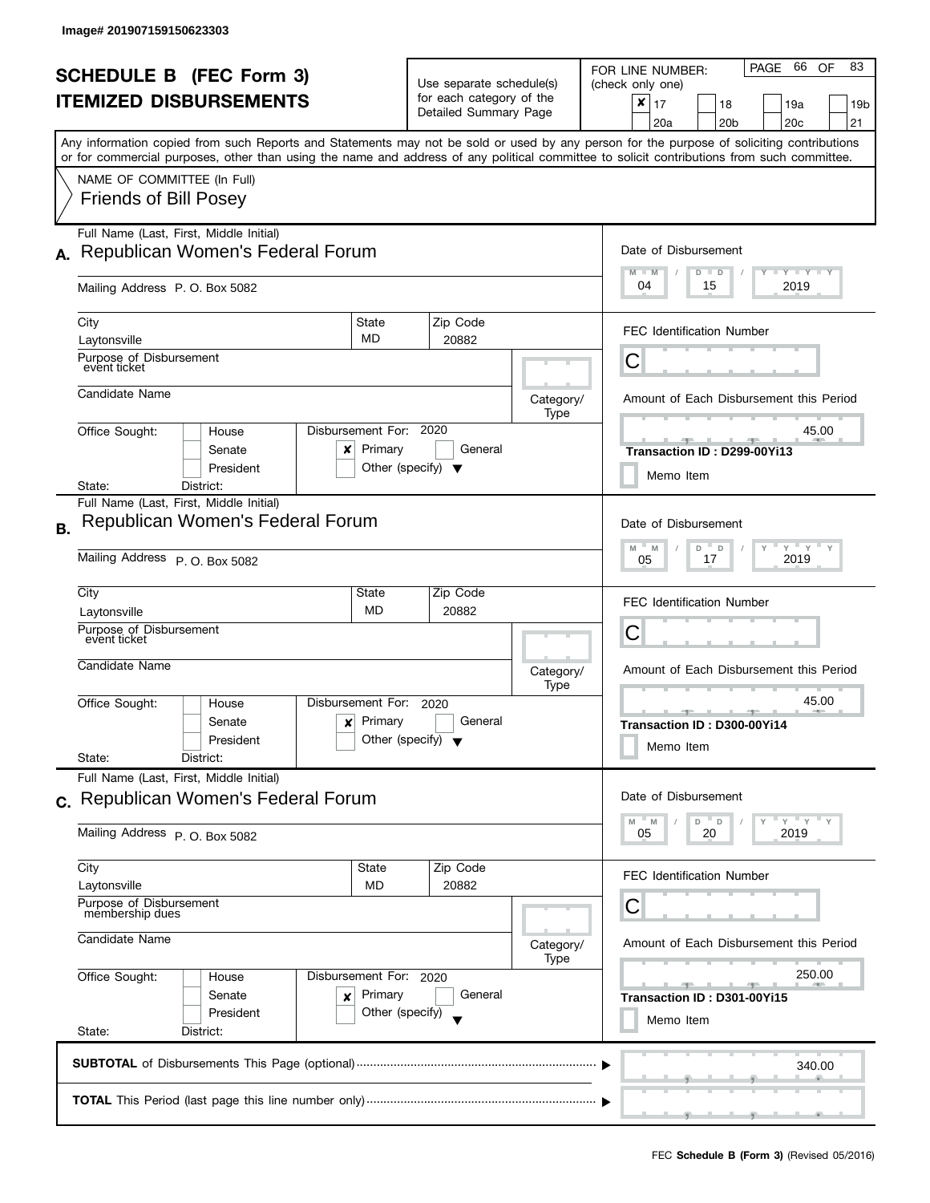Image# 201907159150623303

# SCHEDULE B (FEC Form 3)
# ITEMIZED DISBURSEMENTS

Use separate schedule(s) for each category of the Detailed Summary Page

FOR LINE NUMBER: (check only one)

- [x] 17
- [ ] 18
- [ ] 19a
- [ ] 19b
- [ ] 20a
- [ ] 20b
- [ ] 20c
- [ ] 21

PAGE 66 OF 83

Any information copied from such Reports and Statements may not be sold or used by any person for the purpose of soliciting contributions or for commercial purposes, other than using the name and address of any political committee to solicit contributions from such committee.

NAME OF COMMITTEE (In Full)
Friends of Bill Posey

---

**A.** Full Name (Last, First, Middle Initial): Republican Women's Federal Forum

Mailing Address: P. O. Box 5082

City: Laytonsville | State: MD | Zip Code: 20882

Purpose of Disbursement: event ticket

Candidate Name:

Category/Type:

Office Sought: [ ] House [ ] Senate [ ] President

State: District:

Disbursement For: 2020 [x] Primary [ ] General [ ] Other (specify)

Date of Disbursement: 04 / 15 / 2019

FEC Identification Number: C

Amount of Each Disbursement this Period: 45.00

Transaction ID : D299-00Yi13

[ ] Memo Item

---

**B.** Full Name (Last, First, Middle Initial): Republican Women's Federal Forum

Mailing Address: P. O. Box 5082

City: Laytonsville | State: MD | Zip Code: 20882

Purpose of Disbursement: event ticket

Candidate Name:

Category/Type:

Office Sought: [ ] House [ ] Senate [ ] President

State: District:

Disbursement For: 2020 [x] Primary [ ] General [ ] Other (specify)

Date of Disbursement: 05 / 17 / 2019

FEC Identification Number: C

Amount of Each Disbursement this Period: 45.00

Transaction ID : D300-00Yi14

[ ] Memo Item

---

**C.** Full Name (Last, First, Middle Initial): Republican Women's Federal Forum

Mailing Address: P. O. Box 5082

City: Laytonsville | State: MD | Zip Code: 20882

Purpose of Disbursement: membership dues

Candidate Name:

Category/Type:

Office Sought: [ ] House [ ] Senate [ ] President

State: District:

Disbursement For: 2020 [x] Primary [ ] General [ ] Other (specify)

Date of Disbursement: 05 / 20 / 2019

FEC Identification Number: C

Amount of Each Disbursement this Period: 250.00

Transaction ID : D301-00Yi15

[ ] Memo Item

---

**SUBTOTAL** of Disbursements This Page (optional): 340.00

**TOTAL** This Period (last page this line number only):

FEC **Schedule B (Form 3)** (Revised 05/2016)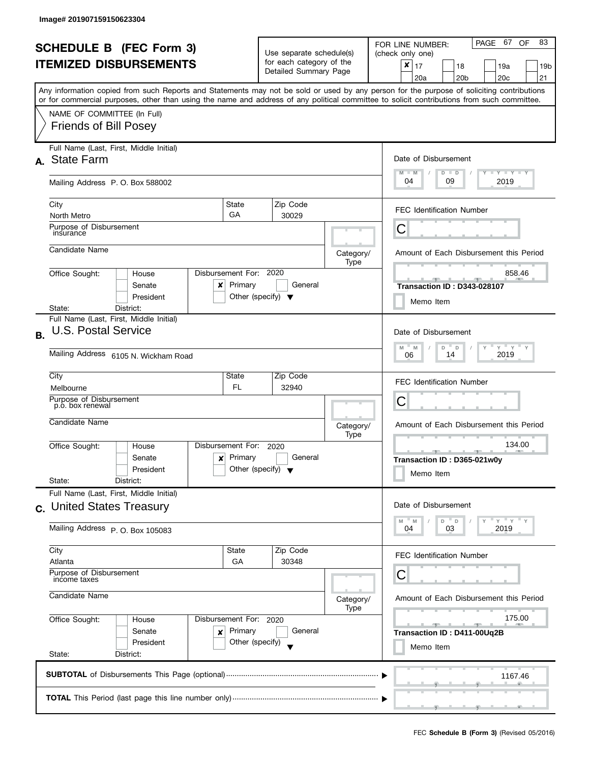Image# 201907159150623304

# SCHEDULE B (FEC Form 3)
# ITEMIZED DISBURSEMENTS

Use separate schedule(s) for each category of the Detailed Summary Page

FOR LINE NUMBER: (check only one)

- [x] 17
- [ ] 18
- [ ] 19a
- [ ] 19b
- [ ] 20a
- [ ] 20b
- [ ] 20c
- [ ] 21

PAGE 67 OF 83

Any information copied from such Reports and Statements may not be sold or used by any person for the purpose of soliciting contributions or for commercial purposes, other than using the name and address of any political committee to solicit contributions from such committee.

NAME OF COMMITTEE (In Full)
Friends of Bill Posey

---

**A.** Full Name (Last, First, Middle Initial): State Farm

Mailing Address: P. O. Box 588002

City: North Metro | State: GA | Zip Code: 30029

Purpose of Disbursement: insurance

Candidate Name:

Category/Type:

Office Sought: [ ] House [ ] Senate [ ] President
State: District:

Disbursement For: 2020 [x] Primary [ ] General [ ] Other (specify)

Date of Disbursement: 04 / 09 / 2019

FEC Identification Number: C

Amount of Each Disbursement this Period: 858.46

Transaction ID : D343-028107

[ ] Memo Item

---

**B.** Full Name (Last, First, Middle Initial): U.S. Postal Service

Mailing Address: 6105 N. Wickham Road

City: Melbourne | State: FL | Zip Code: 32940

Purpose of Disbursement: p.o. box renewal

Candidate Name:

Category/Type:

Office Sought: [ ] House [ ] Senate [ ] President
State: District:

Disbursement For: 2020 [x] Primary [ ] General [ ] Other (specify)

Date of Disbursement: 06 / 14 / 2019

FEC Identification Number: C

Amount of Each Disbursement this Period: 134.00

Transaction ID : D365-021w0y

[ ] Memo Item

---

**C.** Full Name (Last, First, Middle Initial): United States Treasury

Mailing Address: P. O. Box 105083

City: Atlanta | State: GA | Zip Code: 30348

Purpose of Disbursement: income taxes

Candidate Name:

Category/Type:

Office Sought: [ ] House [ ] Senate [ ] President
State: District:

Disbursement For: 2020 [x] Primary [ ] General [ ] Other (specify)

Date of Disbursement: 04 / 03 / 2019

FEC Identification Number: C

Amount of Each Disbursement this Period: 175.00

Transaction ID : D411-00Uq2B

[ ] Memo Item

---

**SUBTOTAL** of Disbursements This Page (optional): 1167.46

**TOTAL** This Period (last page this line number only):

FEC **Schedule B (Form 3)** (Revised 05/2016)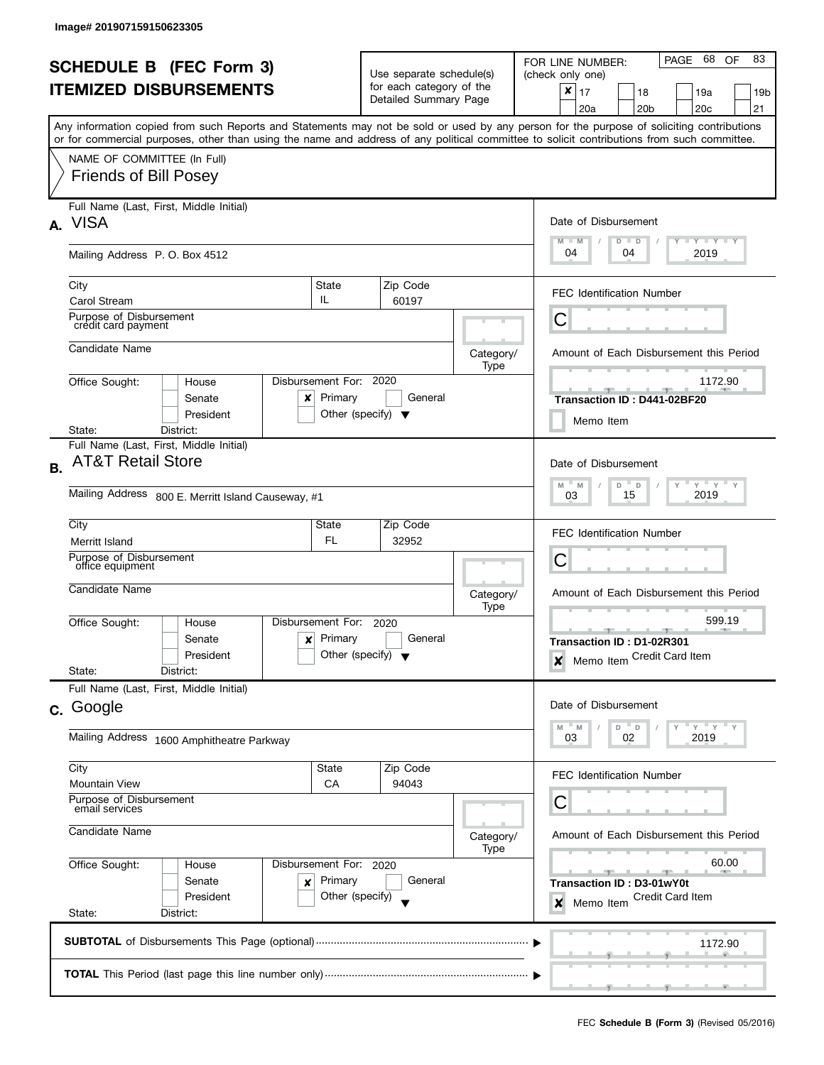Image# 201907159150623305

# SCHEDULE B (FEC Form 3)
# ITEMIZED DISBURSEMENTS

Use separate schedule(s) for each category of the Detailed Summary Page

FOR LINE NUMBER: (check only one)

- [x] 17
- [ ] 18
- [ ] 19a
- [ ] 19b
- [ ] 20a
- [ ] 20b
- [ ] 20c
- [ ] 21

PAGE 68 OF 83

Any information copied from such Reports and Statements may not be sold or used by any person for the purpose of soliciting contributions or for commercial purposes, other than using the name and address of any political committee to solicit contributions from such committee.

NAME OF COMMITTEE (In Full)

Friends of Bill Posey

---

## A.

**Full Name (Last, First, Middle Initial):** VISA

**Mailing Address:** P. O. Box 4512

**City:** Carol Stream | **State:** IL | **Zip Code:** 60197

**Purpose of Disbursement:** credit card payment

**Candidate Name:**

**Category/Type:**

**Office Sought:** [ ] House [ ] Senate [ ] President

**State:** **District:**

**Disbursement For:** 2020 [x] Primary [ ] General [ ] Other (specify)

**Date of Disbursement:** 04 / 04 / 2019

**FEC Identification Number:** C

**Amount of Each Disbursement this Period:** 1172.90

**Transaction ID : D441-02BF20**

[ ] Memo Item

---

## B.

**Full Name (Last, First, Middle Initial):** AT&T Retail Store

**Mailing Address:** 800 E. Merritt Island Causeway, #1

**City:** Merritt Island | **State:** FL | **Zip Code:** 32952

**Purpose of Disbursement:** office equipment

**Candidate Name:**

**Category/Type:**

**Office Sought:** [ ] House [ ] Senate [ ] President

**State:** **District:**

**Disbursement For:** 2020 [x] Primary [ ] General [ ] Other (specify)

**Date of Disbursement:** 03 / 15 / 2019

**FEC Identification Number:** C

**Amount of Each Disbursement this Period:** 599.19

**Transaction ID : D1-02R301**

[x] Memo Item Credit Card Item

---

## C.

**Full Name (Last, First, Middle Initial):** Google

**Mailing Address:** 1600 Amphitheatre Parkway

**City:** Mountain View | **State:** CA | **Zip Code:** 94043

**Purpose of Disbursement:** email services

**Candidate Name:**

**Category/Type:**

**Office Sought:** [ ] House [ ] Senate [ ] President

**State:** **District:**

**Disbursement For:** 2020 [x] Primary [ ] General [ ] Other (specify)

**Date of Disbursement:** 03 / 02 / 2019

**FEC Identification Number:** C

**Amount of Each Disbursement this Period:** 60.00

**Transaction ID : D3-01wY0t**

[x] Memo Item Credit Card Item

---

**SUBTOTAL** of Disbursements This Page (optional) ........ 1172.90

**TOTAL** This Period (last page this line number only) ........

FEC **Schedule B (Form 3)** (Revised 05/2016)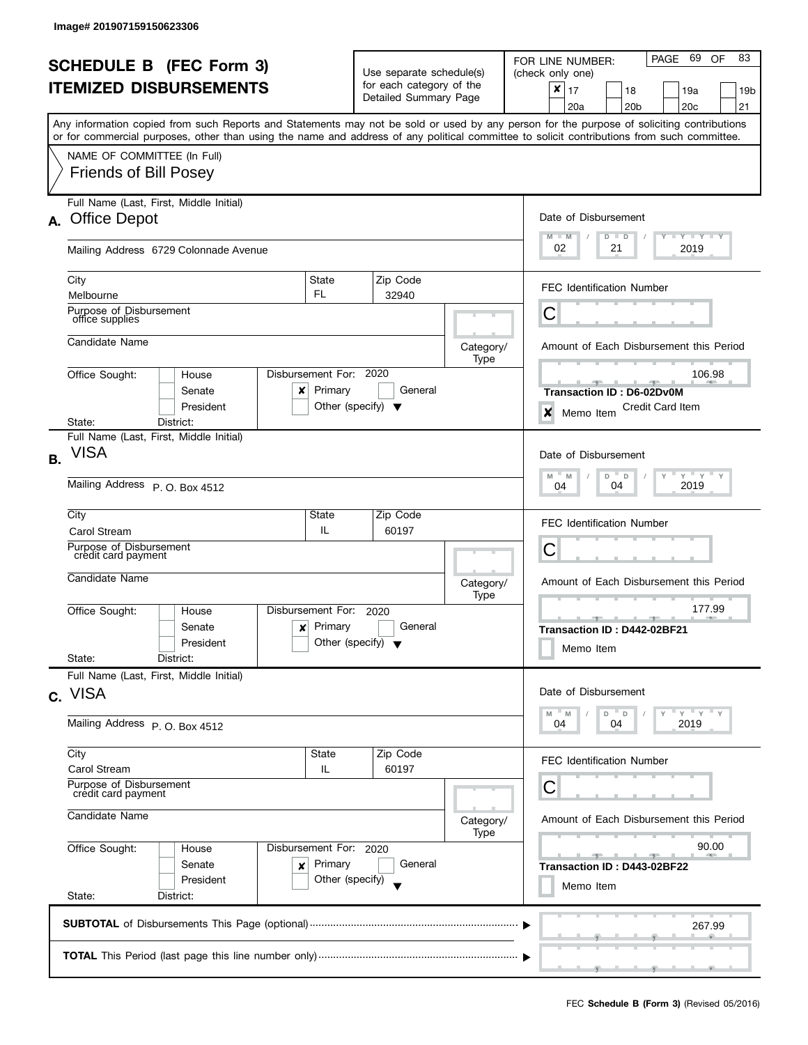Image# 201907159150623306

# SCHEDULE B (FEC Form 3)
## ITEMIZED DISBURSEMENTS

Use separate schedule(s) for each category of the Detailed Summary Page

FOR LINE NUMBER: (check only one)
[x] 17 [ ] 18 [ ] 19a [ ] 19b [ ] 20a [ ] 20b [ ] 20c [ ] 21

Any information copied from such Reports and Statements may not be sold or used by any person for the purpose of soliciting contributions or for commercial purposes, other than using the name and address of any political committee to solicit contributions from such committee.

NAME OF COMMITTEE (In Full)
Friends of Bill Posey

**A.** Full Name (Last, First, Middle Initial): Office Depot
Mailing Address: 6729 Colonnade Avenue
City: Melbourne | State: FL | Zip Code: 32940
Purpose of Disbursement: office supplies
Candidate Name:
Category/Type:
Office Sought: [ ] House [ ] Senate [ ] President
State: District:
Disbursement For: 2020 [x] Primary [ ] General [ ] Other (specify)
Date of Disbursement: 02 / 21 / 2019
FEC Identification Number: C
Amount of Each Disbursement this Period: 106.98
Transaction ID : D6-02Dv0M
[x] Memo Item — Credit Card Item

**B.** Full Name (Last, First, Middle Initial): VISA
Mailing Address: P. O. Box 4512
City: Carol Stream | State: IL | Zip Code: 60197
Purpose of Disbursement: credit card payment
Candidate Name:
Category/Type:
Office Sought: [ ] House [ ] Senate [ ] President
State: District:
Disbursement For: 2020 [x] Primary [ ] General [ ] Other (specify)
Date of Disbursement: 04 / 04 / 2019
FEC Identification Number: C
Amount of Each Disbursement this Period: 177.99
Transaction ID : D442-02BF21
[ ] Memo Item

**C.** Full Name (Last, First, Middle Initial): VISA
Mailing Address: P. O. Box 4512
City: Carol Stream | State: IL | Zip Code: 60197
Purpose of Disbursement: credit card payment
Candidate Name:
Category/Type:
Office Sought: [ ] House [ ] Senate [ ] President
State: District:
Disbursement For: 2020 [x] Primary [ ] General [ ] Other (specify)
Date of Disbursement: 04 / 04 / 2019
FEC Identification Number: C
Amount of Each Disbursement this Period: 90.00
Transaction ID : D443-02BF22
[ ] Memo Item

**SUBTOTAL** of Disbursements This Page (optional): 267.99

**TOTAL** This Period (last page this line number only):

FEC **Schedule B (Form 3)** (Revised 05/2016)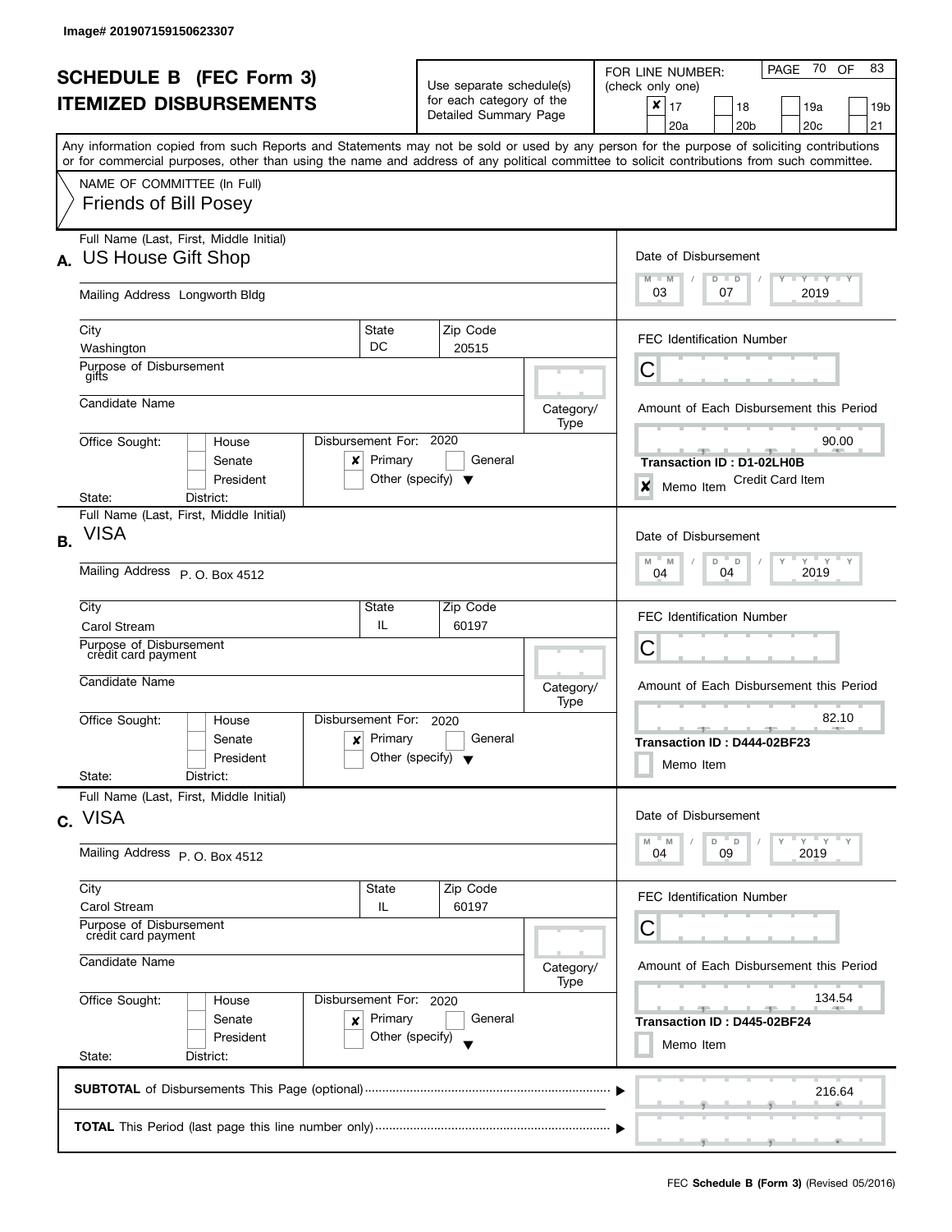Image# 201907159150623307

# SCHEDULE B (FEC Form 3)
# ITEMIZED DISBURSEMENTS

Use separate schedule(s) for each category of the Detailed Summary Page

FOR LINE NUMBER: (check only one)

- [x] 17
- [ ] 18
- [ ] 19a
- [ ] 19b
- [ ] 20a
- [ ] 20b
- [ ] 20c
- [ ] 21

PAGE 70 OF 83

Any information copied from such Reports and Statements may not be sold or used by any person for the purpose of soliciting contributions or for commercial purposes, other than using the name and address of any political committee to solicit contributions from such committee.

NAME OF COMMITTEE (In Full)
Friends of Bill Posey

---

## A.

Full Name (Last, First, Middle Initial): US House Gift Shop

Mailing Address: Longworth Bldg

City: Washington | State: DC | Zip Code: 20515

Purpose of Disbursement: gifts

Candidate Name:

Category/Type:

Office Sought: [ ] House [ ] Senate [ ] President

State: District:

Disbursement For: 2020 [x] Primary [ ] General [ ] Other (specify)

Date of Disbursement: 03 / 07 / 2019

FEC Identification Number: C

Amount of Each Disbursement this Period: 90.00

Transaction ID : D1-02LH0B

[x] Memo Item — Credit Card Item

---

## B.

Full Name (Last, First, Middle Initial): VISA

Mailing Address: P. O. Box 4512

City: Carol Stream | State: IL | Zip Code: 60197

Purpose of Disbursement: credit card payment

Candidate Name:

Category/Type:

Office Sought: [ ] House [ ] Senate [ ] President

State: District:

Disbursement For: 2020 [x] Primary [ ] General [ ] Other (specify)

Date of Disbursement: 04 / 04 / 2019

FEC Identification Number: C

Amount of Each Disbursement this Period: 82.10

Transaction ID : D444-02BF23

[ ] Memo Item

---

## C.

Full Name (Last, First, Middle Initial): VISA

Mailing Address: P. O. Box 4512

City: Carol Stream | State: IL | Zip Code: 60197

Purpose of Disbursement: credit card payment

Candidate Name:

Category/Type:

Office Sought: [ ] House [ ] Senate [ ] President

State: District:

Disbursement For: 2020 [x] Primary [ ] General [ ] Other (specify)

Date of Disbursement: 04 / 09 / 2019

FEC Identification Number: C

Amount of Each Disbursement this Period: 134.54

Transaction ID : D445-02BF24

[ ] Memo Item

---

**SUBTOTAL** of Disbursements This Page (optional) ........ 216.64

**TOTAL** This Period (last page this line number only) ........

FEC **Schedule B (Form 3)** (Revised 05/2016)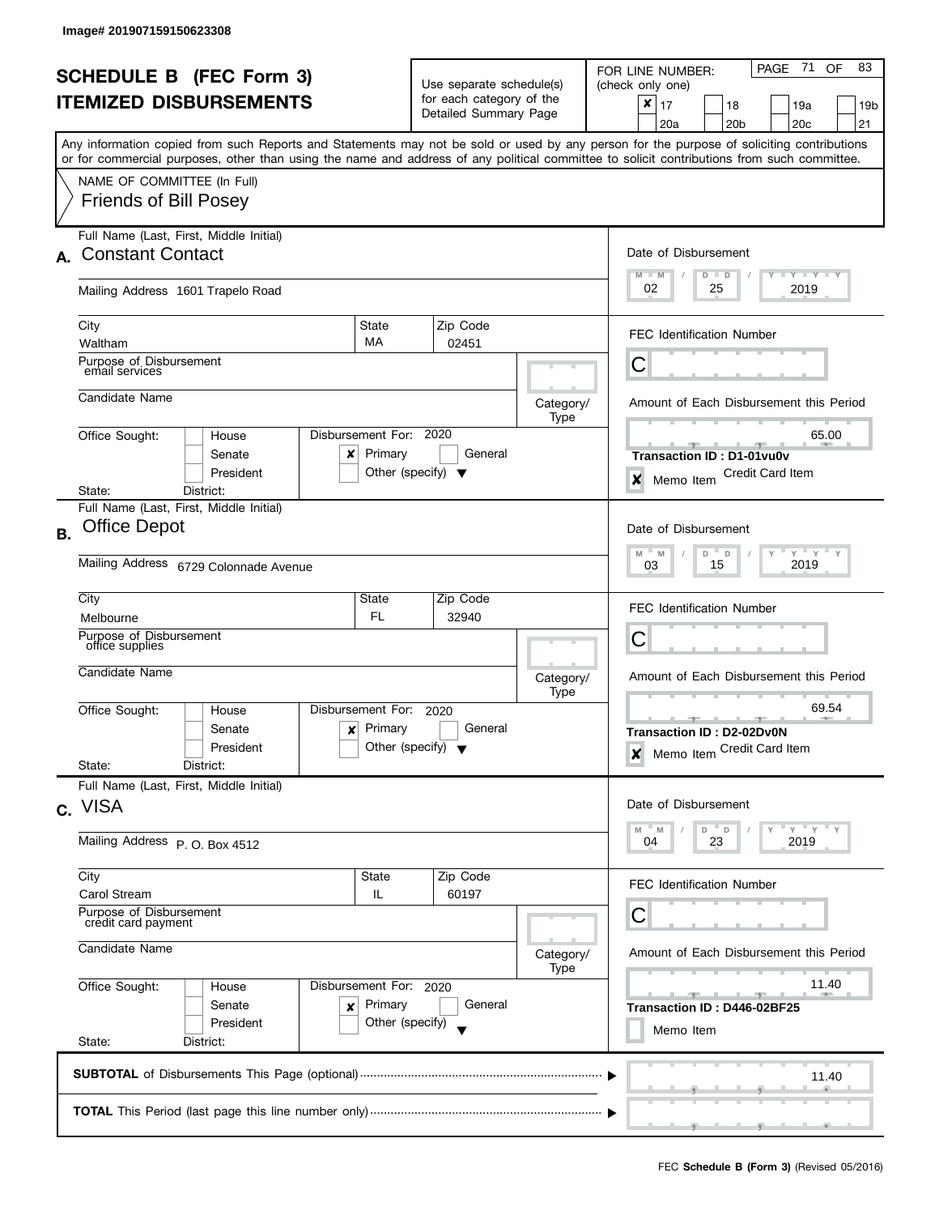Image# 201907159150623308

# SCHEDULE B (FEC Form 3)
# ITEMIZED DISBURSEMENTS

Use separate schedule(s) for each category of the Detailed Summary Page

FOR LINE NUMBER: (check only one)

- [x] 17
- [ ] 18
- [ ] 19a
- [ ] 19b
- [ ] 20a
- [ ] 20b
- [ ] 20c
- [ ] 21

PAGE 71 OF 83

Any information copied from such Reports and Statements may not be sold or used by any person for the purpose of soliciting contributions or for commercial purposes, other than using the name and address of any political committee to solicit contributions from such committee.

NAME OF COMMITTEE (In Full)
Friends of Bill Posey

---

**A.** Full Name (Last, First, Middle Initial): Constant Contact

Mailing Address: 1601 Trapelo Road

City: Waltham | State: MA | Zip Code: 02451

Purpose of Disbursement: email services

Candidate Name:

Category/Type:

Office Sought: [ ] House [ ] Senate [ ] President
State: District:

Disbursement For: 2020 [x] Primary [ ] General [ ] Other (specify)

Date of Disbursement: 02 / 25 / 2019

FEC Identification Number: C

Amount of Each Disbursement this Period: 65.00

Transaction ID : D1-01vu0v

[x] Memo Item — Credit Card Item

---

**B.** Full Name (Last, First, Middle Initial): Office Depot

Mailing Address: 6729 Colonnade Avenue

City: Melbourne | State: FL | Zip Code: 32940

Purpose of Disbursement: office supplies

Candidate Name:

Category/Type:

Office Sought: [ ] House [ ] Senate [ ] President
State: District:

Disbursement For: 2020 [x] Primary [ ] General [ ] Other (specify)

Date of Disbursement: 03 / 15 / 2019

FEC Identification Number: C

Amount of Each Disbursement this Period: 69.54

Transaction ID : D2-02Dv0N

[x] Memo Item — Credit Card Item

---

**C.** Full Name (Last, First, Middle Initial): VISA

Mailing Address: P. O. Box 4512

City: Carol Stream | State: IL | Zip Code: 60197

Purpose of Disbursement: credit card payment

Candidate Name:

Category/Type:

Office Sought: [ ] House [ ] Senate [ ] President
State: District:

Disbursement For: 2020 [x] Primary [ ] General [ ] Other (specify)

Date of Disbursement: 04 / 23 / 2019

FEC Identification Number: C

Amount of Each Disbursement this Period: 11.40

Transaction ID : D446-02BF25

[ ] Memo Item

---

**SUBTOTAL** of Disbursements This Page (optional): 11.40

**TOTAL** This Period (last page this line number only):

FEC **Schedule B (Form 3)** (Revised 05/2016)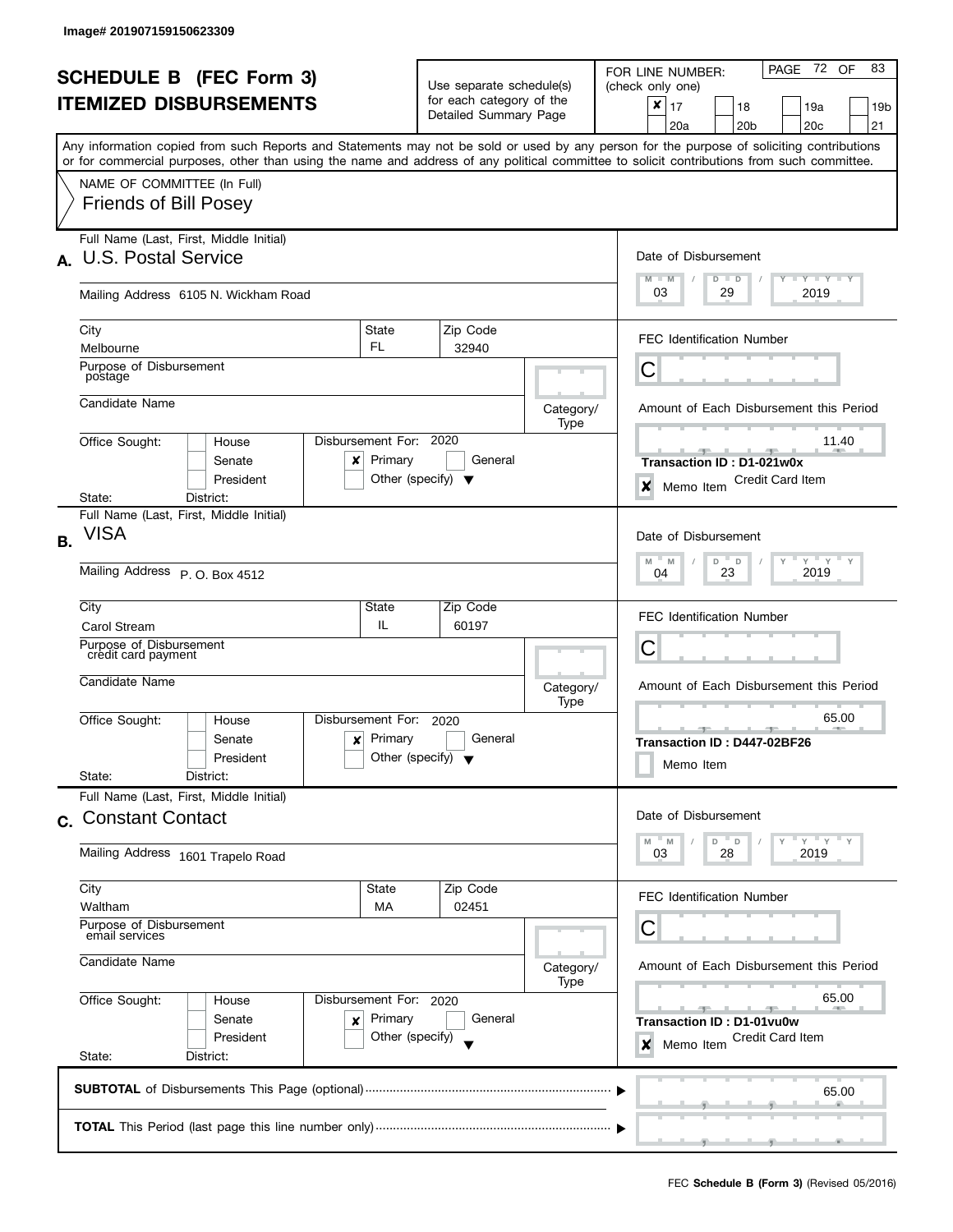Image# 201907159150623309

# SCHEDULE B (FEC Form 3)
# ITEMIZED DISBURSEMENTS

Use separate schedule(s) for each category of the Detailed Summary Page

FOR LINE NUMBER: (check only one)

- [x] 17
- [ ] 18
- [ ] 19a
- [ ] 19b
- [ ] 20a
- [ ] 20b
- [ ] 20c
- [ ] 21

PAGE 72 OF 83

Any information copied from such Reports and Statements may not be sold or used by any person for the purpose of soliciting contributions or for commercial purposes, other than using the name and address of any political committee to solicit contributions from such committee.

NAME OF COMMITTEE (In Full)
Friends of Bill Posey

---

## A.

Full Name (Last, First, Middle Initial): U.S. Postal Service

Mailing Address: 6105 N. Wickham Road

City: Melbourne | State: FL | Zip Code: 32940

Purpose of Disbursement: postage

Candidate Name:

Category/Type:

Office Sought: [ ] House [ ] Senate [ ] President

State: District:

Disbursement For: 2020 [x] Primary [ ] General [ ] Other (specify)

Date of Disbursement: 03 / 29 / 2019

FEC Identification Number: C

Amount of Each Disbursement this Period: 11.40

Transaction ID : D1-021w0x

[x] Memo Item — Credit Card Item

---

## B.

Full Name (Last, First, Middle Initial): VISA

Mailing Address: P. O. Box 4512

City: Carol Stream | State: IL | Zip Code: 60197

Purpose of Disbursement: credit card payment

Candidate Name:

Category/Type:

Office Sought: [ ] House [ ] Senate [ ] President

State: District:

Disbursement For: 2020 [x] Primary [ ] General [ ] Other (specify)

Date of Disbursement: 04 / 23 / 2019

FEC Identification Number: C

Amount of Each Disbursement this Period: 65.00

Transaction ID : D447-02BF26

[ ] Memo Item

---

## C.

Full Name (Last, First, Middle Initial): Constant Contact

Mailing Address: 1601 Trapelo Road

City: Waltham | State: MA | Zip Code: 02451

Purpose of Disbursement: email services

Candidate Name:

Category/Type:

Office Sought: [ ] House [ ] Senate [ ] President

State: District:

Disbursement For: 2020 [x] Primary [ ] General [ ] Other (specify)

Date of Disbursement: 03 / 28 / 2019

FEC Identification Number: C

Amount of Each Disbursement this Period: 65.00

Transaction ID : D1-01vu0w

[x] Memo Item — Credit Card Item

---

**SUBTOTAL** of Disbursements This Page (optional): 65.00

**TOTAL** This Period (last page this line number only):

FEC **Schedule B (Form 3)** (Revised 05/2016)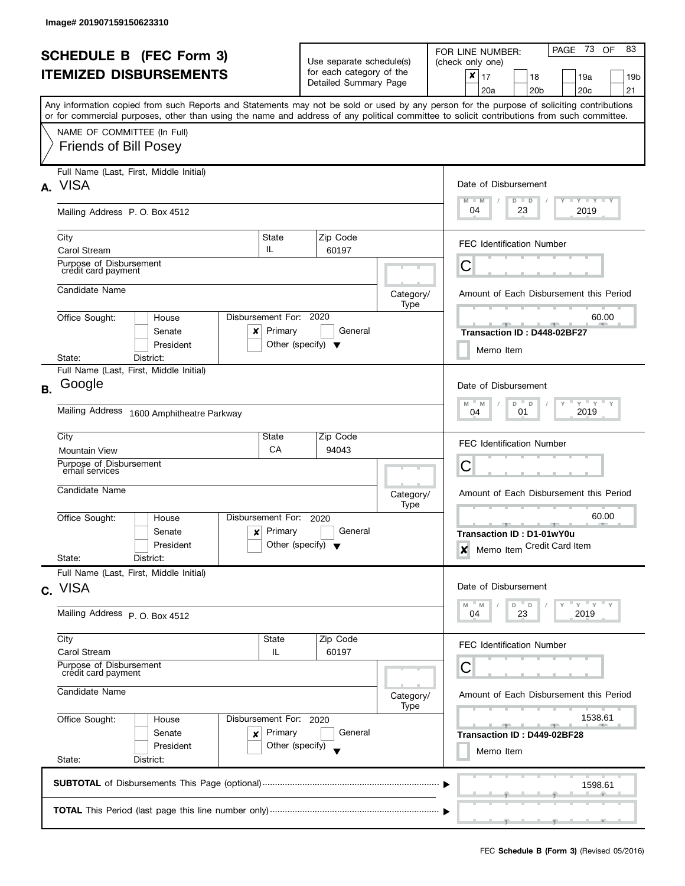Image# 201907159150623310

# SCHEDULE B (FEC Form 3)
# ITEMIZED DISBURSEMENTS

Use separate schedule(s) for each category of the Detailed Summary Page

FOR LINE NUMBER: (check only one)

- [x] 17
- [ ] 18
- [ ] 19a
- [ ] 19b
- [ ] 20a
- [ ] 20b
- [ ] 20c
- [ ] 21

Any information copied from such Reports and Statements may not be sold or used by any person for the purpose of soliciting contributions or for commercial purposes, other than using the name and address of any political committee to solicit contributions from such committee.

NAME OF COMMITTEE (In Full)
Friends of Bill Posey

---

## A.

Full Name (Last, First, Middle Initial): VISA

Mailing Address: P. O. Box 4512

City: Carol Stream | State: IL | Zip Code: 60197

Purpose of Disbursement: credit card payment

Candidate Name:

Category/Type:

Office Sought: [ ] House [ ] Senate [ ] President

State: District:

Disbursement For: 2020 [x] Primary [ ] General [ ] Other (specify)

Date of Disbursement: 04 / 23 / 2019

FEC Identification Number: C

Amount of Each Disbursement this Period: 60.00

Transaction ID : D448-02BF27

[ ] Memo Item

---

## B.

Full Name (Last, First, Middle Initial): Google

Mailing Address: 1600 Amphitheatre Parkway

City: Mountain View | State: CA | Zip Code: 94043

Purpose of Disbursement: email services

Candidate Name:

Category/Type:

Office Sought: [ ] House [ ] Senate [ ] President

State: District:

Disbursement For: 2020 [x] Primary [ ] General [ ] Other (specify)

Date of Disbursement: 04 / 01 / 2019

FEC Identification Number: C

Amount of Each Disbursement this Period: 60.00

Transaction ID : D1-01wY0u

[x] Memo Item Credit Card Item

---

## C.

Full Name (Last, First, Middle Initial): VISA

Mailing Address: P. O. Box 4512

City: Carol Stream | State: IL | Zip Code: 60197

Purpose of Disbursement: credit card payment

Candidate Name:

Category/Type:

Office Sought: [ ] House [ ] Senate [ ] President

State: District:

Disbursement For: 2020 [x] Primary [ ] General [ ] Other (specify)

Date of Disbursement: 04 / 23 / 2019

FEC Identification Number: C

Amount of Each Disbursement this Period: 1538.61

Transaction ID : D449-02BF28

[ ] Memo Item

---

**SUBTOTAL** of Disbursements This Page (optional): 1598.61

**TOTAL** This Period (last page this line number only):

FEC **Schedule B (Form 3)** (Revised 05/2016)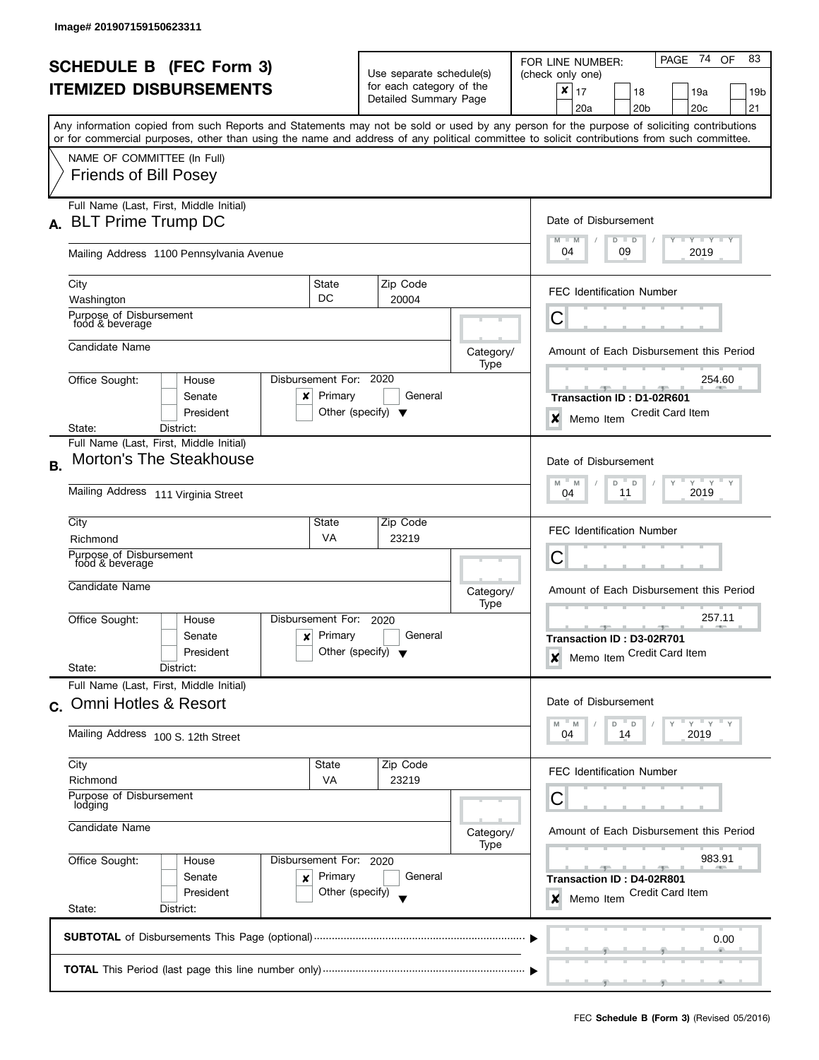Image# 201907159150623311

# SCHEDULE B (FEC Form 3)
# ITEMIZED DISBURSEMENTS

Use separate schedule(s) for each category of the Detailed Summary Page

FOR LINE NUMBER: (check only one)

- [x] 17
- [ ] 18
- [ ] 19a
- [ ] 19b
- [ ] 20a
- [ ] 20b
- [ ] 20c
- [ ] 21

Any information copied from such Reports and Statements may not be sold or used by any person for the purpose of soliciting contributions or for commercial purposes, other than using the name and address of any political committee to solicit contributions from such committee.

NAME OF COMMITTEE (In Full)
Friends of Bill Posey

---

**A.** Full Name (Last, First, Middle Initial): BLT Prime Trump DC

Mailing Address: 1100 Pennsylvania Avenue

City: Washington | State: DC | Zip Code: 20004

Purpose of Disbursement: food & beverage

Candidate Name:

Category/Type:

Office Sought: [ ] House [ ] Senate [ ] President

State: District:

Disbursement For: 2020 [x] Primary [ ] General [ ] Other (specify)

Date of Disbursement: 04 / 09 / 2019

FEC Identification Number: C

Amount of Each Disbursement this Period: 254.60

Transaction ID : D1-02R601

[x] Memo Item — Credit Card Item

---

**B.** Full Name (Last, First, Middle Initial): Morton's The Steakhouse

Mailing Address: 111 Virginia Street

City: Richmond | State: VA | Zip Code: 23219

Purpose of Disbursement: food & beverage

Candidate Name:

Category/Type:

Office Sought: [ ] House [ ] Senate [ ] President

State: District:

Disbursement For: 2020 [x] Primary [ ] General [ ] Other (specify)

Date of Disbursement: 04 / 11 / 2019

FEC Identification Number: C

Amount of Each Disbursement this Period: 257.11

Transaction ID : D3-02R701

[x] Memo Item — Credit Card Item

---

**C.** Full Name (Last, First, Middle Initial): Omni Hotles & Resort

Mailing Address: 100 S. 12th Street

City: Richmond | State: VA | Zip Code: 23219

Purpose of Disbursement: lodging

Candidate Name:

Category/Type:

Office Sought: [ ] House [ ] Senate [ ] President

State: District:

Disbursement For: 2020 [x] Primary [ ] General [ ] Other (specify)

Date of Disbursement: 04 / 14 / 2019

FEC Identification Number: C

Amount of Each Disbursement this Period: 983.91

Transaction ID : D4-02R801

[x] Memo Item — Credit Card Item

---

**SUBTOTAL** of Disbursements This Page (optional): 0.00

**TOTAL** This Period (last page this line number only):

FEC **Schedule B (Form 3)** (Revised 05/2016)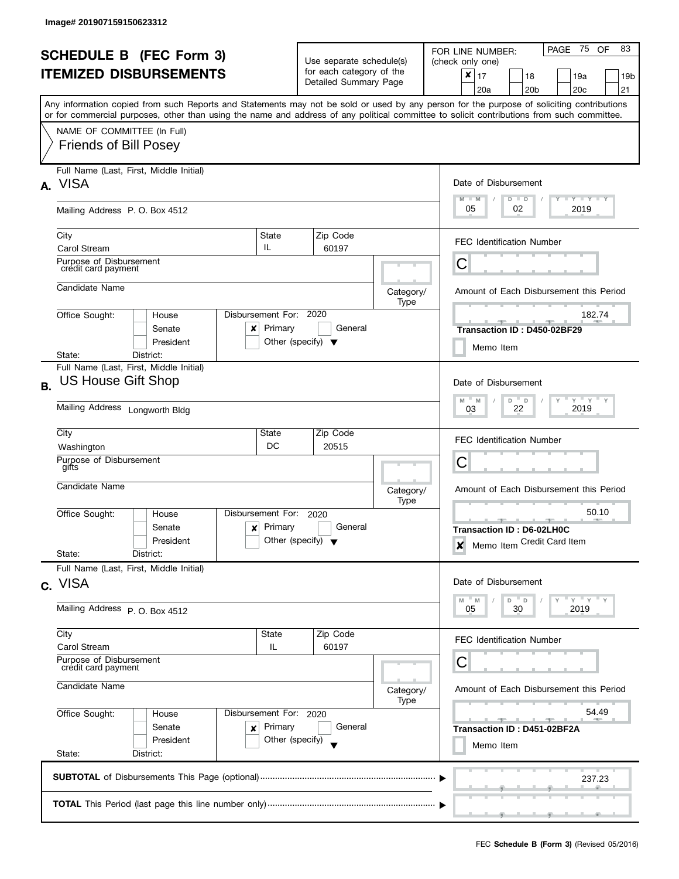Image# 201907159150623312

# SCHEDULE B (FEC Form 3)
## ITEMIZED DISBURSEMENTS

Use separate schedule(s) for each category of the Detailed Summary Page

FOR LINE NUMBER: (check only one)

- [x] 17
- [ ] 18
- [ ] 19a
- [ ] 19b
- [ ] 20a
- [ ] 20b
- [ ] 20c
- [ ] 21

PAGE 75 OF 83

Any information copied from such Reports and Statements may not be sold or used by any person for the purpose of soliciting contributions or for commercial purposes, other than using the name and address of any political committee to solicit contributions from such committee.

NAME OF COMMITTEE (In Full)
Friends of Bill Posey

---

**A.** Full Name (Last, First, Middle Initial): VISA

Mailing Address: P. O. Box 4512

City: Carol Stream | State: IL | Zip Code: 60197

Purpose of Disbursement: credit card payment

Candidate Name:

Category/Type:

Office Sought: [ ] House [ ] Senate [ ] President
State: District:

Disbursement For: 2020 [x] Primary [ ] General [ ] Other (specify)

Date of Disbursement: 05 / 02 / 2019

FEC Identification Number: C

Amount of Each Disbursement this Period: 182.74

Transaction ID : D450-02BF29

[ ] Memo Item

---

**B.** Full Name (Last, First, Middle Initial): US House Gift Shop

Mailing Address: Longworth Bldg

City: Washington | State: DC | Zip Code: 20515

Purpose of Disbursement: gifts

Candidate Name:

Category/Type:

Office Sought: [ ] House [ ] Senate [ ] President
State: District:

Disbursement For: 2020 [x] Primary [ ] General [ ] Other (specify)

Date of Disbursement: 03 / 22 / 2019

FEC Identification Number: C

Amount of Each Disbursement this Period: 50.10

Transaction ID : D6-02LH0C

[x] Memo Item Credit Card Item

---

**C.** Full Name (Last, First, Middle Initial): VISA

Mailing Address: P. O. Box 4512

City: Carol Stream | State: IL | Zip Code: 60197

Purpose of Disbursement: credit card payment

Candidate Name:

Category/Type:

Office Sought: [ ] House [ ] Senate [ ] President
State: District:

Disbursement For: 2020 [x] Primary [ ] General [ ] Other (specify)

Date of Disbursement: 05 / 30 / 2019

FEC Identification Number: C

Amount of Each Disbursement this Period: 54.49

Transaction ID : D451-02BF2A

[ ] Memo Item

---

**SUBTOTAL** of Disbursements This Page (optional) ........ 237.23

**TOTAL** This Period (last page this line number only) ........

FEC **Schedule B (Form 3)** (Revised 05/2016)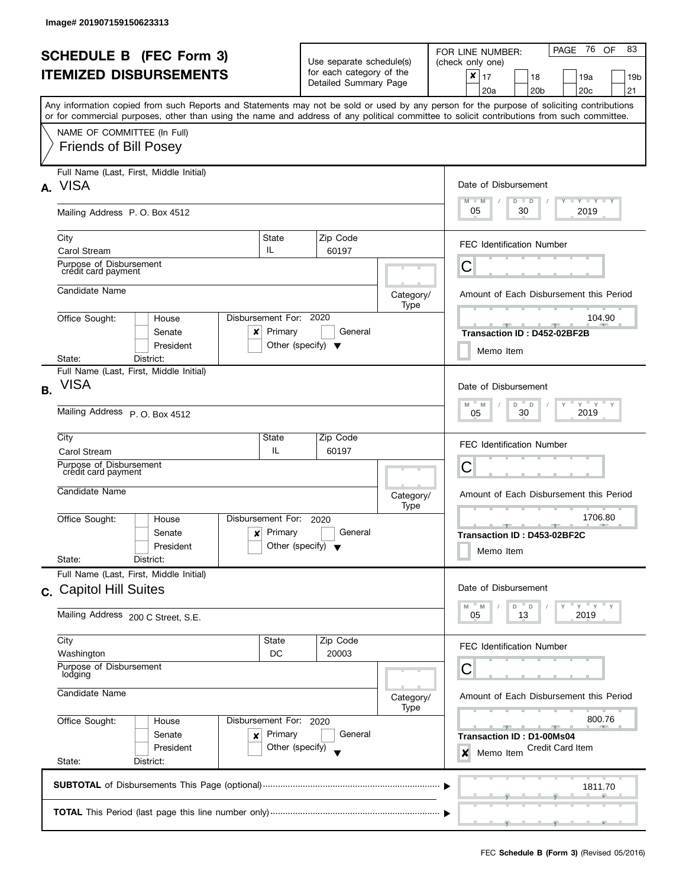Image# 201907159150623313

# SCHEDULE B (FEC Form 3)
# ITEMIZED DISBURSEMENTS

Use separate schedule(s) for each category of the Detailed Summary Page

FOR LINE NUMBER: (check only one)

- [x] 17
- [ ] 18
- [ ] 19a
- [ ] 19b
- [ ] 20a
- [ ] 20b
- [ ] 20c
- [ ] 21

PAGE 76 OF 83

Any information copied from such Reports and Statements may not be sold or used by any person for the purpose of soliciting contributions or for commercial purposes, other than using the name and address of any political committee to solicit contributions from such committee.

NAME OF COMMITTEE (In Full)
Friends of Bill Posey

---

**A.** Full Name (Last, First, Middle Initial): VISA

Mailing Address: P. O. Box 4512

City: Carol Stream | State: IL | Zip Code: 60197

Purpose of Disbursement: credit card payment

Candidate Name:

Category/Type:

Office Sought: House / Senate / President

State: District:

Disbursement For: 2020 — [x] Primary [ ] General [ ] Other (specify)

Date of Disbursement: 05 / 30 / 2019

FEC Identification Number: C

Amount of Each Disbursement this Period: 104.90

Transaction ID : D452-02BF2B

[ ] Memo Item

---

**B.** Full Name (Last, First, Middle Initial): VISA

Mailing Address: P. O. Box 4512

City: Carol Stream | State: IL | Zip Code: 60197

Purpose of Disbursement: credit card payment

Candidate Name:

Category/Type:

Office Sought: House / Senate / President

State: District:

Disbursement For: 2020 — [x] Primary [ ] General [ ] Other (specify)

Date of Disbursement: 05 / 30 / 2019

FEC Identification Number: C

Amount of Each Disbursement this Period: 1706.80

Transaction ID : D453-02BF2C

[ ] Memo Item

---

**C.** Full Name (Last, First, Middle Initial): Capitol Hill Suites

Mailing Address: 200 C Street, S.E.

City: Washington | State: DC | Zip Code: 20003

Purpose of Disbursement: lodging

Candidate Name:

Category/Type:

Office Sought: House / Senate / President

State: District:

Disbursement For: 2020 — [x] Primary [ ] General [ ] Other (specify)

Date of Disbursement: 05 / 13 / 2019

FEC Identification Number: C

Amount of Each Disbursement this Period: 800.76

Transaction ID : D1-00Ms04

[x] Memo Item — Credit Card Item

---

**SUBTOTAL** of Disbursements This Page (optional): 1811.70

**TOTAL** This Period (last page this line number only):

FEC Schedule B (Form 3) (Revised 05/2016)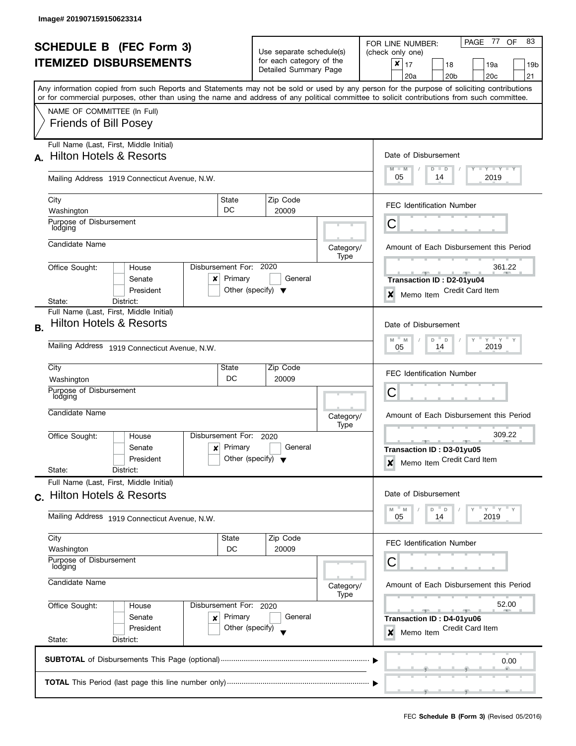Image# 201907159150623314

# SCHEDULE B (FEC Form 3)
# ITEMIZED DISBURSEMENTS

Use separate schedule(s) for each category of the Detailed Summary Page

FOR LINE NUMBER: (check only one)

- [x] 17
- [ ] 18
- [ ] 19a
- [ ] 19b
- [ ] 20a
- [ ] 20b
- [ ] 20c
- [ ] 21

Any information copied from such Reports and Statements may not be sold or used by any person for the purpose of soliciting contributions or for commercial purposes, other than using the name and address of any political committee to solicit contributions from such committee.

NAME OF COMMITTEE (In Full)
Friends of Bill Posey

---

**A.** Full Name (Last, First, Middle Initial): Hilton Hotels & Resorts

Mailing Address: 1919 Connecticut Avenue, N.W.

City: Washington | State: DC | Zip Code: 20009

Purpose of Disbursement: lodging

Candidate Name:

Category/Type:

Office Sought: [ ] House [ ] Senate [ ] President

State: District:

Disbursement For: 2020 [x] Primary [ ] General [ ] Other (specify)

Date of Disbursement: 05 / 14 / 2019

FEC Identification Number: C

Amount of Each Disbursement this Period: 361.22

Transaction ID : D2-01yu04

[x] Memo Item — Credit Card Item

---

**B.** Full Name (Last, First, Middle Initial): Hilton Hotels & Resorts

Mailing Address: 1919 Connecticut Avenue, N.W.

City: Washington | State: DC | Zip Code: 20009

Purpose of Disbursement: lodging

Candidate Name:

Category/Type:

Office Sought: [ ] House [ ] Senate [ ] President

State: District:

Disbursement For: 2020 [x] Primary [ ] General [ ] Other (specify)

Date of Disbursement: 05 / 14 / 2019

FEC Identification Number: C

Amount of Each Disbursement this Period: 309.22

Transaction ID : D3-01yu05

[x] Memo Item — Credit Card Item

---

**C.** Full Name (Last, First, Middle Initial): Hilton Hotels & Resorts

Mailing Address: 1919 Connecticut Avenue, N.W.

City: Washington | State: DC | Zip Code: 20009

Purpose of Disbursement: lodging

Candidate Name:

Category/Type:

Office Sought: [ ] House [ ] Senate [ ] President

State: District:

Disbursement For: 2020 [x] Primary [ ] General [ ] Other (specify)

Date of Disbursement: 05 / 14 / 2019

FEC Identification Number: C

Amount of Each Disbursement this Period: 52.00

Transaction ID : D4-01yu06

[x] Memo Item — Credit Card Item

---

**SUBTOTAL** of Disbursements This Page (optional): 0.00

**TOTAL** This Period (last page this line number only):

FEC **Schedule B (Form 3)** (Revised 05/2016)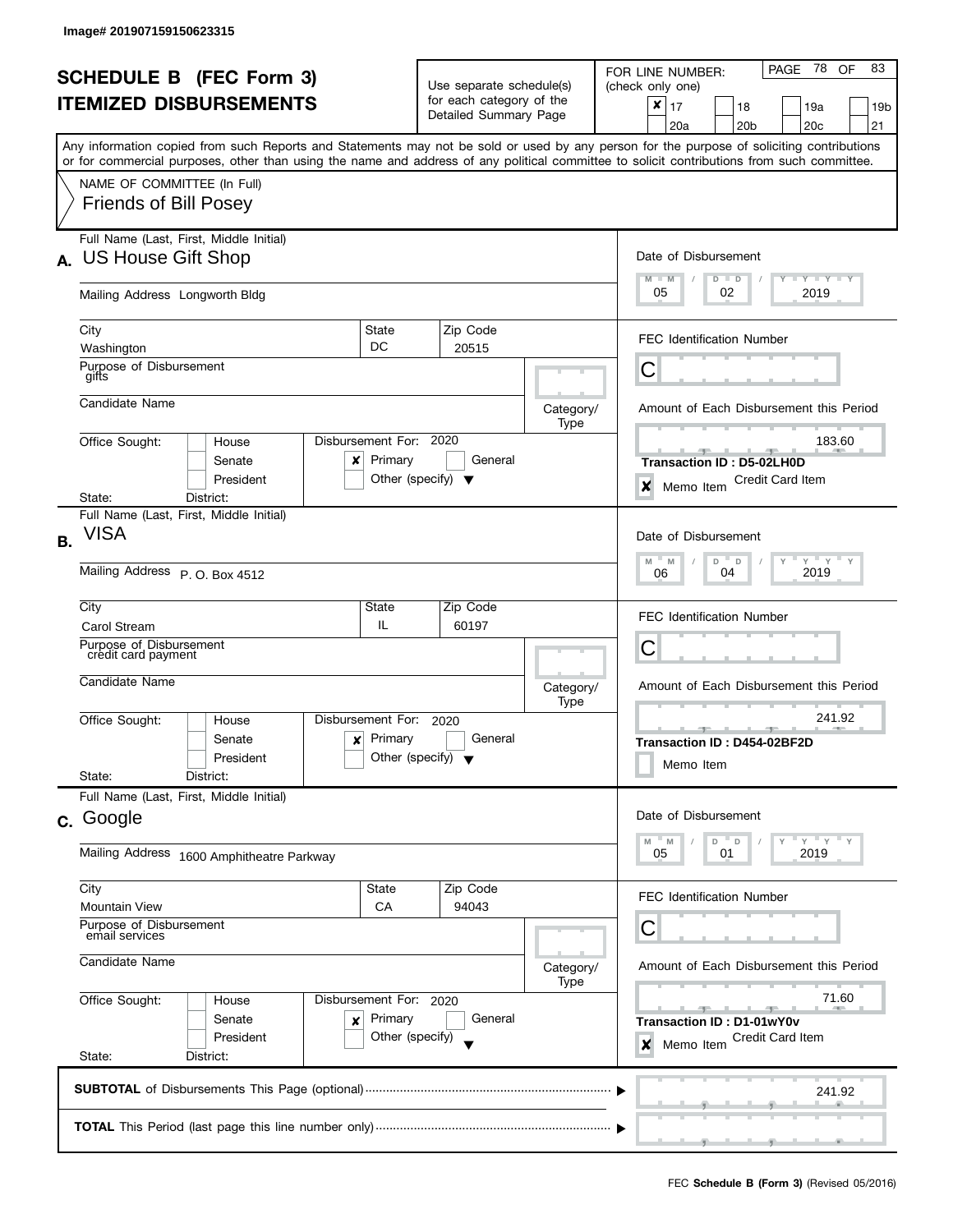Image# 201907159150623315

# SCHEDULE B (FEC Form 3)
# ITEMIZED DISBURSEMENTS

Use separate schedule(s) for each category of the Detailed Summary Page

FOR LINE NUMBER: (check only one)

| | | | |
|---|---|---|---|
| ☒ 17 | ☐ 18 | ☐ 19a | ☐ 19b |
| ☐ 20a | ☐ 20b | ☐ 20c | ☐ 21 |

Any information copied from such Reports and Statements may not be sold or used by any person for the purpose of soliciting contributions or for commercial purposes, other than using the name and address of any political committee to solicit contributions from such committee.

NAME OF COMMITTEE (In Full)
Friends of Bill Posey

---

**A.** Full Name (Last, First, Middle Initial): US House Gift Shop

Mailing Address: Longworth Bldg

City: Washington | State: DC | Zip Code: 20515

Purpose of Disbursement: gifts

Candidate Name:

Category/Type:

Office Sought: ☐ House ☐ Senate ☐ President

State: District:

Disbursement For: 2020 ☒ Primary ☐ General ☐ Other (specify)

Date of Disbursement: 05 / 02 / 2019

FEC Identification Number: C

Amount of Each Disbursement this Period: 183.60

Transaction ID : D5-02LH0D

☒ Memo Item — Credit Card Item

---

**B.** Full Name (Last, First, Middle Initial): VISA

Mailing Address: P. O. Box 4512

City: Carol Stream | State: IL | Zip Code: 60197

Purpose of Disbursement: credit card payment

Candidate Name:

Category/Type:

Office Sought: ☐ House ☐ Senate ☐ President

State: District:

Disbursement For: 2020 ☒ Primary ☐ General ☐ Other (specify)

Date of Disbursement: 06 / 04 / 2019

FEC Identification Number: C

Amount of Each Disbursement this Period: 241.92

Transaction ID : D454-02BF2D

☐ Memo Item

---

**C.** Full Name (Last, First, Middle Initial): Google

Mailing Address: 1600 Amphitheatre Parkway

City: Mountain View | State: CA | Zip Code: 94043

Purpose of Disbursement: email services

Candidate Name:

Category/Type:

Office Sought: ☐ House ☐ Senate ☐ President

State: District:

Disbursement For: 2020 ☒ Primary ☐ General ☐ Other (specify)

Date of Disbursement: 05 / 01 / 2019

FEC Identification Number: C

Amount of Each Disbursement this Period: 71.60

Transaction ID : D1-01wY0v

☒ Memo Item — Credit Card Item

---

**SUBTOTAL** of Disbursements This Page (optional): 241.92

**TOTAL** This Period (last page this line number only):

FEC **Schedule B (Form 3)** (Revised 05/2016)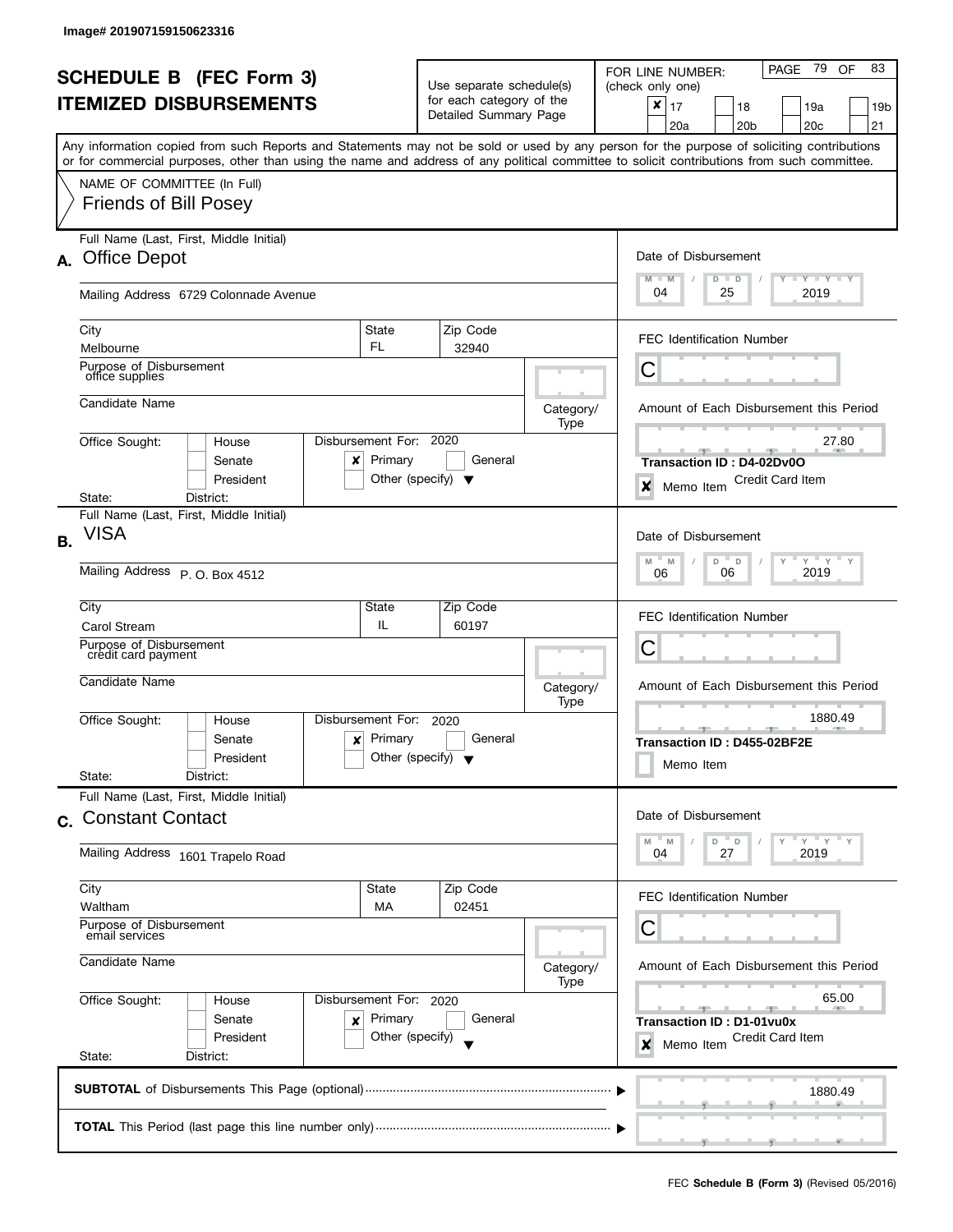Image# 201907159150623316

# SCHEDULE B (FEC Form 3)
# ITEMIZED DISBURSEMENTS

Use separate schedule(s) for each category of the Detailed Summary Page

FOR LINE NUMBER: (check only one)

- [x] 17
- [ ] 18
- [ ] 19a
- [ ] 19b
- [ ] 20a
- [ ] 20b
- [ ] 20c
- [ ] 21

Any information copied from such Reports and Statements may not be sold or used by any person for the purpose of soliciting contributions or for commercial purposes, other than using the name and address of any political committee to solicit contributions from such committee.

NAME OF COMMITTEE (In Full)
Friends of Bill Posey

---

**A.** Full Name (Last, First, Middle Initial): Office Depot

Mailing Address: 6729 Colonnade Avenue

City: Melbourne | State: FL | Zip Code: 32940

Purpose of Disbursement: office supplies

Candidate Name:

Category/Type:

Office Sought: House / Senate / President

State: District:

Disbursement For: 2020 — [x] Primary [ ] General [ ] Other (specify)

Date of Disbursement: 04 / 25 / 2019

FEC Identification Number: C

Amount of Each Disbursement this Period: 27.80

Transaction ID : D4-02Dv0O

[x] Memo Item — Credit Card Item

---

**B.** Full Name (Last, First, Middle Initial): VISA

Mailing Address: P. O. Box 4512

City: Carol Stream | State: IL | Zip Code: 60197

Purpose of Disbursement: credit card payment

Candidate Name:

Category/Type:

Office Sought: House / Senate / President

State: District:

Disbursement For: 2020 — [x] Primary [ ] General [ ] Other (specify)

Date of Disbursement: 06 / 06 / 2019

FEC Identification Number: C

Amount of Each Disbursement this Period: 1880.49

Transaction ID : D455-02BF2E

[ ] Memo Item

---

**C.** Full Name (Last, First, Middle Initial): Constant Contact

Mailing Address: 1601 Trapelo Road

City: Waltham | State: MA | Zip Code: 02451

Purpose of Disbursement: email services

Candidate Name:

Category/Type:

Office Sought: House / Senate / President

State: District:

Disbursement For: 2020 — [x] Primary [ ] General [ ] Other (specify)

Date of Disbursement: 04 / 27 / 2019

FEC Identification Number: C

Amount of Each Disbursement this Period: 65.00

Transaction ID : D1-01vu0x

[x] Memo Item — Credit Card Item

---

**SUBTOTAL** of Disbursements This Page (optional): 1880.49

**TOTAL** This Period (last page this line number only):

FEC **Schedule B (Form 3)** (Revised 05/2016)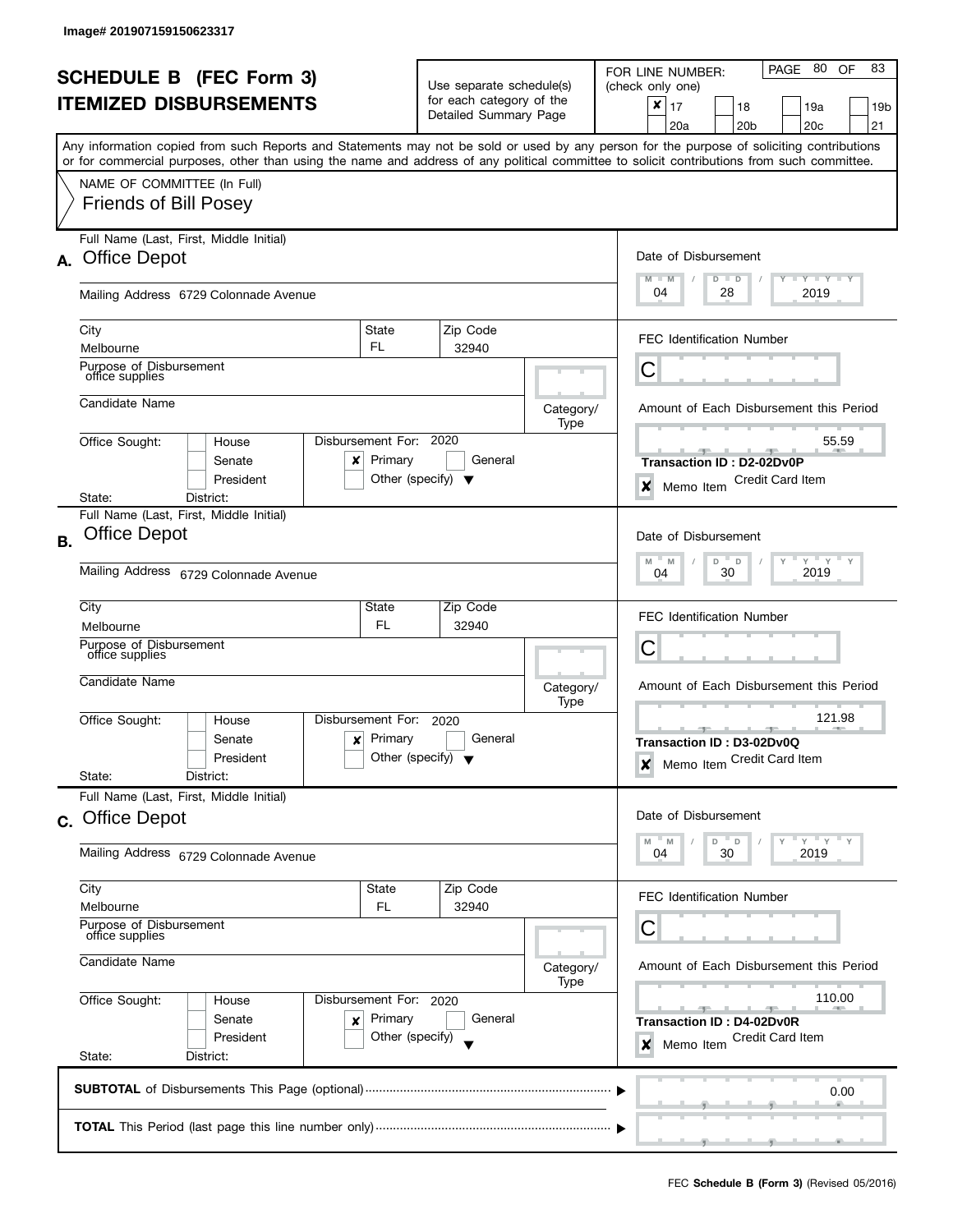Image# 201907159150623317

# SCHEDULE B (FEC Form 3)
# ITEMIZED DISBURSEMENTS

Use separate schedule(s) for each category of the Detailed Summary Page

FOR LINE NUMBER: (check only one)

- [x] 17
- [ ] 18
- [ ] 19a
- [ ] 19b
- [ ] 20a
- [ ] 20b
- [ ] 20c
- [ ] 21

Any information copied from such Reports and Statements may not be sold or used by any person for the purpose of soliciting contributions or for commercial purposes, other than using the name and address of any political committee to solicit contributions from such committee.

NAME OF COMMITTEE (In Full)
Friends of Bill Posey

---

**A.** Full Name (Last, First, Middle Initial): Office Depot

Mailing Address: 6729 Colonnade Avenue

City: Melbourne | State: FL | Zip Code: 32940

Purpose of Disbursement: office supplies

Candidate Name:

Category/Type:

Office Sought: House / Senate / President

State: District:

Disbursement For: 2020 — [x] Primary [ ] General [ ] Other (specify)

Date of Disbursement: 04/28/2019

FEC Identification Number: C

Amount of Each Disbursement this Period: 55.59

Transaction ID : D2-02Dv0P

[x] Memo Item — Credit Card Item

---

**B.** Full Name (Last, First, Middle Initial): Office Depot

Mailing Address: 6729 Colonnade Avenue

City: Melbourne | State: FL | Zip Code: 32940

Purpose of Disbursement: office supplies

Candidate Name:

Category/Type:

Office Sought: House / Senate / President

State: District:

Disbursement For: 2020 — [x] Primary [ ] General [ ] Other (specify)

Date of Disbursement: 04/30/2019

FEC Identification Number: C

Amount of Each Disbursement this Period: 121.98

Transaction ID : D3-02Dv0Q

[x] Memo Item — Credit Card Item

---

**C.** Full Name (Last, First, Middle Initial): Office Depot

Mailing Address: 6729 Colonnade Avenue

City: Melbourne | State: FL | Zip Code: 32940

Purpose of Disbursement: office supplies

Candidate Name:

Category/Type:

Office Sought: House / Senate / President

State: District:

Disbursement For: 2020 — [x] Primary [ ] General [ ] Other (specify)

Date of Disbursement: 04/30/2019

FEC Identification Number: C

Amount of Each Disbursement this Period: 110.00

Transaction ID : D4-02Dv0R

[x] Memo Item — Credit Card Item

---

**SUBTOTAL** of Disbursements This Page (optional): 0.00

**TOTAL** This Period (last page this line number only):

FEC **Schedule B (Form 3)** (Revised 05/2016)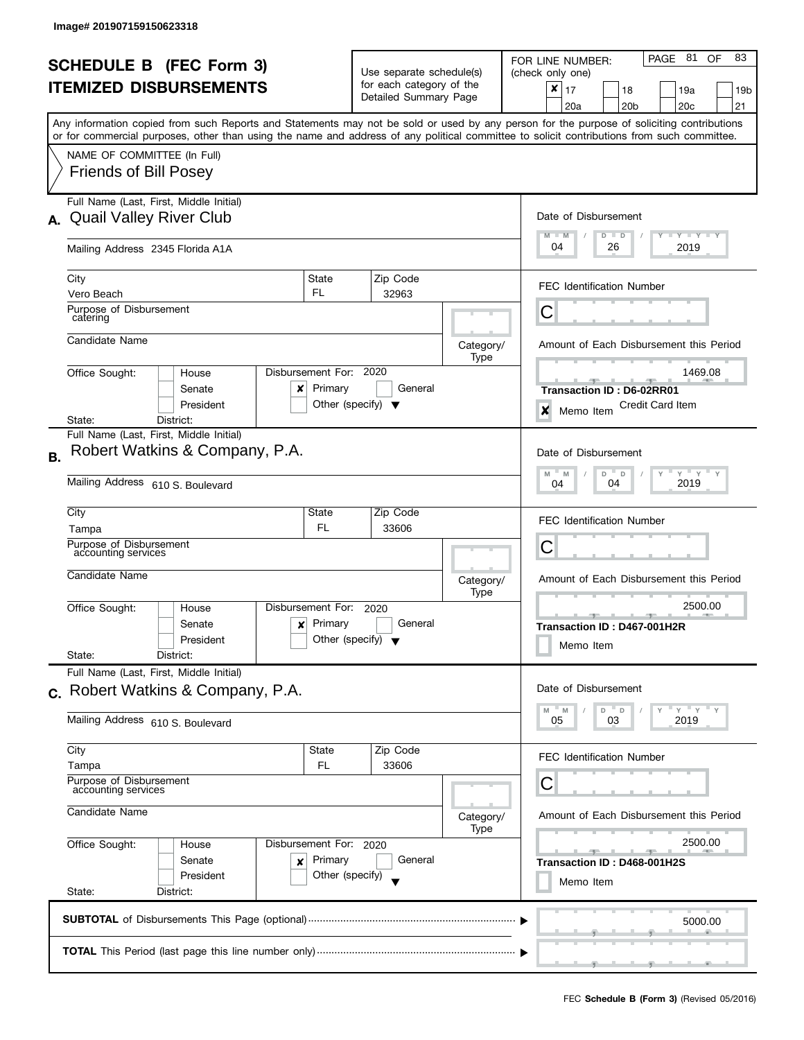Image# 201907159150623318

# SCHEDULE B (FEC Form 3)
# ITEMIZED DISBURSEMENTS

Use separate schedule(s) for each category of the Detailed Summary Page

FOR LINE NUMBER: (check only one)

- [x] 17
- [ ] 18
- [ ] 19a
- [ ] 19b
- [ ] 20a
- [ ] 20b
- [ ] 20c
- [ ] 21

Any information copied from such Reports and Statements may not be sold or used by any person for the purpose of soliciting contributions or for commercial purposes, other than using the name and address of any political committee to solicit contributions from such committee.

NAME OF COMMITTEE (In Full)
Friends of Bill Posey

---

**A.** Full Name (Last, First, Middle Initial): Quail Valley River Club

Mailing Address: 2345 Florida A1A

City: Vero Beach | State: FL | Zip Code: 32963

Purpose of Disbursement: catering

Candidate Name:

Category/Type:

Office Sought: House [ ] Senate [ ] President [ ]

State: District:

Disbursement For: 2020 [x] Primary [ ] General [ ] Other (specify)

Date of Disbursement: 04 / 26 / 2019

FEC Identification Number: C

Amount of Each Disbursement this Period: 1469.08

Transaction ID : D6-02RR01

[x] Memo Item — Credit Card Item

---

**B.** Full Name (Last, First, Middle Initial): Robert Watkins & Company, P.A.

Mailing Address: 610 S. Boulevard

City: Tampa | State: FL | Zip Code: 33606

Purpose of Disbursement: accounting services

Candidate Name:

Category/Type:

Office Sought: House [ ] Senate [ ] President [ ]

State: District:

Disbursement For: 2020 [x] Primary [ ] General [ ] Other (specify)

Date of Disbursement: 04 / 04 / 2019

FEC Identification Number: C

Amount of Each Disbursement this Period: 2500.00

Transaction ID : D467-001H2R

[ ] Memo Item

---

**C.** Full Name (Last, First, Middle Initial): Robert Watkins & Company, P.A.

Mailing Address: 610 S. Boulevard

City: Tampa | State: FL | Zip Code: 33606

Purpose of Disbursement: accounting services

Candidate Name:

Category/Type:

Office Sought: House [ ] Senate [ ] President [ ]

State: District:

Disbursement For: 2020 [x] Primary [ ] General [ ] Other (specify)

Date of Disbursement: 05 / 03 / 2019

FEC Identification Number: C

Amount of Each Disbursement this Period: 2500.00

Transaction ID : D468-001H2S

[ ] Memo Item

---

**SUBTOTAL** of Disbursements This Page (optional): 5000.00

**TOTAL** This Period (last page this line number only):

FEC **Schedule B (Form 3)** (Revised 05/2016)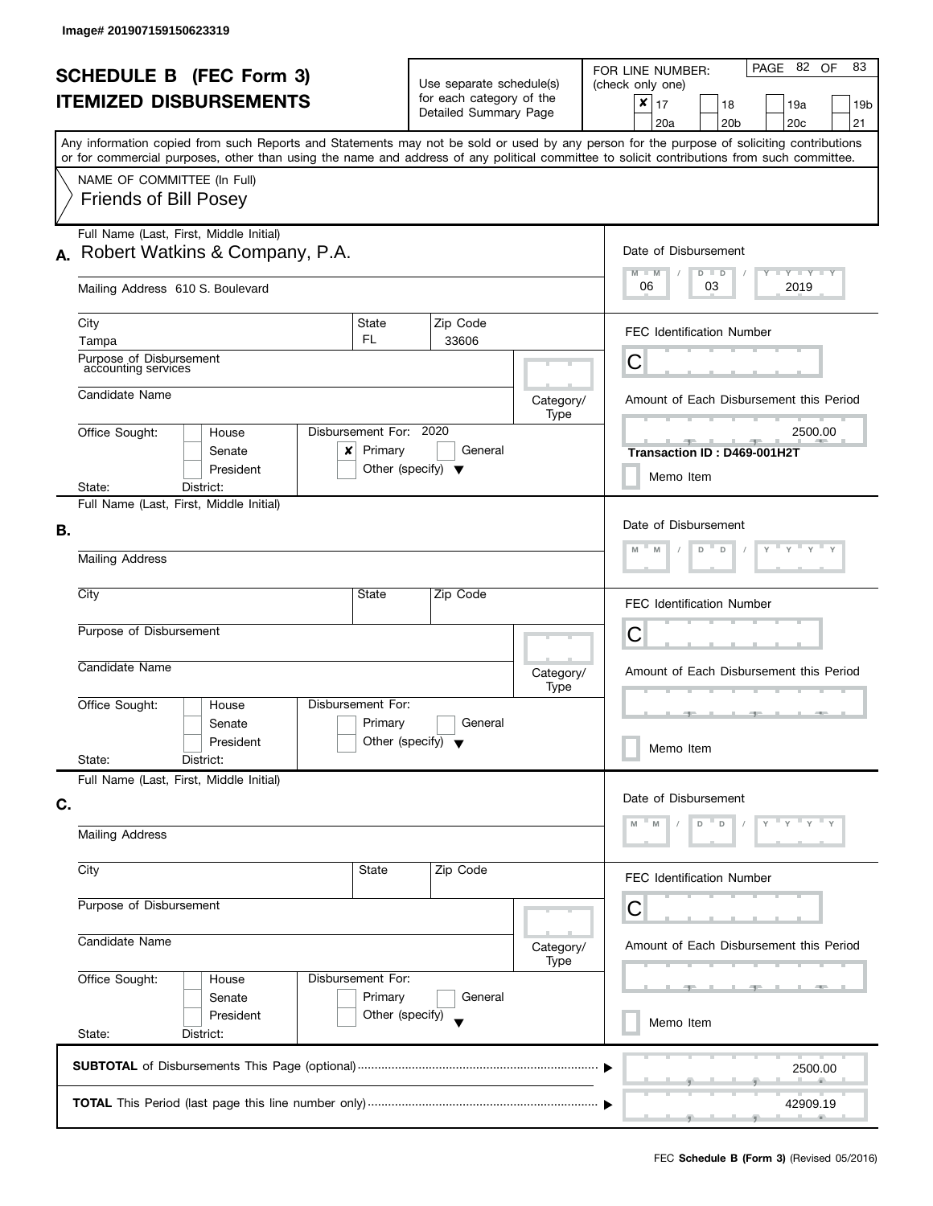Image# 201907159150623319

# SCHEDULE B (FEC Form 3)
## ITEMIZED DISBURSEMENTS

Use separate schedule(s) for each category of the Detailed Summary Page

FOR LINE NUMBER: (check only one)

| | | | |
|---|---|---|---|
| ☒ 17 | ☐ 18 | ☐ 19a | ☐ 19b |
| ☐ 20a | ☐ 20b | ☐ 20c | ☐ 21 |

Any information copied from such Reports and Statements may not be sold or used by any person for the purpose of soliciting contributions or for commercial purposes, other than using the name and address of any political committee to solicit contributions from such committee.

NAME OF COMMITTEE (In Full)
Friends of Bill Posey

**A.** Full Name (Last, First, Middle Initial): Robert Watkins & Company, P.A.

Mailing Address: 610 S. Boulevard

City: Tampa | State: FL | Zip Code: 33606

Purpose of Disbursement: accounting services

Candidate Name:

Category/Type:

Office Sought: ☐ House ☐ Senate ☐ President

State: District:

Disbursement For: 2020 ☒ Primary ☐ General ☐ Other (specify)

Date of Disbursement: 06 / 03 / 2019

FEC Identification Number: C

Amount of Each Disbursement this Period: 2500.00

Transaction ID : D469-001H2T

☐ Memo Item

**B.** Full Name (Last, First, Middle Initial):

Mailing Address:

City: State: Zip Code:

Purpose of Disbursement:

Candidate Name:

Category/Type:

Office Sought: ☐ House ☐ Senate ☐ President

State: District:

Disbursement For: ☐ Primary ☐ General ☐ Other (specify)

Date of Disbursement: M M / D D / Y Y Y Y

FEC Identification Number: C

Amount of Each Disbursement this Period:

☐ Memo Item

**C.** Full Name (Last, First, Middle Initial):

Mailing Address:

City: State: Zip Code:

Purpose of Disbursement:

Candidate Name:

Category/Type:

Office Sought: ☐ House ☐ Senate ☐ President

State: District:

Disbursement For: ☐ Primary ☐ General ☐ Other (specify)

Date of Disbursement: M M / D D / Y Y Y Y

FEC Identification Number: C

Amount of Each Disbursement this Period:

☐ Memo Item

**SUBTOTAL** of Disbursements This Page (optional) ........ 2500.00

**TOTAL** This Period (last page this line number only) ........ 42909.19

FEC **Schedule B (Form 3)** (Revised 05/2016)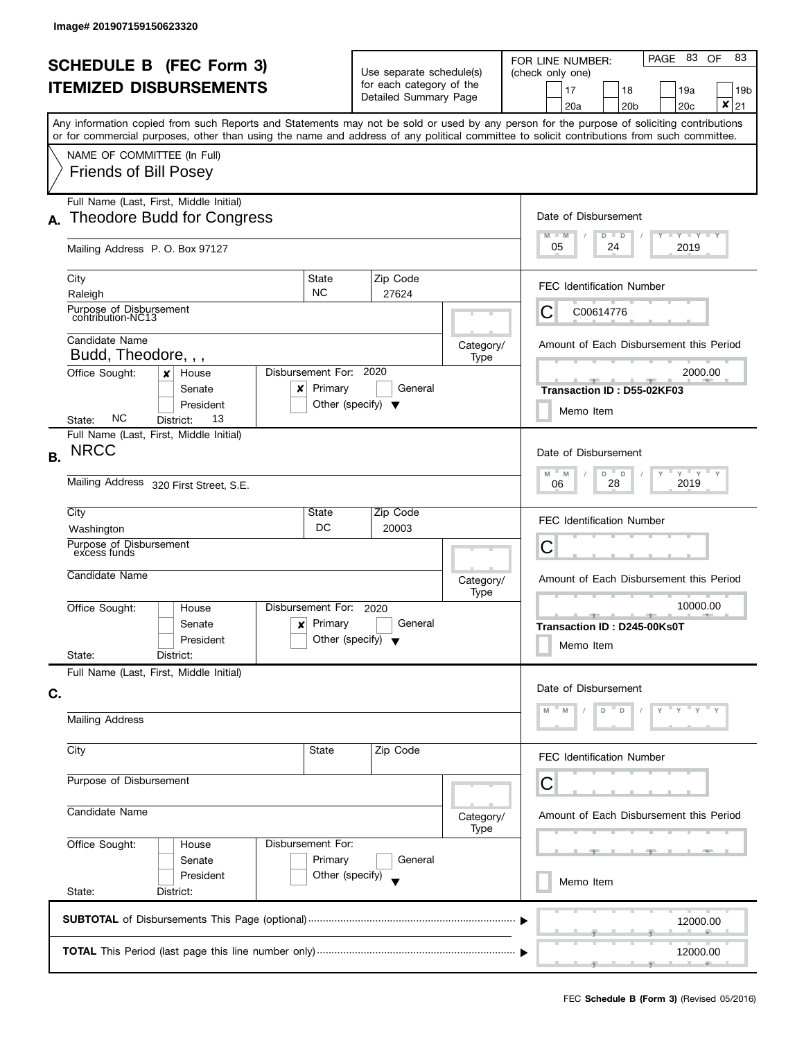Image# 201907159150623320

# SCHEDULE B (FEC Form 3)
# ITEMIZED DISBURSEMENTS

Use separate schedule(s) for each category of the Detailed Summary Page

FOR LINE NUMBER: (check only one)

17 | 18 | 19a | 19b | 20a | 20b | 20c | **X** 21

Any information copied from such Reports and Statements may not be sold or used by any person for the purpose of soliciting contributions or for commercial purposes, other than using the name and address of any political committee to solicit contributions from such committee.

NAME OF COMMITTEE (In Full)
Friends of Bill Posey

---

**A.** Full Name (Last, First, Middle Initial): Theodore Budd for Congress

Mailing Address: P. O. Box 97127

City: Raleigh | State: NC | Zip Code: 27624

Purpose of Disbursement: contribution-NC13

Candidate Name: Budd, Theodore, , ,

Office Sought: **X** House | Senate | President

State: NC | District: 13

Disbursement For: 2020 | **X** Primary | General | Other (specify)

Category/Type:

Date of Disbursement: 05 / 24 / 2019

FEC Identification Number: C00614776

Amount of Each Disbursement this Period: 2000.00

Transaction ID : D55-02KF03

Memo Item

---

**B.** Full Name (Last, First, Middle Initial): NRCC

Mailing Address: 320 First Street, S.E.

City: Washington | State: DC | Zip Code: 20003

Purpose of Disbursement: excess funds

Candidate Name:

Office Sought: House | Senate | President

State: | District:

Disbursement For: 2020 | **X** Primary | General | Other (specify)

Category/Type:

Date of Disbursement: 06 / 28 / 2019

FEC Identification Number: C

Amount of Each Disbursement this Period: 10000.00

Transaction ID : D245-00Ks0T

Memo Item

---

**C.** Full Name (Last, First, Middle Initial):

Mailing Address

City | State | Zip Code

Purpose of Disbursement

Candidate Name

Office Sought: House | Senate | President

State: | District:

Disbursement For: Primary | General | Other (specify)

Category/Type

Date of Disbursement: M M / D D / Y Y Y Y

FEC Identification Number: C

Amount of Each Disbursement this Period

Memo Item

---

**SUBTOTAL** of Disbursements This Page (optional): 12000.00

**TOTAL** This Period (last page this line number only): 12000.00

FEC **Schedule B (Form 3)** (Revised 05/2016)